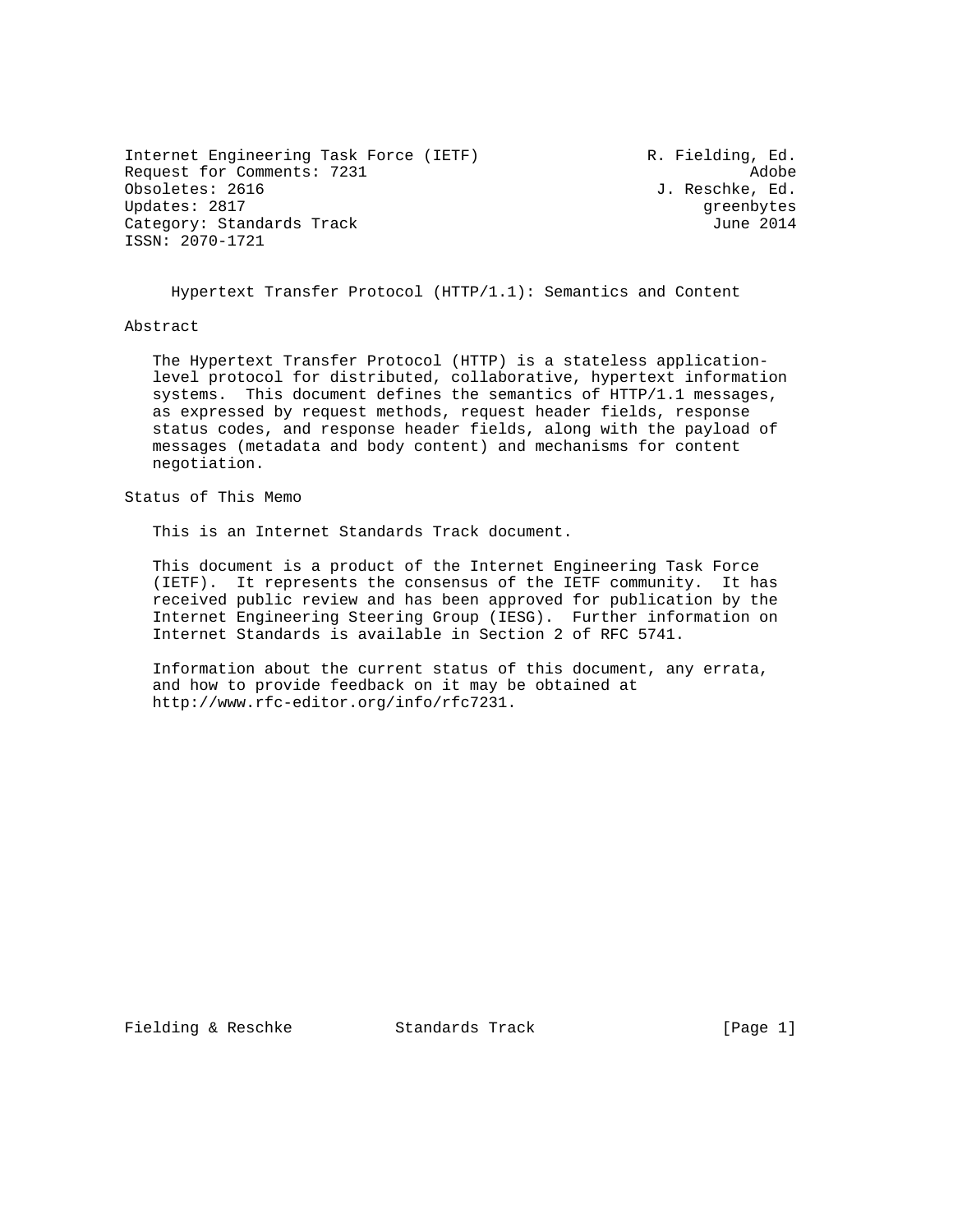Internet Engineering Task Force (IETF) R. Fielding, Ed.
Request for Comments: 7231 Adobe
Obsoletes: 2616 J. Reschke, Ed.
Updates: 2817 greenbytes
Category: Standards Track June 2014
ISSN: 2070-1721

# Hypertext Transfer Protocol (HTTP/1.1): Semantics and Content

## Abstract

The Hypertext Transfer Protocol (HTTP) is a stateless application-level protocol for distributed, collaborative, hypertext information systems. This document defines the semantics of HTTP/1.1 messages, as expressed by request methods, request header fields, response status codes, and response header fields, along with the payload of messages (metadata and body content) and mechanisms for content negotiation.

## Status of This Memo

This is an Internet Standards Track document.

This document is a product of the Internet Engineering Task Force (IETF). It represents the consensus of the IETF community. It has received public review and has been approved for publication by the Internet Engineering Steering Group (IESG). Further information on Internet Standards is available in Section 2 of RFC 5741.

Information about the current status of this document, any errata, and how to provide feedback on it may be obtained at http://www.rfc-editor.org/info/rfc7231.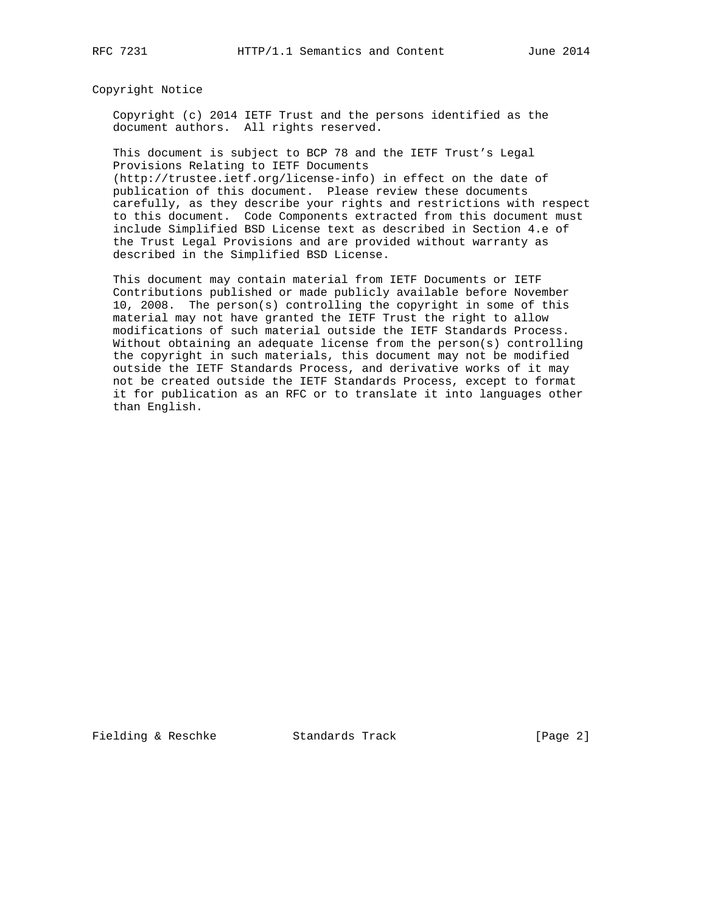## Copyright Notice

Copyright (c) 2014 IETF Trust and the persons identified as the document authors. All rights reserved.

This document is subject to BCP 78 and the IETF Trust's Legal Provisions Relating to IETF Documents (http://trustee.ietf.org/license-info) in effect on the date of publication of this document. Please review these documents carefully, as they describe your rights and restrictions with respect to this document. Code Components extracted from this document must include Simplified BSD License text as described in Section 4.e of the Trust Legal Provisions and are provided without warranty as described in the Simplified BSD License.

This document may contain material from IETF Documents or IETF Contributions published or made publicly available before November 10, 2008. The person(s) controlling the copyright in some of this material may not have granted the IETF Trust the right to allow modifications of such material outside the IETF Standards Process. Without obtaining an adequate license from the person(s) controlling the copyright in such materials, this document may not be modified outside the IETF Standards Process, and derivative works of it may not be created outside the IETF Standards Process, except to format it for publication as an RFC or to translate it into languages other than English.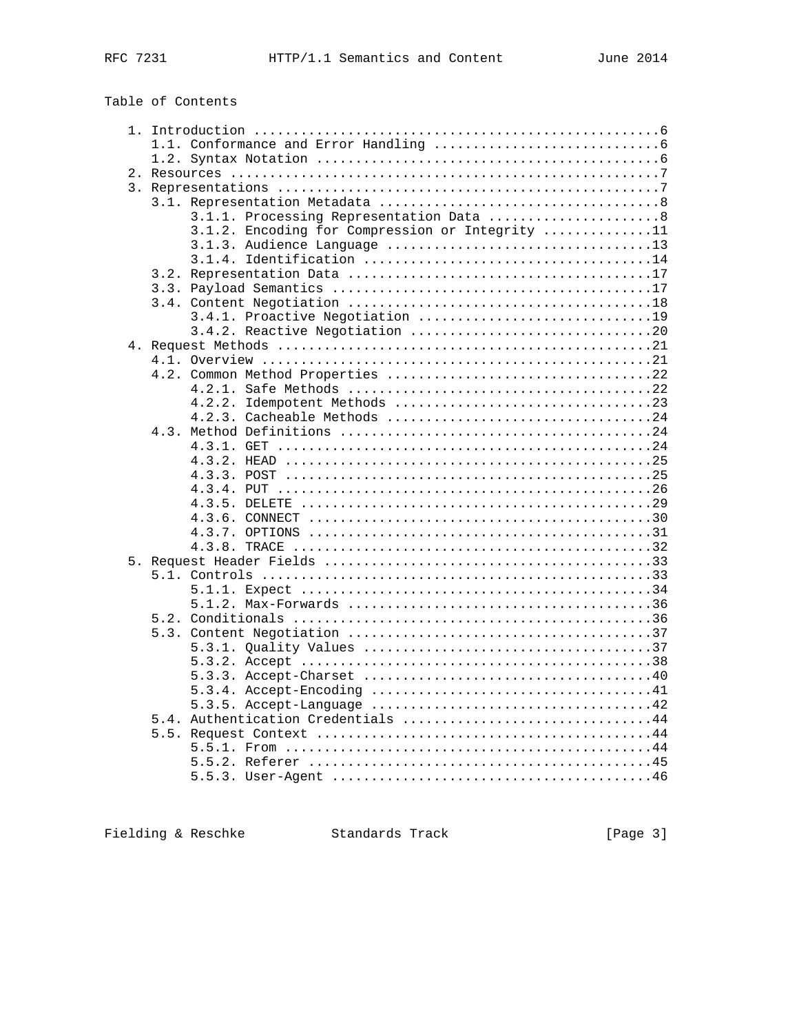Table of Contents

```
   1. Introduction ....................................................6
      1.1. Conformance and Error Handling .............................6
      1.2. Syntax Notation ............................................6
   2. Resources .......................................................7
   3. Representations .................................................7
      3.1. Representation Metadata ....................................8
           3.1.1. Processing Representation Data ......................8
           3.1.2. Encoding for Compression or Integrity ..............11
           3.1.3. Audience Language ..................................13
           3.1.4. Identification .....................................14
      3.2. Representation Data .......................................17
      3.3. Payload Semantics .........................................17
      3.4. Content Negotiation .......................................18
           3.4.1. Proactive Negotiation ..............................19
           3.4.2. Reactive Negotiation ...............................20
   4. Request Methods ................................................21
      4.1. Overview ..................................................21
      4.2. Common Method Properties ..................................22
           4.2.1. Safe Methods .......................................22
           4.2.2. Idempotent Methods .................................23
           4.2.3. Cacheable Methods ..................................24
      4.3. Method Definitions ........................................24
           4.3.1. GET ................................................24
           4.3.2. HEAD ...............................................25
           4.3.3. POST ...............................................25
           4.3.4. PUT ................................................26
           4.3.5. DELETE .............................................29
           4.3.6. CONNECT ............................................30
           4.3.7. OPTIONS ............................................31
           4.3.8. TRACE ..............................................32
   5. Request Header Fields ..........................................33
      5.1. Controls ..................................................33
           5.1.1. Expect .............................................34
           5.1.2. Max-Forwards .......................................36
      5.2. Conditionals ..............................................36
      5.3. Content Negotiation .......................................37
           5.3.1. Quality Values .....................................37
           5.3.2. Accept .............................................38
           5.3.3. Accept-Charset .....................................40
           5.3.4. Accept-Encoding ....................................41
           5.3.5. Accept-Language ....................................42
      5.4. Authentication Credentials ................................44
      5.5. Request Context ...........................................44
           5.5.1. From ...............................................44
           5.5.2. Referer ............................................45
           5.5.3. User-Agent .........................................46
```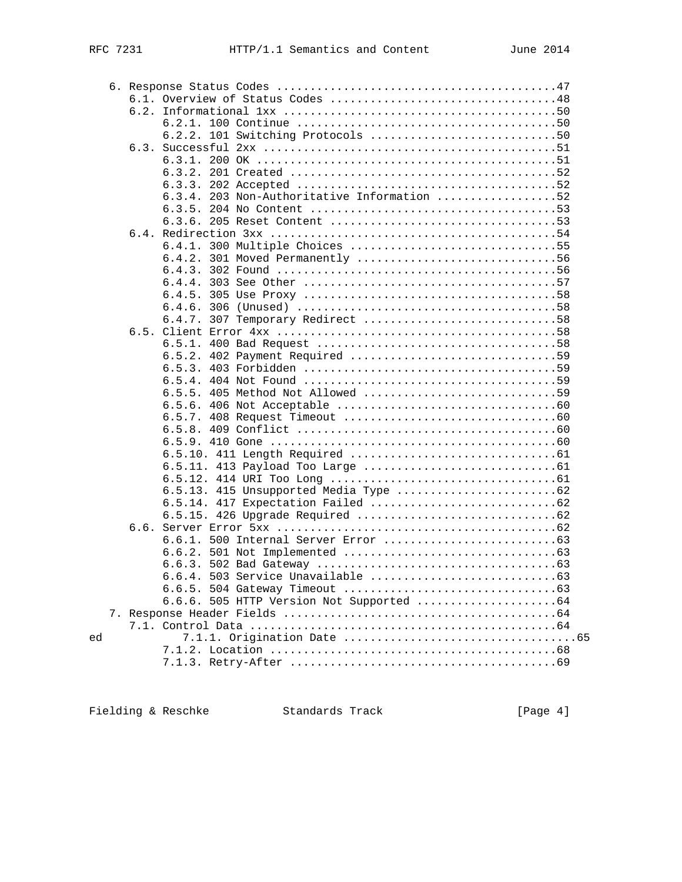```
   6. Response Status Codes ..........................................47
      6.1. Overview of Status Codes ..................................48
      6.2. Informational 1xx .........................................50
           6.2.1. 100 Continue .......................................50
           6.2.2. 101 Switching Protocols ............................50
      6.3. Successful 2xx ............................................51
           6.3.1. 200 OK .............................................51
           6.3.2. 201 Created ........................................52
           6.3.3. 202 Accepted .......................................52
           6.3.4. 203 Non-Authoritative Information ..................52
           6.3.5. 204 No Content .....................................53
           6.3.6. 205 Reset Content ..................................53
      6.4. Redirection 3xx ...........................................54
           6.4.1. 300 Multiple Choices ...............................55
           6.4.2. 301 Moved Permanently ..............................56
           6.4.3. 302 Found ..........................................56
           6.4.4. 303 See Other ......................................57
           6.4.5. 305 Use Proxy ......................................58
           6.4.6. 306 (Unused) .......................................58
           6.4.7. 307 Temporary Redirect .............................58
      6.5. Client Error 4xx ..........................................58
           6.5.1. 400 Bad Request ....................................58
           6.5.2. 402 Payment Required ...............................59
           6.5.3. 403 Forbidden ......................................59
           6.5.4. 404 Not Found ......................................59
           6.5.5. 405 Method Not Allowed .............................59
           6.5.6. 406 Not Acceptable .................................60
           6.5.7. 408 Request Timeout ................................60
           6.5.8. 409 Conflict .......................................60
           6.5.9. 410 Gone ...........................................60
           6.5.10. 411 Length Required ...............................61
           6.5.11. 413 Payload Too Large .............................61
           6.5.12. 414 URI Too Long ..................................61
           6.5.13. 415 Unsupported Media Type ........................62
           6.5.14. 417 Expectation Failed ............................62
           6.5.15. 426 Upgrade Required ..............................62
      6.6. Server Error 5xx ..........................................62
           6.6.1. 500 Internal Server Error ..........................63
           6.6.2. 501 Not Implemented ................................63
           6.6.3. 502 Bad Gateway ....................................63
           6.6.4. 503 Service Unavailable ............................63
           6.6.5. 504 Gateway Timeout ................................63
           6.6.6. 505 HTTP Version Not Supported .....................64
   7. Response Header Fields .........................................64
      7.1. Control Data ..............................................64
ed            7.1.1. Origination Date ..................................65
           7.1.2. Location ...........................................68
           7.1.3. Retry-After ........................................69
```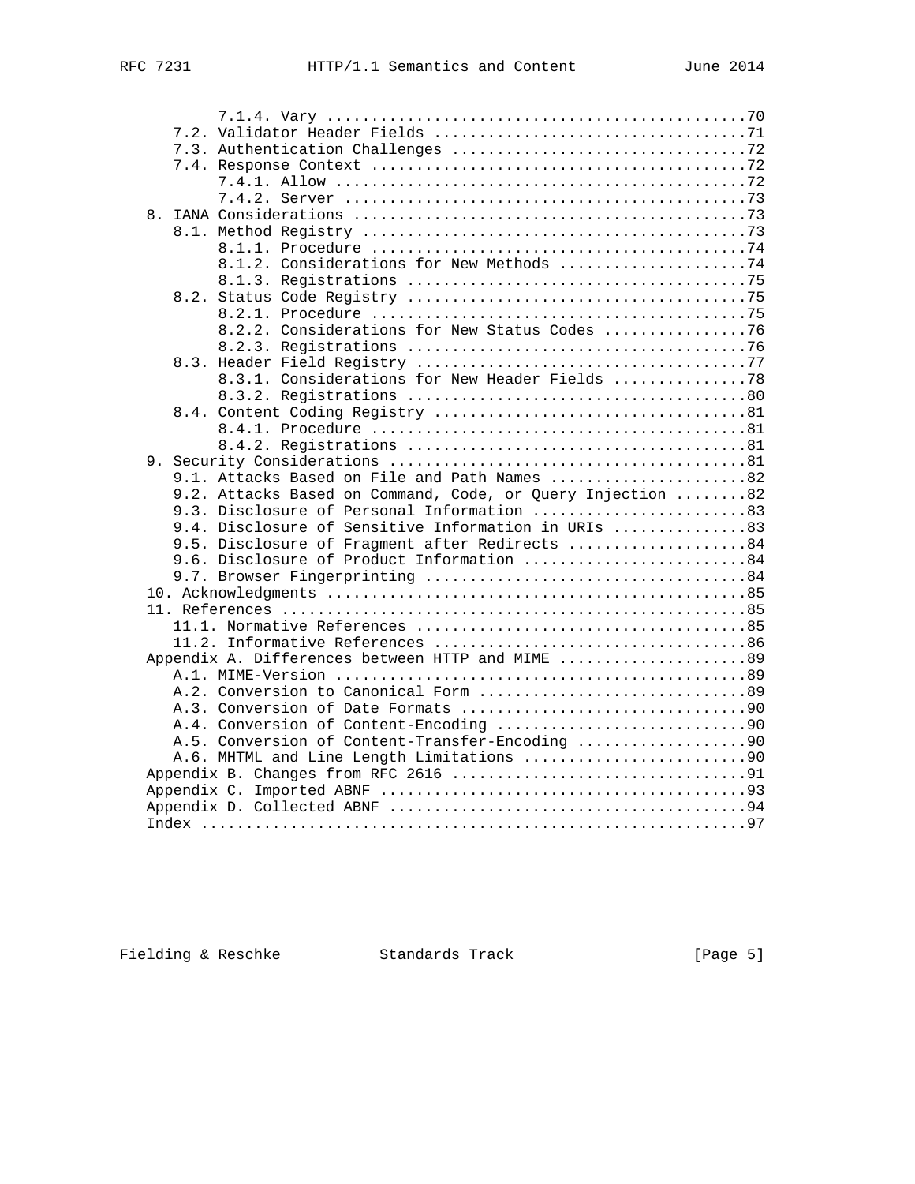```
         7.1.4. Vary ...............................................70
    7.2. Validator Header Fields ...................................71
    7.3. Authentication Challenges .................................72
    7.4. Response Context ..........................................72
         7.4.1. Allow ..............................................72
         7.4.2. Server .............................................73
 8. IANA Considerations ............................................73
    8.1. Method Registry ...........................................73
         8.1.1. Procedure ..........................................74
         8.1.2. Considerations for New Methods .....................74
         8.1.3. Registrations ......................................75
    8.2. Status Code Registry ......................................75
         8.2.1. Procedure ..........................................75
         8.2.2. Considerations for New Status Codes ................76
         8.2.3. Registrations ......................................76
    8.3. Header Field Registry .....................................77
         8.3.1. Considerations for New Header Fields ...............78
         8.3.2. Registrations ......................................80
    8.4. Content Coding Registry ...................................81
         8.4.1. Procedure ..........................................81
         8.4.2. Registrations ......................................81
 9. Security Considerations ........................................81
    9.1. Attacks Based on File and Path Names ......................82
    9.2. Attacks Based on Command, Code, or Query Injection ........82
    9.3. Disclosure of Personal Information ........................83
    9.4. Disclosure of Sensitive Information in URIs ...............83
    9.5. Disclosure of Fragment after Redirects ....................84
    9.6. Disclosure of Product Information .........................84
    9.7. Browser Fingerprinting ....................................84
 10. Acknowledgments ...............................................85
 11. References ....................................................85
    11.1. Normative References .....................................85
    11.2. Informative References ...................................86
 Appendix A. Differences between HTTP and MIME .....................89
    A.1. MIME-Version ..............................................89
    A.2. Conversion to Canonical Form ..............................89
    A.3. Conversion of Date Formats ................................90
    A.4. Conversion of Content-Encoding ............................90
    A.5. Conversion of Content-Transfer-Encoding ...................90
    A.6. MHTML and Line Length Limitations .........................90
 Appendix B. Changes from RFC 2616 .................................91
 Appendix C. Imported ABNF .........................................93
 Appendix D. Collected ABNF ........................................94
 Index .............................................................97
```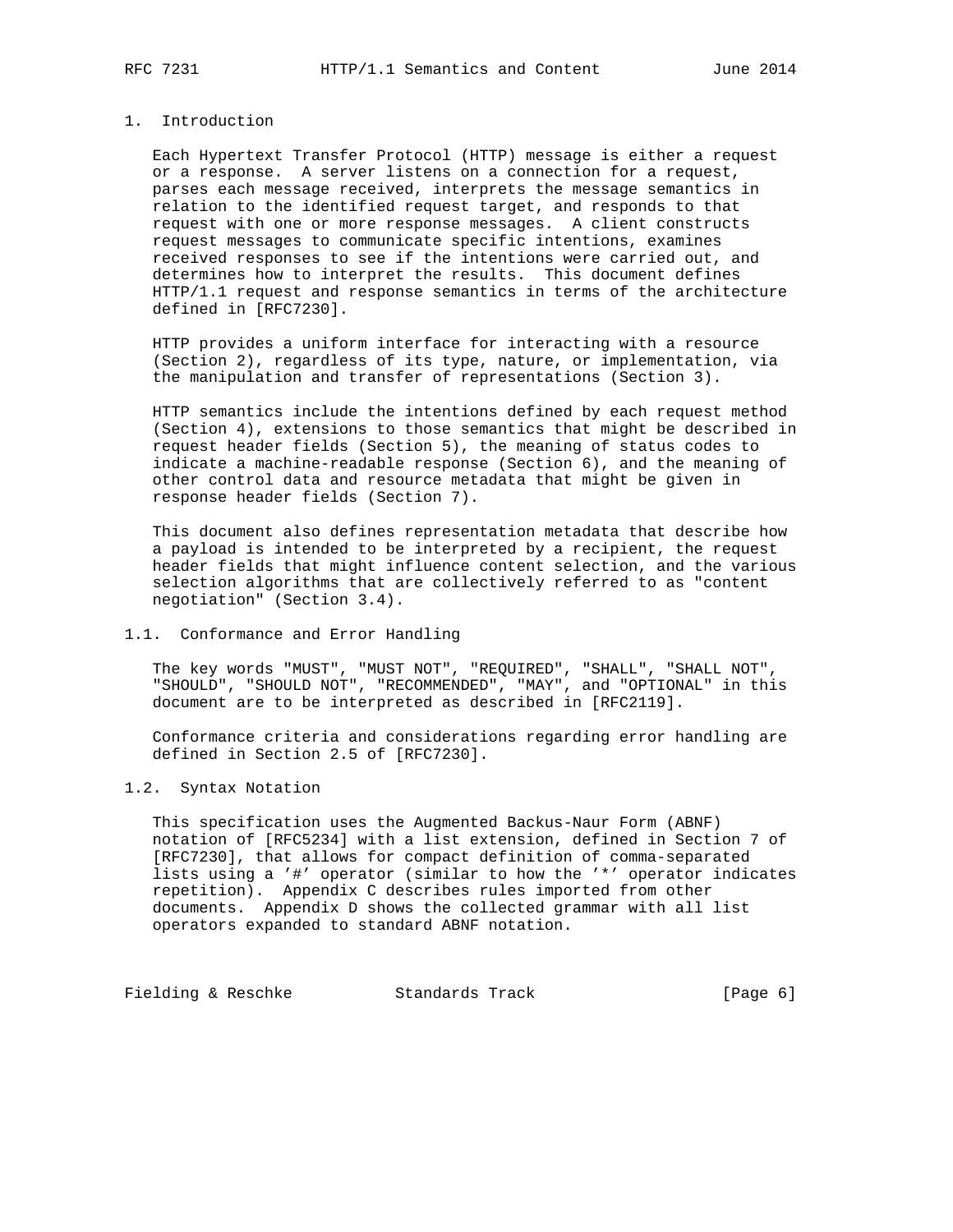# 1. Introduction

Each Hypertext Transfer Protocol (HTTP) message is either a request or a response. A server listens on a connection for a request, parses each message received, interprets the message semantics in relation to the identified request target, and responds to that request with one or more response messages. A client constructs request messages to communicate specific intentions, examines received responses to see if the intentions were carried out, and determines how to interpret the results. This document defines HTTP/1.1 request and response semantics in terms of the architecture defined in [RFC7230].

HTTP provides a uniform interface for interacting with a resource (Section 2), regardless of its type, nature, or implementation, via the manipulation and transfer of representations (Section 3).

HTTP semantics include the intentions defined by each request method (Section 4), extensions to those semantics that might be described in request header fields (Section 5), the meaning of status codes to indicate a machine-readable response (Section 6), and the meaning of other control data and resource metadata that might be given in response header fields (Section 7).

This document also defines representation metadata that describe how a payload is intended to be interpreted by a recipient, the request header fields that might influence content selection, and the various selection algorithms that are collectively referred to as "content negotiation" (Section 3.4).

## 1.1. Conformance and Error Handling

The key words "MUST", "MUST NOT", "REQUIRED", "SHALL", "SHALL NOT", "SHOULD", "SHOULD NOT", "RECOMMENDED", "MAY", and "OPTIONAL" in this document are to be interpreted as described in [RFC2119].

Conformance criteria and considerations regarding error handling are defined in Section 2.5 of [RFC7230].

## 1.2. Syntax Notation

This specification uses the Augmented Backus-Naur Form (ABNF) notation of [RFC5234] with a list extension, defined in Section 7 of [RFC7230], that allows for compact definition of comma-separated lists using a '#' operator (similar to how the '*' operator indicates repetition). Appendix C describes rules imported from other documents. Appendix D shows the collected grammar with all list operators expanded to standard ABNF notation.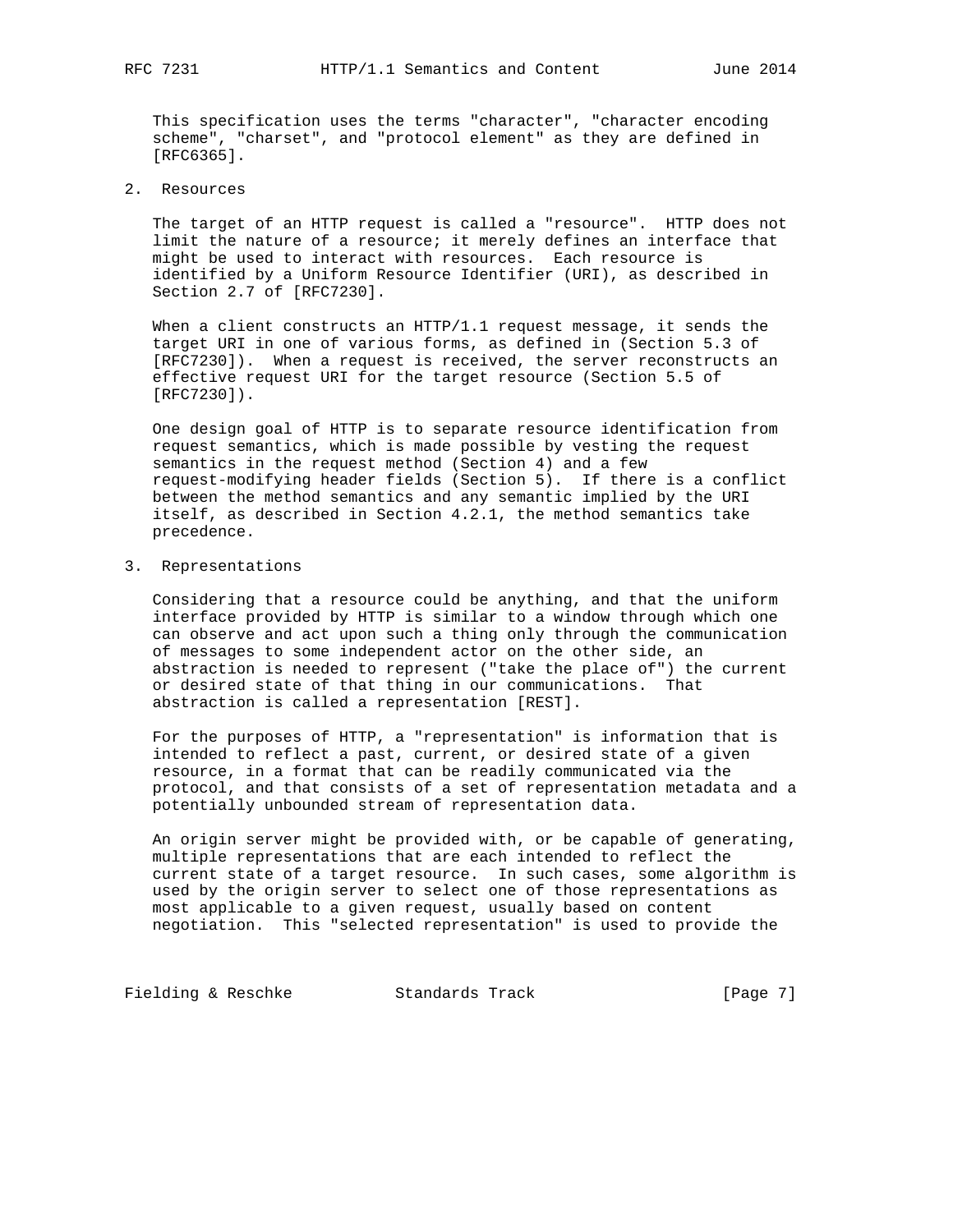This specification uses the terms "character", "character encoding scheme", "charset", and "protocol element" as they are defined in [RFC6365].

## 2. Resources

The target of an HTTP request is called a "resource". HTTP does not limit the nature of a resource; it merely defines an interface that might be used to interact with resources. Each resource is identified by a Uniform Resource Identifier (URI), as described in Section 2.7 of [RFC7230].

When a client constructs an HTTP/1.1 request message, it sends the target URI in one of various forms, as defined in (Section 5.3 of [RFC7230]). When a request is received, the server reconstructs an effective request URI for the target resource (Section 5.5 of [RFC7230]).

One design goal of HTTP is to separate resource identification from request semantics, which is made possible by vesting the request semantics in the request method (Section 4) and a few request-modifying header fields (Section 5). If there is a conflict between the method semantics and any semantic implied by the URI itself, as described in Section 4.2.1, the method semantics take precedence.

## 3. Representations

Considering that a resource could be anything, and that the uniform interface provided by HTTP is similar to a window through which one can observe and act upon such a thing only through the communication of messages to some independent actor on the other side, an abstraction is needed to represent ("take the place of") the current or desired state of that thing in our communications. That abstraction is called a representation [REST].

For the purposes of HTTP, a "representation" is information that is intended to reflect a past, current, or desired state of a given resource, in a format that can be readily communicated via the protocol, and that consists of a set of representation metadata and a potentially unbounded stream of representation data.

An origin server might be provided with, or be capable of generating, multiple representations that are each intended to reflect the current state of a target resource. In such cases, some algorithm is used by the origin server to select one of those representations as most applicable to a given request, usually based on content negotiation. This "selected representation" is used to provide the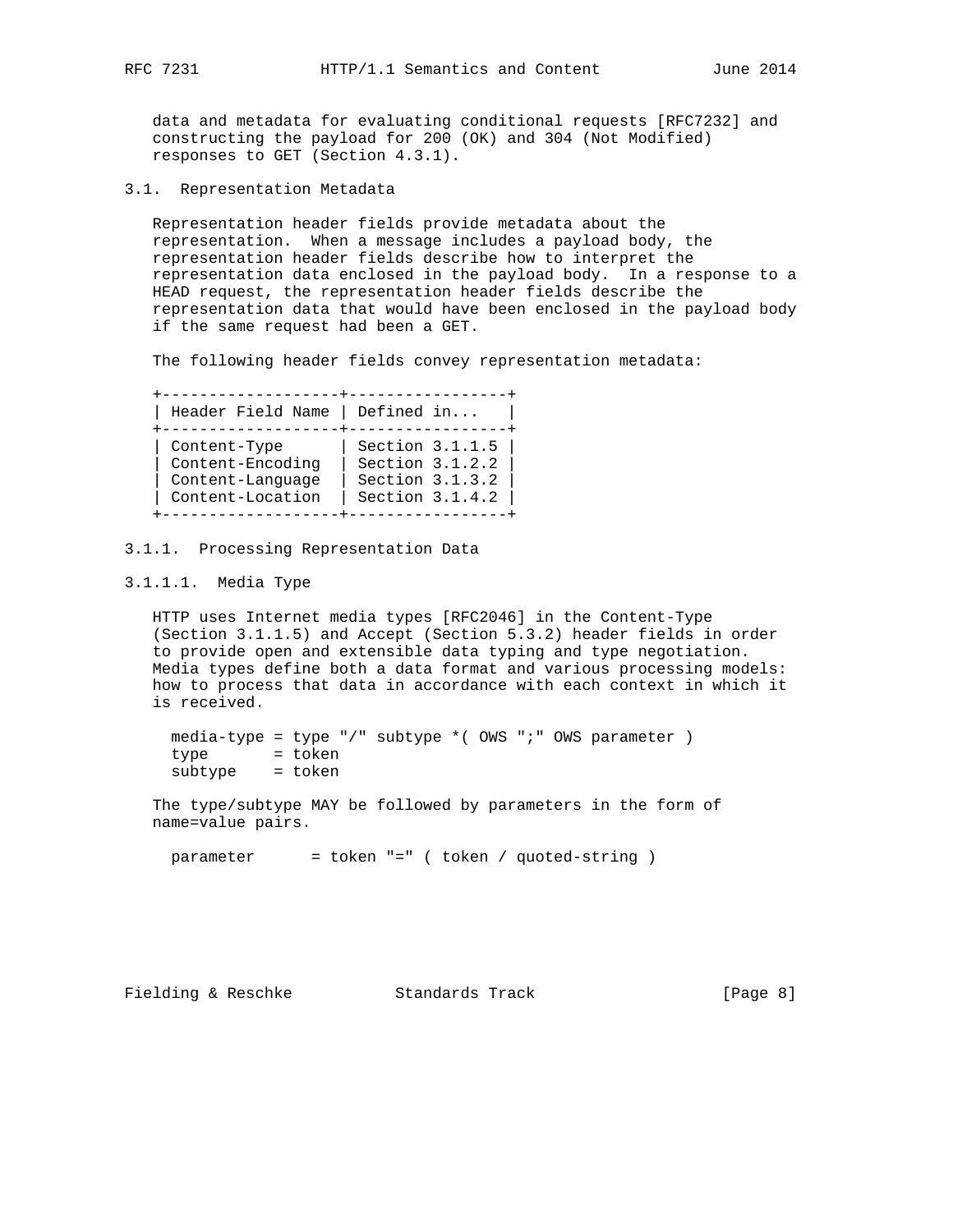data and metadata for evaluating conditional requests [RFC7232] and constructing the payload for 200 (OK) and 304 (Not Modified) responses to GET (Section 4.3.1).

## 3.1. Representation Metadata

Representation header fields provide metadata about the representation. When a message includes a payload body, the representation header fields describe how to interpret the representation data enclosed in the payload body. In a response to a HEAD request, the representation header fields describe the representation data that would have been enclosed in the payload body if the same request had been a GET.

The following header fields convey representation metadata:

| Header Field Name | Defined in... |
| --- | --- |
| Content-Type | Section 3.1.1.5 |
| Content-Encoding | Section 3.1.2.2 |
| Content-Language | Section 3.1.3.2 |
| Content-Location | Section 3.1.4.2 |

### 3.1.1. Processing Representation Data

#### 3.1.1.1. Media Type

HTTP uses Internet media types [RFC2046] in the Content-Type (Section 3.1.1.5) and Accept (Section 5.3.2) header fields in order to provide open and extensible data typing and type negotiation. Media types define both a data format and various processing models: how to process that data in accordance with each context in which it is received.

```
media-type = type "/" subtype *( OWS ";" OWS parameter )
type       = token
subtype    = token
```

The type/subtype MAY be followed by parameters in the form of name=value pairs.

```
parameter      = token "=" ( token / quoted-string )
```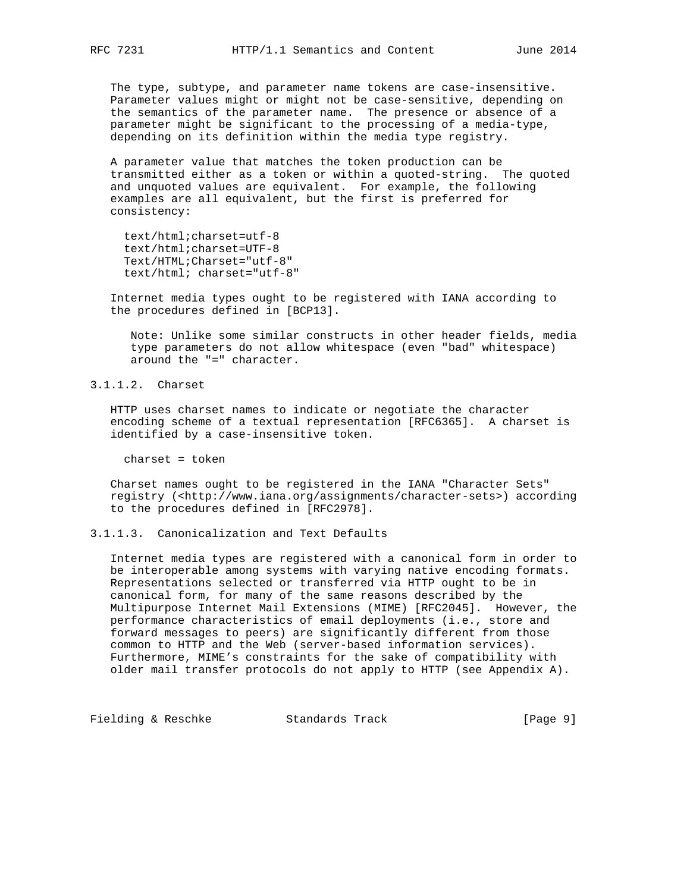The type, subtype, and parameter name tokens are case-insensitive. Parameter values might or might not be case-sensitive, depending on the semantics of the parameter name. The presence or absence of a parameter might be significant to the processing of a media-type, depending on its definition within the media type registry.

A parameter value that matches the token production can be transmitted either as a token or within a quoted-string. The quoted and unquoted values are equivalent. For example, the following examples are all equivalent, but the first is preferred for consistency:

```
text/html;charset=utf-8
text/html;charset=UTF-8
Text/HTML;Charset="utf-8"
text/html; charset="utf-8"
```

Internet media types ought to be registered with IANA according to the procedures defined in [BCP13].

> Note: Unlike some similar constructs in other header fields, media type parameters do not allow whitespace (even "bad" whitespace) around the "=" character.

#### 3.1.1.2. Charset

HTTP uses charset names to indicate or negotiate the character encoding scheme of a textual representation [RFC6365]. A charset is identified by a case-insensitive token.

```
charset = token
```

Charset names ought to be registered in the IANA "Character Sets" registry (<http://www.iana.org/assignments/character-sets>) according to the procedures defined in [RFC2978].

#### 3.1.1.3. Canonicalization and Text Defaults

Internet media types are registered with a canonical form in order to be interoperable among systems with varying native encoding formats. Representations selected or transferred via HTTP ought to be in canonical form, for many of the same reasons described by the Multipurpose Internet Mail Extensions (MIME) [RFC2045]. However, the performance characteristics of email deployments (i.e., store and forward messages to peers) are significantly different from those common to HTTP and the Web (server-based information services). Furthermore, MIME's constraints for the sake of compatibility with older mail transfer protocols do not apply to HTTP (see Appendix A).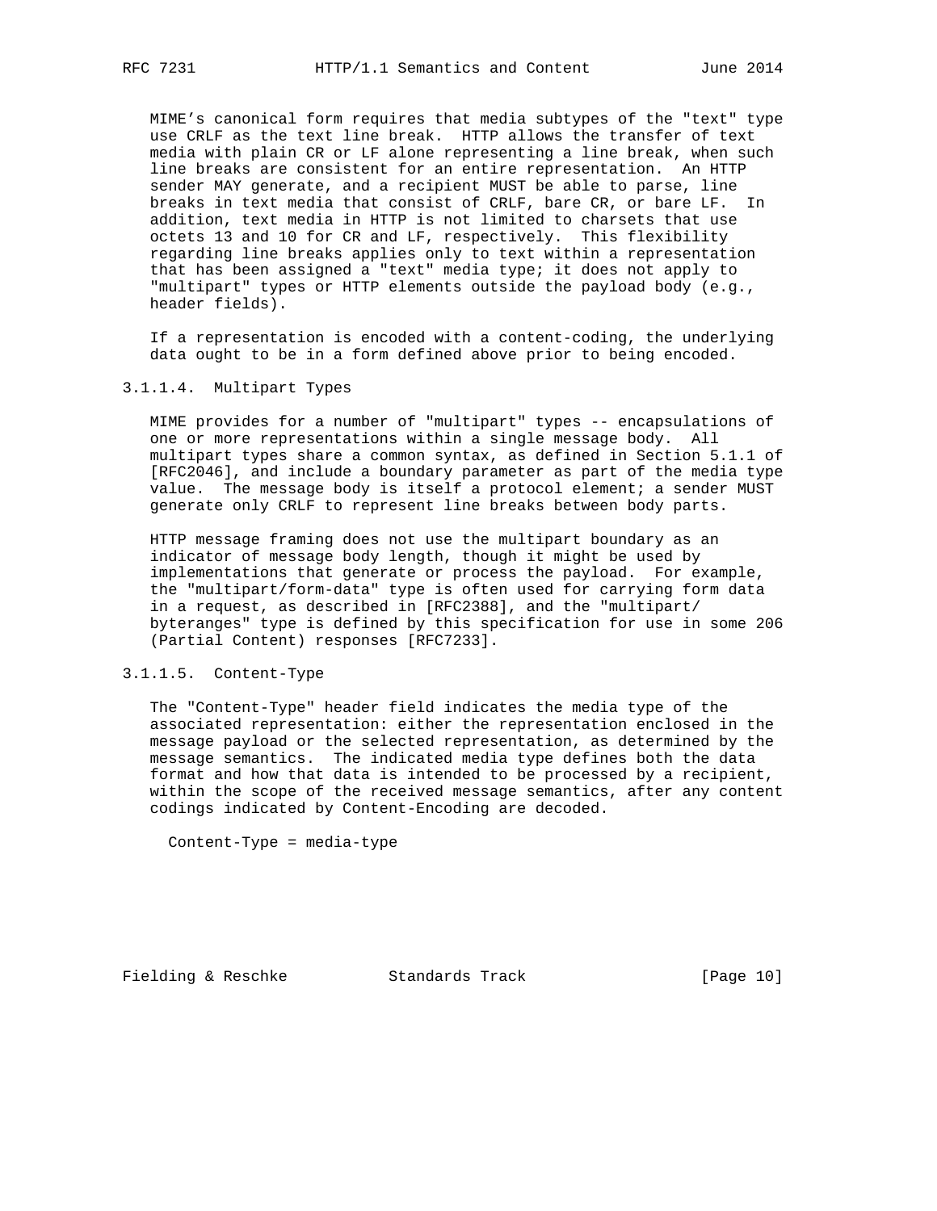MIME's canonical form requires that media subtypes of the "text" type use CRLF as the text line break. HTTP allows the transfer of text media with plain CR or LF alone representing a line break, when such line breaks are consistent for an entire representation. An HTTP sender MAY generate, and a recipient MUST be able to parse, line breaks in text media that consist of CRLF, bare CR, or bare LF. In addition, text media in HTTP is not limited to charsets that use octets 13 and 10 for CR and LF, respectively. This flexibility regarding line breaks applies only to text within a representation that has been assigned a "text" media type; it does not apply to "multipart" types or HTTP elements outside the payload body (e.g., header fields).

If a representation is encoded with a content-coding, the underlying data ought to be in a form defined above prior to being encoded.

#### 3.1.1.4. Multipart Types

MIME provides for a number of "multipart" types -- encapsulations of one or more representations within a single message body. All multipart types share a common syntax, as defined in Section 5.1.1 of [RFC2046], and include a boundary parameter as part of the media type value. The message body is itself a protocol element; a sender MUST generate only CRLF to represent line breaks between body parts.

HTTP message framing does not use the multipart boundary as an indicator of message body length, though it might be used by implementations that generate or process the payload. For example, the "multipart/form-data" type is often used for carrying form data in a request, as described in [RFC2388], and the "multipart/byteranges" type is defined by this specification for use in some 206 (Partial Content) responses [RFC7233].

#### 3.1.1.5. Content-Type

The "Content-Type" header field indicates the media type of the associated representation: either the representation enclosed in the message payload or the selected representation, as determined by the message semantics. The indicated media type defines both the data format and how that data is intended to be processed by a recipient, within the scope of the received message semantics, after any content codings indicated by Content-Encoding are decoded.

```
Content-Type = media-type
```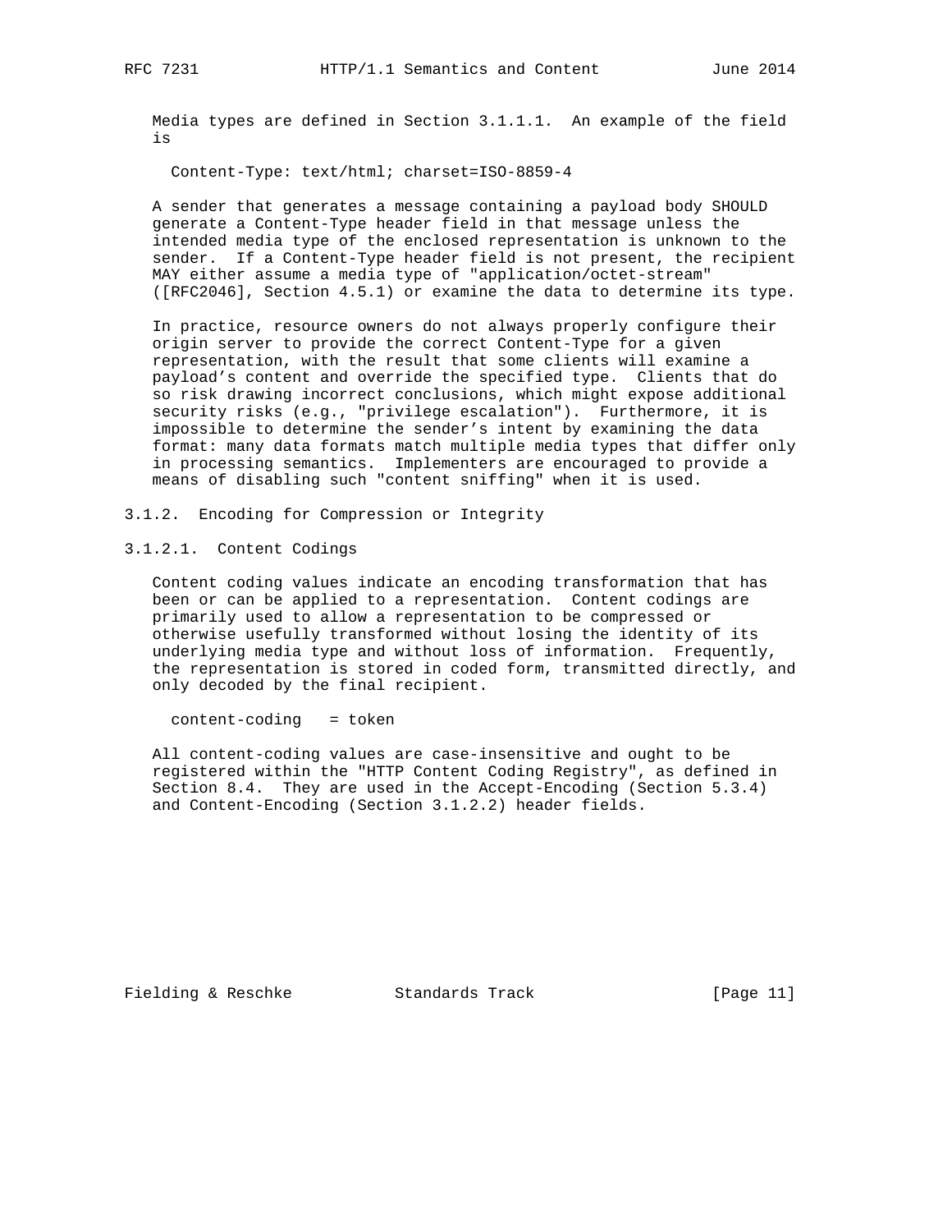Media types are defined in Section 3.1.1.1. An example of the field is

```
Content-Type: text/html; charset=ISO-8859-4
```

A sender that generates a message containing a payload body SHOULD generate a Content-Type header field in that message unless the intended media type of the enclosed representation is unknown to the sender. If a Content-Type header field is not present, the recipient MAY either assume a media type of "application/octet-stream" ([RFC2046], Section 4.5.1) or examine the data to determine its type.

In practice, resource owners do not always properly configure their origin server to provide the correct Content-Type for a given representation, with the result that some clients will examine a payload's content and override the specified type. Clients that do so risk drawing incorrect conclusions, which might expose additional security risks (e.g., "privilege escalation"). Furthermore, it is impossible to determine the sender's intent by examining the data format: many data formats match multiple media types that differ only in processing semantics. Implementers are encouraged to provide a means of disabling such "content sniffing" when it is used.

### 3.1.2. Encoding for Compression or Integrity

#### 3.1.2.1. Content Codings

Content coding values indicate an encoding transformation that has been or can be applied to a representation. Content codings are primarily used to allow a representation to be compressed or otherwise usefully transformed without losing the identity of its underlying media type and without loss of information. Frequently, the representation is stored in coded form, transmitted directly, and only decoded by the final recipient.

```
content-coding   = token
```

All content-coding values are case-insensitive and ought to be registered within the "HTTP Content Coding Registry", as defined in Section 8.4. They are used in the Accept-Encoding (Section 5.3.4) and Content-Encoding (Section 3.1.2.2) header fields.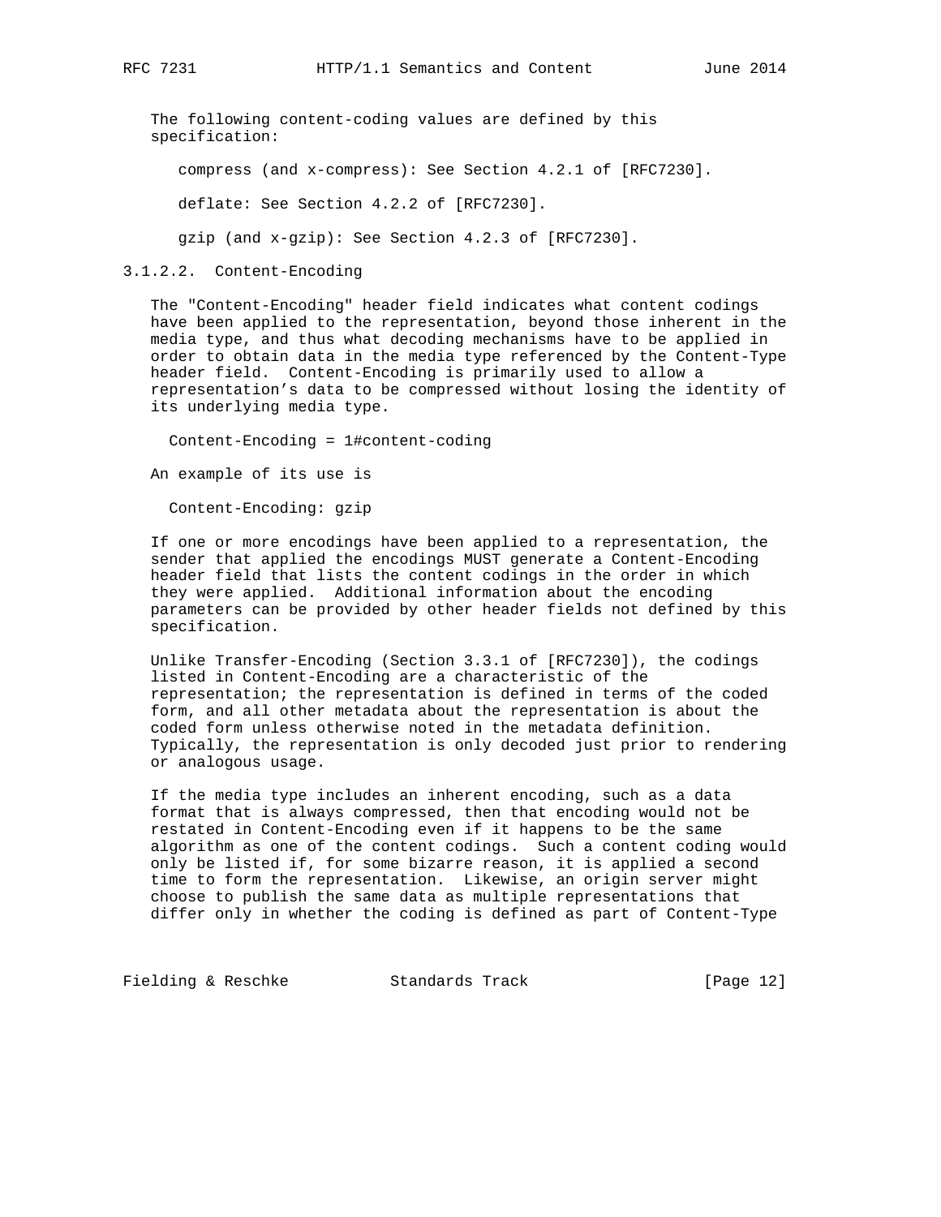The following content-coding values are defined by this specification:

compress (and x-compress): See Section 4.2.1 of [RFC7230].

deflate: See Section 4.2.2 of [RFC7230].

gzip (and x-gzip): See Section 4.2.3 of [RFC7230].

#### 3.1.2.2. Content-Encoding

The "Content-Encoding" header field indicates what content codings have been applied to the representation, beyond those inherent in the media type, and thus what decoding mechanisms have to be applied in order to obtain data in the media type referenced by the Content-Type header field. Content-Encoding is primarily used to allow a representation's data to be compressed without losing the identity of its underlying media type.

```
Content-Encoding = 1#content-coding
```

An example of its use is

```
Content-Encoding: gzip
```

If one or more encodings have been applied to a representation, the sender that applied the encodings MUST generate a Content-Encoding header field that lists the content codings in the order in which they were applied. Additional information about the encoding parameters can be provided by other header fields not defined by this specification.

Unlike Transfer-Encoding (Section 3.3.1 of [RFC7230]), the codings listed in Content-Encoding are a characteristic of the representation; the representation is defined in terms of the coded form, and all other metadata about the representation is about the coded form unless otherwise noted in the metadata definition. Typically, the representation is only decoded just prior to rendering or analogous usage.

If the media type includes an inherent encoding, such as a data format that is always compressed, then that encoding would not be restated in Content-Encoding even if it happens to be the same algorithm as one of the content codings. Such a content coding would only be listed if, for some bizarre reason, it is applied a second time to form the representation. Likewise, an origin server might choose to publish the same data as multiple representations that differ only in whether the coding is defined as part of Content-Type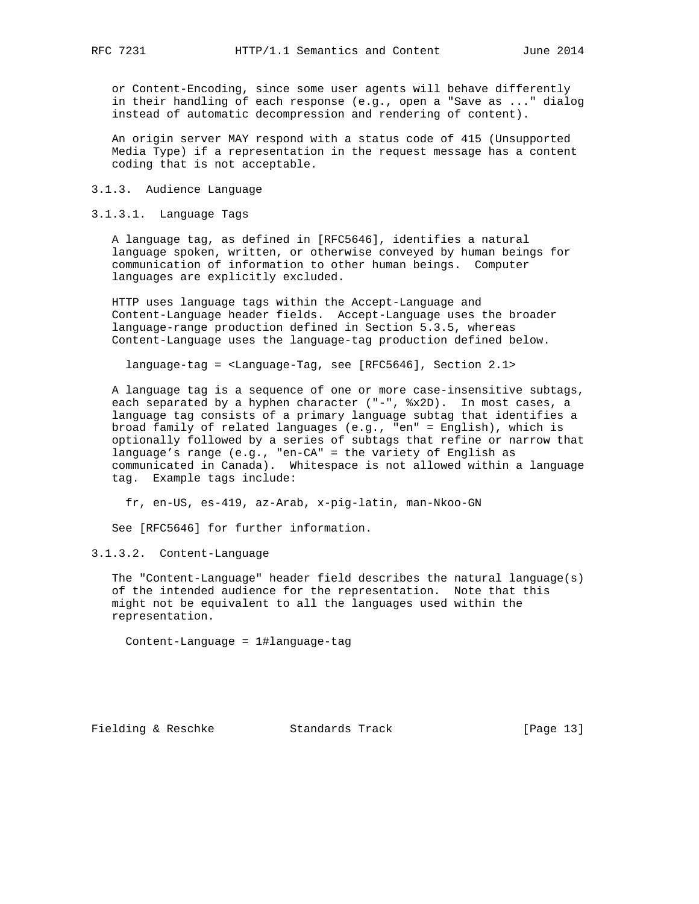or Content-Encoding, since some user agents will behave differently in their handling of each response (e.g., open a "Save as ..." dialog instead of automatic decompression and rendering of content).

An origin server MAY respond with a status code of 415 (Unsupported Media Type) if a representation in the request message has a content coding that is not acceptable.

### 3.1.3. Audience Language

#### 3.1.3.1. Language Tags

A language tag, as defined in [RFC5646], identifies a natural language spoken, written, or otherwise conveyed by human beings for communication of information to other human beings. Computer languages are explicitly excluded.

HTTP uses language tags within the Accept-Language and Content-Language header fields. Accept-Language uses the broader language-range production defined in Section 5.3.5, whereas Content-Language uses the language-tag production defined below.

```
language-tag = <Language-Tag, see [RFC5646], Section 2.1>
```

A language tag is a sequence of one or more case-insensitive subtags, each separated by a hyphen character ("-", %x2D). In most cases, a language tag consists of a primary language subtag that identifies a broad family of related languages (e.g., "en" = English), which is optionally followed by a series of subtags that refine or narrow that language's range (e.g., "en-CA" = the variety of English as communicated in Canada). Whitespace is not allowed within a language tag. Example tags include:

```
fr, en-US, es-419, az-Arab, x-pig-latin, man-Nkoo-GN
```

See [RFC5646] for further information.

#### 3.1.3.2. Content-Language

The "Content-Language" header field describes the natural language(s) of the intended audience for the representation. Note that this might not be equivalent to all the languages used within the representation.

```
Content-Language = 1#language-tag
```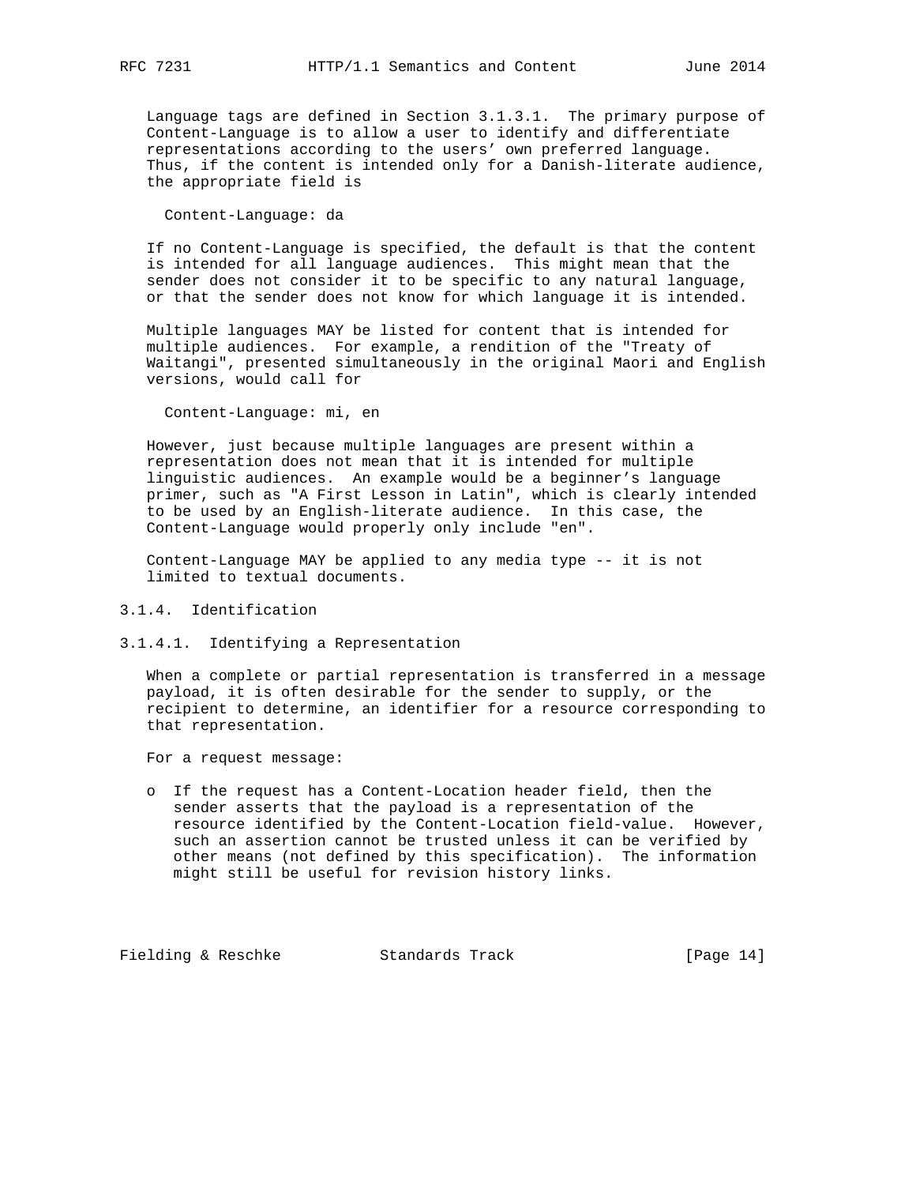Language tags are defined in Section 3.1.3.1. The primary purpose of Content-Language is to allow a user to identify and differentiate representations according to the users' own preferred language. Thus, if the content is intended only for a Danish-literate audience, the appropriate field is

```
Content-Language: da
```

If no Content-Language is specified, the default is that the content is intended for all language audiences. This might mean that the sender does not consider it to be specific to any natural language, or that the sender does not know for which language it is intended.

Multiple languages MAY be listed for content that is intended for multiple audiences. For example, a rendition of the "Treaty of Waitangi", presented simultaneously in the original Maori and English versions, would call for

```
Content-Language: mi, en
```

However, just because multiple languages are present within a representation does not mean that it is intended for multiple linguistic audiences. An example would be a beginner's language primer, such as "A First Lesson in Latin", which is clearly intended to be used by an English-literate audience. In this case, the Content-Language would properly only include "en".

Content-Language MAY be applied to any media type -- it is not limited to textual documents.

### 3.1.4. Identification

#### 3.1.4.1. Identifying a Representation

When a complete or partial representation is transferred in a message payload, it is often desirable for the sender to supply, or the recipient to determine, an identifier for a resource corresponding to that representation.

For a request message:

- If the request has a Content-Location header field, then the sender asserts that the payload is a representation of the resource identified by the Content-Location field-value. However, such an assertion cannot be trusted unless it can be verified by other means (not defined by this specification). The information might still be useful for revision history links.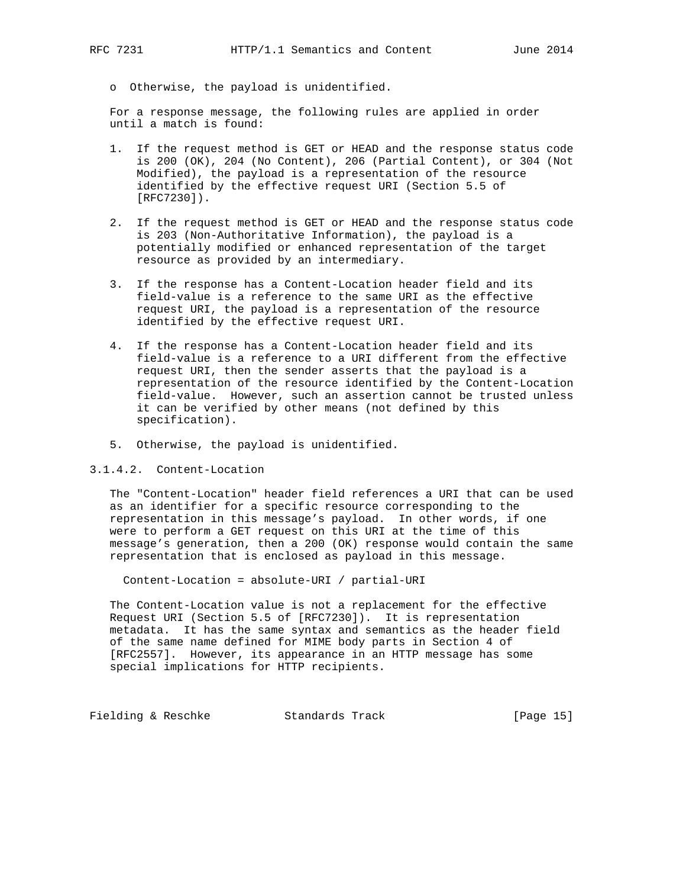o Otherwise, the payload is unidentified.

For a response message, the following rules are applied in order until a match is found:

1. If the request method is GET or HEAD and the response status code is 200 (OK), 204 (No Content), 206 (Partial Content), or 304 (Not Modified), the payload is a representation of the resource identified by the effective request URI (Section 5.5 of [RFC7230]).

2. If the request method is GET or HEAD and the response status code is 203 (Non-Authoritative Information), the payload is a potentially modified or enhanced representation of the target resource as provided by an intermediary.

3. If the response has a Content-Location header field and its field-value is a reference to the same URI as the effective request URI, the payload is a representation of the resource identified by the effective request URI.

4. If the response has a Content-Location header field and its field-value is a reference to a URI different from the effective request URI, then the sender asserts that the payload is a representation of the resource identified by the Content-Location field-value. However, such an assertion cannot be trusted unless it can be verified by other means (not defined by this specification).

5. Otherwise, the payload is unidentified.

#### 3.1.4.2. Content-Location

The "Content-Location" header field references a URI that can be used as an identifier for a specific resource corresponding to the representation in this message's payload. In other words, if one were to perform a GET request on this URI at the time of this message's generation, then a 200 (OK) response would contain the same representation that is enclosed as payload in this message.

```
Content-Location = absolute-URI / partial-URI
```

The Content-Location value is not a replacement for the effective Request URI (Section 5.5 of [RFC7230]). It is representation metadata. It has the same syntax and semantics as the header field of the same name defined for MIME body parts in Section 4 of [RFC2557]. However, its appearance in an HTTP message has some special implications for HTTP recipients.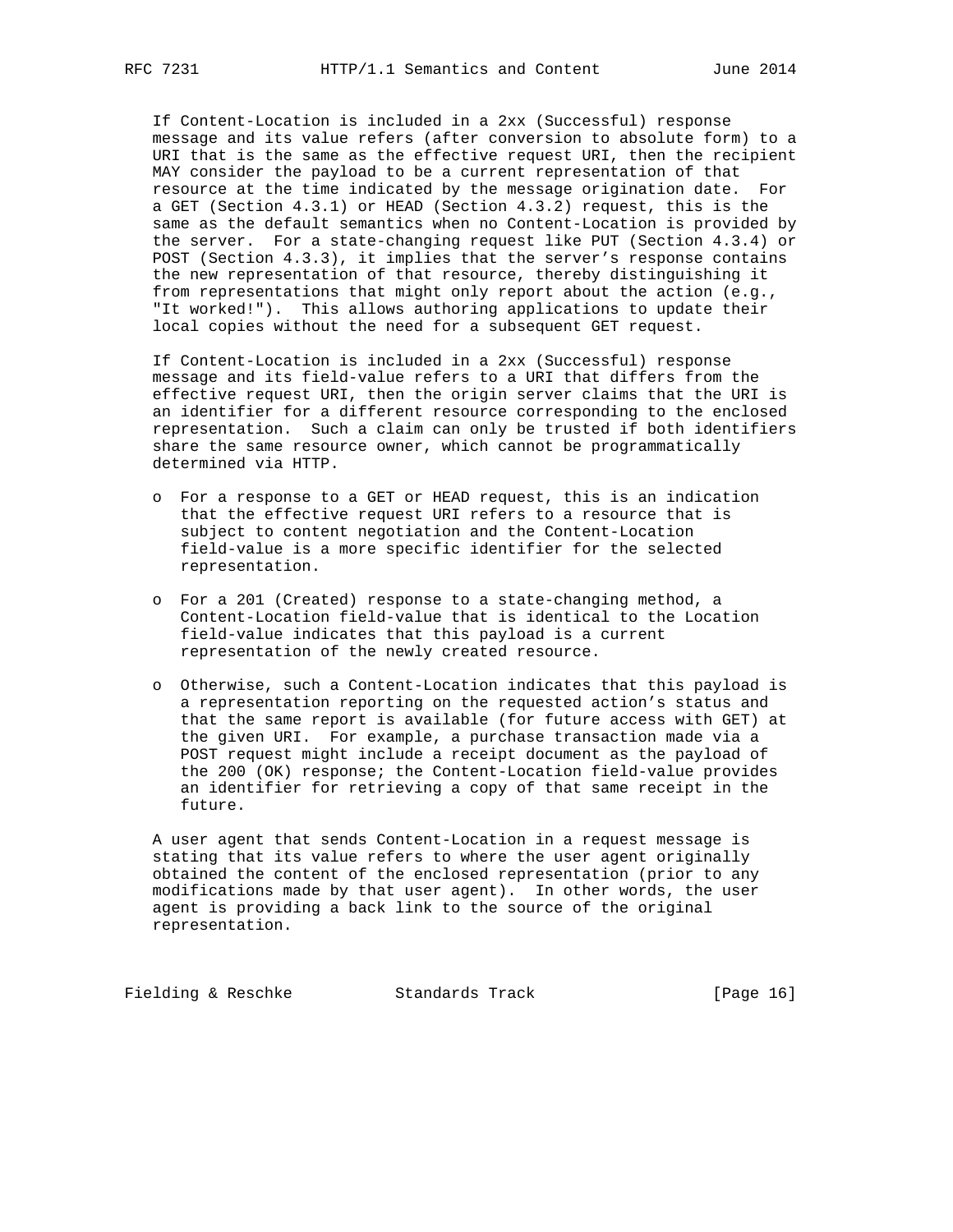If Content-Location is included in a 2xx (Successful) response message and its value refers (after conversion to absolute form) to a URI that is the same as the effective request URI, then the recipient MAY consider the payload to be a current representation of that resource at the time indicated by the message origination date. For a GET (Section 4.3.1) or HEAD (Section 4.3.2) request, this is the same as the default semantics when no Content-Location is provided by the server. For a state-changing request like PUT (Section 4.3.4) or POST (Section 4.3.3), it implies that the server's response contains the new representation of that resource, thereby distinguishing it from representations that might only report about the action (e.g., "It worked!"). This allows authoring applications to update their local copies without the need for a subsequent GET request.

If Content-Location is included in a 2xx (Successful) response message and its field-value refers to a URI that differs from the effective request URI, then the origin server claims that the URI is an identifier for a different resource corresponding to the enclosed representation. Such a claim can only be trusted if both identifiers share the same resource owner, which cannot be programmatically determined via HTTP.

- For a response to a GET or HEAD request, this is an indication that the effective request URI refers to a resource that is subject to content negotiation and the Content-Location field-value is a more specific identifier for the selected representation.

- For a 201 (Created) response to a state-changing method, a Content-Location field-value that is identical to the Location field-value indicates that this payload is a current representation of the newly created resource.

- Otherwise, such a Content-Location indicates that this payload is a representation reporting on the requested action's status and that the same report is available (for future access with GET) at the given URI. For example, a purchase transaction made via a POST request might include a receipt document as the payload of the 200 (OK) response; the Content-Location field-value provides an identifier for retrieving a copy of that same receipt in the future.

A user agent that sends Content-Location in a request message is stating that its value refers to where the user agent originally obtained the content of the enclosed representation (prior to any modifications made by that user agent). In other words, the user agent is providing a back link to the source of the original representation.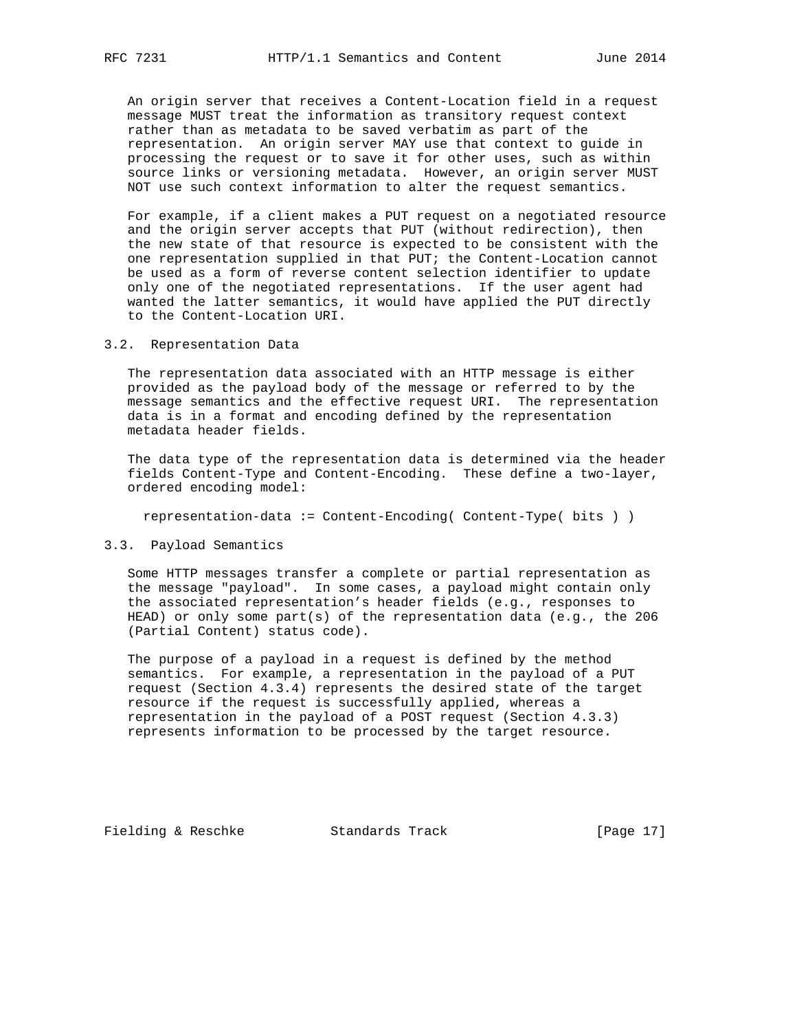An origin server that receives a Content-Location field in a request message MUST treat the information as transitory request context rather than as metadata to be saved verbatim as part of the representation. An origin server MAY use that context to guide in processing the request or to save it for other uses, such as within source links or versioning metadata. However, an origin server MUST NOT use such context information to alter the request semantics.

For example, if a client makes a PUT request on a negotiated resource and the origin server accepts that PUT (without redirection), then the new state of that resource is expected to be consistent with the one representation supplied in that PUT; the Content-Location cannot be used as a form of reverse content selection identifier to update only one of the negotiated representations. If the user agent had wanted the latter semantics, it would have applied the PUT directly to the Content-Location URI.

## 3.2. Representation Data

The representation data associated with an HTTP message is either provided as the payload body of the message or referred to by the message semantics and the effective request URI. The representation data is in a format and encoding defined by the representation metadata header fields.

The data type of the representation data is determined via the header fields Content-Type and Content-Encoding. These define a two-layer, ordered encoding model:

```
representation-data := Content-Encoding( Content-Type( bits ) )
```

## 3.3. Payload Semantics

Some HTTP messages transfer a complete or partial representation as the message "payload". In some cases, a payload might contain only the associated representation's header fields (e.g., responses to HEAD) or only some part(s) of the representation data (e.g., the 206 (Partial Content) status code).

The purpose of a payload in a request is defined by the method semantics. For example, a representation in the payload of a PUT request (Section 4.3.4) represents the desired state of the target resource if the request is successfully applied, whereas a representation in the payload of a POST request (Section 4.3.3) represents information to be processed by the target resource.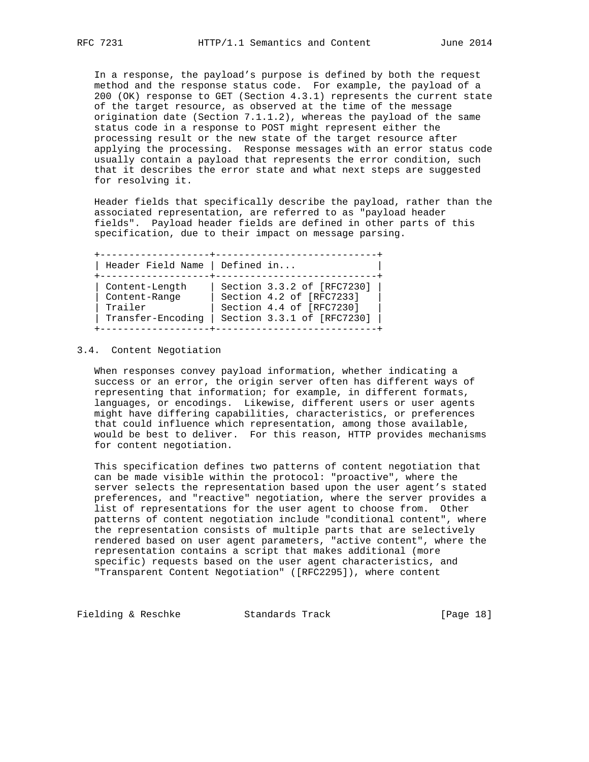In a response, the payload's purpose is defined by both the request method and the response status code. For example, the payload of a 200 (OK) response to GET (Section 4.3.1) represents the current state of the target resource, as observed at the time of the message origination date (Section 7.1.1.2), whereas the payload of the same status code in a response to POST might represent either the processing result or the new state of the target resource after applying the processing. Response messages with an error status code usually contain a payload that represents the error condition, such that it describes the error state and what next steps are suggested for resolving it.

Header fields that specifically describe the payload, rather than the associated representation, are referred to as "payload header fields". Payload header fields are defined in other parts of this specification, due to their impact on message parsing.

| Header Field Name | Defined in... |
| --- | --- |
| Content-Length | Section 3.3.2 of [RFC7230] |
| Content-Range | Section 4.2 of [RFC7233] |
| Trailer | Section 4.4 of [RFC7230] |
| Transfer-Encoding | Section 3.3.1 of [RFC7230] |

## 3.4. Content Negotiation

When responses convey payload information, whether indicating a success or an error, the origin server often has different ways of representing that information; for example, in different formats, languages, or encodings. Likewise, different users or user agents might have differing capabilities, characteristics, or preferences that could influence which representation, among those available, would be best to deliver. For this reason, HTTP provides mechanisms for content negotiation.

This specification defines two patterns of content negotiation that can be made visible within the protocol: "proactive", where the server selects the representation based upon the user agent's stated preferences, and "reactive" negotiation, where the server provides a list of representations for the user agent to choose from. Other patterns of content negotiation include "conditional content", where the representation consists of multiple parts that are selectively rendered based on user agent parameters, "active content", where the representation contains a script that makes additional (more specific) requests based on the user agent characteristics, and "Transparent Content Negotiation" ([RFC2295]), where content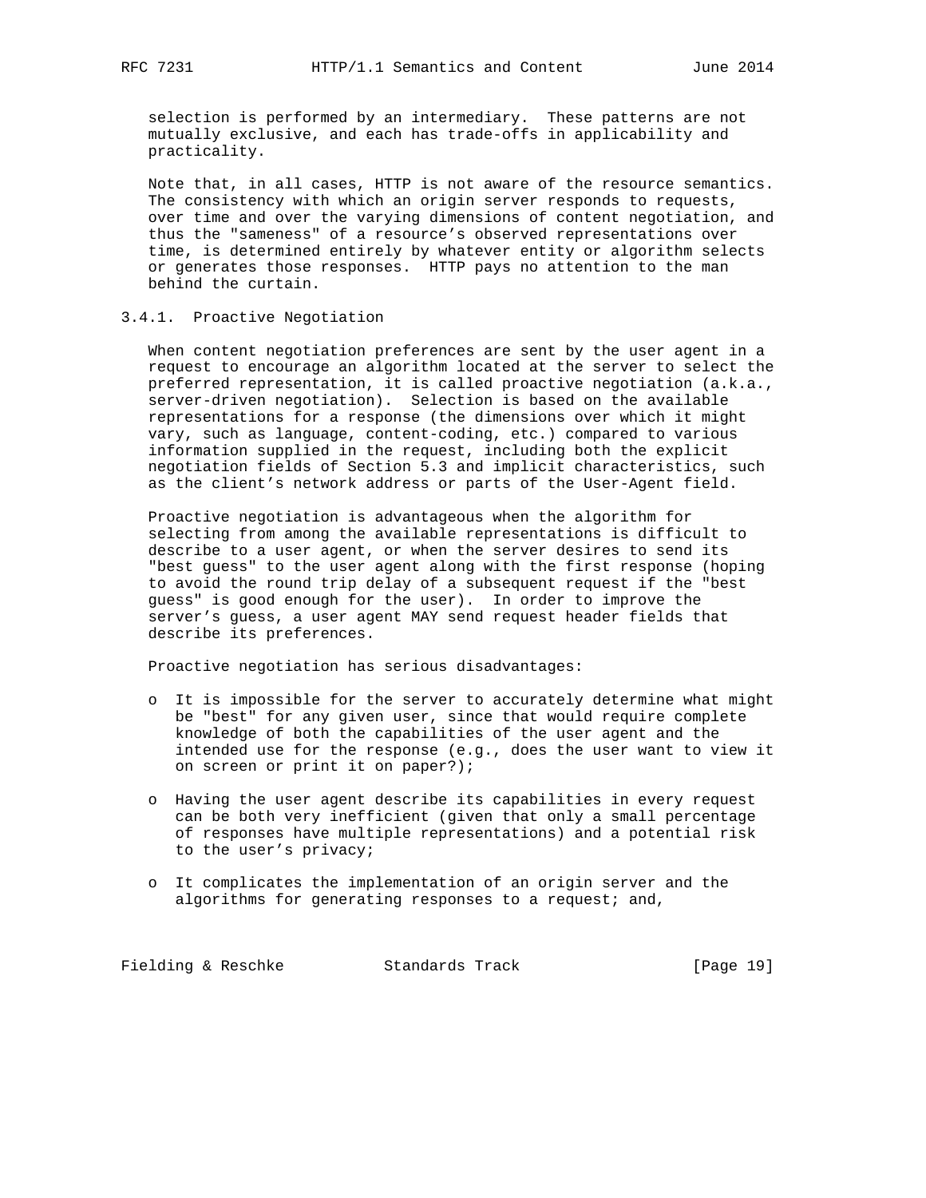selection is performed by an intermediary. These patterns are not mutually exclusive, and each has trade-offs in applicability and practicality.

Note that, in all cases, HTTP is not aware of the resource semantics. The consistency with which an origin server responds to requests, over time and over the varying dimensions of content negotiation, and thus the "sameness" of a resource's observed representations over time, is determined entirely by whatever entity or algorithm selects or generates those responses. HTTP pays no attention to the man behind the curtain.

### 3.4.1. Proactive Negotiation

When content negotiation preferences are sent by the user agent in a request to encourage an algorithm located at the server to select the preferred representation, it is called proactive negotiation (a.k.a., server-driven negotiation). Selection is based on the available representations for a response (the dimensions over which it might vary, such as language, content-coding, etc.) compared to various information supplied in the request, including both the explicit negotiation fields of Section 5.3 and implicit characteristics, such as the client's network address or parts of the User-Agent field.

Proactive negotiation is advantageous when the algorithm for selecting from among the available representations is difficult to describe to a user agent, or when the server desires to send its "best guess" to the user agent along with the first response (hoping to avoid the round trip delay of a subsequent request if the "best guess" is good enough for the user). In order to improve the server's guess, a user agent MAY send request header fields that describe its preferences.

Proactive negotiation has serious disadvantages:

- It is impossible for the server to accurately determine what might be "best" for any given user, since that would require complete knowledge of both the capabilities of the user agent and the intended use for the response (e.g., does the user want to view it on screen or print it on paper?);

- Having the user agent describe its capabilities in every request can be both very inefficient (given that only a small percentage of responses have multiple representations) and a potential risk to the user's privacy;

- It complicates the implementation of an origin server and the algorithms for generating responses to a request; and,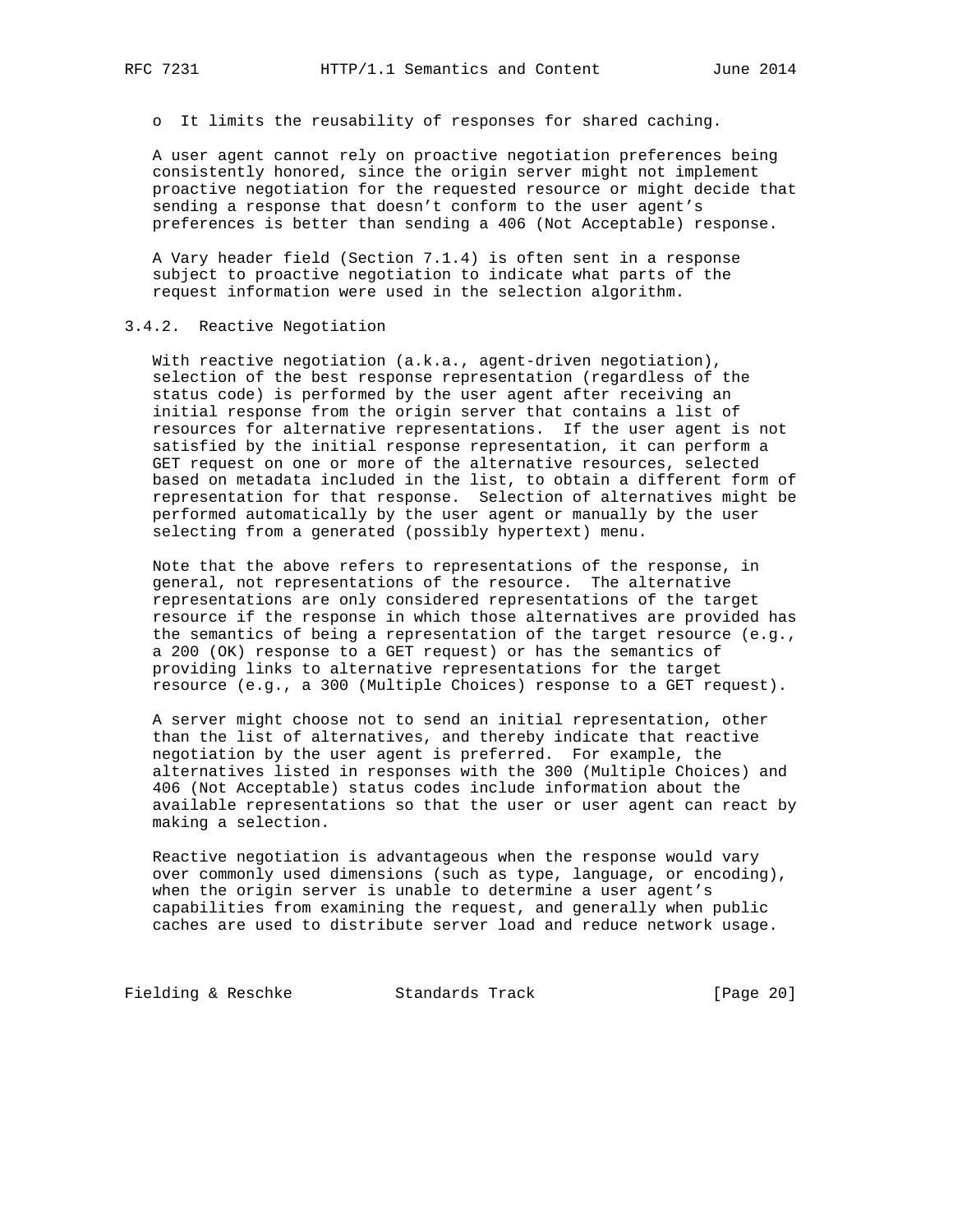- It limits the reusability of responses for shared caching.

A user agent cannot rely on proactive negotiation preferences being consistently honored, since the origin server might not implement proactive negotiation for the requested resource or might decide that sending a response that doesn't conform to the user agent's preferences is better than sending a 406 (Not Acceptable) response.

A Vary header field (Section 7.1.4) is often sent in a response subject to proactive negotiation to indicate what parts of the request information were used in the selection algorithm.

### 3.4.2. Reactive Negotiation

With reactive negotiation (a.k.a., agent-driven negotiation), selection of the best response representation (regardless of the status code) is performed by the user agent after receiving an initial response from the origin server that contains a list of resources for alternative representations. If the user agent is not satisfied by the initial response representation, it can perform a GET request on one or more of the alternative resources, selected based on metadata included in the list, to obtain a different form of representation for that response. Selection of alternatives might be performed automatically by the user agent or manually by the user selecting from a generated (possibly hypertext) menu.

Note that the above refers to representations of the response, in general, not representations of the resource. The alternative representations are only considered representations of the target resource if the response in which those alternatives are provided has the semantics of being a representation of the target resource (e.g., a 200 (OK) response to a GET request) or has the semantics of providing links to alternative representations for the target resource (e.g., a 300 (Multiple Choices) response to a GET request).

A server might choose not to send an initial representation, other than the list of alternatives, and thereby indicate that reactive negotiation by the user agent is preferred. For example, the alternatives listed in responses with the 300 (Multiple Choices) and 406 (Not Acceptable) status codes include information about the available representations so that the user or user agent can react by making a selection.

Reactive negotiation is advantageous when the response would vary over commonly used dimensions (such as type, language, or encoding), when the origin server is unable to determine a user agent's capabilities from examining the request, and generally when public caches are used to distribute server load and reduce network usage.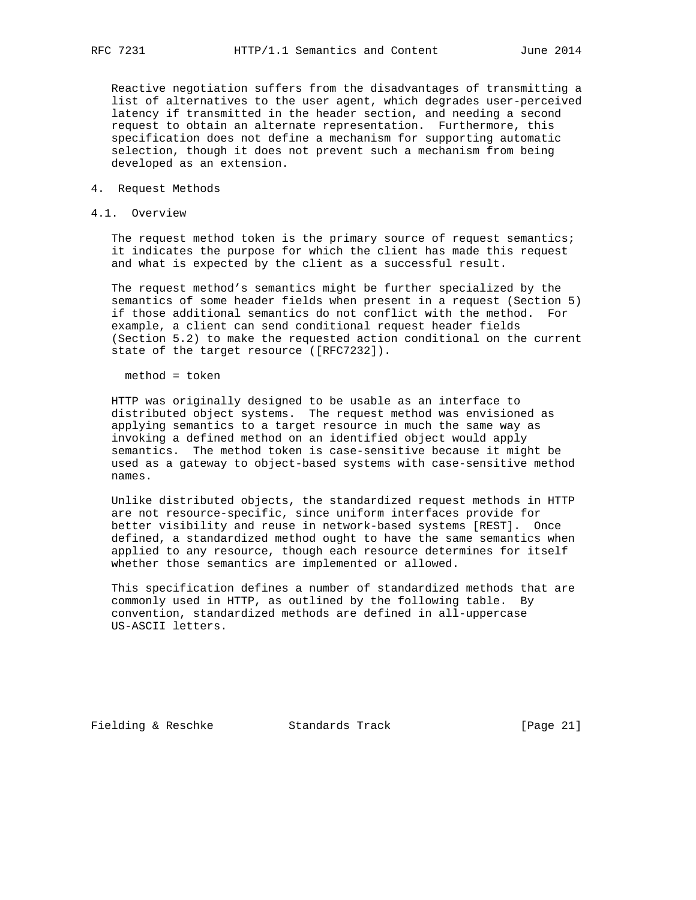Reactive negotiation suffers from the disadvantages of transmitting a list of alternatives to the user agent, which degrades user-perceived latency if transmitted in the header section, and needing a second request to obtain an alternate representation. Furthermore, this specification does not define a mechanism for supporting automatic selection, though it does not prevent such a mechanism from being developed as an extension.

# 4. Request Methods

## 4.1. Overview

The request method token is the primary source of request semantics; it indicates the purpose for which the client has made this request and what is expected by the client as a successful result.

The request method's semantics might be further specialized by the semantics of some header fields when present in a request (Section 5) if those additional semantics do not conflict with the method. For example, a client can send conditional request header fields (Section 5.2) to make the requested action conditional on the current state of the target resource ([RFC7232]).

```
method = token
```

HTTP was originally designed to be usable as an interface to distributed object systems. The request method was envisioned as applying semantics to a target resource in much the same way as invoking a defined method on an identified object would apply semantics. The method token is case-sensitive because it might be used as a gateway to object-based systems with case-sensitive method names.

Unlike distributed objects, the standardized request methods in HTTP are not resource-specific, since uniform interfaces provide for better visibility and reuse in network-based systems [REST]. Once defined, a standardized method ought to have the same semantics when applied to any resource, though each resource determines for itself whether those semantics are implemented or allowed.

This specification defines a number of standardized methods that are commonly used in HTTP, as outlined by the following table. By convention, standardized methods are defined in all-uppercase US-ASCII letters.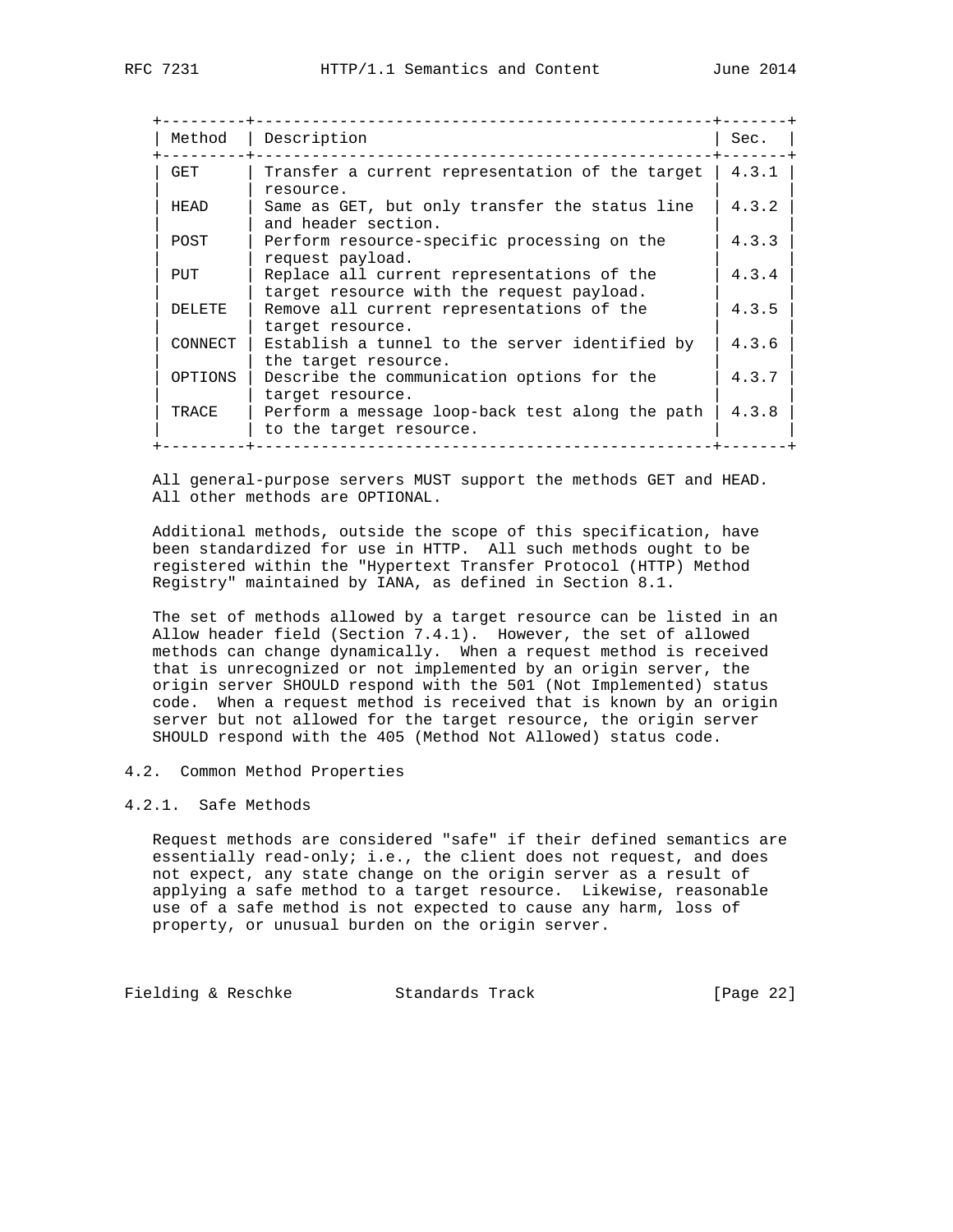| Method | Description | Sec. |
| --- | --- | --- |
| GET | Transfer a current representation of the target resource. | 4.3.1 |
| HEAD | Same as GET, but only transfer the status line and header section. | 4.3.2 |
| POST | Perform resource-specific processing on the request payload. | 4.3.3 |
| PUT | Replace all current representations of the target resource with the request payload. | 4.3.4 |
| DELETE | Remove all current representations of the target resource. | 4.3.5 |
| CONNECT | Establish a tunnel to the server identified by the target resource. | 4.3.6 |
| OPTIONS | Describe the communication options for the target resource. | 4.3.7 |
| TRACE | Perform a message loop-back test along the path to the target resource. | 4.3.8 |

All general-purpose servers MUST support the methods GET and HEAD. All other methods are OPTIONAL.

Additional methods, outside the scope of this specification, have been standardized for use in HTTP. All such methods ought to be registered within the "Hypertext Transfer Protocol (HTTP) Method Registry" maintained by IANA, as defined in Section 8.1.

The set of methods allowed by a target resource can be listed in an Allow header field (Section 7.4.1). However, the set of allowed methods can change dynamically. When a request method is received that is unrecognized or not implemented by an origin server, the origin server SHOULD respond with the 501 (Not Implemented) status code. When a request method is received that is known by an origin server but not allowed for the target resource, the origin server SHOULD respond with the 405 (Method Not Allowed) status code.

## 4.2. Common Method Properties

### 4.2.1. Safe Methods

Request methods are considered "safe" if their defined semantics are essentially read-only; i.e., the client does not request, and does not expect, any state change on the origin server as a result of applying a safe method to a target resource. Likewise, reasonable use of a safe method is not expected to cause any harm, loss of property, or unusual burden on the origin server.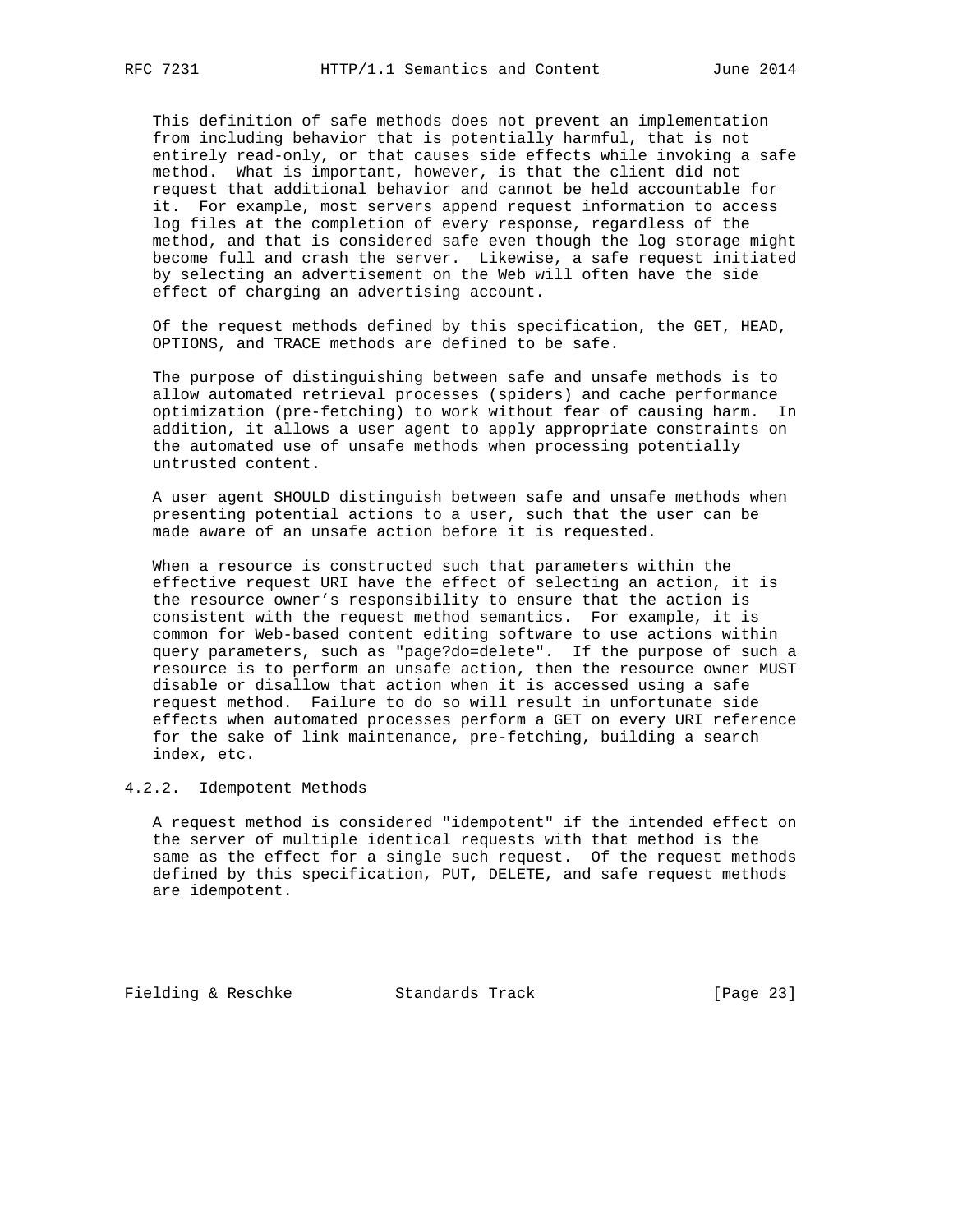This definition of safe methods does not prevent an implementation from including behavior that is potentially harmful, that is not entirely read-only, or that causes side effects while invoking a safe method. What is important, however, is that the client did not request that additional behavior and cannot be held accountable for it. For example, most servers append request information to access log files at the completion of every response, regardless of the method, and that is considered safe even though the log storage might become full and crash the server. Likewise, a safe request initiated by selecting an advertisement on the Web will often have the side effect of charging an advertising account.

Of the request methods defined by this specification, the GET, HEAD, OPTIONS, and TRACE methods are defined to be safe.

The purpose of distinguishing between safe and unsafe methods is to allow automated retrieval processes (spiders) and cache performance optimization (pre-fetching) to work without fear of causing harm. In addition, it allows a user agent to apply appropriate constraints on the automated use of unsafe methods when processing potentially untrusted content.

A user agent SHOULD distinguish between safe and unsafe methods when presenting potential actions to a user, such that the user can be made aware of an unsafe action before it is requested.

When a resource is constructed such that parameters within the effective request URI have the effect of selecting an action, it is the resource owner's responsibility to ensure that the action is consistent with the request method semantics. For example, it is common for Web-based content editing software to use actions within query parameters, such as "page?do=delete". If the purpose of such a resource is to perform an unsafe action, then the resource owner MUST disable or disallow that action when it is accessed using a safe request method. Failure to do so will result in unfortunate side effects when automated processes perform a GET on every URI reference for the sake of link maintenance, pre-fetching, building a search index, etc.

#### 4.2.2. Idempotent Methods

A request method is considered "idempotent" if the intended effect on the server of multiple identical requests with that method is the same as the effect for a single such request. Of the request methods defined by this specification, PUT, DELETE, and safe request methods are idempotent.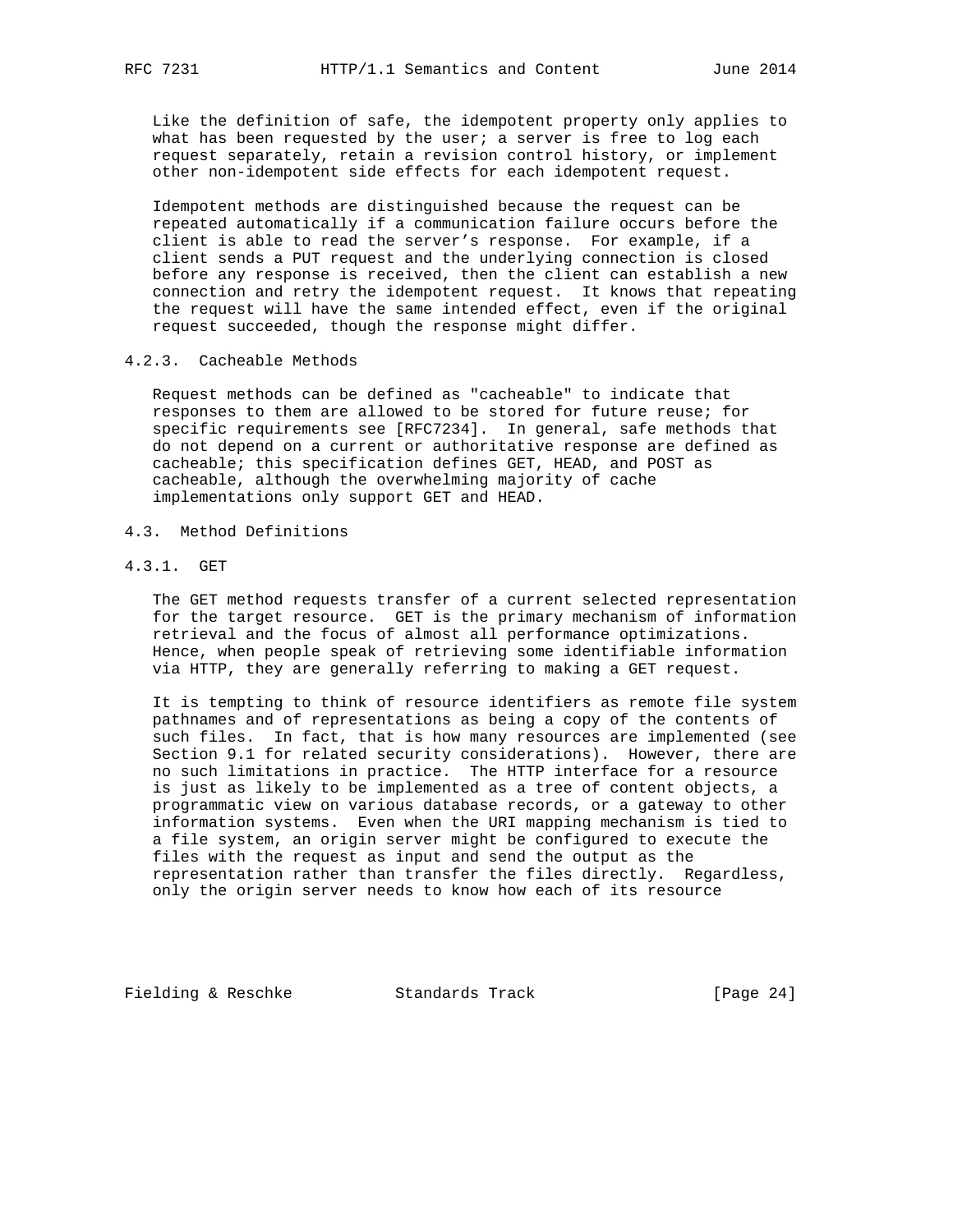Like the definition of safe, the idempotent property only applies to what has been requested by the user; a server is free to log each request separately, retain a revision control history, or implement other non-idempotent side effects for each idempotent request.

Idempotent methods are distinguished because the request can be repeated automatically if a communication failure occurs before the client is able to read the server's response. For example, if a client sends a PUT request and the underlying connection is closed before any response is received, then the client can establish a new connection and retry the idempotent request. It knows that repeating the request will have the same intended effect, even if the original request succeeded, though the response might differ.

### 4.2.3. Cacheable Methods

Request methods can be defined as "cacheable" to indicate that responses to them are allowed to be stored for future reuse; for specific requirements see [RFC7234]. In general, safe methods that do not depend on a current or authoritative response are defined as cacheable; this specification defines GET, HEAD, and POST as cacheable, although the overwhelming majority of cache implementations only support GET and HEAD.

## 4.3. Method Definitions

### 4.3.1. GET

The GET method requests transfer of a current selected representation for the target resource. GET is the primary mechanism of information retrieval and the focus of almost all performance optimizations. Hence, when people speak of retrieving some identifiable information via HTTP, they are generally referring to making a GET request.

It is tempting to think of resource identifiers as remote file system pathnames and of representations as being a copy of the contents of such files. In fact, that is how many resources are implemented (see Section 9.1 for related security considerations). However, there are no such limitations in practice. The HTTP interface for a resource is just as likely to be implemented as a tree of content objects, a programmatic view on various database records, or a gateway to other information systems. Even when the URI mapping mechanism is tied to a file system, an origin server might be configured to execute the files with the request as input and send the output as the representation rather than transfer the files directly. Regardless, only the origin server needs to know how each of its resource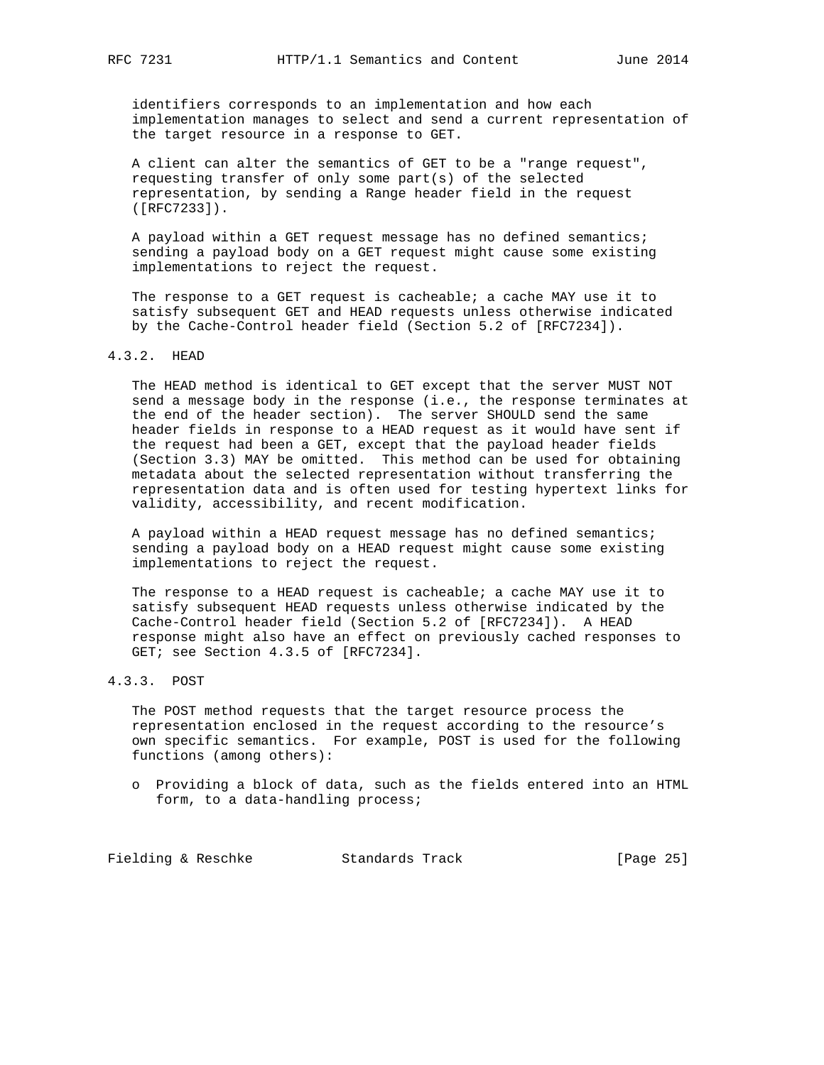identifiers corresponds to an implementation and how each implementation manages to select and send a current representation of the target resource in a response to GET.

A client can alter the semantics of GET to be a "range request", requesting transfer of only some part(s) of the selected representation, by sending a Range header field in the request ([RFC7233]).

A payload within a GET request message has no defined semantics; sending a payload body on a GET request might cause some existing implementations to reject the request.

The response to a GET request is cacheable; a cache MAY use it to satisfy subsequent GET and HEAD requests unless otherwise indicated by the Cache-Control header field (Section 5.2 of [RFC7234]).

### 4.3.2. HEAD

The HEAD method is identical to GET except that the server MUST NOT send a message body in the response (i.e., the response terminates at the end of the header section). The server SHOULD send the same header fields in response to a HEAD request as it would have sent if the request had been a GET, except that the payload header fields (Section 3.3) MAY be omitted. This method can be used for obtaining metadata about the selected representation without transferring the representation data and is often used for testing hypertext links for validity, accessibility, and recent modification.

A payload within a HEAD request message has no defined semantics; sending a payload body on a HEAD request might cause some existing implementations to reject the request.

The response to a HEAD request is cacheable; a cache MAY use it to satisfy subsequent HEAD requests unless otherwise indicated by the Cache-Control header field (Section 5.2 of [RFC7234]). A HEAD response might also have an effect on previously cached responses to GET; see Section 4.3.5 of [RFC7234].

### 4.3.3. POST

The POST method requests that the target resource process the representation enclosed in the request according to the resource's own specific semantics. For example, POST is used for the following functions (among others):

- Providing a block of data, such as the fields entered into an HTML form, to a data-handling process;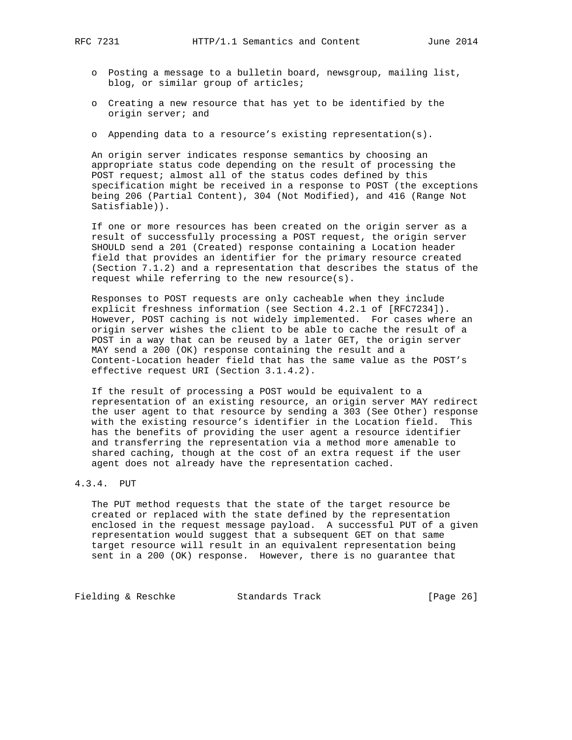- Posting a message to a bulletin board, newsgroup, mailing list, blog, or similar group of articles;
- Creating a new resource that has yet to be identified by the origin server; and
- Appending data to a resource's existing representation(s).

An origin server indicates response semantics by choosing an appropriate status code depending on the result of processing the POST request; almost all of the status codes defined by this specification might be received in a response to POST (the exceptions being 206 (Partial Content), 304 (Not Modified), and 416 (Range Not Satisfiable)).

If one or more resources has been created on the origin server as a result of successfully processing a POST request, the origin server SHOULD send a 201 (Created) response containing a Location header field that provides an identifier for the primary resource created (Section 7.1.2) and a representation that describes the status of the request while referring to the new resource(s).

Responses to POST requests are only cacheable when they include explicit freshness information (see Section 4.2.1 of [RFC7234]). However, POST caching is not widely implemented. For cases where an origin server wishes the client to be able to cache the result of a POST in a way that can be reused by a later GET, the origin server MAY send a 200 (OK) response containing the result and a Content-Location header field that has the same value as the POST's effective request URI (Section 3.1.4.2).

If the result of processing a POST would be equivalent to a representation of an existing resource, an origin server MAY redirect the user agent to that resource by sending a 303 (See Other) response with the existing resource's identifier in the Location field. This has the benefits of providing the user agent a resource identifier and transferring the representation via a method more amenable to shared caching, though at the cost of an extra request if the user agent does not already have the representation cached.

### 4.3.4. PUT

The PUT method requests that the state of the target resource be created or replaced with the state defined by the representation enclosed in the request message payload. A successful PUT of a given representation would suggest that a subsequent GET on that same target resource will result in an equivalent representation being sent in a 200 (OK) response. However, there is no guarantee that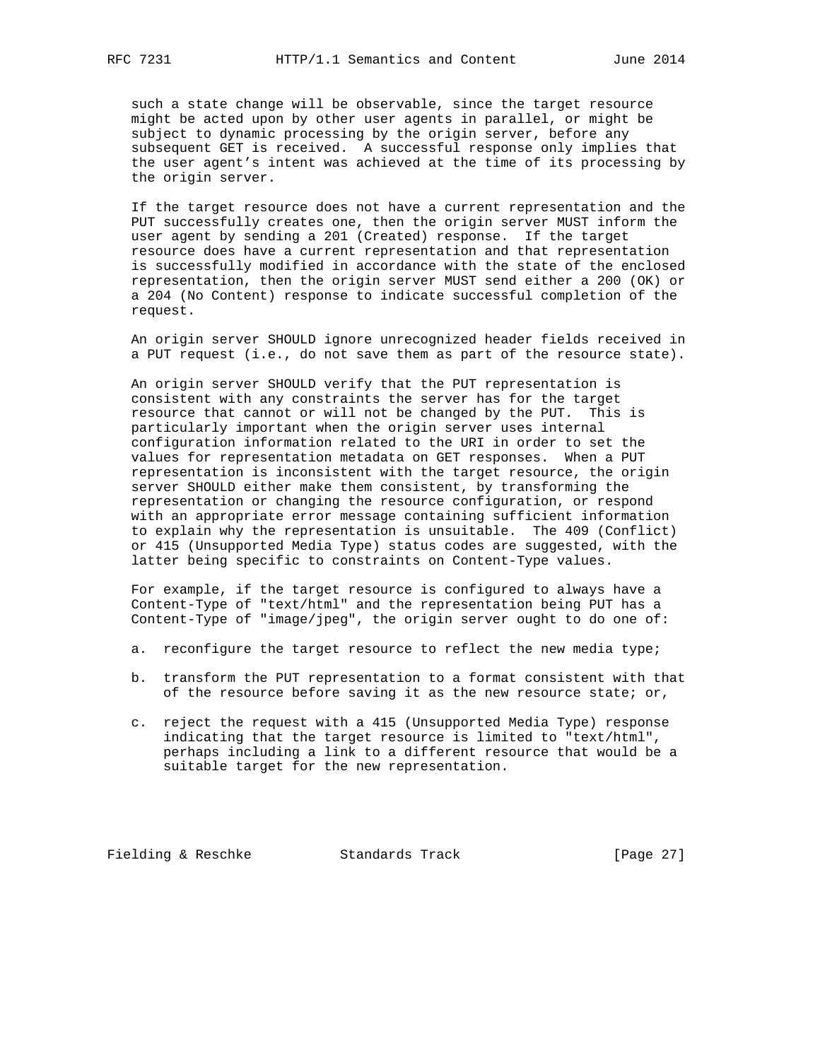such a state change will be observable, since the target resource might be acted upon by other user agents in parallel, or might be subject to dynamic processing by the origin server, before any subsequent GET is received. A successful response only implies that the user agent's intent was achieved at the time of its processing by the origin server.

If the target resource does not have a current representation and the PUT successfully creates one, then the origin server MUST inform the user agent by sending a 201 (Created) response. If the target resource does have a current representation and that representation is successfully modified in accordance with the state of the enclosed representation, then the origin server MUST send either a 200 (OK) or a 204 (No Content) response to indicate successful completion of the request.

An origin server SHOULD ignore unrecognized header fields received in a PUT request (i.e., do not save them as part of the resource state).

An origin server SHOULD verify that the PUT representation is consistent with any constraints the server has for the target resource that cannot or will not be changed by the PUT. This is particularly important when the origin server uses internal configuration information related to the URI in order to set the values for representation metadata on GET responses. When a PUT representation is inconsistent with the target resource, the origin server SHOULD either make them consistent, by transforming the representation or changing the resource configuration, or respond with an appropriate error message containing sufficient information to explain why the representation is unsuitable. The 409 (Conflict) or 415 (Unsupported Media Type) status codes are suggested, with the latter being specific to constraints on Content-Type values.

For example, if the target resource is configured to always have a Content-Type of "text/html" and the representation being PUT has a Content-Type of "image/jpeg", the origin server ought to do one of:

a. reconfigure the target resource to reflect the new media type;

b. transform the PUT representation to a format consistent with that of the resource before saving it as the new resource state; or,

c. reject the request with a 415 (Unsupported Media Type) response indicating that the target resource is limited to "text/html", perhaps including a link to a different resource that would be a suitable target for the new representation.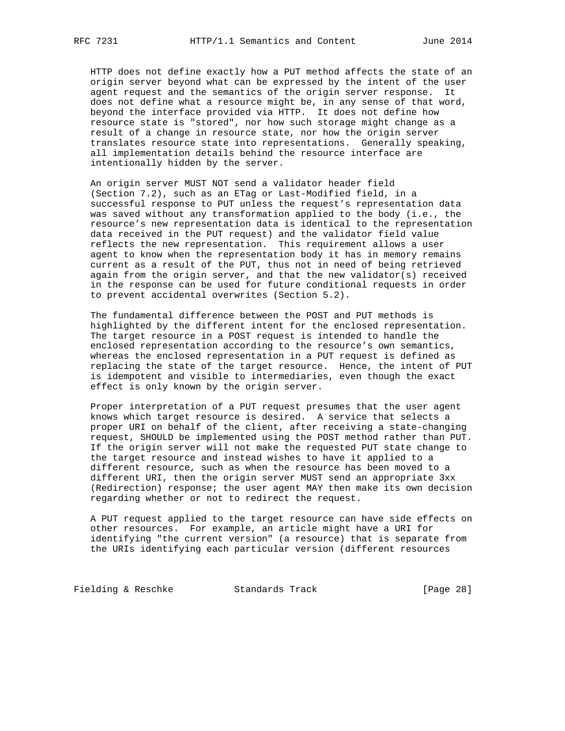HTTP does not define exactly how a PUT method affects the state of an origin server beyond what can be expressed by the intent of the user agent request and the semantics of the origin server response. It does not define what a resource might be, in any sense of that word, beyond the interface provided via HTTP. It does not define how resource state is "stored", nor how such storage might change as a result of a change in resource state, nor how the origin server translates resource state into representations. Generally speaking, all implementation details behind the resource interface are intentionally hidden by the server.

An origin server MUST NOT send a validator header field (Section 7.2), such as an ETag or Last-Modified field, in a successful response to PUT unless the request's representation data was saved without any transformation applied to the body (i.e., the resource's new representation data is identical to the representation data received in the PUT request) and the validator field value reflects the new representation. This requirement allows a user agent to know when the representation body it has in memory remains current as a result of the PUT, thus not in need of being retrieved again from the origin server, and that the new validator(s) received in the response can be used for future conditional requests in order to prevent accidental overwrites (Section 5.2).

The fundamental difference between the POST and PUT methods is highlighted by the different intent for the enclosed representation. The target resource in a POST request is intended to handle the enclosed representation according to the resource's own semantics, whereas the enclosed representation in a PUT request is defined as replacing the state of the target resource. Hence, the intent of PUT is idempotent and visible to intermediaries, even though the exact effect is only known by the origin server.

Proper interpretation of a PUT request presumes that the user agent knows which target resource is desired. A service that selects a proper URI on behalf of the client, after receiving a state-changing request, SHOULD be implemented using the POST method rather than PUT. If the origin server will not make the requested PUT state change to the target resource and instead wishes to have it applied to a different resource, such as when the resource has been moved to a different URI, then the origin server MUST send an appropriate 3xx (Redirection) response; the user agent MAY then make its own decision regarding whether or not to redirect the request.

A PUT request applied to the target resource can have side effects on other resources. For example, an article might have a URI for identifying "the current version" (a resource) that is separate from the URIs identifying each particular version (different resources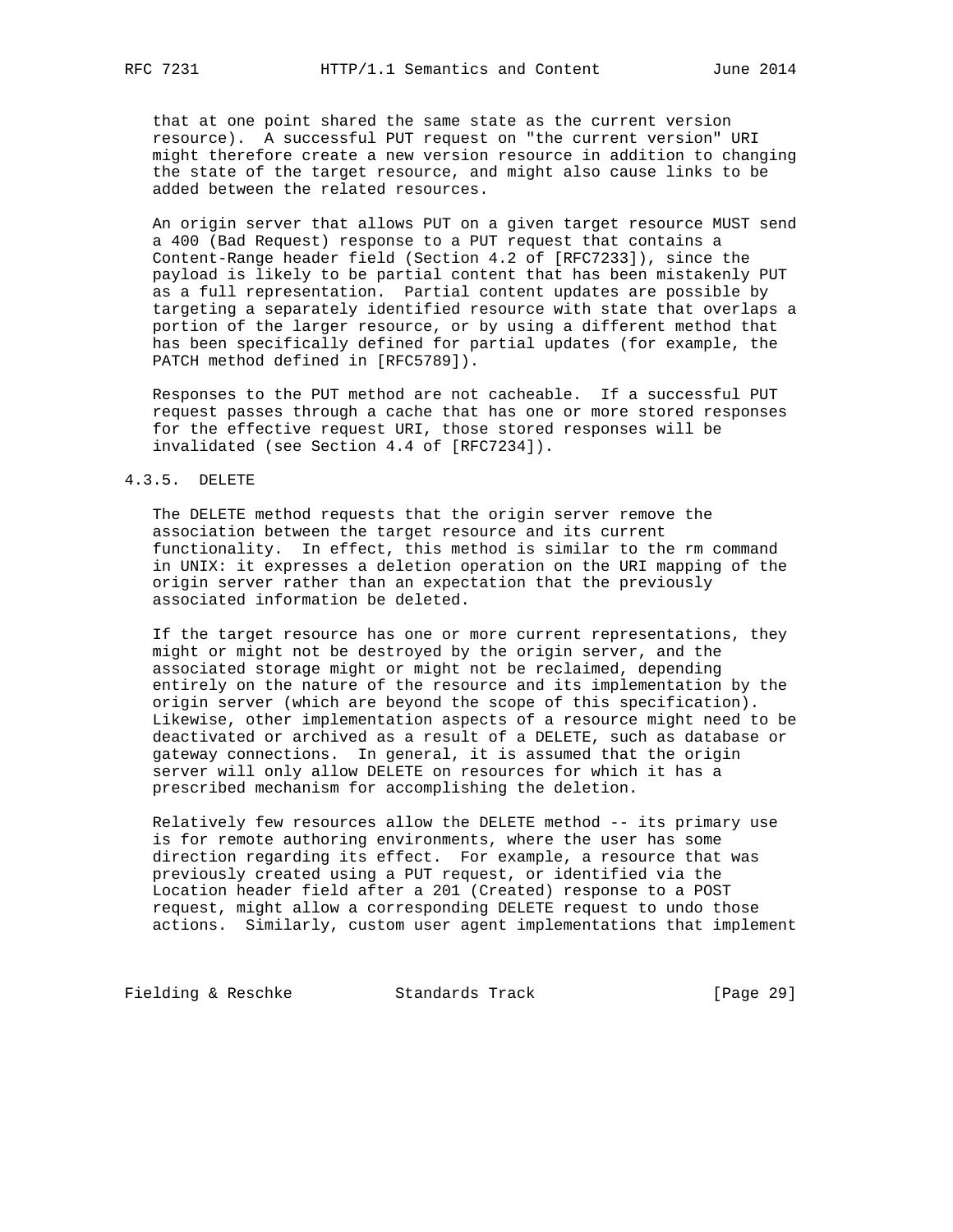that at one point shared the same state as the current version resource). A successful PUT request on "the current version" URI might therefore create a new version resource in addition to changing the state of the target resource, and might also cause links to be added between the related resources.

An origin server that allows PUT on a given target resource MUST send a 400 (Bad Request) response to a PUT request that contains a Content-Range header field (Section 4.2 of [RFC7233]), since the payload is likely to be partial content that has been mistakenly PUT as a full representation. Partial content updates are possible by targeting a separately identified resource with state that overlaps a portion of the larger resource, or by using a different method that has been specifically defined for partial updates (for example, the PATCH method defined in [RFC5789]).

Responses to the PUT method are not cacheable. If a successful PUT request passes through a cache that has one or more stored responses for the effective request URI, those stored responses will be invalidated (see Section 4.4 of [RFC7234]).

### 4.3.5. DELETE

The DELETE method requests that the origin server remove the association between the target resource and its current functionality. In effect, this method is similar to the rm command in UNIX: it expresses a deletion operation on the URI mapping of the origin server rather than an expectation that the previously associated information be deleted.

If the target resource has one or more current representations, they might or might not be destroyed by the origin server, and the associated storage might or might not be reclaimed, depending entirely on the nature of the resource and its implementation by the origin server (which are beyond the scope of this specification). Likewise, other implementation aspects of a resource might need to be deactivated or archived as a result of a DELETE, such as database or gateway connections. In general, it is assumed that the origin server will only allow DELETE on resources for which it has a prescribed mechanism for accomplishing the deletion.

Relatively few resources allow the DELETE method -- its primary use is for remote authoring environments, where the user has some direction regarding its effect. For example, a resource that was previously created using a PUT request, or identified via the Location header field after a 201 (Created) response to a POST request, might allow a corresponding DELETE request to undo those actions. Similarly, custom user agent implementations that implement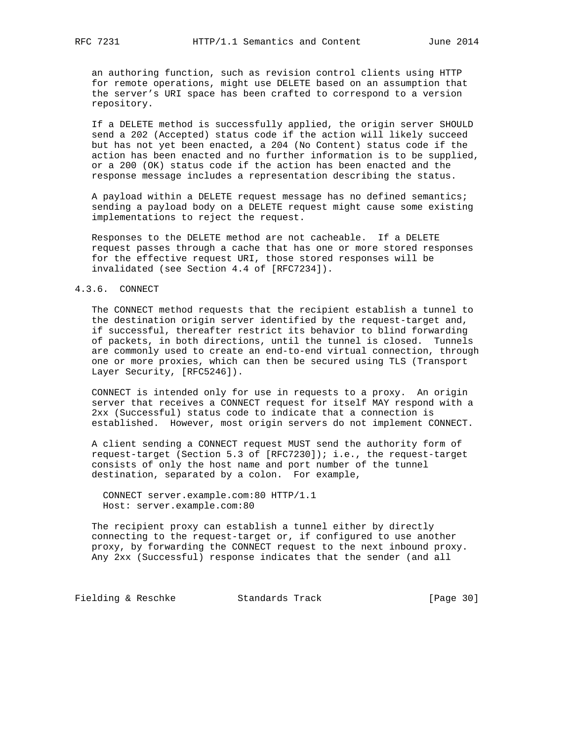an authoring function, such as revision control clients using HTTP for remote operations, might use DELETE based on an assumption that the server's URI space has been crafted to correspond to a version repository.

If a DELETE method is successfully applied, the origin server SHOULD send a 202 (Accepted) status code if the action will likely succeed but has not yet been enacted, a 204 (No Content) status code if the action has been enacted and no further information is to be supplied, or a 200 (OK) status code if the action has been enacted and the response message includes a representation describing the status.

A payload within a DELETE request message has no defined semantics; sending a payload body on a DELETE request might cause some existing implementations to reject the request.

Responses to the DELETE method are not cacheable. If a DELETE request passes through a cache that has one or more stored responses for the effective request URI, those stored responses will be invalidated (see Section 4.4 of [RFC7234]).

### 4.3.6. CONNECT

The CONNECT method requests that the recipient establish a tunnel to the destination origin server identified by the request-target and, if successful, thereafter restrict its behavior to blind forwarding of packets, in both directions, until the tunnel is closed. Tunnels are commonly used to create an end-to-end virtual connection, through one or more proxies, which can then be secured using TLS (Transport Layer Security, [RFC5246]).

CONNECT is intended only for use in requests to a proxy. An origin server that receives a CONNECT request for itself MAY respond with a 2xx (Successful) status code to indicate that a connection is established. However, most origin servers do not implement CONNECT.

A client sending a CONNECT request MUST send the authority form of request-target (Section 5.3 of [RFC7230]); i.e., the request-target consists of only the host name and port number of the tunnel destination, separated by a colon. For example,

```
CONNECT server.example.com:80 HTTP/1.1
Host: server.example.com:80
```

The recipient proxy can establish a tunnel either by directly connecting to the request-target or, if configured to use another proxy, by forwarding the CONNECT request to the next inbound proxy. Any 2xx (Successful) response indicates that the sender (and all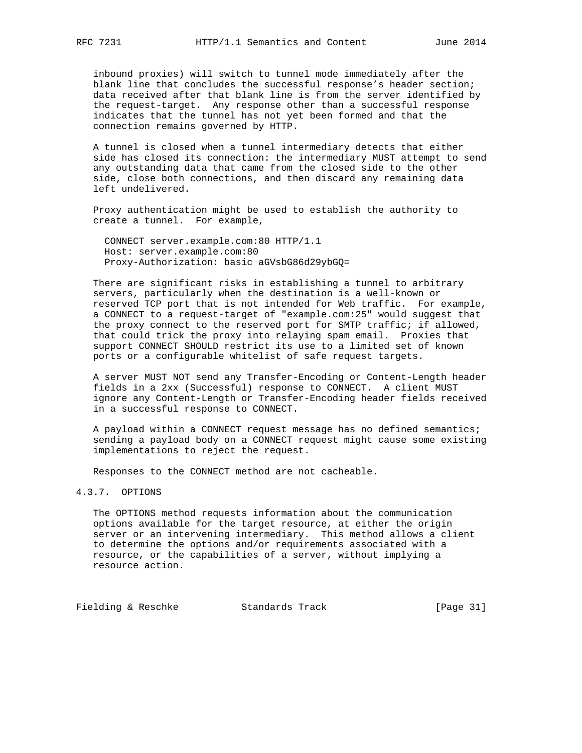inbound proxies) will switch to tunnel mode immediately after the blank line that concludes the successful response's header section; data received after that blank line is from the server identified by the request-target. Any response other than a successful response indicates that the tunnel has not yet been formed and that the connection remains governed by HTTP.

A tunnel is closed when a tunnel intermediary detects that either side has closed its connection: the intermediary MUST attempt to send any outstanding data that came from the closed side to the other side, close both connections, and then discard any remaining data left undelivered.

Proxy authentication might be used to establish the authority to create a tunnel. For example,

```
CONNECT server.example.com:80 HTTP/1.1
Host: server.example.com:80
Proxy-Authorization: basic aGVsbG86d29ybGQ=
```

There are significant risks in establishing a tunnel to arbitrary servers, particularly when the destination is a well-known or reserved TCP port that is not intended for Web traffic. For example, a CONNECT to a request-target of "example.com:25" would suggest that the proxy connect to the reserved port for SMTP traffic; if allowed, that could trick the proxy into relaying spam email. Proxies that support CONNECT SHOULD restrict its use to a limited set of known ports or a configurable whitelist of safe request targets.

A server MUST NOT send any Transfer-Encoding or Content-Length header fields in a 2xx (Successful) response to CONNECT. A client MUST ignore any Content-Length or Transfer-Encoding header fields received in a successful response to CONNECT.

A payload within a CONNECT request message has no defined semantics; sending a payload body on a CONNECT request might cause some existing implementations to reject the request.

Responses to the CONNECT method are not cacheable.

### 4.3.7. OPTIONS

The OPTIONS method requests information about the communication options available for the target resource, at either the origin server or an intervening intermediary. This method allows a client to determine the options and/or requirements associated with a resource, or the capabilities of a server, without implying a resource action.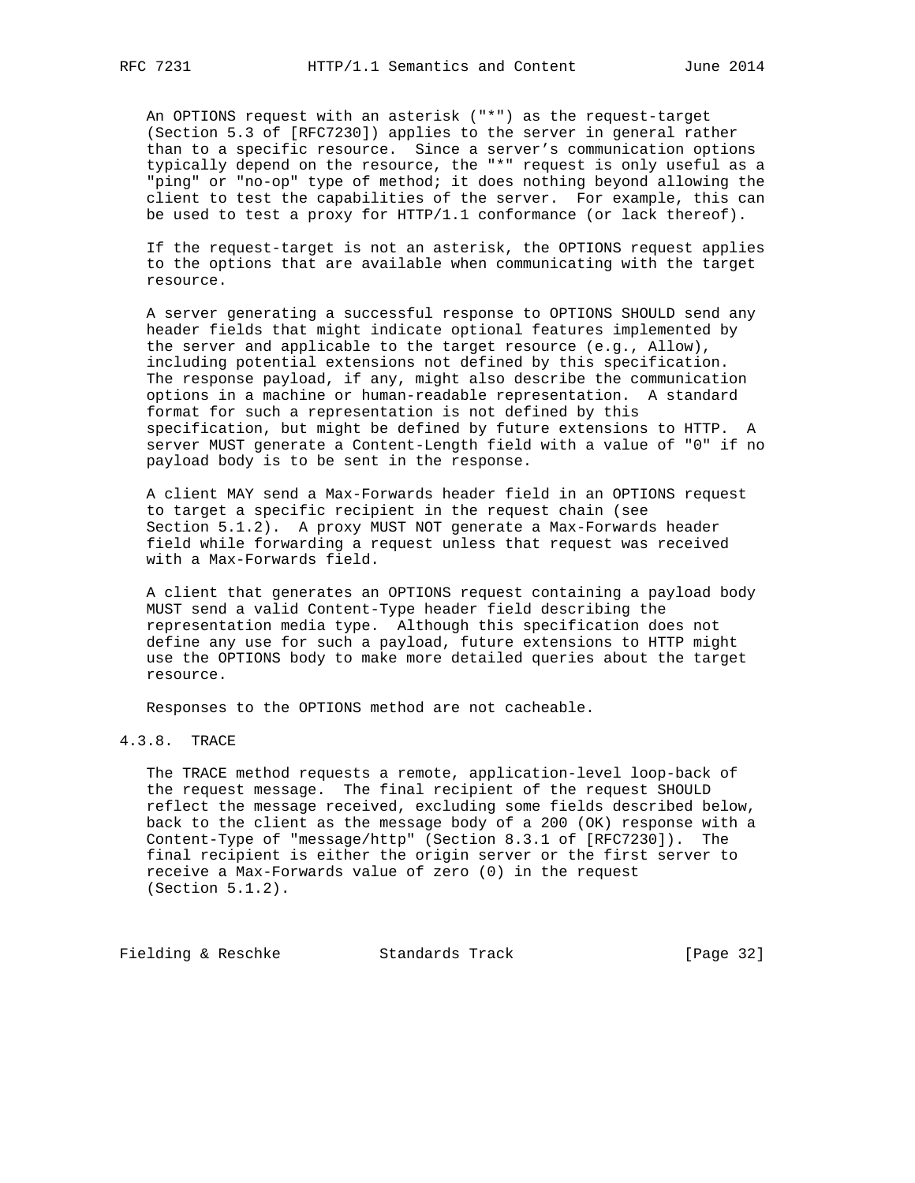An OPTIONS request with an asterisk ("*") as the request-target (Section 5.3 of [RFC7230]) applies to the server in general rather than to a specific resource. Since a server's communication options typically depend on the resource, the "*" request is only useful as a "ping" or "no-op" type of method; it does nothing beyond allowing the client to test the capabilities of the server. For example, this can be used to test a proxy for HTTP/1.1 conformance (or lack thereof).

If the request-target is not an asterisk, the OPTIONS request applies to the options that are available when communicating with the target resource.

A server generating a successful response to OPTIONS SHOULD send any header fields that might indicate optional features implemented by the server and applicable to the target resource (e.g., Allow), including potential extensions not defined by this specification. The response payload, if any, might also describe the communication options in a machine or human-readable representation. A standard format for such a representation is not defined by this specification, but might be defined by future extensions to HTTP. A server MUST generate a Content-Length field with a value of "0" if no payload body is to be sent in the response.

A client MAY send a Max-Forwards header field in an OPTIONS request to target a specific recipient in the request chain (see Section 5.1.2). A proxy MUST NOT generate a Max-Forwards header field while forwarding a request unless that request was received with a Max-Forwards field.

A client that generates an OPTIONS request containing a payload body MUST send a valid Content-Type header field describing the representation media type. Although this specification does not define any use for such a payload, future extensions to HTTP might use the OPTIONS body to make more detailed queries about the target resource.

Responses to the OPTIONS method are not cacheable.

### 4.3.8. TRACE

The TRACE method requests a remote, application-level loop-back of the request message. The final recipient of the request SHOULD reflect the message received, excluding some fields described below, back to the client as the message body of a 200 (OK) response with a Content-Type of "message/http" (Section 8.3.1 of [RFC7230]). The final recipient is either the origin server or the first server to receive a Max-Forwards value of zero (0) in the request (Section 5.1.2).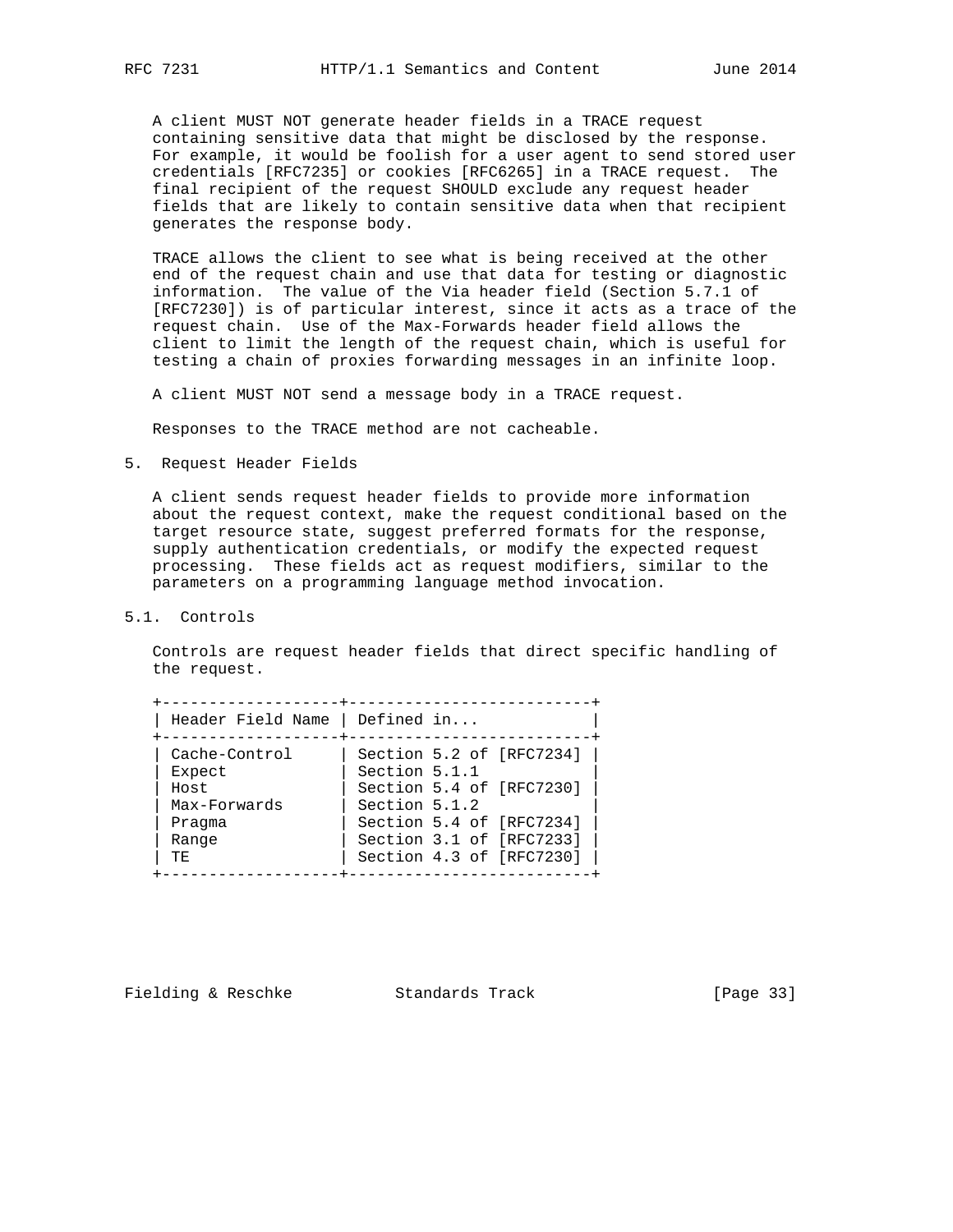A client MUST NOT generate header fields in a TRACE request containing sensitive data that might be disclosed by the response. For example, it would be foolish for a user agent to send stored user credentials [RFC7235] or cookies [RFC6265] in a TRACE request. The final recipient of the request SHOULD exclude any request header fields that are likely to contain sensitive data when that recipient generates the response body.

TRACE allows the client to see what is being received at the other end of the request chain and use that data for testing or diagnostic information. The value of the Via header field (Section 5.7.1 of [RFC7230]) is of particular interest, since it acts as a trace of the request chain. Use of the Max-Forwards header field allows the client to limit the length of the request chain, which is useful for testing a chain of proxies forwarding messages in an infinite loop.

A client MUST NOT send a message body in a TRACE request.

Responses to the TRACE method are not cacheable.

## 5. Request Header Fields

A client sends request header fields to provide more information about the request context, make the request conditional based on the target resource state, suggest preferred formats for the response, supply authentication credentials, or modify the expected request processing. These fields act as request modifiers, similar to the parameters on a programming language method invocation.

### 5.1. Controls

Controls are request header fields that direct specific handling of the request.

| Header Field Name | Defined in... |
|---|---|
| Cache-Control | Section 5.2 of [RFC7234] |
| Expect | Section 5.1.1 |
| Host | Section 5.4 of [RFC7230] |
| Max-Forwards | Section 5.1.2 |
| Pragma | Section 5.4 of [RFC7234] |
| Range | Section 3.1 of [RFC7233] |
| TE | Section 4.3 of [RFC7230] |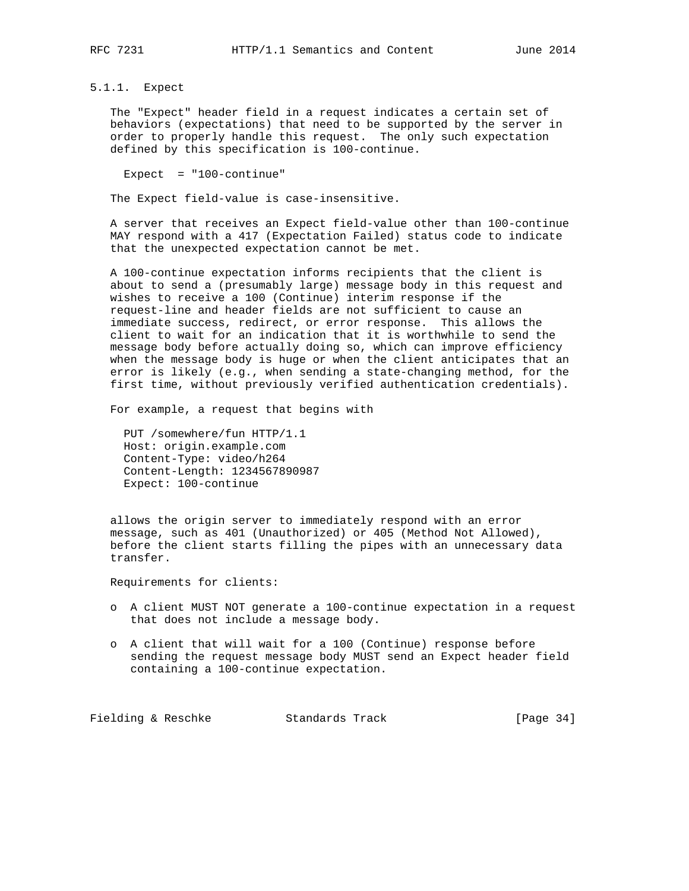### 5.1.1. Expect

The "Expect" header field in a request indicates a certain set of behaviors (expectations) that need to be supported by the server in order to properly handle this request. The only such expectation defined by this specification is 100-continue.

```
Expect  = "100-continue"
```

The Expect field-value is case-insensitive.

A server that receives an Expect field-value other than 100-continue MAY respond with a 417 (Expectation Failed) status code to indicate that the unexpected expectation cannot be met.

A 100-continue expectation informs recipients that the client is about to send a (presumably large) message body in this request and wishes to receive a 100 (Continue) interim response if the request-line and header fields are not sufficient to cause an immediate success, redirect, or error response. This allows the client to wait for an indication that it is worthwhile to send the message body before actually doing so, which can improve efficiency when the message body is huge or when the client anticipates that an error is likely (e.g., when sending a state-changing method, for the first time, without previously verified authentication credentials).

For example, a request that begins with

```
PUT /somewhere/fun HTTP/1.1
Host: origin.example.com
Content-Type: video/h264
Content-Length: 1234567890987
Expect: 100-continue
```

allows the origin server to immediately respond with an error message, such as 401 (Unauthorized) or 405 (Method Not Allowed), before the client starts filling the pipes with an unnecessary data transfer.

Requirements for clients:

- A client MUST NOT generate a 100-continue expectation in a request that does not include a message body.
- A client that will wait for a 100 (Continue) response before sending the request message body MUST send an Expect header field containing a 100-continue expectation.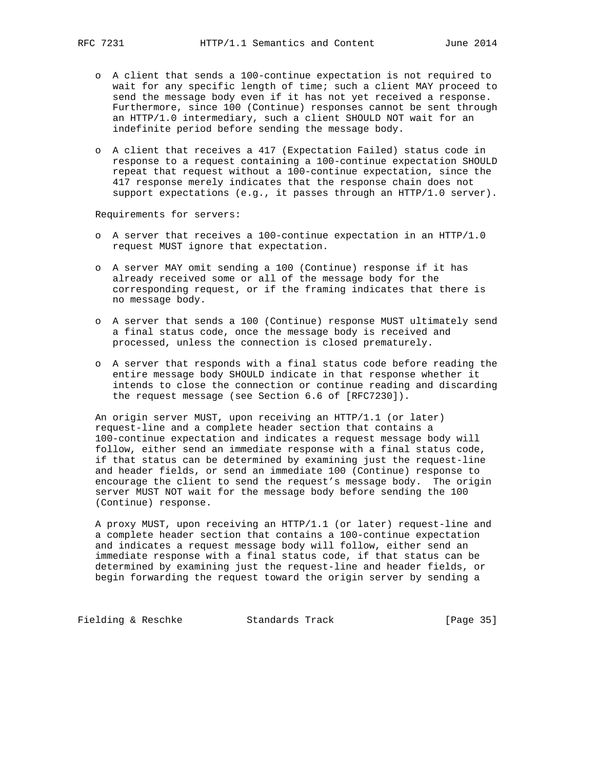- A client that sends a 100-continue expectation is not required to wait for any specific length of time; such a client MAY proceed to send the message body even if it has not yet received a response. Furthermore, since 100 (Continue) responses cannot be sent through an HTTP/1.0 intermediary, such a client SHOULD NOT wait for an indefinite period before sending the message body.

- A client that receives a 417 (Expectation Failed) status code in response to a request containing a 100-continue expectation SHOULD repeat that request without a 100-continue expectation, since the 417 response merely indicates that the response chain does not support expectations (e.g., it passes through an HTTP/1.0 server).

Requirements for servers:

- A server that receives a 100-continue expectation in an HTTP/1.0 request MUST ignore that expectation.

- A server MAY omit sending a 100 (Continue) response if it has already received some or all of the message body for the corresponding request, or if the framing indicates that there is no message body.

- A server that sends a 100 (Continue) response MUST ultimately send a final status code, once the message body is received and processed, unless the connection is closed prematurely.

- A server that responds with a final status code before reading the entire message body SHOULD indicate in that response whether it intends to close the connection or continue reading and discarding the request message (see Section 6.6 of [RFC7230]).

An origin server MUST, upon receiving an HTTP/1.1 (or later) request-line and a complete header section that contains a 100-continue expectation and indicates a request message body will follow, either send an immediate response with a final status code, if that status can be determined by examining just the request-line and header fields, or send an immediate 100 (Continue) response to encourage the client to send the request's message body. The origin server MUST NOT wait for the message body before sending the 100 (Continue) response.

A proxy MUST, upon receiving an HTTP/1.1 (or later) request-line and a complete header section that contains a 100-continue expectation and indicates a request message body will follow, either send an immediate response with a final status code, if that status can be determined by examining just the request-line and header fields, or begin forwarding the request toward the origin server by sending a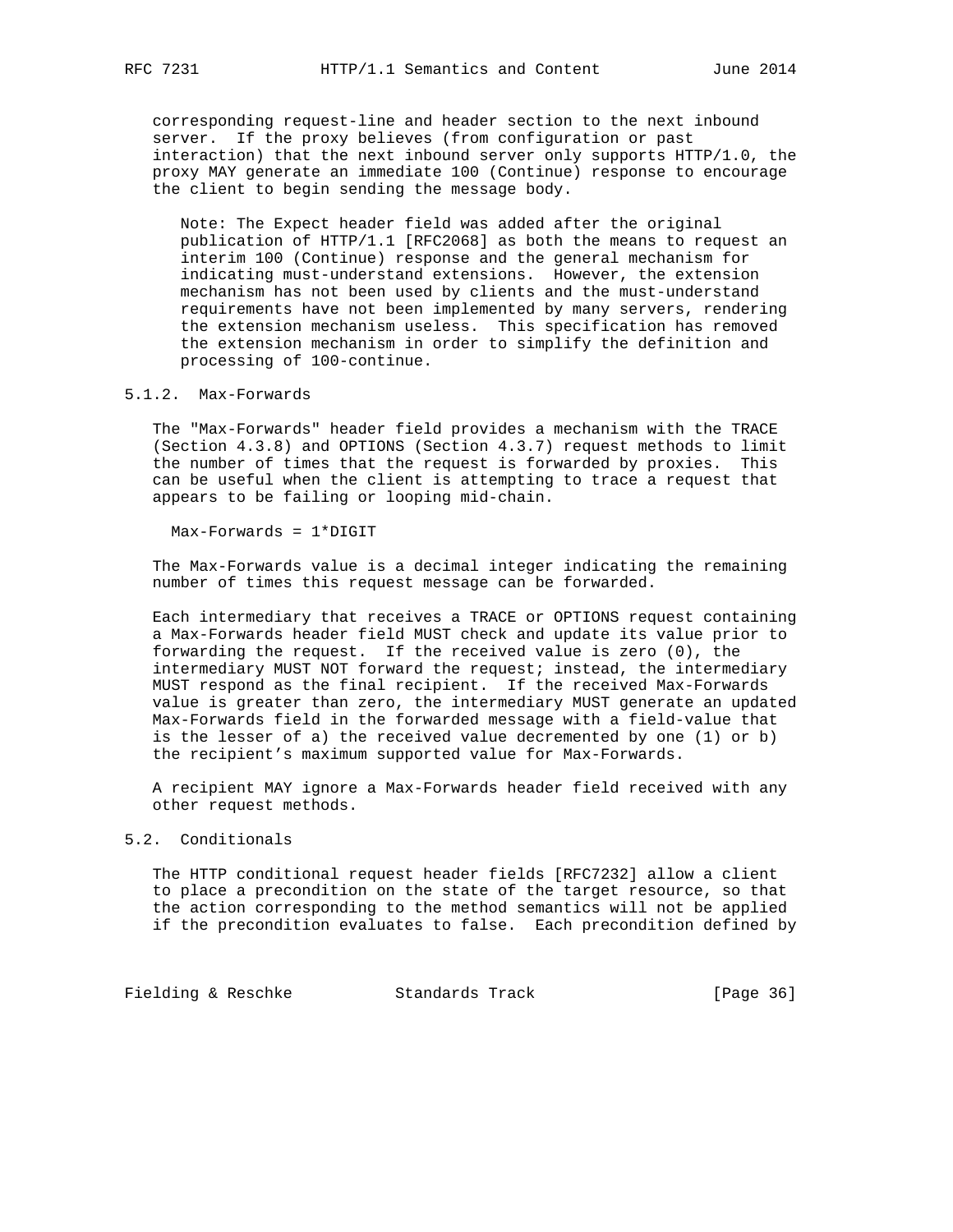corresponding request-line and header section to the next inbound server. If the proxy believes (from configuration or past interaction) that the next inbound server only supports HTTP/1.0, the proxy MAY generate an immediate 100 (Continue) response to encourage the client to begin sending the message body.

> Note: The Expect header field was added after the original publication of HTTP/1.1 [RFC2068] as both the means to request an interim 100 (Continue) response and the general mechanism for indicating must-understand extensions. However, the extension mechanism has not been used by clients and the must-understand requirements have not been implemented by many servers, rendering the extension mechanism useless. This specification has removed the extension mechanism in order to simplify the definition and processing of 100-continue.

### 5.1.2. Max-Forwards

The "Max-Forwards" header field provides a mechanism with the TRACE (Section 4.3.8) and OPTIONS (Section 4.3.7) request methods to limit the number of times that the request is forwarded by proxies. This can be useful when the client is attempting to trace a request that appears to be failing or looping mid-chain.

```
Max-Forwards = 1*DIGIT
```

The Max-Forwards value is a decimal integer indicating the remaining number of times this request message can be forwarded.

Each intermediary that receives a TRACE or OPTIONS request containing a Max-Forwards header field MUST check and update its value prior to forwarding the request. If the received value is zero (0), the intermediary MUST NOT forward the request; instead, the intermediary MUST respond as the final recipient. If the received Max-Forwards value is greater than zero, the intermediary MUST generate an updated Max-Forwards field in the forwarded message with a field-value that is the lesser of a) the received value decremented by one (1) or b) the recipient's maximum supported value for Max-Forwards.

A recipient MAY ignore a Max-Forwards header field received with any other request methods.

## 5.2. Conditionals

The HTTP conditional request header fields [RFC7232] allow a client to place a precondition on the state of the target resource, so that the action corresponding to the method semantics will not be applied if the precondition evaluates to false. Each precondition defined by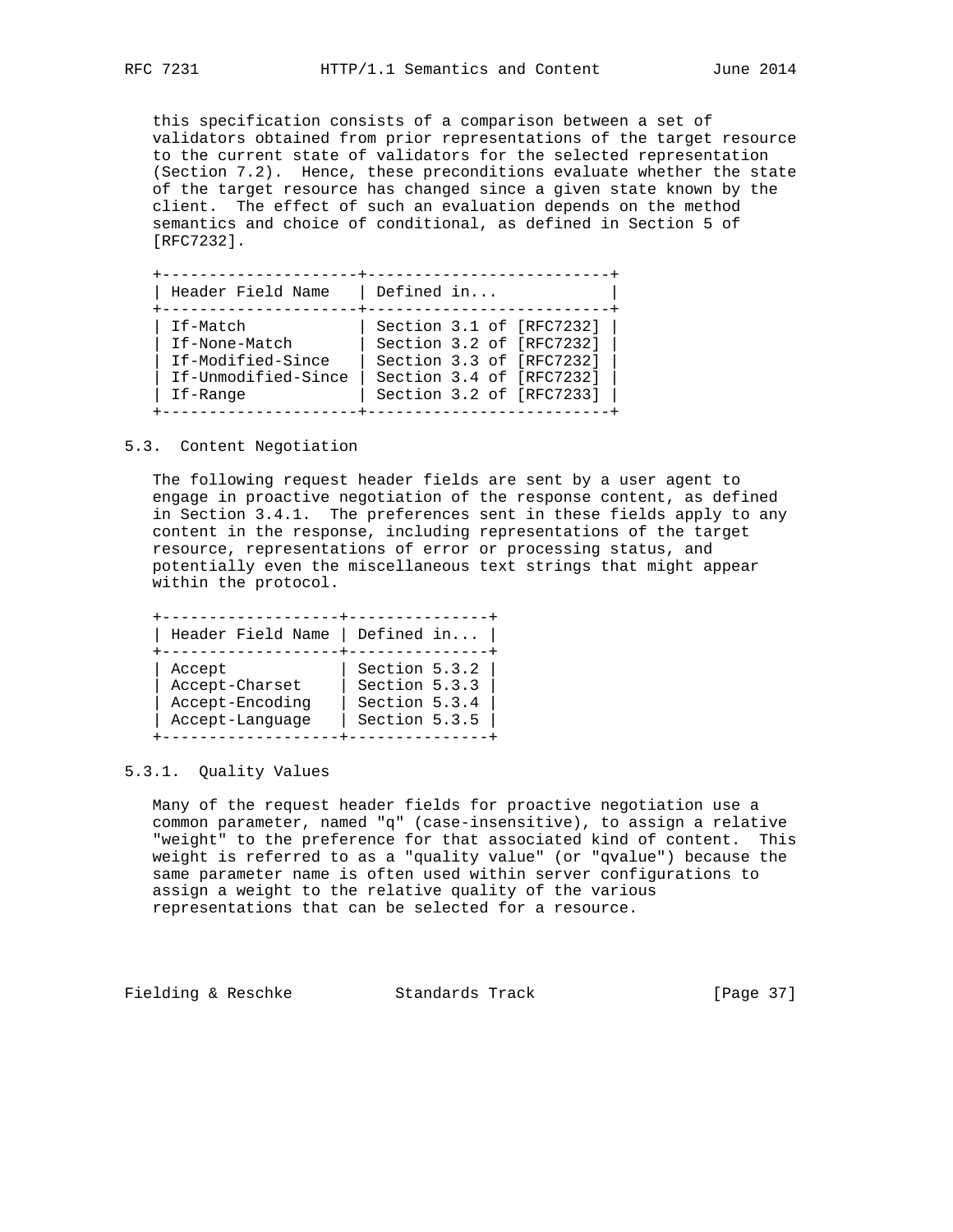this specification consists of a comparison between a set of validators obtained from prior representations of the target resource to the current state of validators for the selected representation (Section 7.2). Hence, these preconditions evaluate whether the state of the target resource has changed since a given state known by the client. The effect of such an evaluation depends on the method semantics and choice of conditional, as defined in Section 5 of [RFC7232].

| Header Field Name | Defined in... |
|---|---|
| If-Match | Section 3.1 of [RFC7232] |
| If-None-Match | Section 3.2 of [RFC7232] |
| If-Modified-Since | Section 3.3 of [RFC7232] |
| If-Unmodified-Since | Section 3.4 of [RFC7232] |
| If-Range | Section 3.2 of [RFC7233] |

### 5.3. Content Negotiation

The following request header fields are sent by a user agent to engage in proactive negotiation of the response content, as defined in Section 3.4.1. The preferences sent in these fields apply to any content in the response, including representations of the target resource, representations of error or processing status, and potentially even the miscellaneous text strings that might appear within the protocol.

| Header Field Name | Defined in... |
|---|---|
| Accept | Section 5.3.2 |
| Accept-Charset | Section 5.3.3 |
| Accept-Encoding | Section 5.3.4 |
| Accept-Language | Section 5.3.5 |

#### 5.3.1. Quality Values

Many of the request header fields for proactive negotiation use a common parameter, named "q" (case-insensitive), to assign a relative "weight" to the preference for that associated kind of content. This weight is referred to as a "quality value" (or "qvalue") because the same parameter name is often used within server configurations to assign a weight to the relative quality of the various representations that can be selected for a resource.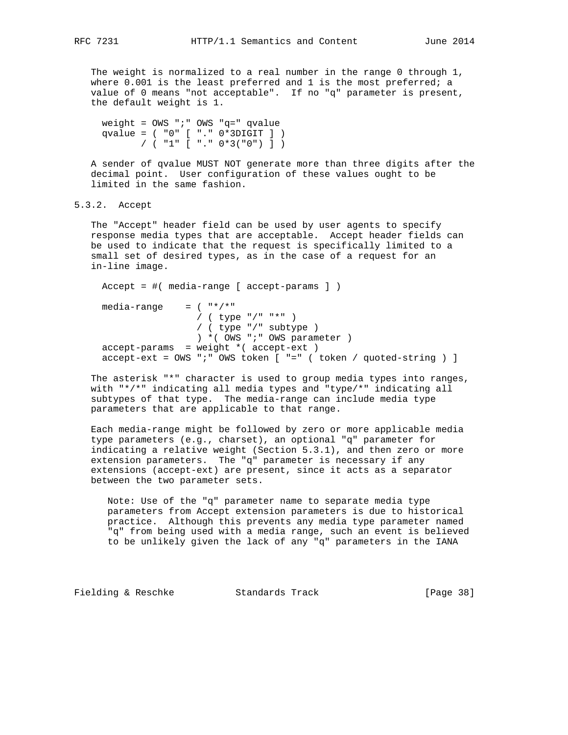The weight is normalized to a real number in the range 0 through 1, where 0.001 is the least preferred and 1 is the most preferred; a value of 0 means "not acceptable". If no "q" parameter is present, the default weight is 1.

```
weight = OWS ";" OWS "q=" qvalue
qvalue = ( "0" [ "." 0*3DIGIT ] )
       / ( "1" [ "." 0*3("0") ] )
```

A sender of qvalue MUST NOT generate more than three digits after the decimal point. User configuration of these values ought to be limited in the same fashion.

### 5.3.2. Accept

The "Accept" header field can be used by user agents to specify response media types that are acceptable. Accept header fields can be used to indicate that the request is specifically limited to a small set of desired types, as in the case of a request for an in-line image.

```
Accept = #( media-range [ accept-params ] )

media-range    = ( "*/*"
                 / ( type "/" "*" )
                 / ( type "/" subtype )
                 ) *( OWS ";" OWS parameter )
accept-params  = weight *( accept-ext )
accept-ext = OWS ";" OWS token [ "=" ( token / quoted-string ) ]
```

The asterisk "*" character is used to group media types into ranges, with "*/*" indicating all media types and "type/*" indicating all subtypes of that type. The media-range can include media type parameters that are applicable to that range.

Each media-range might be followed by zero or more applicable media type parameters (e.g., charset), an optional "q" parameter for indicating a relative weight (Section 5.3.1), and then zero or more extension parameters. The "q" parameter is necessary if any extensions (accept-ext) are present, since it acts as a separator between the two parameter sets.

> Note: Use of the "q" parameter name to separate media type parameters from Accept extension parameters is due to historical practice. Although this prevents any media type parameter named "q" from being used with a media range, such an event is believed to be unlikely given the lack of any "q" parameters in the IANA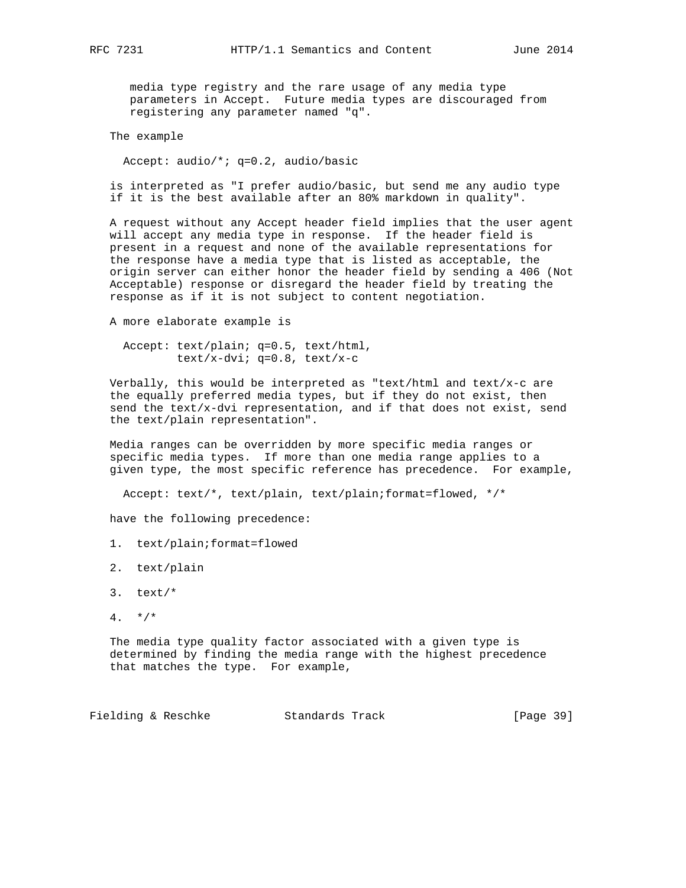media type registry and the rare usage of any media type parameters in Accept. Future media types are discouraged from registering any parameter named "q".

The example

```
Accept: audio/*; q=0.2, audio/basic
```

is interpreted as "I prefer audio/basic, but send me any audio type if it is the best available after an 80% markdown in quality".

A request without any Accept header field implies that the user agent will accept any media type in response. If the header field is present in a request and none of the available representations for the response have a media type that is listed as acceptable, the origin server can either honor the header field by sending a 406 (Not Acceptable) response or disregard the header field by treating the response as if it is not subject to content negotiation.

A more elaborate example is

```
Accept: text/plain; q=0.5, text/html,
        text/x-dvi; q=0.8, text/x-c
```

Verbally, this would be interpreted as "text/html and text/x-c are the equally preferred media types, but if they do not exist, then send the text/x-dvi representation, and if that does not exist, send the text/plain representation".

Media ranges can be overridden by more specific media ranges or specific media types. If more than one media range applies to a given type, the most specific reference has precedence. For example,

```
Accept: text/*, text/plain, text/plain;format=flowed, */*
```

have the following precedence:

1. text/plain;format=flowed

2. text/plain

3. text/*

4. */*

The media type quality factor associated with a given type is determined by finding the media range with the highest precedence that matches the type. For example,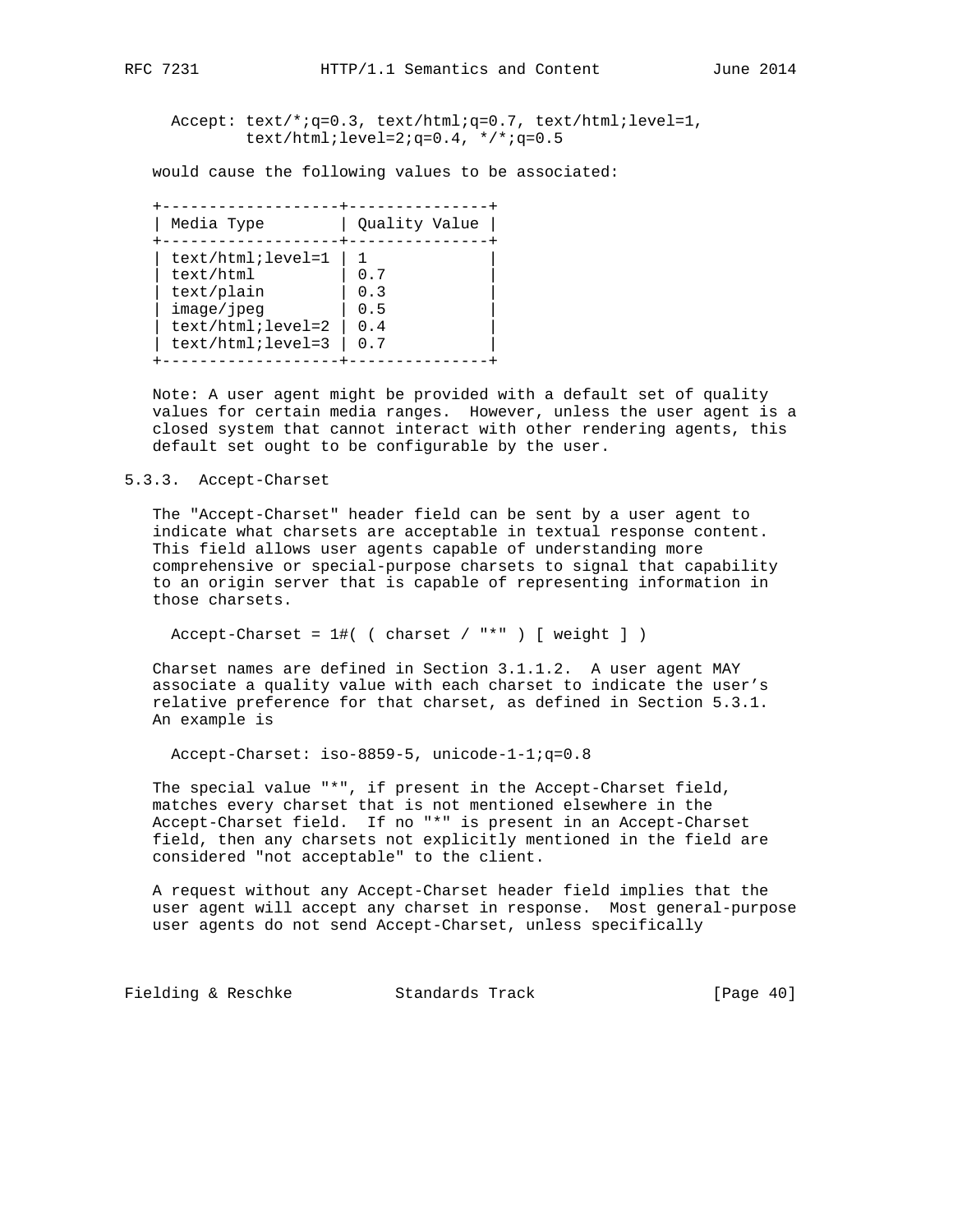```
Accept: text/*;q=0.3, text/html;q=0.7, text/html;level=1,
        text/html;level=2;q=0.4, */*;q=0.5
```

would cause the following values to be associated:

| Media Type | Quality Value |
|---|---|
| text/html;level=1 | 1 |
| text/html | 0.7 |
| text/plain | 0.3 |
| image/jpeg | 0.5 |
| text/html;level=2 | 0.4 |
| text/html;level=3 | 0.7 |

Note: A user agent might be provided with a default set of quality values for certain media ranges. However, unless the user agent is a closed system that cannot interact with other rendering agents, this default set ought to be configurable by the user.

### 5.3.3. Accept-Charset

The "Accept-Charset" header field can be sent by a user agent to indicate what charsets are acceptable in textual response content. This field allows user agents capable of understanding more comprehensive or special-purpose charsets to signal that capability to an origin server that is capable of representing information in those charsets.

```
Accept-Charset = 1#( ( charset / "*" ) [ weight ] )
```

Charset names are defined in Section 3.1.1.2. A user agent MAY associate a quality value with each charset to indicate the user's relative preference for that charset, as defined in Section 5.3.1. An example is

```
Accept-Charset: iso-8859-5, unicode-1-1;q=0.8
```

The special value "*", if present in the Accept-Charset field, matches every charset that is not mentioned elsewhere in the Accept-Charset field. If no "*" is present in an Accept-Charset field, then any charsets not explicitly mentioned in the field are considered "not acceptable" to the client.

A request without any Accept-Charset header field implies that the user agent will accept any charset in response. Most general-purpose user agents do not send Accept-Charset, unless specifically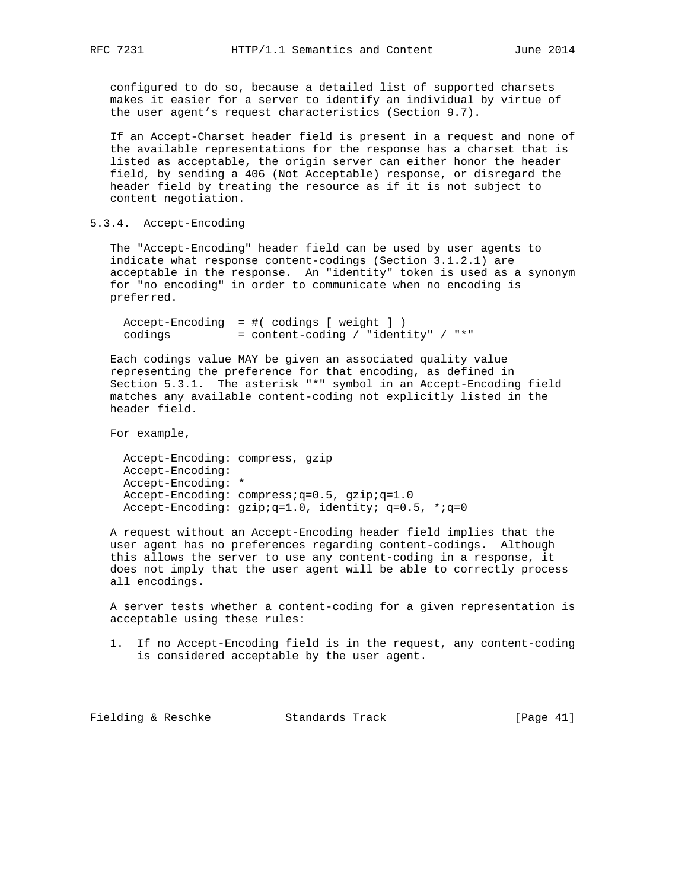configured to do so, because a detailed list of supported charsets makes it easier for a server to identify an individual by virtue of the user agent’s request characteristics (Section 9.7).

If an Accept-Charset header field is present in a request and none of the available representations for the response has a charset that is listed as acceptable, the origin server can either honor the header field, by sending a 406 (Not Acceptable) response, or disregard the header field by treating the resource as if it is not subject to content negotiation.

### 5.3.4. Accept-Encoding

The "Accept-Encoding" header field can be used by user agents to indicate what response content-codings (Section 3.1.2.1) are acceptable in the response. An "identity" token is used as a synonym for "no encoding" in order to communicate when no encoding is preferred.

```
Accept-Encoding  = #( codings [ weight ] )
codings          = content-coding / "identity" / "*"
```

Each codings value MAY be given an associated quality value representing the preference for that encoding, as defined in Section 5.3.1. The asterisk "*" symbol in an Accept-Encoding field matches any available content-coding not explicitly listed in the header field.

For example,

```
Accept-Encoding: compress, gzip
Accept-Encoding:
Accept-Encoding: *
Accept-Encoding: compress;q=0.5, gzip;q=1.0
Accept-Encoding: gzip;q=1.0, identity; q=0.5, *;q=0
```

A request without an Accept-Encoding header field implies that the user agent has no preferences regarding content-codings. Although this allows the server to use any content-coding in a response, it does not imply that the user agent will be able to correctly process all encodings.

A server tests whether a content-coding for a given representation is acceptable using these rules:

1. If no Accept-Encoding field is in the request, any content-coding is considered acceptable by the user agent.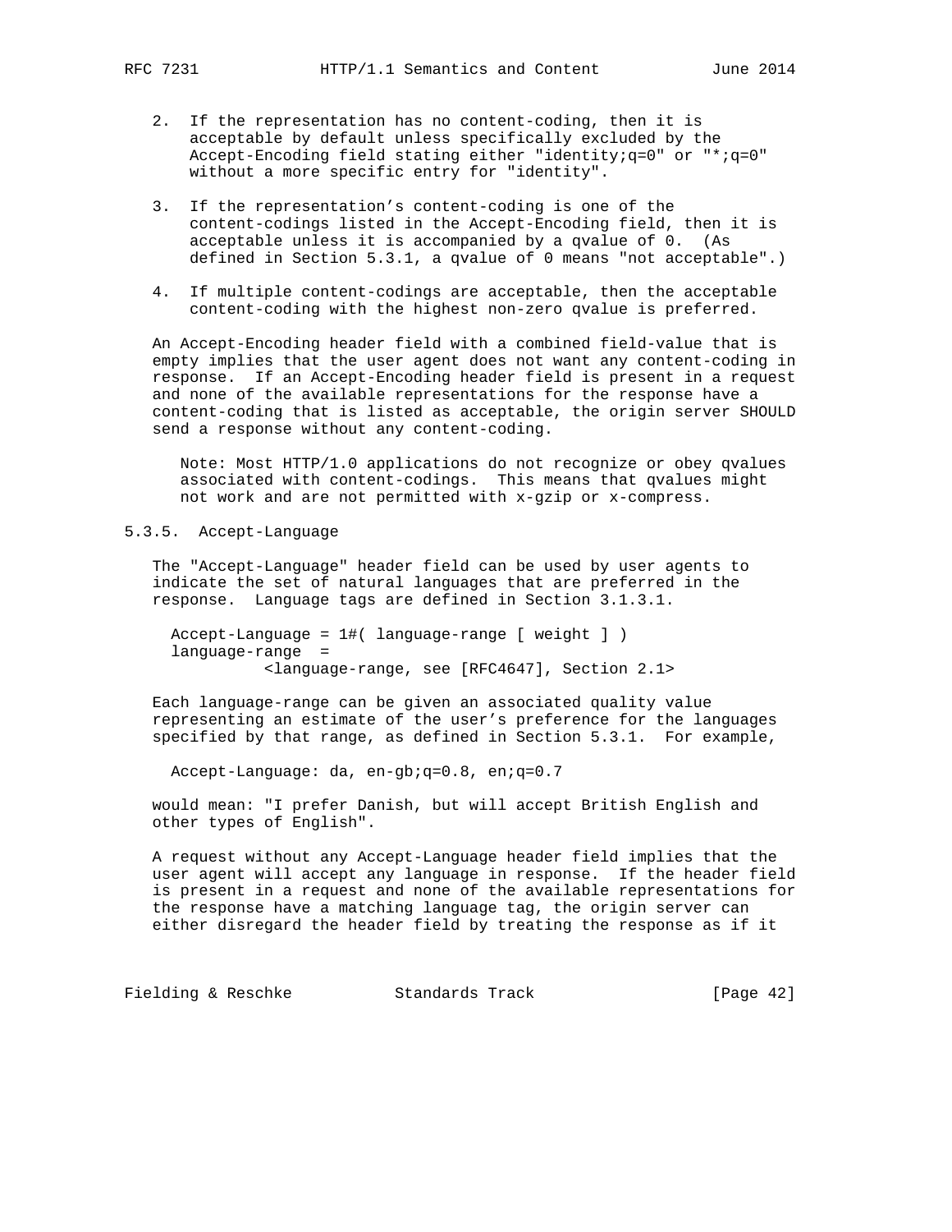2. If the representation has no content-coding, then it is acceptable by default unless specifically excluded by the Accept-Encoding field stating either "identity;q=0" or "*;q=0" without a more specific entry for "identity".

3. If the representation's content-coding is one of the content-codings listed in the Accept-Encoding field, then it is acceptable unless it is accompanied by a qvalue of 0. (As defined in Section 5.3.1, a qvalue of 0 means "not acceptable".)

4. If multiple content-codings are acceptable, then the acceptable content-coding with the highest non-zero qvalue is preferred.

An Accept-Encoding header field with a combined field-value that is empty implies that the user agent does not want any content-coding in response. If an Accept-Encoding header field is present in a request and none of the available representations for the response have a content-coding that is listed as acceptable, the origin server SHOULD send a response without any content-coding.

> Note: Most HTTP/1.0 applications do not recognize or obey qvalues associated with content-codings. This means that qvalues might not work and are not permitted with x-gzip or x-compress.

### 5.3.5. Accept-Language

The "Accept-Language" header field can be used by user agents to indicate the set of natural languages that are preferred in the response. Language tags are defined in Section 3.1.3.1.

```
Accept-Language = 1#( language-range [ weight ] )
language-range  =
          <language-range, see [RFC4647], Section 2.1>
```

Each language-range can be given an associated quality value representing an estimate of the user's preference for the languages specified by that range, as defined in Section 5.3.1. For example,

```
Accept-Language: da, en-gb;q=0.8, en;q=0.7
```

would mean: "I prefer Danish, but will accept British English and other types of English".

A request without any Accept-Language header field implies that the user agent will accept any language in response. If the header field is present in a request and none of the available representations for the response have a matching language tag, the origin server can either disregard the header field by treating the response as if it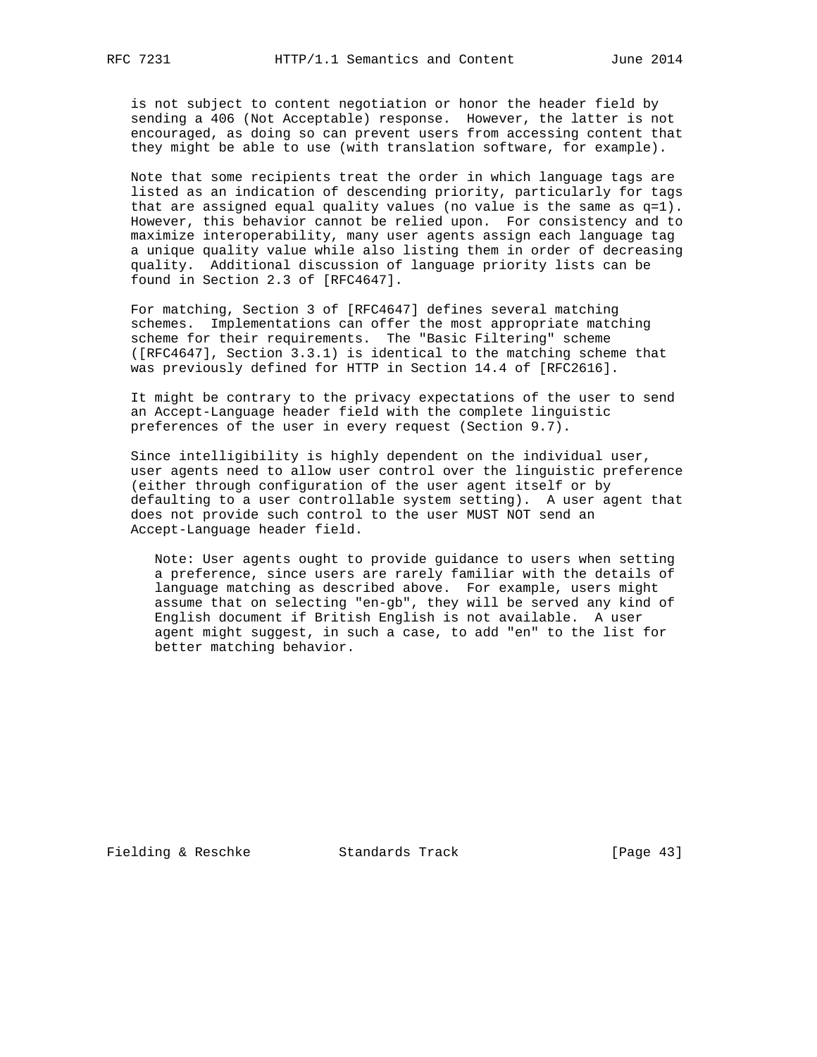is not subject to content negotiation or honor the header field by sending a 406 (Not Acceptable) response. However, the latter is not encouraged, as doing so can prevent users from accessing content that they might be able to use (with translation software, for example).

Note that some recipients treat the order in which language tags are listed as an indication of descending priority, particularly for tags that are assigned equal quality values (no value is the same as q=1). However, this behavior cannot be relied upon. For consistency and to maximize interoperability, many user agents assign each language tag a unique quality value while also listing them in order of decreasing quality. Additional discussion of language priority lists can be found in Section 2.3 of [RFC4647].

For matching, Section 3 of [RFC4647] defines several matching schemes. Implementations can offer the most appropriate matching scheme for their requirements. The "Basic Filtering" scheme ([RFC4647], Section 3.3.1) is identical to the matching scheme that was previously defined for HTTP in Section 14.4 of [RFC2616].

It might be contrary to the privacy expectations of the user to send an Accept-Language header field with the complete linguistic preferences of the user in every request (Section 9.7).

Since intelligibility is highly dependent on the individual user, user agents need to allow user control over the linguistic preference (either through configuration of the user agent itself or by defaulting to a user controllable system setting). A user agent that does not provide such control to the user MUST NOT send an Accept-Language header field.

> Note: User agents ought to provide guidance to users when setting a preference, since users are rarely familiar with the details of language matching as described above. For example, users might assume that on selecting "en-gb", they will be served any kind of English document if British English is not available. A user agent might suggest, in such a case, to add "en" to the list for better matching behavior.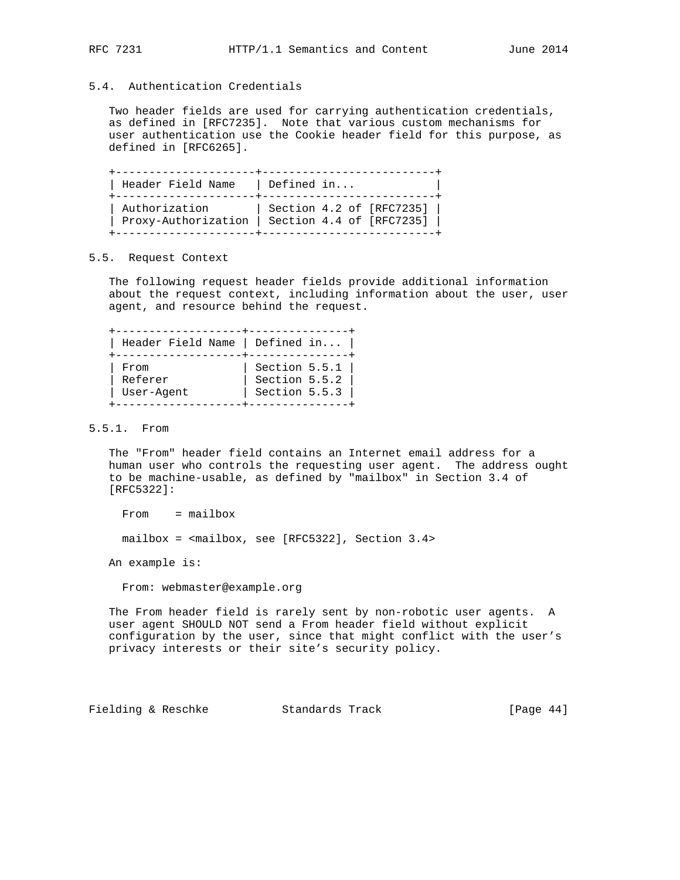## 5.4. Authentication Credentials

Two header fields are used for carrying authentication credentials, as defined in [RFC7235]. Note that various custom mechanisms for user authentication use the Cookie header field for this purpose, as defined in [RFC6265].

| Header Field Name | Defined in... |
|---|---|
| Authorization | Section 4.2 of [RFC7235] |
| Proxy-Authorization | Section 4.4 of [RFC7235] |

## 5.5. Request Context

The following request header fields provide additional information about the request context, including information about the user, user agent, and resource behind the request.

| Header Field Name | Defined in... |
|---|---|
| From | Section 5.5.1 |
| Referer | Section 5.5.2 |
| User-Agent | Section 5.5.3 |

### 5.5.1. From

The "From" header field contains an Internet email address for a human user who controls the requesting user agent. The address ought to be machine-usable, as defined by "mailbox" in Section 3.4 of [RFC5322]:

```
From    = mailbox

mailbox = <mailbox, see [RFC5322], Section 3.4>
```

An example is:

```
From: webmaster@example.org
```

The From header field is rarely sent by non-robotic user agents. A user agent SHOULD NOT send a From header field without explicit configuration by the user, since that might conflict with the user's privacy interests or their site's security policy.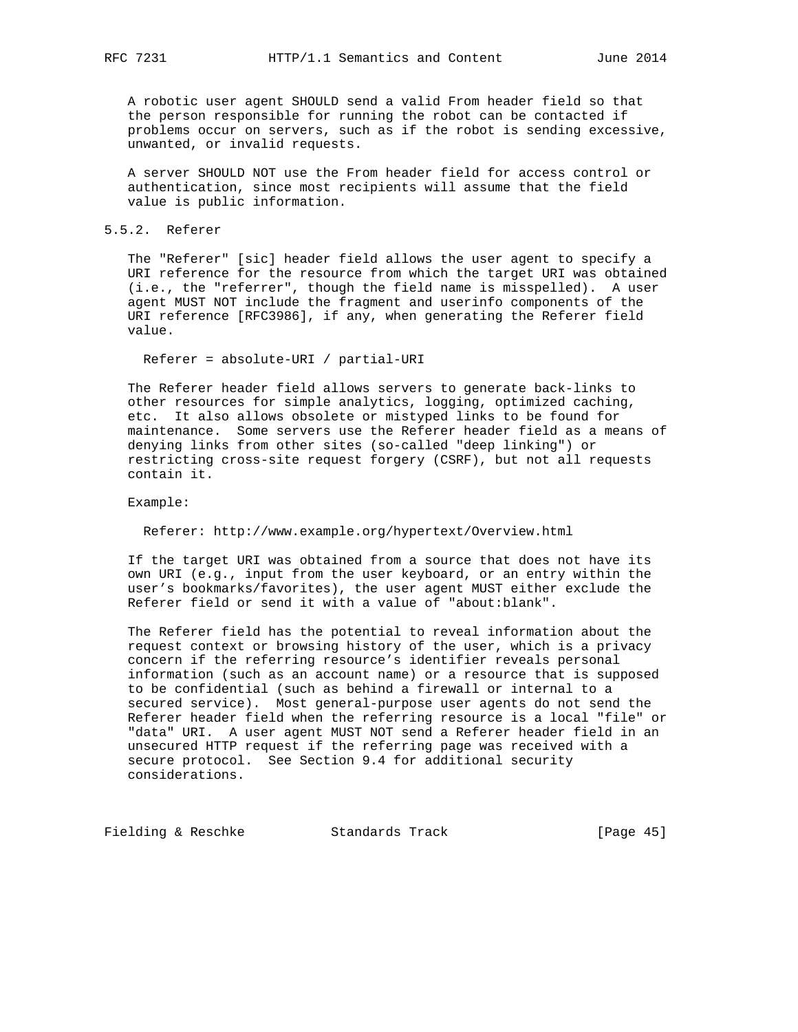A robotic user agent SHOULD send a valid From header field so that the person responsible for running the robot can be contacted if problems occur on servers, such as if the robot is sending excessive, unwanted, or invalid requests.

A server SHOULD NOT use the From header field for access control or authentication, since most recipients will assume that the field value is public information.

### 5.5.2. Referer

The "Referer" [sic] header field allows the user agent to specify a URI reference for the resource from which the target URI was obtained (i.e., the "referrer", though the field name is misspelled). A user agent MUST NOT include the fragment and userinfo components of the URI reference [RFC3986], if any, when generating the Referer field value.

```
Referer = absolute-URI / partial-URI
```

The Referer header field allows servers to generate back-links to other resources for simple analytics, logging, optimized caching, etc. It also allows obsolete or mistyped links to be found for maintenance. Some servers use the Referer header field as a means of denying links from other sites (so-called "deep linking") or restricting cross-site request forgery (CSRF), but not all requests contain it.

Example:

```
Referer: http://www.example.org/hypertext/Overview.html
```

If the target URI was obtained from a source that does not have its own URI (e.g., input from the user keyboard, or an entry within the user's bookmarks/favorites), the user agent MUST either exclude the Referer field or send it with a value of "about:blank".

The Referer field has the potential to reveal information about the request context or browsing history of the user, which is a privacy concern if the referring resource's identifier reveals personal information (such as an account name) or a resource that is supposed to be confidential (such as behind a firewall or internal to a secured service). Most general-purpose user agents do not send the Referer header field when the referring resource is a local "file" or "data" URI. A user agent MUST NOT send a Referer header field in an unsecured HTTP request if the referring page was received with a secure protocol. See Section 9.4 for additional security considerations.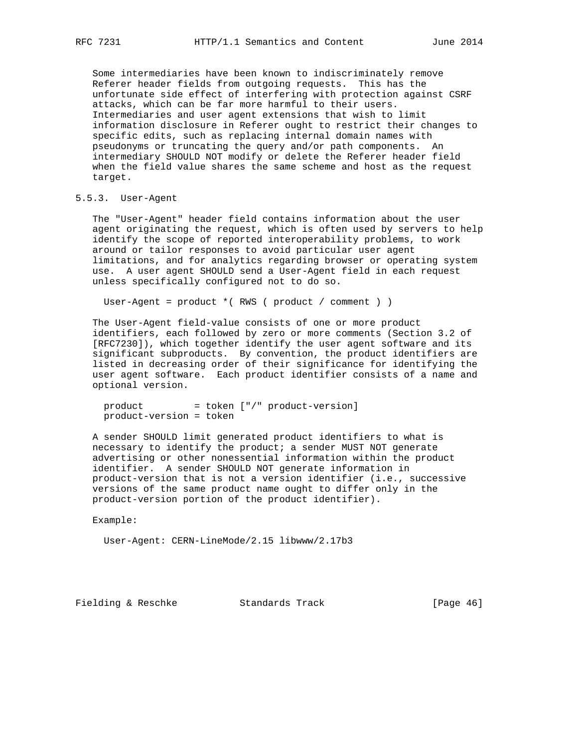Some intermediaries have been known to indiscriminately remove Referer header fields from outgoing requests. This has the unfortunate side effect of interfering with protection against CSRF attacks, which can be far more harmful to their users. Intermediaries and user agent extensions that wish to limit information disclosure in Referer ought to restrict their changes to specific edits, such as replacing internal domain names with pseudonyms or truncating the query and/or path components. An intermediary SHOULD NOT modify or delete the Referer header field when the field value shares the same scheme and host as the request target.

### 5.5.3. User-Agent

The "User-Agent" header field contains information about the user agent originating the request, which is often used by servers to help identify the scope of reported interoperability problems, to work around or tailor responses to avoid particular user agent limitations, and for analytics regarding browser or operating system use. A user agent SHOULD send a User-Agent field in each request unless specifically configured not to do so.

```
User-Agent = product *( RWS ( product / comment ) )
```

The User-Agent field-value consists of one or more product identifiers, each followed by zero or more comments (Section 3.2 of [RFC7230]), which together identify the user agent software and its significant subproducts. By convention, the product identifiers are listed in decreasing order of their significance for identifying the user agent software. Each product identifier consists of a name and optional version.

```
product         = token ["/" product-version]
product-version = token
```

A sender SHOULD limit generated product identifiers to what is necessary to identify the product; a sender MUST NOT generate advertising or other nonessential information within the product identifier. A sender SHOULD NOT generate information in product-version that is not a version identifier (i.e., successive versions of the same product name ought to differ only in the product-version portion of the product identifier).

Example:

```
User-Agent: CERN-LineMode/2.15 libwww/2.17b3
```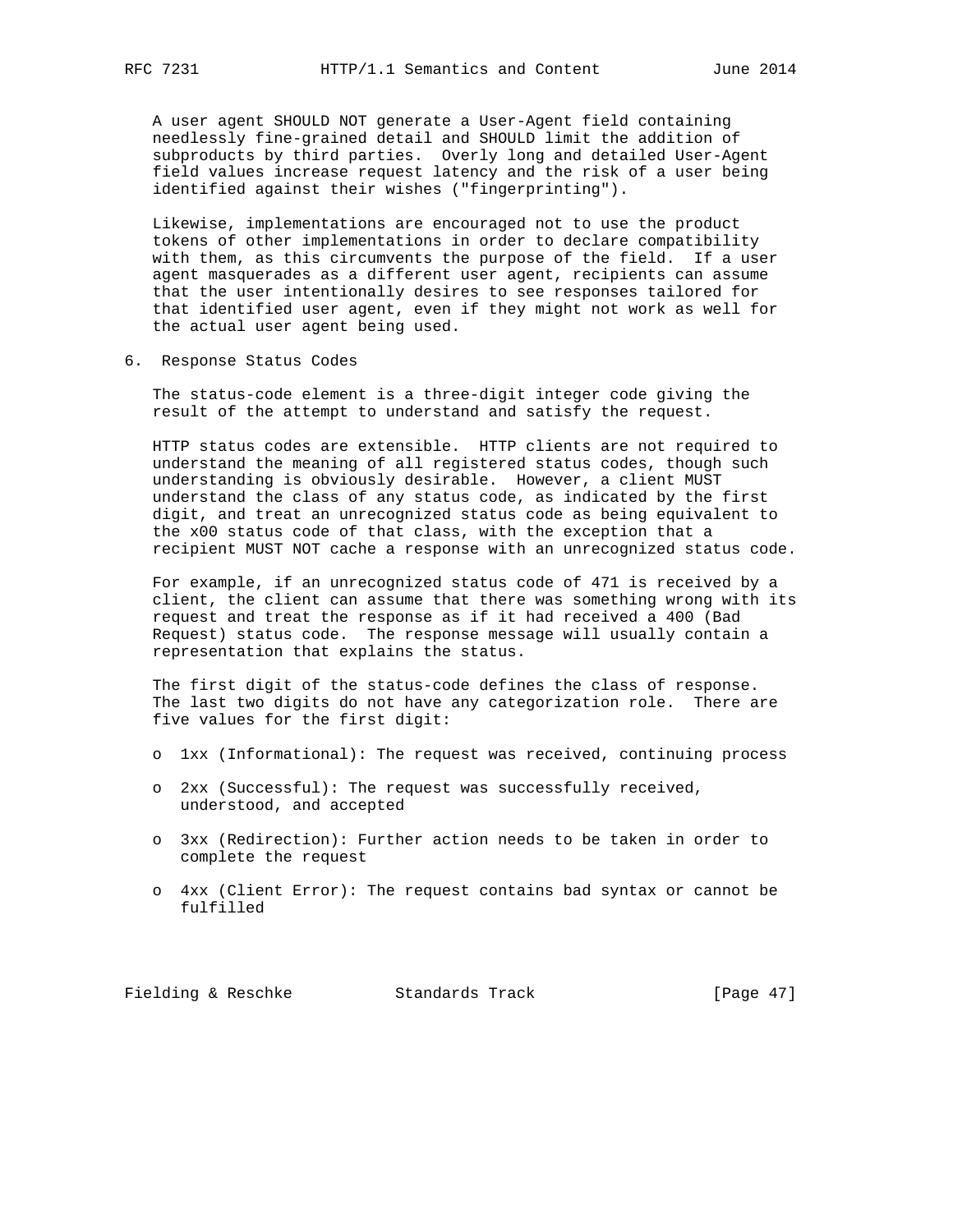A user agent SHOULD NOT generate a User-Agent field containing needlessly fine-grained detail and SHOULD limit the addition of subproducts by third parties. Overly long and detailed User-Agent field values increase request latency and the risk of a user being identified against their wishes ("fingerprinting").

Likewise, implementations are encouraged not to use the product tokens of other implementations in order to declare compatibility with them, as this circumvents the purpose of the field. If a user agent masquerades as a different user agent, recipients can assume that the user intentionally desires to see responses tailored for that identified user agent, even if they might not work as well for the actual user agent being used.

## 6. Response Status Codes

The status-code element is a three-digit integer code giving the result of the attempt to understand and satisfy the request.

HTTP status codes are extensible. HTTP clients are not required to understand the meaning of all registered status codes, though such understanding is obviously desirable. However, a client MUST understand the class of any status code, as indicated by the first digit, and treat an unrecognized status code as being equivalent to the x00 status code of that class, with the exception that a recipient MUST NOT cache a response with an unrecognized status code.

For example, if an unrecognized status code of 471 is received by a client, the client can assume that there was something wrong with its request and treat the response as if it had received a 400 (Bad Request) status code. The response message will usually contain a representation that explains the status.

The first digit of the status-code defines the class of response. The last two digits do not have any categorization role. There are five values for the first digit:

- 1xx (Informational): The request was received, continuing process
- 2xx (Successful): The request was successfully received, understood, and accepted
- 3xx (Redirection): Further action needs to be taken in order to complete the request
- 4xx (Client Error): The request contains bad syntax or cannot be fulfilled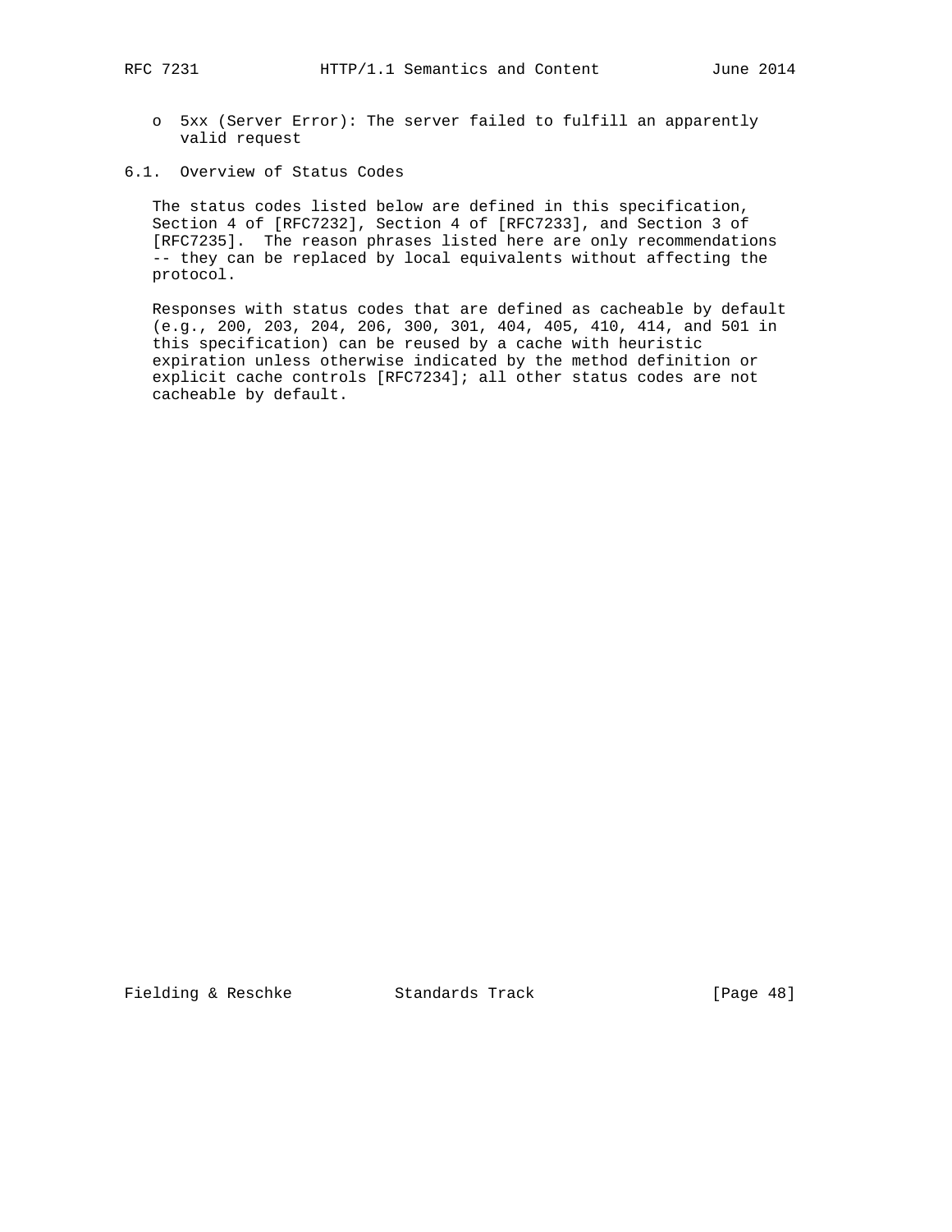- 5xx (Server Error): The server failed to fulfill an apparently valid request

## 6.1. Overview of Status Codes

The status codes listed below are defined in this specification, Section 4 of [RFC7232], Section 4 of [RFC7233], and Section 3 of [RFC7235]. The reason phrases listed here are only recommendations -- they can be replaced by local equivalents without affecting the protocol.

Responses with status codes that are defined as cacheable by default (e.g., 200, 203, 204, 206, 300, 301, 404, 405, 410, 414, and 501 in this specification) can be reused by a cache with heuristic expiration unless otherwise indicated by the method definition or explicit cache controls [RFC7234]; all other status codes are not cacheable by default.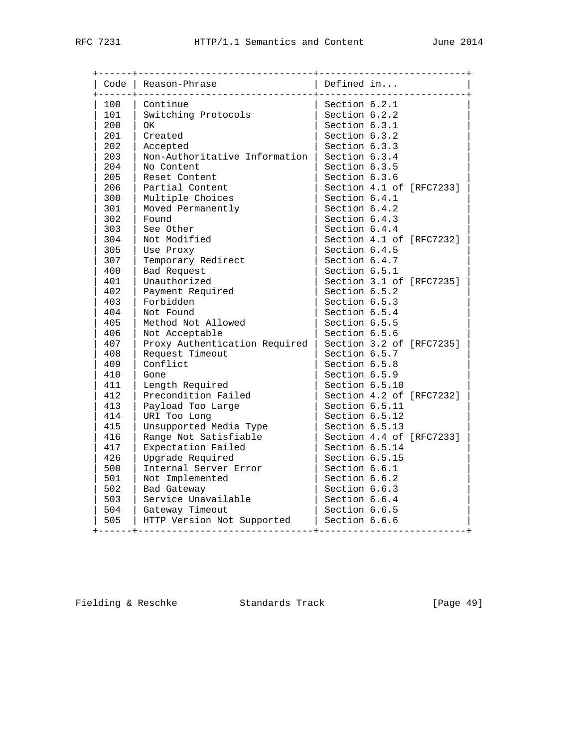| Code | Reason-Phrase | Defined in... |
| --- | --- | --- |
| 100 | Continue | Section 6.2.1 |
| 101 | Switching Protocols | Section 6.2.2 |
| 200 | OK | Section 6.3.1 |
| 201 | Created | Section 6.3.2 |
| 202 | Accepted | Section 6.3.3 |
| 203 | Non-Authoritative Information | Section 6.3.4 |
| 204 | No Content | Section 6.3.5 |
| 205 | Reset Content | Section 6.3.6 |
| 206 | Partial Content | Section 4.1 of [RFC7233] |
| 300 | Multiple Choices | Section 6.4.1 |
| 301 | Moved Permanently | Section 6.4.2 |
| 302 | Found | Section 6.4.3 |
| 303 | See Other | Section 6.4.4 |
| 304 | Not Modified | Section 4.1 of [RFC7232] |
| 305 | Use Proxy | Section 6.4.5 |
| 307 | Temporary Redirect | Section 6.4.7 |
| 400 | Bad Request | Section 6.5.1 |
| 401 | Unauthorized | Section 3.1 of [RFC7235] |
| 402 | Payment Required | Section 6.5.2 |
| 403 | Forbidden | Section 6.5.3 |
| 404 | Not Found | Section 6.5.4 |
| 405 | Method Not Allowed | Section 6.5.5 |
| 406 | Not Acceptable | Section 6.5.6 |
| 407 | Proxy Authentication Required | Section 3.2 of [RFC7235] |
| 408 | Request Timeout | Section 6.5.7 |
| 409 | Conflict | Section 6.5.8 |
| 410 | Gone | Section 6.5.9 |
| 411 | Length Required | Section 6.5.10 |
| 412 | Precondition Failed | Section 4.2 of [RFC7232] |
| 413 | Payload Too Large | Section 6.5.11 |
| 414 | URI Too Long | Section 6.5.12 |
| 415 | Unsupported Media Type | Section 6.5.13 |
| 416 | Range Not Satisfiable | Section 4.4 of [RFC7233] |
| 417 | Expectation Failed | Section 6.5.14 |
| 426 | Upgrade Required | Section 6.5.15 |
| 500 | Internal Server Error | Section 6.6.1 |
| 501 | Not Implemented | Section 6.6.2 |
| 502 | Bad Gateway | Section 6.6.3 |
| 503 | Service Unavailable | Section 6.6.4 |
| 504 | Gateway Timeout | Section 6.6.5 |
| 505 | HTTP Version Not Supported | Section 6.6.6 |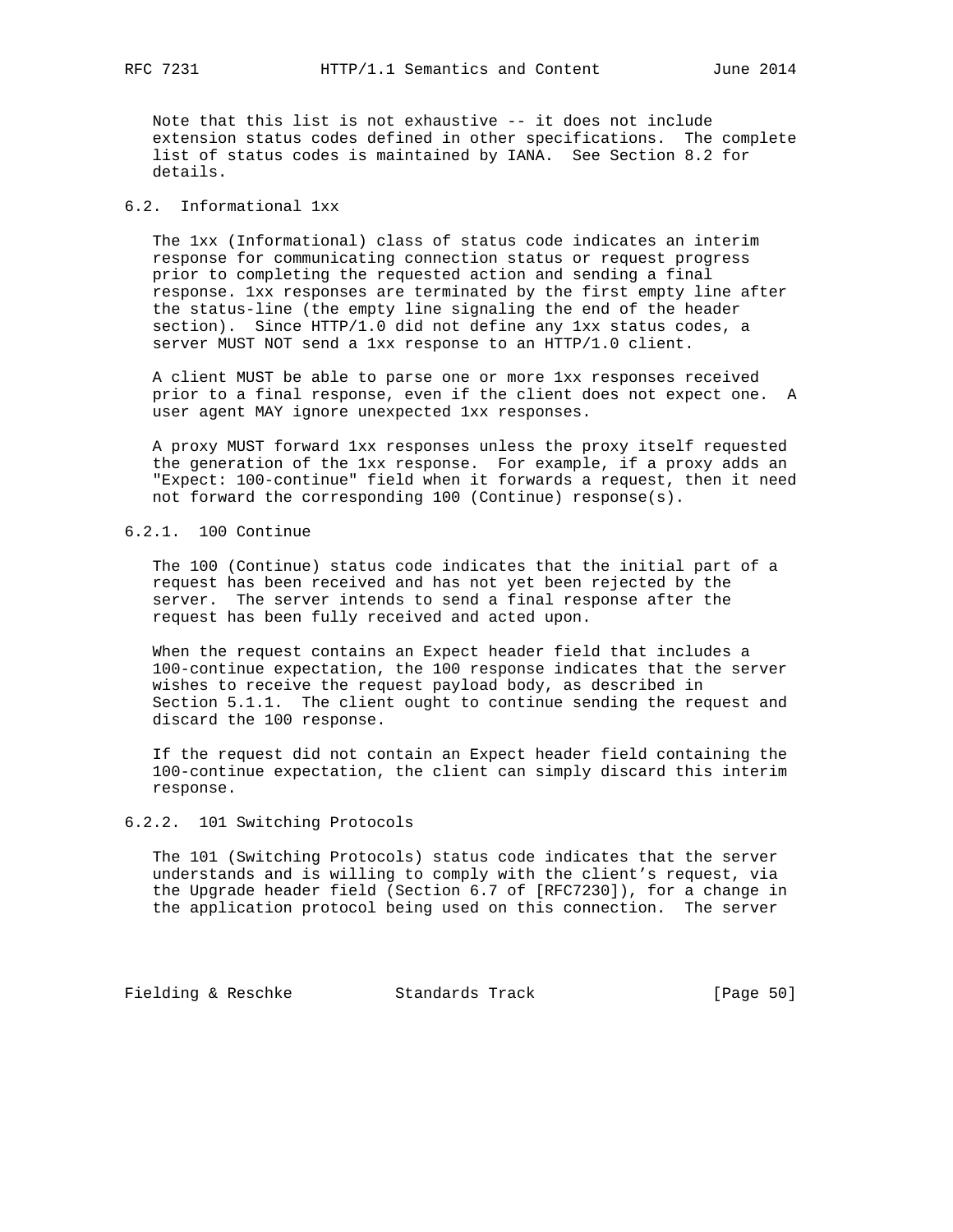Note that this list is not exhaustive -- it does not include extension status codes defined in other specifications. The complete list of status codes is maintained by IANA. See Section 8.2 for details.

## 6.2. Informational 1xx

The 1xx (Informational) class of status code indicates an interim response for communicating connection status or request progress prior to completing the requested action and sending a final response. 1xx responses are terminated by the first empty line after the status-line (the empty line signaling the end of the header section). Since HTTP/1.0 did not define any 1xx status codes, a server MUST NOT send a 1xx response to an HTTP/1.0 client.

A client MUST be able to parse one or more 1xx responses received prior to a final response, even if the client does not expect one. A user agent MAY ignore unexpected 1xx responses.

A proxy MUST forward 1xx responses unless the proxy itself requested the generation of the 1xx response. For example, if a proxy adds an "Expect: 100-continue" field when it forwards a request, then it need not forward the corresponding 100 (Continue) response(s).

### 6.2.1. 100 Continue

The 100 (Continue) status code indicates that the initial part of a request has been received and has not yet been rejected by the server. The server intends to send a final response after the request has been fully received and acted upon.

When the request contains an Expect header field that includes a 100-continue expectation, the 100 response indicates that the server wishes to receive the request payload body, as described in Section 5.1.1. The client ought to continue sending the request and discard the 100 response.

If the request did not contain an Expect header field containing the 100-continue expectation, the client can simply discard this interim response.

### 6.2.2. 101 Switching Protocols

The 101 (Switching Protocols) status code indicates that the server understands and is willing to comply with the client's request, via the Upgrade header field (Section 6.7 of [RFC7230]), for a change in the application protocol being used on this connection. The server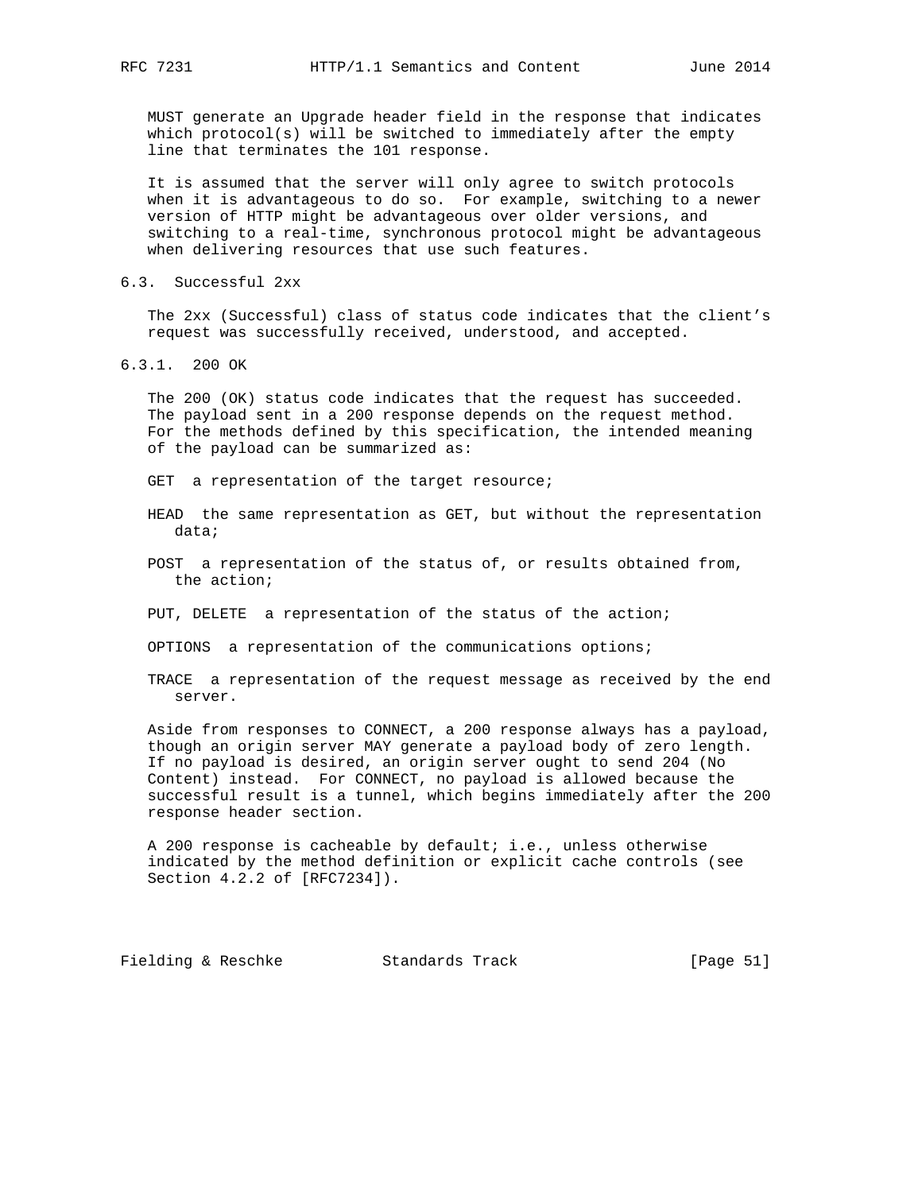MUST generate an Upgrade header field in the response that indicates which protocol(s) will be switched to immediately after the empty line that terminates the 101 response.

It is assumed that the server will only agree to switch protocols when it is advantageous to do so. For example, switching to a newer version of HTTP might be advantageous over older versions, and switching to a real-time, synchronous protocol might be advantageous when delivering resources that use such features.

## 6.3. Successful 2xx

The 2xx (Successful) class of status code indicates that the client's request was successfully received, understood, and accepted.

### 6.3.1. 200 OK

The 200 (OK) status code indicates that the request has succeeded. The payload sent in a 200 response depends on the request method. For the methods defined by this specification, the intended meaning of the payload can be summarized as:

GET  a representation of the target resource;

HEAD  the same representation as GET, but without the representation data;

POST  a representation of the status of, or results obtained from, the action;

PUT, DELETE  a representation of the status of the action;

OPTIONS  a representation of the communications options;

TRACE  a representation of the request message as received by the end server.

Aside from responses to CONNECT, a 200 response always has a payload, though an origin server MAY generate a payload body of zero length. If no payload is desired, an origin server ought to send 204 (No Content) instead. For CONNECT, no payload is allowed because the successful result is a tunnel, which begins immediately after the 200 response header section.

A 200 response is cacheable by default; i.e., unless otherwise indicated by the method definition or explicit cache controls (see Section 4.2.2 of [RFC7234]).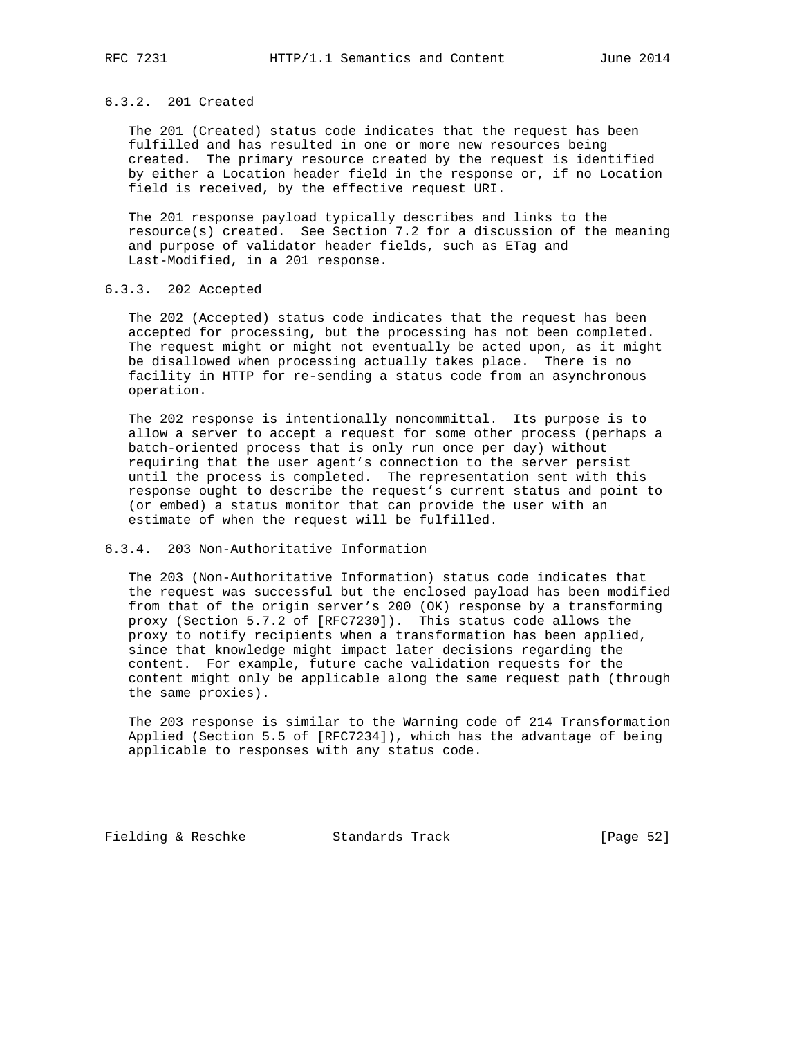### 6.3.2. 201 Created

The 201 (Created) status code indicates that the request has been fulfilled and has resulted in one or more new resources being created. The primary resource created by the request is identified by either a Location header field in the response or, if no Location field is received, by the effective request URI.

The 201 response payload typically describes and links to the resource(s) created. See Section 7.2 for a discussion of the meaning and purpose of validator header fields, such as ETag and Last-Modified, in a 201 response.

### 6.3.3. 202 Accepted

The 202 (Accepted) status code indicates that the request has been accepted for processing, but the processing has not been completed. The request might or might not eventually be acted upon, as it might be disallowed when processing actually takes place. There is no facility in HTTP for re-sending a status code from an asynchronous operation.

The 202 response is intentionally noncommittal. Its purpose is to allow a server to accept a request for some other process (perhaps a batch-oriented process that is only run once per day) without requiring that the user agent's connection to the server persist until the process is completed. The representation sent with this response ought to describe the request's current status and point to (or embed) a status monitor that can provide the user with an estimate of when the request will be fulfilled.

### 6.3.4. 203 Non-Authoritative Information

The 203 (Non-Authoritative Information) status code indicates that the request was successful but the enclosed payload has been modified from that of the origin server's 200 (OK) response by a transforming proxy (Section 5.7.2 of [RFC7230]). This status code allows the proxy to notify recipients when a transformation has been applied, since that knowledge might impact later decisions regarding the content. For example, future cache validation requests for the content might only be applicable along the same request path (through the same proxies).

The 203 response is similar to the Warning code of 214 Transformation Applied (Section 5.5 of [RFC7234]), which has the advantage of being applicable to responses with any status code.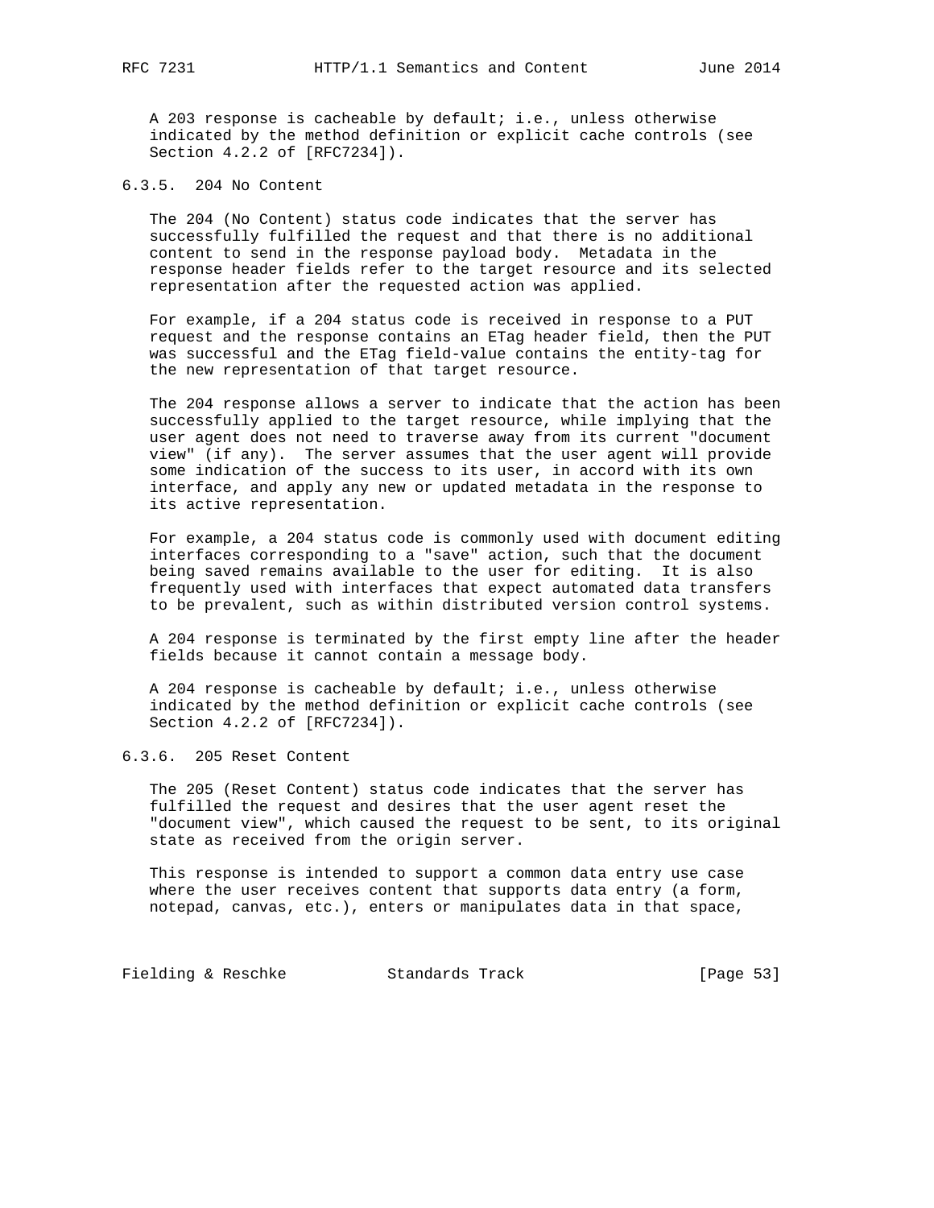A 203 response is cacheable by default; i.e., unless otherwise indicated by the method definition or explicit cache controls (see Section 4.2.2 of [RFC7234]).

### 6.3.5. 204 No Content

The 204 (No Content) status code indicates that the server has successfully fulfilled the request and that there is no additional content to send in the response payload body. Metadata in the response header fields refer to the target resource and its selected representation after the requested action was applied.

For example, if a 204 status code is received in response to a PUT request and the response contains an ETag header field, then the PUT was successful and the ETag field-value contains the entity-tag for the new representation of that target resource.

The 204 response allows a server to indicate that the action has been successfully applied to the target resource, while implying that the user agent does not need to traverse away from its current "document view" (if any). The server assumes that the user agent will provide some indication of the success to its user, in accord with its own interface, and apply any new or updated metadata in the response to its active representation.

For example, a 204 status code is commonly used with document editing interfaces corresponding to a "save" action, such that the document being saved remains available to the user for editing. It is also frequently used with interfaces that expect automated data transfers to be prevalent, such as within distributed version control systems.

A 204 response is terminated by the first empty line after the header fields because it cannot contain a message body.

A 204 response is cacheable by default; i.e., unless otherwise indicated by the method definition or explicit cache controls (see Section 4.2.2 of [RFC7234]).

### 6.3.6. 205 Reset Content

The 205 (Reset Content) status code indicates that the server has fulfilled the request and desires that the user agent reset the "document view", which caused the request to be sent, to its original state as received from the origin server.

This response is intended to support a common data entry use case where the user receives content that supports data entry (a form, notepad, canvas, etc.), enters or manipulates data in that space,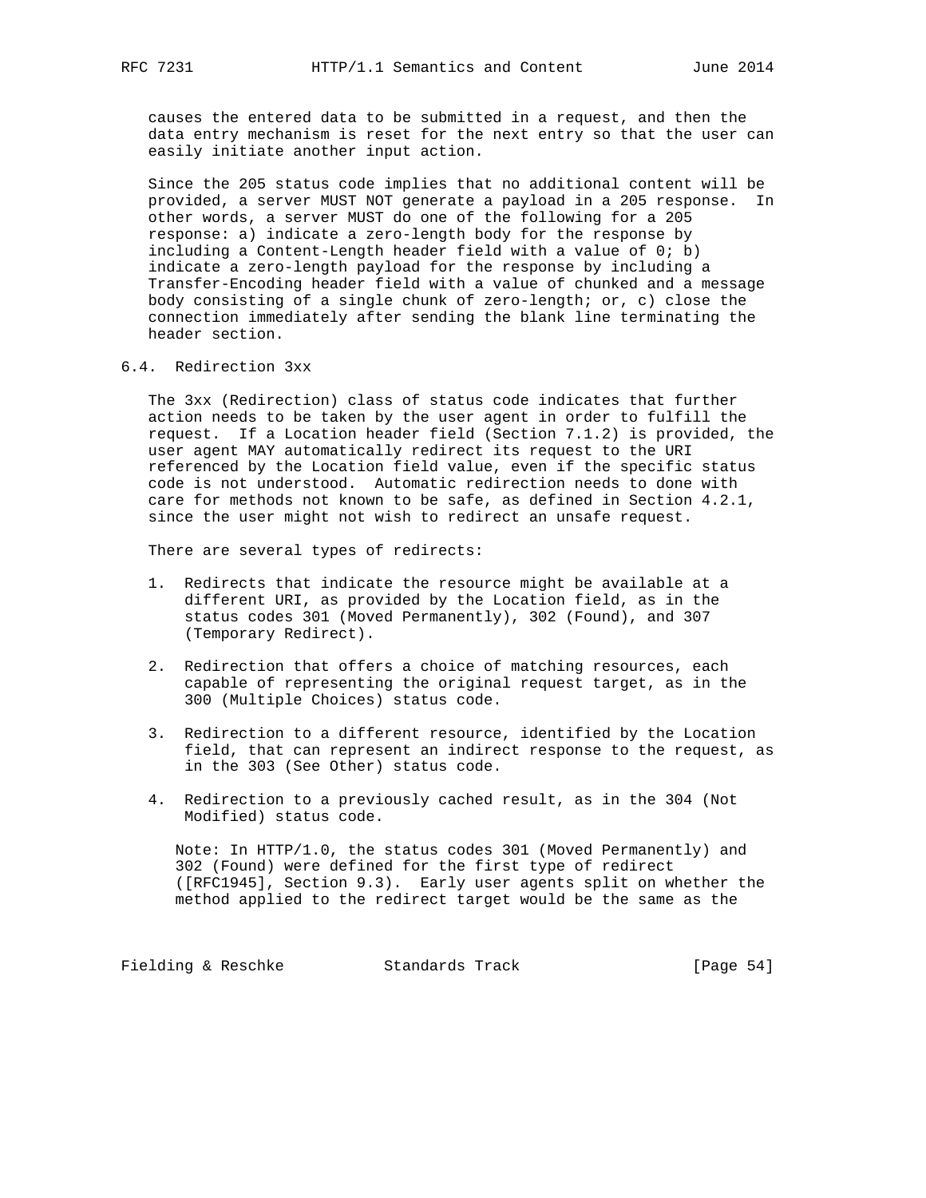causes the entered data to be submitted in a request, and then the data entry mechanism is reset for the next entry so that the user can easily initiate another input action.

Since the 205 status code implies that no additional content will be provided, a server MUST NOT generate a payload in a 205 response. In other words, a server MUST do one of the following for a 205 response: a) indicate a zero-length body for the response by including a Content-Length header field with a value of 0; b) indicate a zero-length payload for the response by including a Transfer-Encoding header field with a value of chunked and a message body consisting of a single chunk of zero-length; or, c) close the connection immediately after sending the blank line terminating the header section.

## 6.4. Redirection 3xx

The 3xx (Redirection) class of status code indicates that further action needs to be taken by the user agent in order to fulfill the request. If a Location header field (Section 7.1.2) is provided, the user agent MAY automatically redirect its request to the URI referenced by the Location field value, even if the specific status code is not understood. Automatic redirection needs to done with care for methods not known to be safe, as defined in Section 4.2.1, since the user might not wish to redirect an unsafe request.

There are several types of redirects:

1. Redirects that indicate the resource might be available at a different URI, as provided by the Location field, as in the status codes 301 (Moved Permanently), 302 (Found), and 307 (Temporary Redirect).

2. Redirection that offers a choice of matching resources, each capable of representing the original request target, as in the 300 (Multiple Choices) status code.

3. Redirection to a different resource, identified by the Location field, that can represent an indirect response to the request, as in the 303 (See Other) status code.

4. Redirection to a previously cached result, as in the 304 (Not Modified) status code.

Note: In HTTP/1.0, the status codes 301 (Moved Permanently) and 302 (Found) were defined for the first type of redirect ([RFC1945], Section 9.3). Early user agents split on whether the method applied to the redirect target would be the same as the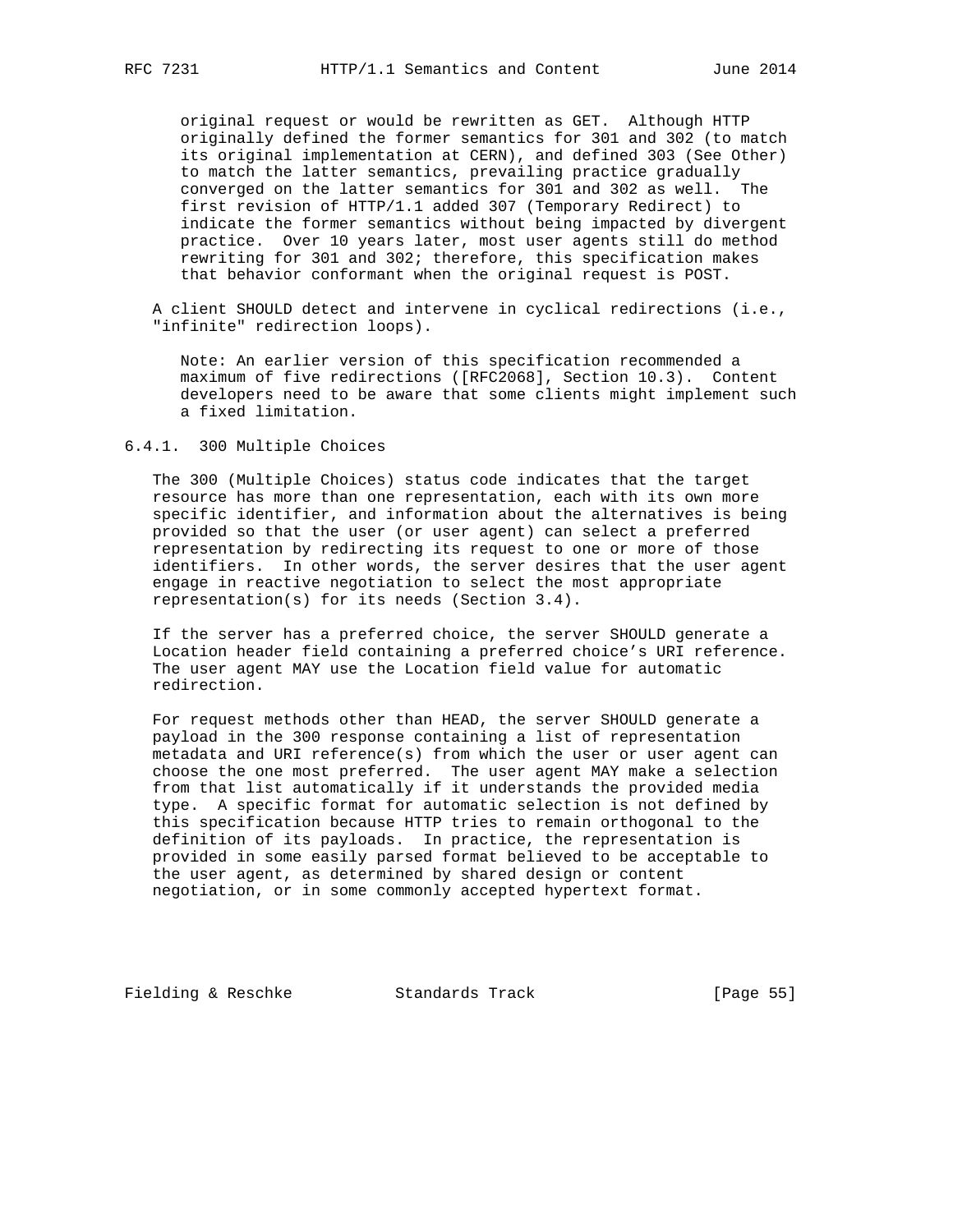original request or would be rewritten as GET. Although HTTP originally defined the former semantics for 301 and 302 (to match its original implementation at CERN), and defined 303 (See Other) to match the latter semantics, prevailing practice gradually converged on the latter semantics for 301 and 302 as well. The first revision of HTTP/1.1 added 307 (Temporary Redirect) to indicate the former semantics without being impacted by divergent practice. Over 10 years later, most user agents still do method rewriting for 301 and 302; therefore, this specification makes that behavior conformant when the original request is POST.

A client SHOULD detect and intervene in cyclical redirections (i.e., "infinite" redirection loops).

Note: An earlier version of this specification recommended a maximum of five redirections ([RFC2068], Section 10.3). Content developers need to be aware that some clients might implement such a fixed limitation.

### 6.4.1. 300 Multiple Choices

The 300 (Multiple Choices) status code indicates that the target resource has more than one representation, each with its own more specific identifier, and information about the alternatives is being provided so that the user (or user agent) can select a preferred representation by redirecting its request to one or more of those identifiers. In other words, the server desires that the user agent engage in reactive negotiation to select the most appropriate representation(s) for its needs (Section 3.4).

If the server has a preferred choice, the server SHOULD generate a Location header field containing a preferred choice's URI reference. The user agent MAY use the Location field value for automatic redirection.

For request methods other than HEAD, the server SHOULD generate a payload in the 300 response containing a list of representation metadata and URI reference(s) from which the user or user agent can choose the one most preferred. The user agent MAY make a selection from that list automatically if it understands the provided media type. A specific format for automatic selection is not defined by this specification because HTTP tries to remain orthogonal to the definition of its payloads. In practice, the representation is provided in some easily parsed format believed to be acceptable to the user agent, as determined by shared design or content negotiation, or in some commonly accepted hypertext format.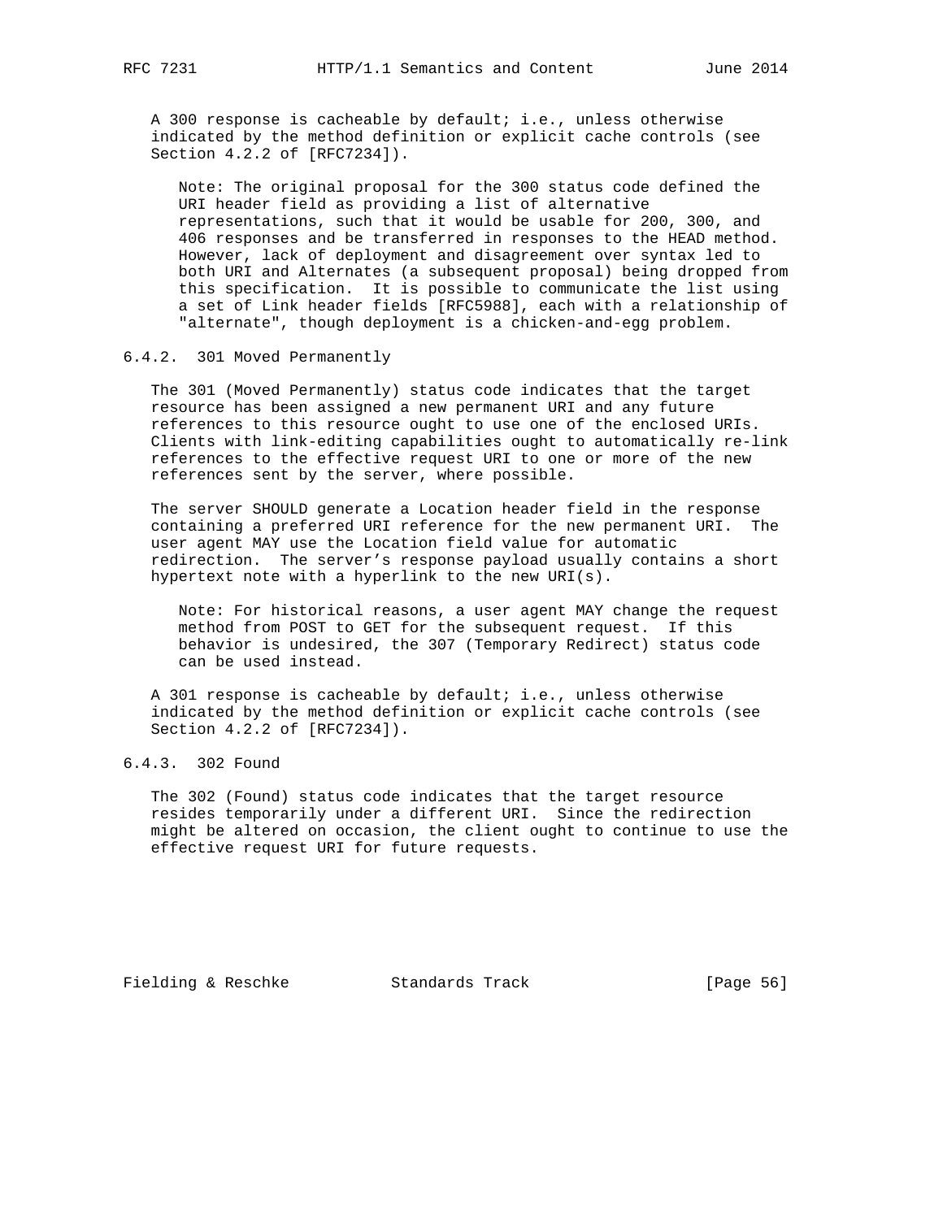A 300 response is cacheable by default; i.e., unless otherwise indicated by the method definition or explicit cache controls (see Section 4.2.2 of [RFC7234]).

> Note: The original proposal for the 300 status code defined the URI header field as providing a list of alternative representations, such that it would be usable for 200, 300, and 406 responses and be transferred in responses to the HEAD method. However, lack of deployment and disagreement over syntax led to both URI and Alternates (a subsequent proposal) being dropped from this specification. It is possible to communicate the list using a set of Link header fields [RFC5988], each with a relationship of "alternate", though deployment is a chicken-and-egg problem.

### 6.4.2. 301 Moved Permanently

The 301 (Moved Permanently) status code indicates that the target resource has been assigned a new permanent URI and any future references to this resource ought to use one of the enclosed URIs. Clients with link-editing capabilities ought to automatically re-link references to the effective request URI to one or more of the new references sent by the server, where possible.

The server SHOULD generate a Location header field in the response containing a preferred URI reference for the new permanent URI. The user agent MAY use the Location field value for automatic redirection. The server's response payload usually contains a short hypertext note with a hyperlink to the new URI(s).

> Note: For historical reasons, a user agent MAY change the request method from POST to GET for the subsequent request. If this behavior is undesired, the 307 (Temporary Redirect) status code can be used instead.

A 301 response is cacheable by default; i.e., unless otherwise indicated by the method definition or explicit cache controls (see Section 4.2.2 of [RFC7234]).

### 6.4.3. 302 Found

The 302 (Found) status code indicates that the target resource resides temporarily under a different URI. Since the redirection might be altered on occasion, the client ought to continue to use the effective request URI for future requests.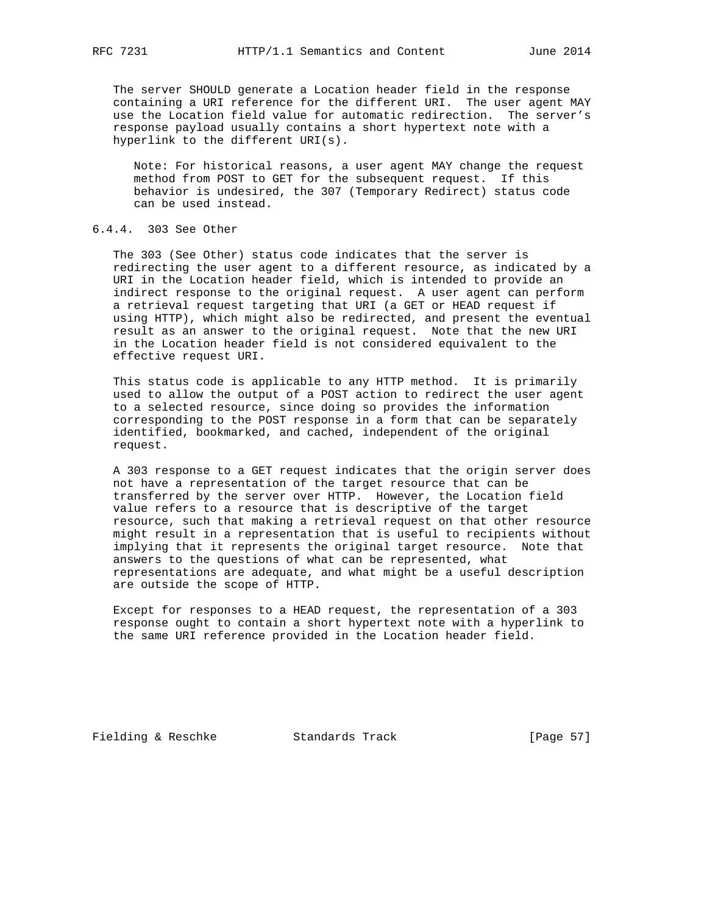The server SHOULD generate a Location header field in the response containing a URI reference for the different URI. The user agent MAY use the Location field value for automatic redirection. The server's response payload usually contains a short hypertext note with a hyperlink to the different URI(s).

> Note: For historical reasons, a user agent MAY change the request method from POST to GET for the subsequent request. If this behavior is undesired, the 307 (Temporary Redirect) status code can be used instead.

### 6.4.4. 303 See Other

The 303 (See Other) status code indicates that the server is redirecting the user agent to a different resource, as indicated by a URI in the Location header field, which is intended to provide an indirect response to the original request. A user agent can perform a retrieval request targeting that URI (a GET or HEAD request if using HTTP), which might also be redirected, and present the eventual result as an answer to the original request. Note that the new URI in the Location header field is not considered equivalent to the effective request URI.

This status code is applicable to any HTTP method. It is primarily used to allow the output of a POST action to redirect the user agent to a selected resource, since doing so provides the information corresponding to the POST response in a form that can be separately identified, bookmarked, and cached, independent of the original request.

A 303 response to a GET request indicates that the origin server does not have a representation of the target resource that can be transferred by the server over HTTP. However, the Location field value refers to a resource that is descriptive of the target resource, such that making a retrieval request on that other resource might result in a representation that is useful to recipients without implying that it represents the original target resource. Note that answers to the questions of what can be represented, what representations are adequate, and what might be a useful description are outside the scope of HTTP.

Except for responses to a HEAD request, the representation of a 303 response ought to contain a short hypertext note with a hyperlink to the same URI reference provided in the Location header field.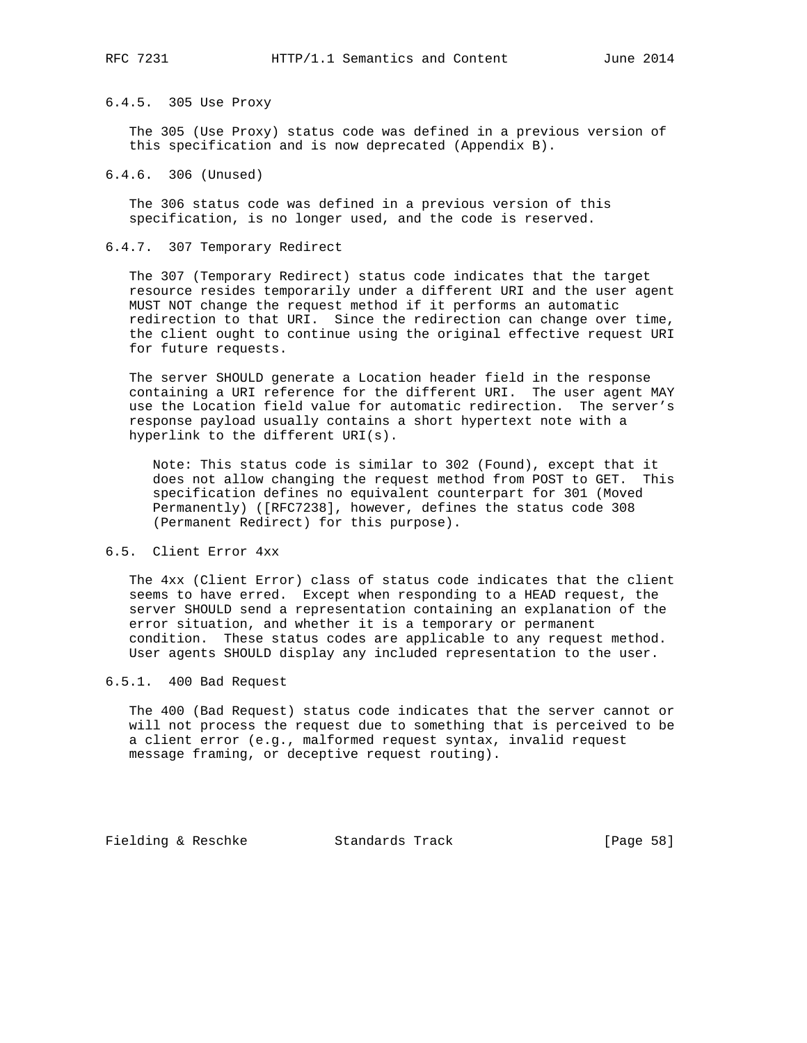#### 6.4.5. 305 Use Proxy

The 305 (Use Proxy) status code was defined in a previous version of this specification and is now deprecated (Appendix B).

#### 6.4.6. 306 (Unused)

The 306 status code was defined in a previous version of this specification, is no longer used, and the code is reserved.

#### 6.4.7. 307 Temporary Redirect

The 307 (Temporary Redirect) status code indicates that the target resource resides temporarily under a different URI and the user agent MUST NOT change the request method if it performs an automatic redirection to that URI. Since the redirection can change over time, the client ought to continue using the original effective request URI for future requests.

The server SHOULD generate a Location header field in the response containing a URI reference for the different URI. The user agent MAY use the Location field value for automatic redirection. The server's response payload usually contains a short hypertext note with a hyperlink to the different URI(s).

> Note: This status code is similar to 302 (Found), except that it does not allow changing the request method from POST to GET. This specification defines no equivalent counterpart for 301 (Moved Permanently) ([RFC7238], however, defines the status code 308 (Permanent Redirect) for this purpose).

### 6.5. Client Error 4xx

The 4xx (Client Error) class of status code indicates that the client seems to have erred. Except when responding to a HEAD request, the server SHOULD send a representation containing an explanation of the error situation, and whether it is a temporary or permanent condition. These status codes are applicable to any request method. User agents SHOULD display any included representation to the user.

#### 6.5.1. 400 Bad Request

The 400 (Bad Request) status code indicates that the server cannot or will not process the request due to something that is perceived to be a client error (e.g., malformed request syntax, invalid request message framing, or deceptive request routing).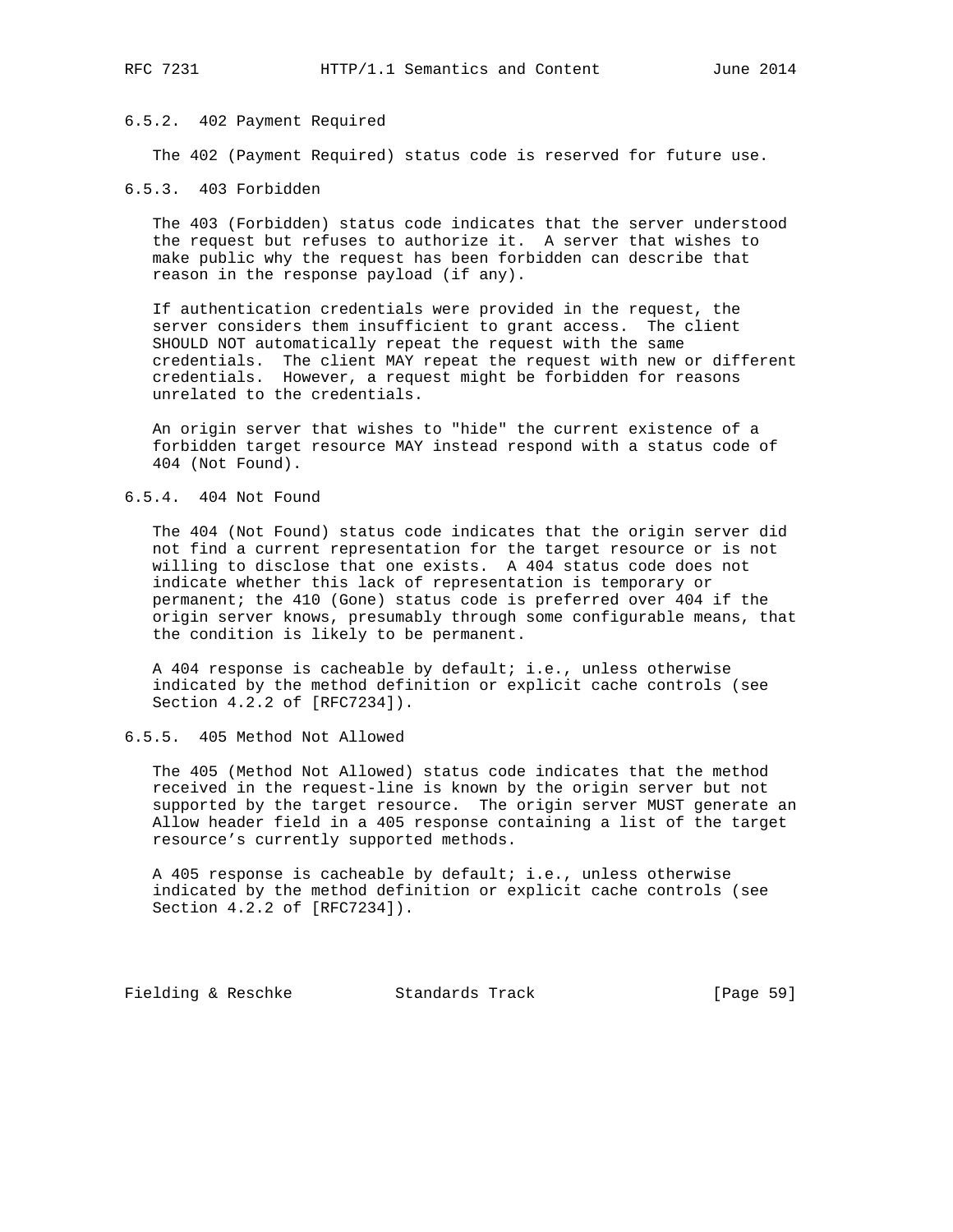### 6.5.2. 402 Payment Required

The 402 (Payment Required) status code is reserved for future use.

### 6.5.3. 403 Forbidden

The 403 (Forbidden) status code indicates that the server understood the request but refuses to authorize it. A server that wishes to make public why the request has been forbidden can describe that reason in the response payload (if any).

If authentication credentials were provided in the request, the server considers them insufficient to grant access. The client SHOULD NOT automatically repeat the request with the same credentials. The client MAY repeat the request with new or different credentials. However, a request might be forbidden for reasons unrelated to the credentials.

An origin server that wishes to "hide" the current existence of a forbidden target resource MAY instead respond with a status code of 404 (Not Found).

### 6.5.4. 404 Not Found

The 404 (Not Found) status code indicates that the origin server did not find a current representation for the target resource or is not willing to disclose that one exists. A 404 status code does not indicate whether this lack of representation is temporary or permanent; the 410 (Gone) status code is preferred over 404 if the origin server knows, presumably through some configurable means, that the condition is likely to be permanent.

A 404 response is cacheable by default; i.e., unless otherwise indicated by the method definition or explicit cache controls (see Section 4.2.2 of [RFC7234]).

### 6.5.5. 405 Method Not Allowed

The 405 (Method Not Allowed) status code indicates that the method received in the request-line is known by the origin server but not supported by the target resource. The origin server MUST generate an Allow header field in a 405 response containing a list of the target resource's currently supported methods.

A 405 response is cacheable by default; i.e., unless otherwise indicated by the method definition or explicit cache controls (see Section 4.2.2 of [RFC7234]).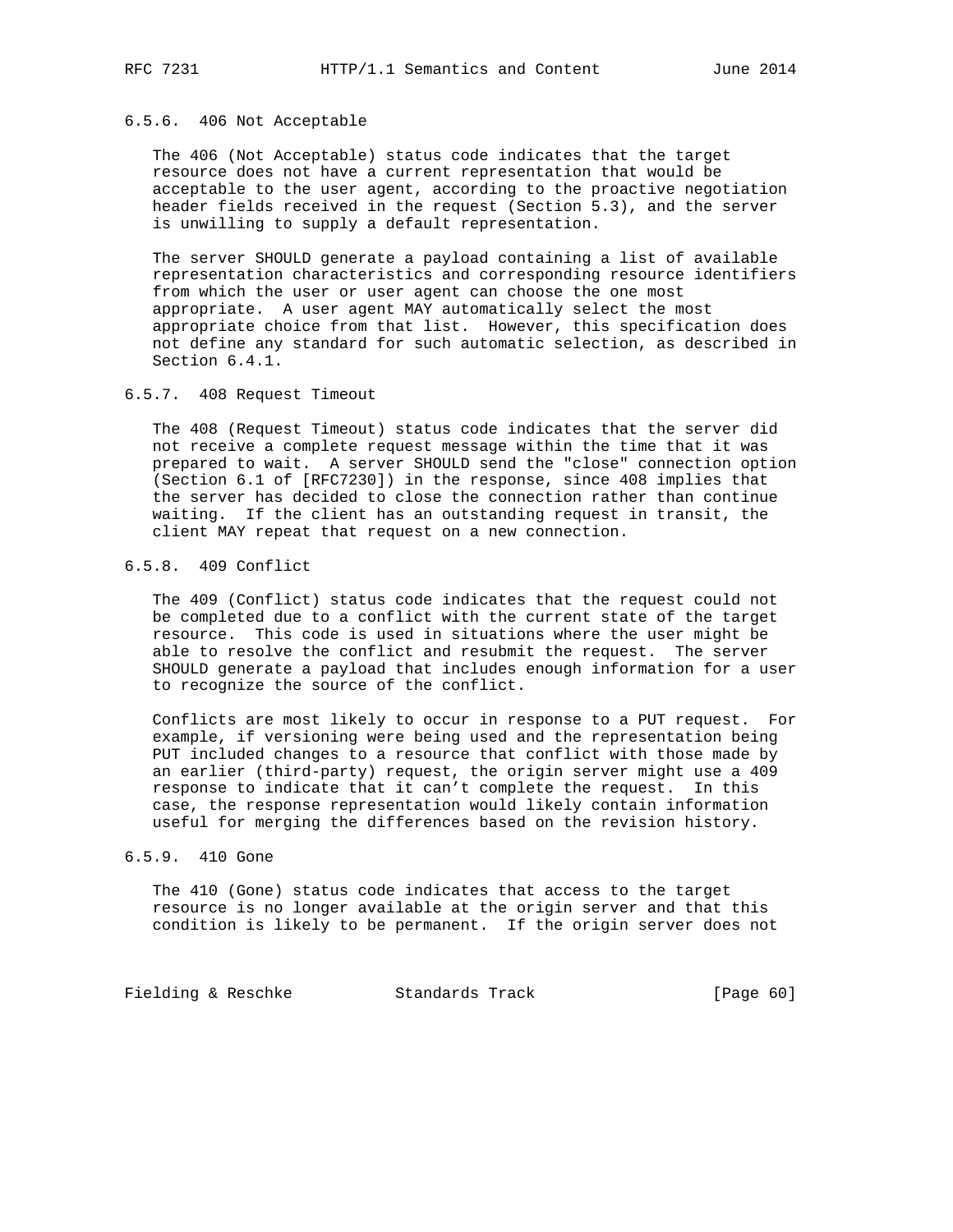### 6.5.6. 406 Not Acceptable

The 406 (Not Acceptable) status code indicates that the target resource does not have a current representation that would be acceptable to the user agent, according to the proactive negotiation header fields received in the request (Section 5.3), and the server is unwilling to supply a default representation.

The server SHOULD generate a payload containing a list of available representation characteristics and corresponding resource identifiers from which the user or user agent can choose the one most appropriate. A user agent MAY automatically select the most appropriate choice from that list. However, this specification does not define any standard for such automatic selection, as described in Section 6.4.1.

### 6.5.7. 408 Request Timeout

The 408 (Request Timeout) status code indicates that the server did not receive a complete request message within the time that it was prepared to wait. A server SHOULD send the "close" connection option (Section 6.1 of [RFC7230]) in the response, since 408 implies that the server has decided to close the connection rather than continue waiting. If the client has an outstanding request in transit, the client MAY repeat that request on a new connection.

### 6.5.8. 409 Conflict

The 409 (Conflict) status code indicates that the request could not be completed due to a conflict with the current state of the target resource. This code is used in situations where the user might be able to resolve the conflict and resubmit the request. The server SHOULD generate a payload that includes enough information for a user to recognize the source of the conflict.

Conflicts are most likely to occur in response to a PUT request. For example, if versioning were being used and the representation being PUT included changes to a resource that conflict with those made by an earlier (third-party) request, the origin server might use a 409 response to indicate that it can’t complete the request. In this case, the response representation would likely contain information useful for merging the differences based on the revision history.

### 6.5.9. 410 Gone

The 410 (Gone) status code indicates that access to the target resource is no longer available at the origin server and that this condition is likely to be permanent. If the origin server does not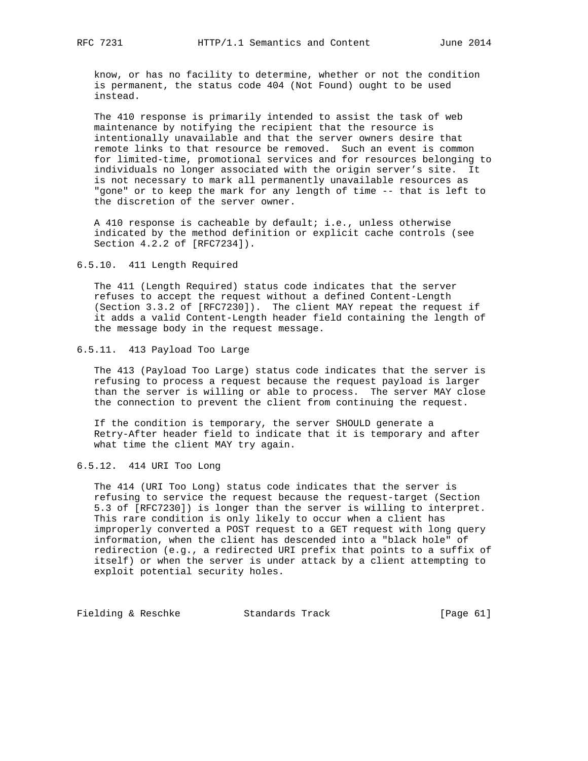know, or has no facility to determine, whether or not the condition is permanent, the status code 404 (Not Found) ought to be used instead.

The 410 response is primarily intended to assist the task of web maintenance by notifying the recipient that the resource is intentionally unavailable and that the server owners desire that remote links to that resource be removed. Such an event is common for limited-time, promotional services and for resources belonging to individuals no longer associated with the origin server's site. It is not necessary to mark all permanently unavailable resources as "gone" or to keep the mark for any length of time -- that is left to the discretion of the server owner.

A 410 response is cacheable by default; i.e., unless otherwise indicated by the method definition or explicit cache controls (see Section 4.2.2 of [RFC7234]).

### 6.5.10. 411 Length Required

The 411 (Length Required) status code indicates that the server refuses to accept the request without a defined Content-Length (Section 3.3.2 of [RFC7230]). The client MAY repeat the request if it adds a valid Content-Length header field containing the length of the message body in the request message.

### 6.5.11. 413 Payload Too Large

The 413 (Payload Too Large) status code indicates that the server is refusing to process a request because the request payload is larger than the server is willing or able to process. The server MAY close the connection to prevent the client from continuing the request.

If the condition is temporary, the server SHOULD generate a Retry-After header field to indicate that it is temporary and after what time the client MAY try again.

### 6.5.12. 414 URI Too Long

The 414 (URI Too Long) status code indicates that the server is refusing to service the request because the request-target (Section 5.3 of [RFC7230]) is longer than the server is willing to interpret. This rare condition is only likely to occur when a client has improperly converted a POST request to a GET request with long query information, when the client has descended into a "black hole" of redirection (e.g., a redirected URI prefix that points to a suffix of itself) or when the server is under attack by a client attempting to exploit potential security holes.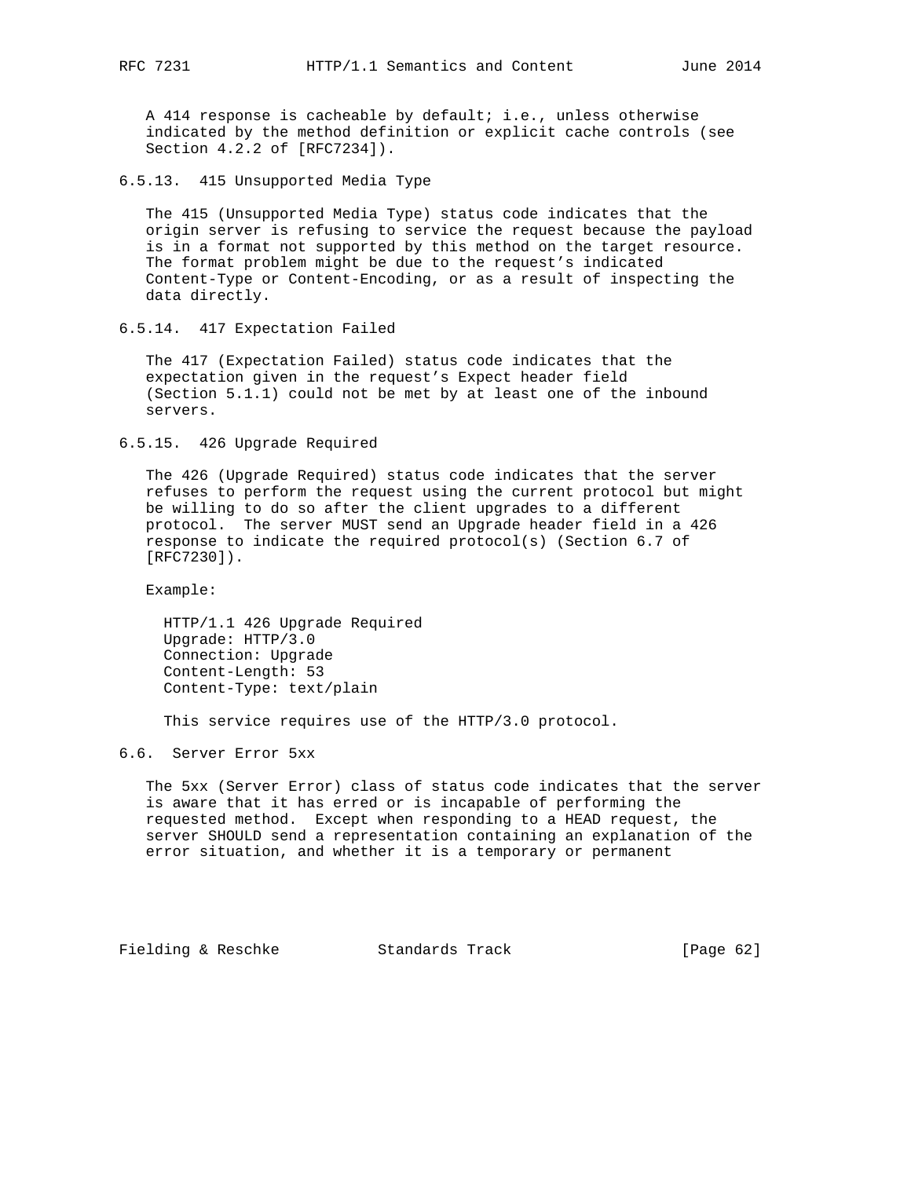A 414 response is cacheable by default; i.e., unless otherwise indicated by the method definition or explicit cache controls (see Section 4.2.2 of [RFC7234]).

### 6.5.13. 415 Unsupported Media Type

The 415 (Unsupported Media Type) status code indicates that the origin server is refusing to service the request because the payload is in a format not supported by this method on the target resource. The format problem might be due to the request's indicated Content-Type or Content-Encoding, or as a result of inspecting the data directly.

### 6.5.14. 417 Expectation Failed

The 417 (Expectation Failed) status code indicates that the expectation given in the request's Expect header field (Section 5.1.1) could not be met by at least one of the inbound servers.

### 6.5.15. 426 Upgrade Required

The 426 (Upgrade Required) status code indicates that the server refuses to perform the request using the current protocol but might be willing to do so after the client upgrades to a different protocol. The server MUST send an Upgrade header field in a 426 response to indicate the required protocol(s) (Section 6.7 of [RFC7230]).

Example:

```
HTTP/1.1 426 Upgrade Required
Upgrade: HTTP/3.0
Connection: Upgrade
Content-Length: 53
Content-Type: text/plain

This service requires use of the HTTP/3.0 protocol.
```

## 6.6. Server Error 5xx

The 5xx (Server Error) class of status code indicates that the server is aware that it has erred or is incapable of performing the requested method. Except when responding to a HEAD request, the server SHOULD send a representation containing an explanation of the error situation, and whether it is a temporary or permanent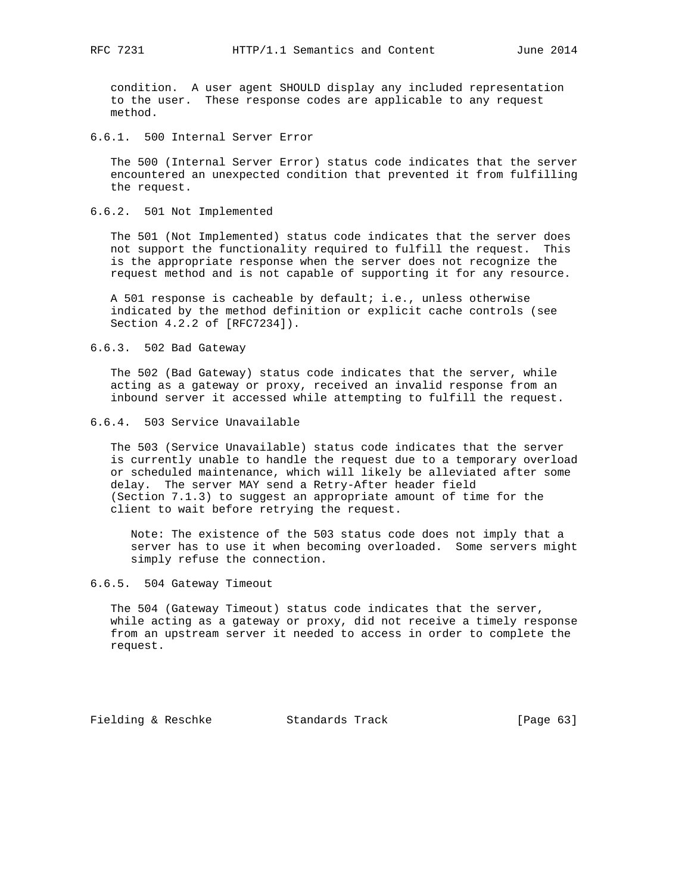condition. A user agent SHOULD display any included representation to the user. These response codes are applicable to any request method.

### 6.6.1. 500 Internal Server Error

The 500 (Internal Server Error) status code indicates that the server encountered an unexpected condition that prevented it from fulfilling the request.

### 6.6.2. 501 Not Implemented

The 501 (Not Implemented) status code indicates that the server does not support the functionality required to fulfill the request. This is the appropriate response when the server does not recognize the request method and is not capable of supporting it for any resource.

A 501 response is cacheable by default; i.e., unless otherwise indicated by the method definition or explicit cache controls (see Section 4.2.2 of [RFC7234]).

### 6.6.3. 502 Bad Gateway

The 502 (Bad Gateway) status code indicates that the server, while acting as a gateway or proxy, received an invalid response from an inbound server it accessed while attempting to fulfill the request.

### 6.6.4. 503 Service Unavailable

The 503 (Service Unavailable) status code indicates that the server is currently unable to handle the request due to a temporary overload or scheduled maintenance, which will likely be alleviated after some delay. The server MAY send a Retry-After header field (Section 7.1.3) to suggest an appropriate amount of time for the client to wait before retrying the request.

> Note: The existence of the 503 status code does not imply that a server has to use it when becoming overloaded. Some servers might simply refuse the connection.

### 6.6.5. 504 Gateway Timeout

The 504 (Gateway Timeout) status code indicates that the server, while acting as a gateway or proxy, did not receive a timely response from an upstream server it needed to access in order to complete the request.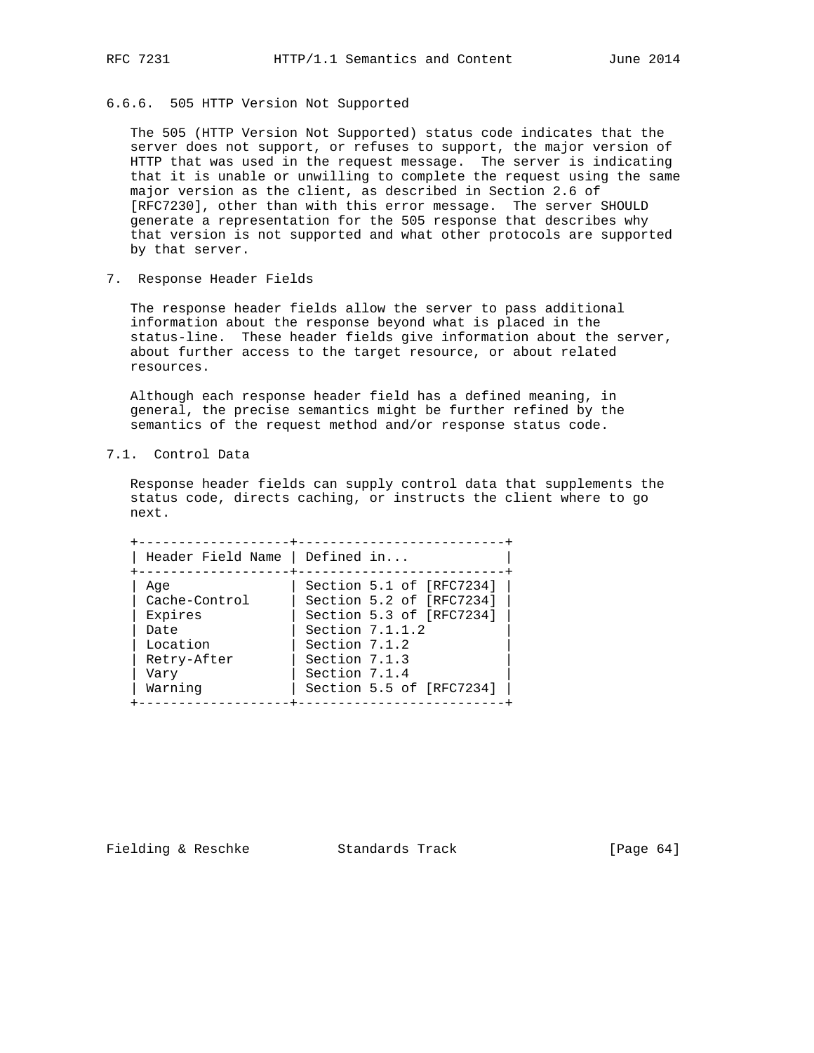### 6.6.6. 505 HTTP Version Not Supported

The 505 (HTTP Version Not Supported) status code indicates that the server does not support, or refuses to support, the major version of HTTP that was used in the request message. The server is indicating that it is unable or unwilling to complete the request using the same major version as the client, as described in Section 2.6 of [RFC7230], other than with this error message. The server SHOULD generate a representation for the 505 response that describes why that version is not supported and what other protocols are supported by that server.

## 7. Response Header Fields

The response header fields allow the server to pass additional information about the response beyond what is placed in the status-line. These header fields give information about the server, about further access to the target resource, or about related resources.

Although each response header field has a defined meaning, in general, the precise semantics might be further refined by the semantics of the request method and/or response status code.

### 7.1. Control Data

Response header fields can supply control data that supplements the status code, directs caching, or instructs the client where to go next.

| Header Field Name | Defined in... |
|---|---|
| Age | Section 5.1 of [RFC7234] |
| Cache-Control | Section 5.2 of [RFC7234] |
| Expires | Section 5.3 of [RFC7234] |
| Date | Section 7.1.1.2 |
| Location | Section 7.1.2 |
| Retry-After | Section 7.1.3 |
| Vary | Section 7.1.4 |
| Warning | Section 5.5 of [RFC7234] |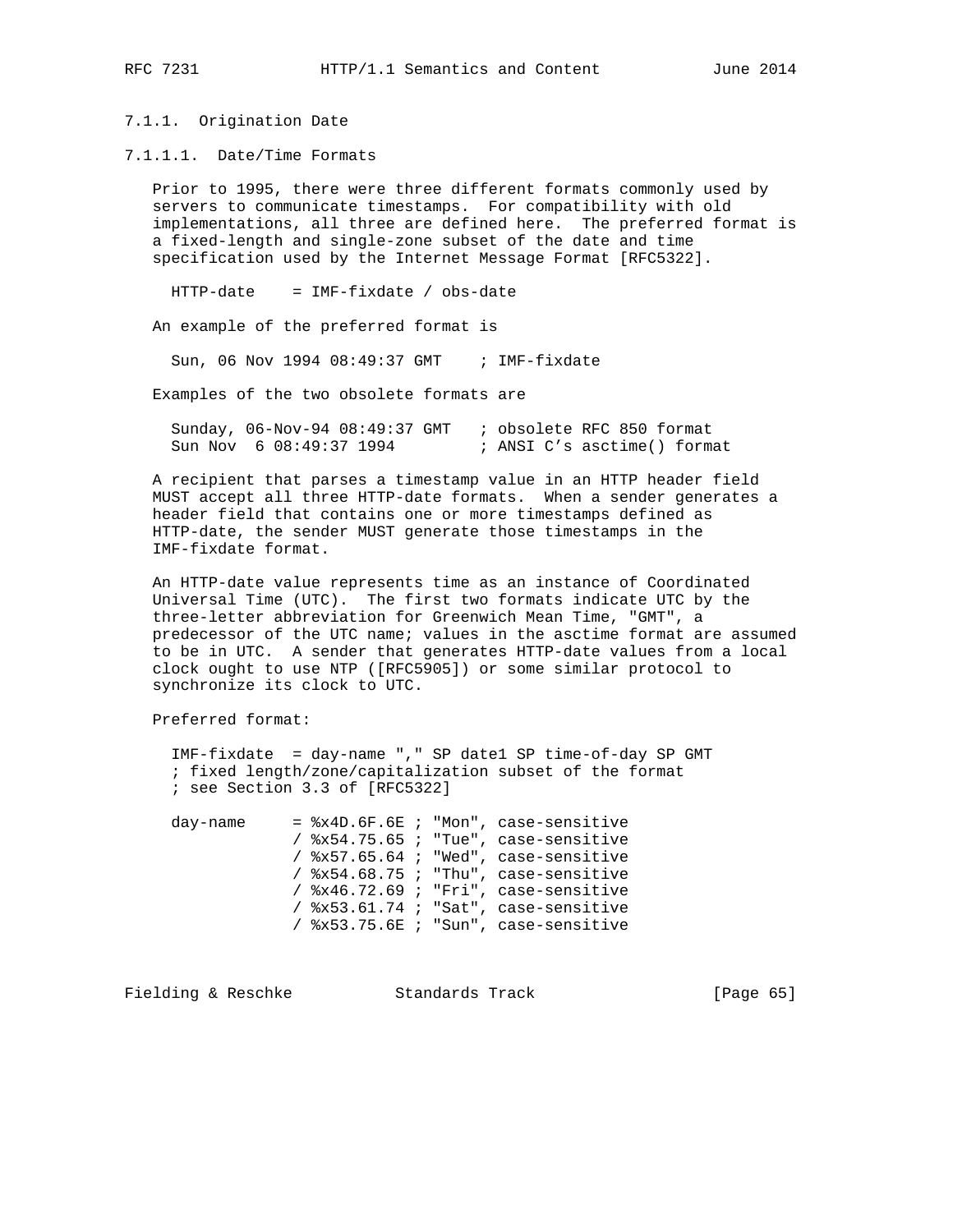### 7.1.1. Origination Date

#### 7.1.1.1. Date/Time Formats

Prior to 1995, there were three different formats commonly used by servers to communicate timestamps. For compatibility with old implementations, all three are defined here. The preferred format is a fixed-length and single-zone subset of the date and time specification used by the Internet Message Format [RFC5322].

```
HTTP-date    = IMF-fixdate / obs-date
```

An example of the preferred format is

```
Sun, 06 Nov 1994 08:49:37 GMT    ; IMF-fixdate
```

Examples of the two obsolete formats are

```
Sunday, 06-Nov-94 08:49:37 GMT   ; obsolete RFC 850 format
Sun Nov  6 08:49:37 1994         ; ANSI C's asctime() format
```

A recipient that parses a timestamp value in an HTTP header field MUST accept all three HTTP-date formats. When a sender generates a header field that contains one or more timestamps defined as HTTP-date, the sender MUST generate those timestamps in the IMF-fixdate format.

An HTTP-date value represents time as an instance of Coordinated Universal Time (UTC). The first two formats indicate UTC by the three-letter abbreviation for Greenwich Mean Time, "GMT", a predecessor of the UTC name; values in the asctime format are assumed to be in UTC. A sender that generates HTTP-date values from a local clock ought to use NTP ([RFC5905]) or some similar protocol to synchronize its clock to UTC.

Preferred format:

```
IMF-fixdate  = day-name "," SP date1 SP time-of-day SP GMT
; fixed length/zone/capitalization subset of the format
; see Section 3.3 of [RFC5322]

day-name     = %x4D.6F.6E ; "Mon", case-sensitive
             / %x54.75.65 ; "Tue", case-sensitive
             / %x57.65.64 ; "Wed", case-sensitive
             / %x54.68.75 ; "Thu", case-sensitive
             / %x46.72.69 ; "Fri", case-sensitive
             / %x53.61.74 ; "Sat", case-sensitive
             / %x53.75.6E ; "Sun", case-sensitive
```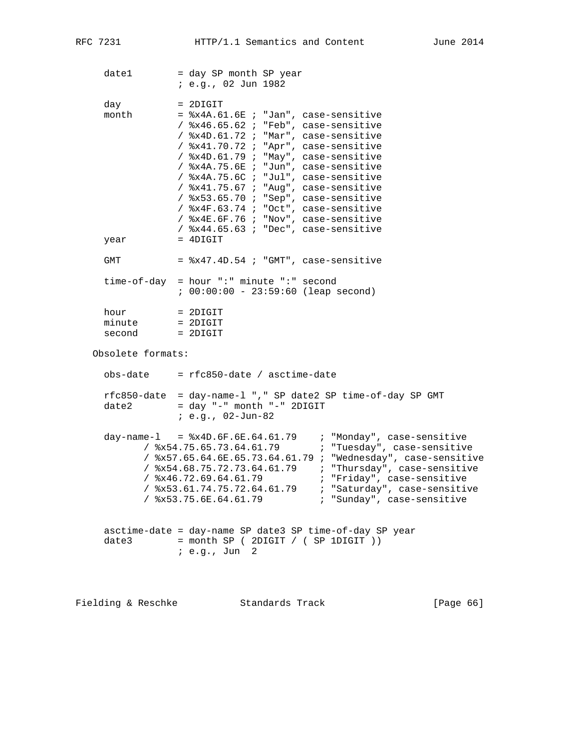```
     date1        = day SP month SP year
                  ; e.g., 02 Jun 1982

     day          = 2DIGIT
     month        = %x4A.61.6E ; "Jan", case-sensitive
                  / %x46.65.62 ; "Feb", case-sensitive
                  / %x4D.61.72 ; "Mar", case-sensitive
                  / %x41.70.72 ; "Apr", case-sensitive
                  / %x4D.61.79 ; "May", case-sensitive
                  / %x4A.75.6E ; "Jun", case-sensitive
                  / %x4A.75.6C ; "Jul", case-sensitive
                  / %x41.75.67 ; "Aug", case-sensitive
                  / %x53.65.70 ; "Sep", case-sensitive
                  / %x4F.63.74 ; "Oct", case-sensitive
                  / %x4E.6F.76 ; "Nov", case-sensitive
                  / %x44.65.63 ; "Dec", case-sensitive
     year         = 4DIGIT

     GMT          = %x47.4D.54 ; "GMT", case-sensitive

     time-of-day  = hour ":" minute ":" second
                  ; 00:00:00 - 23:59:60 (leap second)

     hour         = 2DIGIT
     minute       = 2DIGIT
     second       = 2DIGIT
```

Obsolete formats:

```
     obs-date     = rfc850-date / asctime-date

     rfc850-date  = day-name-l "," SP date2 SP time-of-day SP GMT
     date2        = day "-" month "-" 2DIGIT
                  ; e.g., 02-Jun-82

     day-name-l   = %x4D.6F.6E.64.61.79    ; "Monday", case-sensitive
            / %x54.75.65.73.64.61.79       ; "Tuesday", case-sensitive
            / %x57.65.64.6E.65.73.64.61.79 ; "Wednesday", case-sensitive
            / %x54.68.75.72.73.64.61.79    ; "Thursday", case-sensitive
            / %x46.72.69.64.61.79          ; "Friday", case-sensitive
            / %x53.61.74.75.72.64.61.79    ; "Saturday", case-sensitive
            / %x53.75.6E.64.61.79          ; "Sunday", case-sensitive


     asctime-date = day-name SP date3 SP time-of-day SP year
     date3        = month SP ( 2DIGIT / ( SP 1DIGIT ))
                  ; e.g., Jun  2
```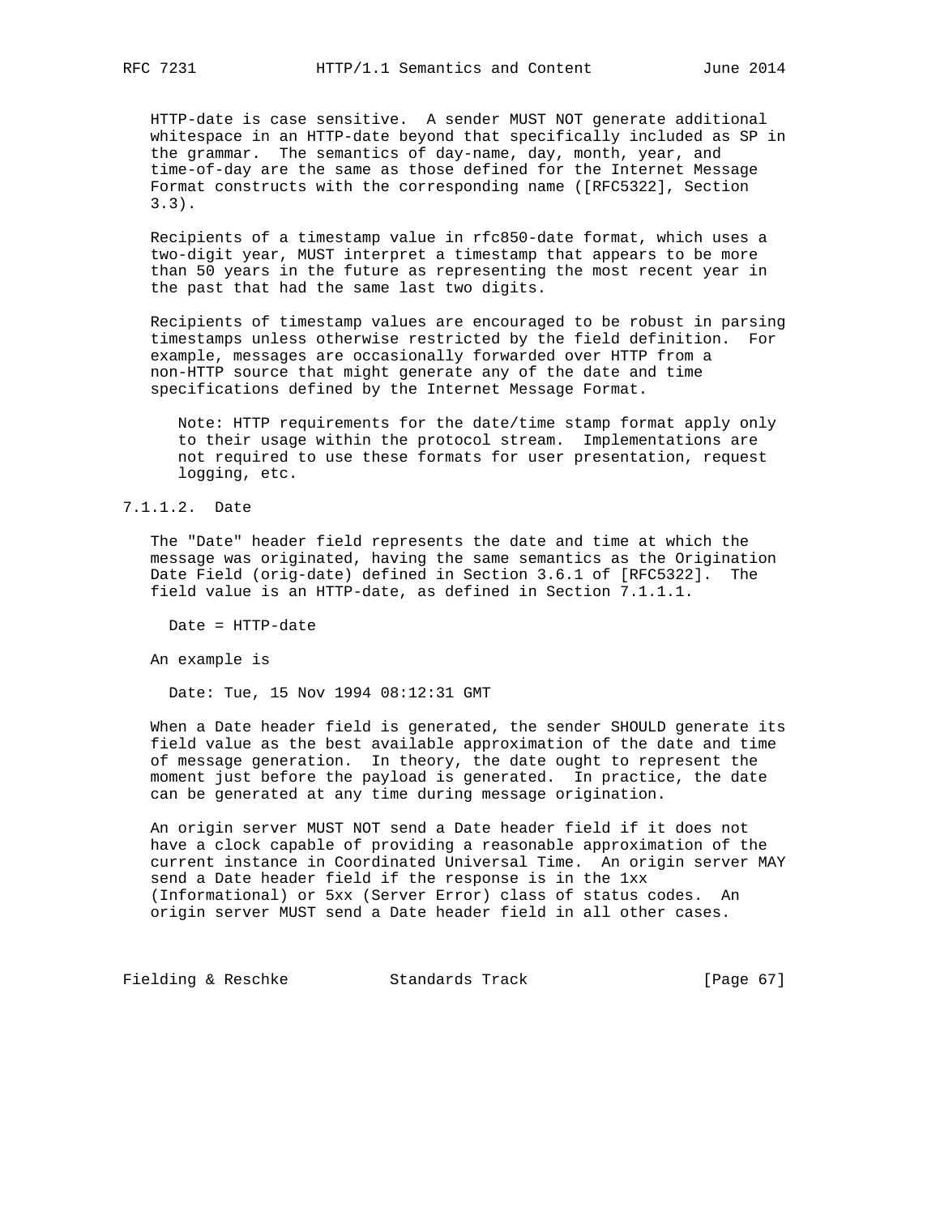HTTP-date is case sensitive. A sender MUST NOT generate additional whitespace in an HTTP-date beyond that specifically included as SP in the grammar. The semantics of day-name, day, month, year, and time-of-day are the same as those defined for the Internet Message Format constructs with the corresponding name ([RFC5322], Section 3.3).

Recipients of a timestamp value in rfc850-date format, which uses a two-digit year, MUST interpret a timestamp that appears to be more than 50 years in the future as representing the most recent year in the past that had the same last two digits.

Recipients of timestamp values are encouraged to be robust in parsing timestamps unless otherwise restricted by the field definition. For example, messages are occasionally forwarded over HTTP from a non-HTTP source that might generate any of the date and time specifications defined by the Internet Message Format.

> Note: HTTP requirements for the date/time stamp format apply only to their usage within the protocol stream. Implementations are not required to use these formats for user presentation, request logging, etc.

#### 7.1.1.2. Date

The "Date" header field represents the date and time at which the message was originated, having the same semantics as the Origination Date Field (orig-date) defined in Section 3.6.1 of [RFC5322]. The field value is an HTTP-date, as defined in Section 7.1.1.1.

```
Date = HTTP-date
```

An example is

```
Date: Tue, 15 Nov 1994 08:12:31 GMT
```

When a Date header field is generated, the sender SHOULD generate its field value as the best available approximation of the date and time of message generation. In theory, the date ought to represent the moment just before the payload is generated. In practice, the date can be generated at any time during message origination.

An origin server MUST NOT send a Date header field if it does not have a clock capable of providing a reasonable approximation of the current instance in Coordinated Universal Time. An origin server MAY send a Date header field if the response is in the 1xx (Informational) or 5xx (Server Error) class of status codes. An origin server MUST send a Date header field in all other cases.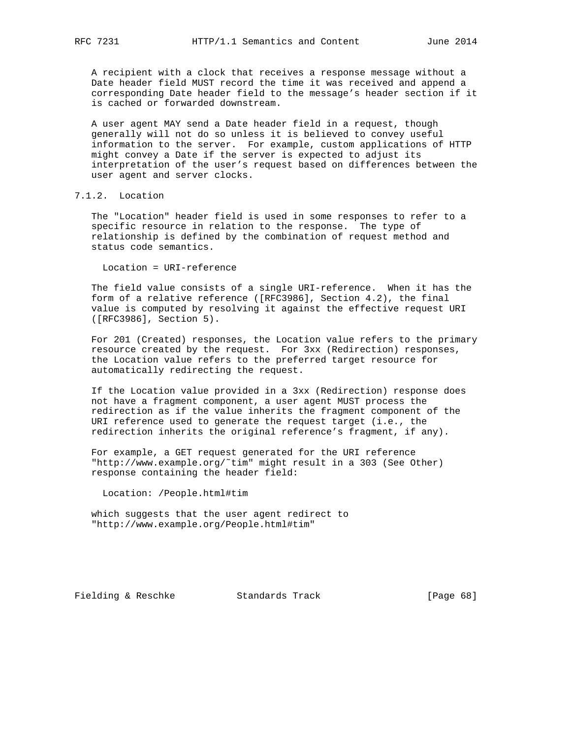A recipient with a clock that receives a response message without a Date header field MUST record the time it was received and append a corresponding Date header field to the message's header section if it is cached or forwarded downstream.

A user agent MAY send a Date header field in a request, though generally will not do so unless it is believed to convey useful information to the server. For example, custom applications of HTTP might convey a Date if the server is expected to adjust its interpretation of the user's request based on differences between the user agent and server clocks.

### 7.1.2. Location

The "Location" header field is used in some responses to refer to a specific resource in relation to the response. The type of relationship is defined by the combination of request method and status code semantics.

```
Location = URI-reference
```

The field value consists of a single URI-reference. When it has the form of a relative reference ([RFC3986], Section 4.2), the final value is computed by resolving it against the effective request URI ([RFC3986], Section 5).

For 201 (Created) responses, the Location value refers to the primary resource created by the request. For 3xx (Redirection) responses, the Location value refers to the preferred target resource for automatically redirecting the request.

If the Location value provided in a 3xx (Redirection) response does not have a fragment component, a user agent MUST process the redirection as if the value inherits the fragment component of the URI reference used to generate the request target (i.e., the redirection inherits the original reference's fragment, if any).

For example, a GET request generated for the URI reference "http://www.example.org/~tim" might result in a 303 (See Other) response containing the header field:

```
Location: /People.html#tim
```

which suggests that the user agent redirect to "http://www.example.org/People.html#tim"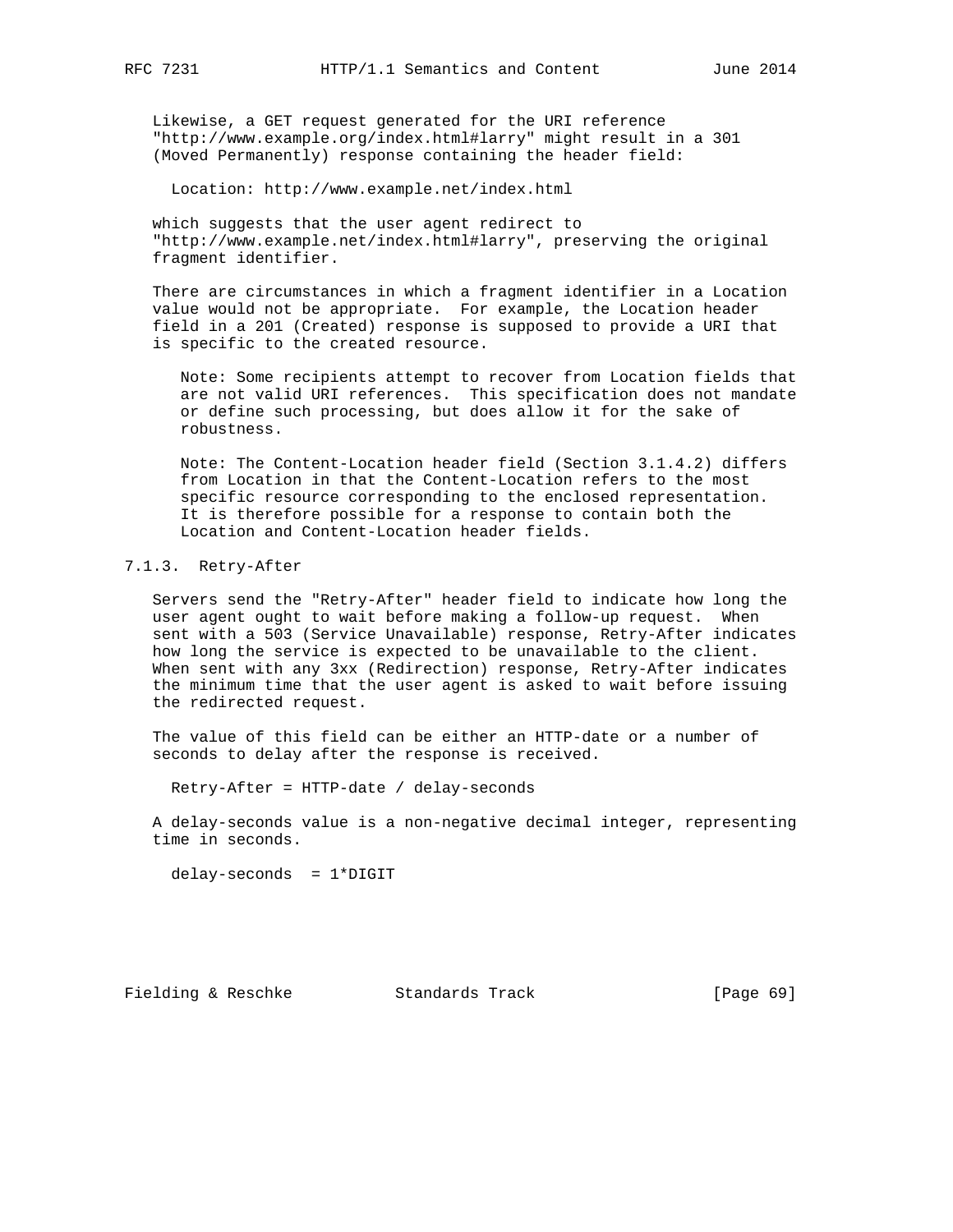Likewise, a GET request generated for the URI reference "http://www.example.org/index.html#larry" might result in a 301 (Moved Permanently) response containing the header field:

```
Location: http://www.example.net/index.html
```

which suggests that the user agent redirect to "http://www.example.net/index.html#larry", preserving the original fragment identifier.

There are circumstances in which a fragment identifier in a Location value would not be appropriate. For example, the Location header field in a 201 (Created) response is supposed to provide a URI that is specific to the created resource.

> Note: Some recipients attempt to recover from Location fields that are not valid URI references. This specification does not mandate or define such processing, but does allow it for the sake of robustness.

> Note: The Content-Location header field (Section 3.1.4.2) differs from Location in that the Content-Location refers to the most specific resource corresponding to the enclosed representation. It is therefore possible for a response to contain both the Location and Content-Location header fields.

### 7.1.3. Retry-After

Servers send the "Retry-After" header field to indicate how long the user agent ought to wait before making a follow-up request. When sent with a 503 (Service Unavailable) response, Retry-After indicates how long the service is expected to be unavailable to the client. When sent with any 3xx (Redirection) response, Retry-After indicates the minimum time that the user agent is asked to wait before issuing the redirected request.

The value of this field can be either an HTTP-date or a number of seconds to delay after the response is received.

```
Retry-After = HTTP-date / delay-seconds
```

A delay-seconds value is a non-negative decimal integer, representing time in seconds.

```
delay-seconds  = 1*DIGIT
```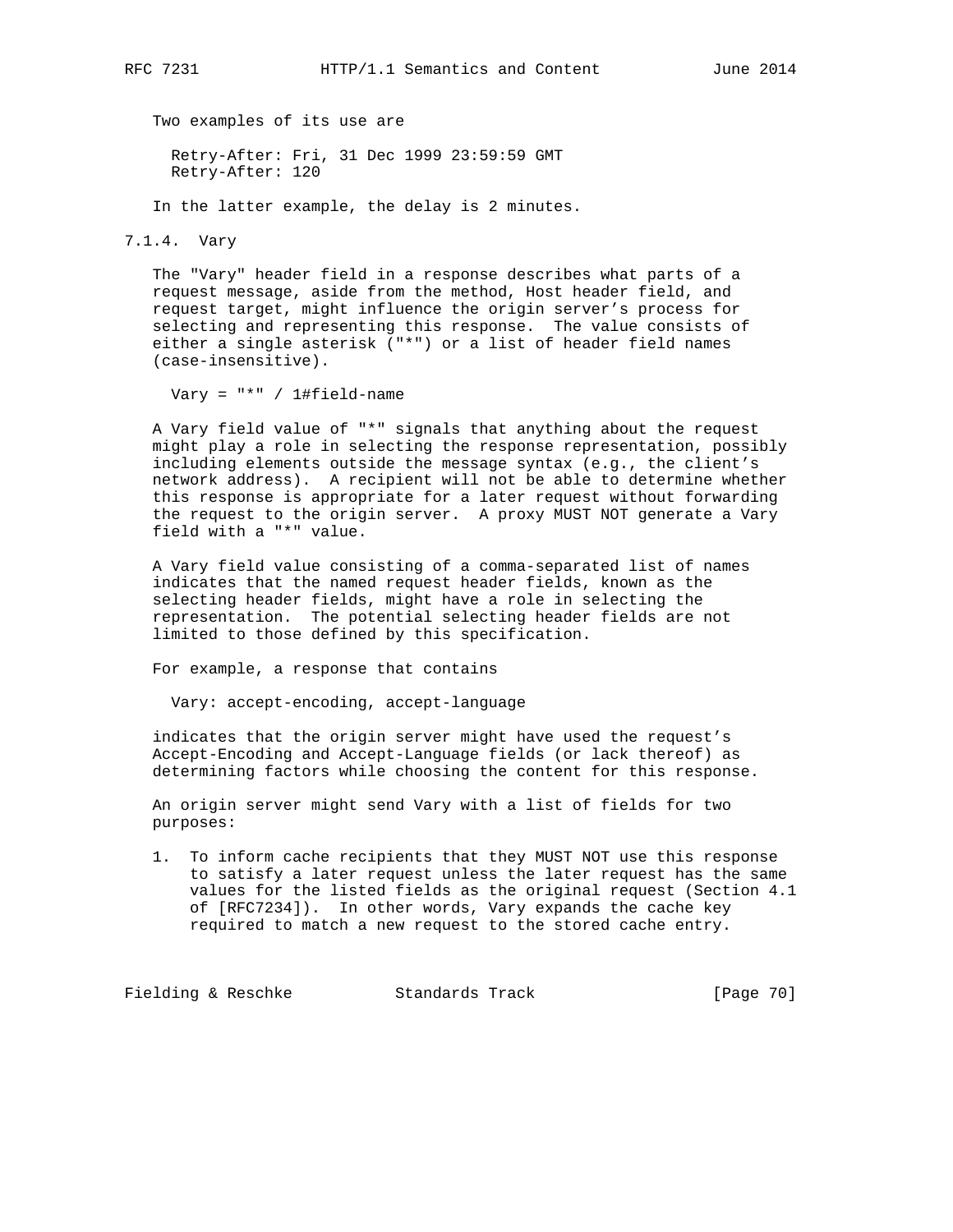Two examples of its use are

```
Retry-After: Fri, 31 Dec 1999 23:59:59 GMT
Retry-After: 120
```

In the latter example, the delay is 2 minutes.

### 7.1.4. Vary

The "Vary" header field in a response describes what parts of a request message, aside from the method, Host header field, and request target, might influence the origin server's process for selecting and representing this response. The value consists of either a single asterisk ("*") or a list of header field names (case-insensitive).

```
Vary = "*" / 1#field-name
```

A Vary field value of "*" signals that anything about the request might play a role in selecting the response representation, possibly including elements outside the message syntax (e.g., the client's network address). A recipient will not be able to determine whether this response is appropriate for a later request without forwarding the request to the origin server. A proxy MUST NOT generate a Vary field with a "*" value.

A Vary field value consisting of a comma-separated list of names indicates that the named request header fields, known as the selecting header fields, might have a role in selecting the representation. The potential selecting header fields are not limited to those defined by this specification.

For example, a response that contains

```
Vary: accept-encoding, accept-language
```

indicates that the origin server might have used the request's Accept-Encoding and Accept-Language fields (or lack thereof) as determining factors while choosing the content for this response.

An origin server might send Vary with a list of fields for two purposes:

1. To inform cache recipients that they MUST NOT use this response to satisfy a later request unless the later request has the same values for the listed fields as the original request (Section 4.1 of [RFC7234]). In other words, Vary expands the cache key required to match a new request to the stored cache entry.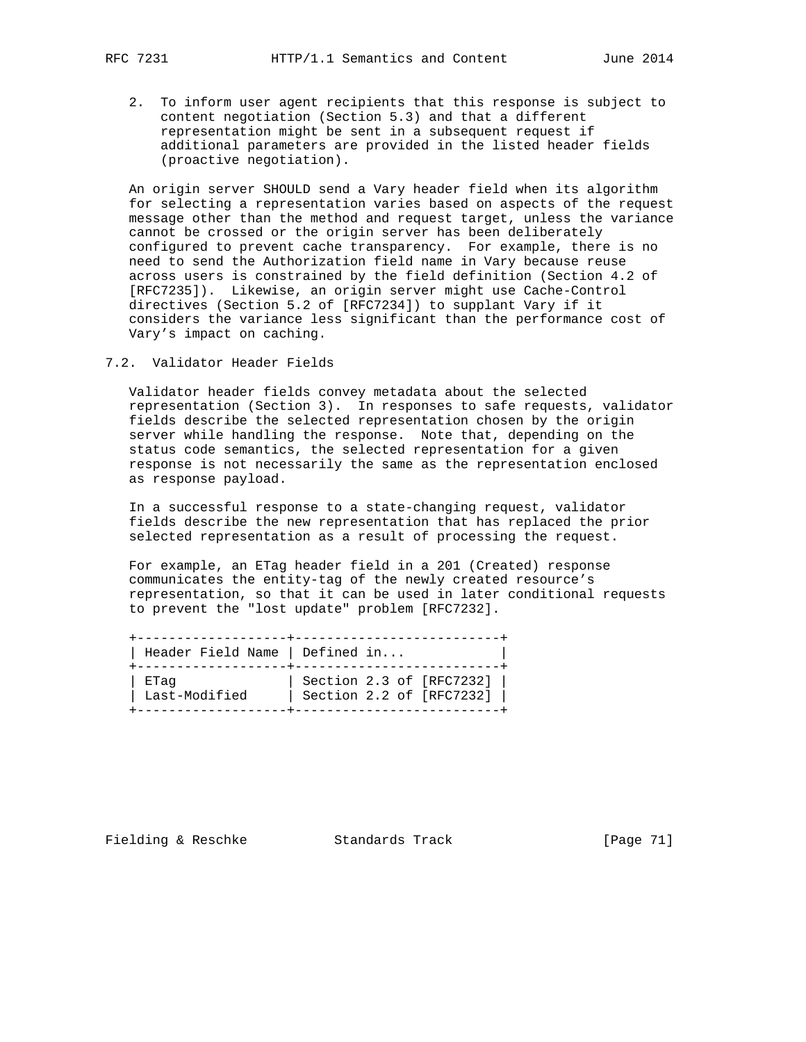2. To inform user agent recipients that this response is subject to content negotiation (Section 5.3) and that a different representation might be sent in a subsequent request if additional parameters are provided in the listed header fields (proactive negotiation).

An origin server SHOULD send a Vary header field when its algorithm for selecting a representation varies based on aspects of the request message other than the method and request target, unless the variance cannot be crossed or the origin server has been deliberately configured to prevent cache transparency. For example, there is no need to send the Authorization field name in Vary because reuse across users is constrained by the field definition (Section 4.2 of [RFC7235]). Likewise, an origin server might use Cache-Control directives (Section 5.2 of [RFC7234]) to supplant Vary if it considers the variance less significant than the performance cost of Vary's impact on caching.

## 7.2. Validator Header Fields

Validator header fields convey metadata about the selected representation (Section 3). In responses to safe requests, validator fields describe the selected representation chosen by the origin server while handling the response. Note that, depending on the status code semantics, the selected representation for a given response is not necessarily the same as the representation enclosed as response payload.

In a successful response to a state-changing request, validator fields describe the new representation that has replaced the prior selected representation as a result of processing the request.

For example, an ETag header field in a 201 (Created) response communicates the entity-tag of the newly created resource's representation, so that it can be used in later conditional requests to prevent the "lost update" problem [RFC7232].

| Header Field Name | Defined in... |
|---|---|
| ETag | Section 2.3 of [RFC7232] |
| Last-Modified | Section 2.2 of [RFC7232] |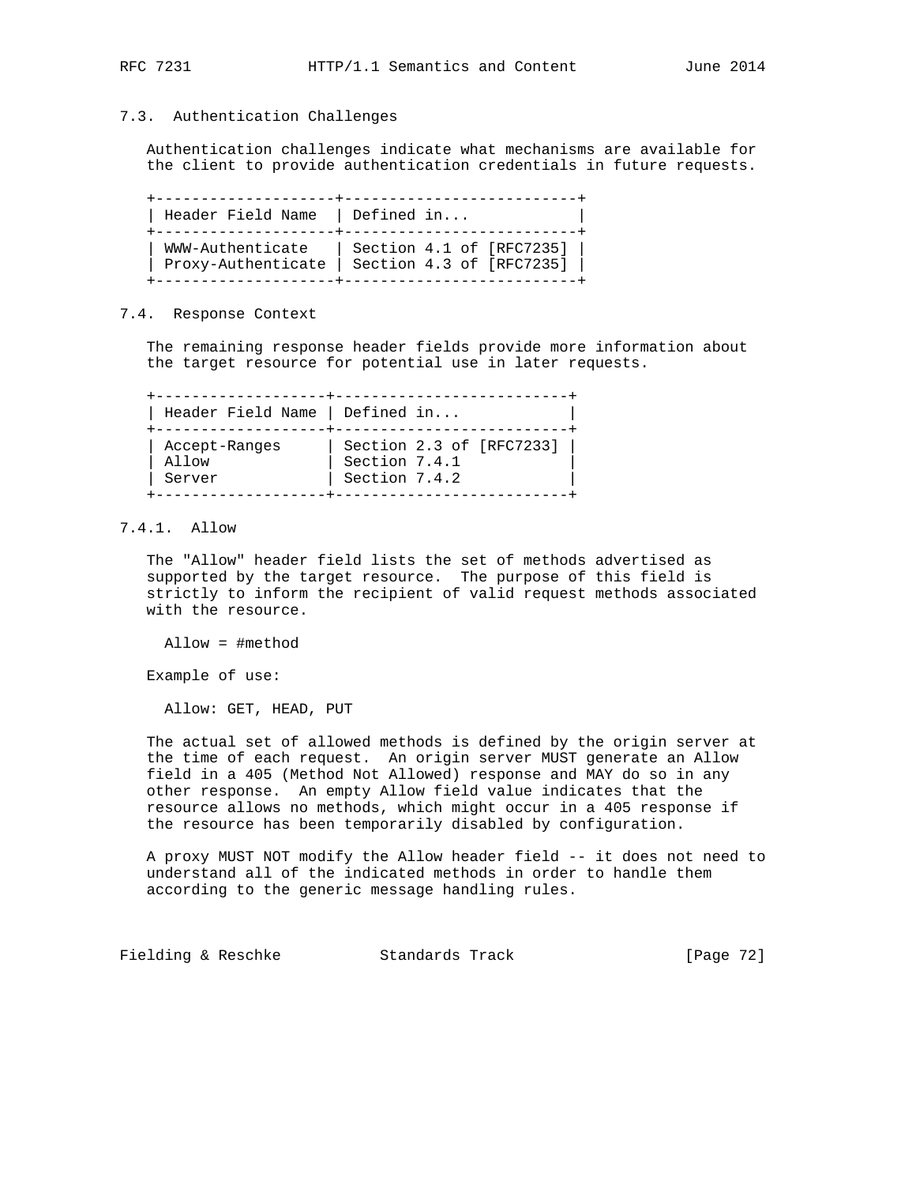### 7.3. Authentication Challenges

Authentication challenges indicate what mechanisms are available for the client to provide authentication credentials in future requests.

| Header Field Name | Defined in... |
| --- | --- |
| WWW-Authenticate | Section 4.1 of [RFC7235] |
| Proxy-Authenticate | Section 4.3 of [RFC7235] |

### 7.4. Response Context

The remaining response header fields provide more information about the target resource for potential use in later requests.

| Header Field Name | Defined in... |
| --- | --- |
| Accept-Ranges | Section 2.3 of [RFC7233] |
| Allow | Section 7.4.1 |
| Server | Section 7.4.2 |

#### 7.4.1. Allow

The "Allow" header field lists the set of methods advertised as supported by the target resource. The purpose of this field is strictly to inform the recipient of valid request methods associated with the resource.

```
Allow = #method
```

Example of use:

```
Allow: GET, HEAD, PUT
```

The actual set of allowed methods is defined by the origin server at the time of each request. An origin server MUST generate an Allow field in a 405 (Method Not Allowed) response and MAY do so in any other response. An empty Allow field value indicates that the resource allows no methods, which might occur in a 405 response if the resource has been temporarily disabled by configuration.

A proxy MUST NOT modify the Allow header field -- it does not need to understand all of the indicated methods in order to handle them according to the generic message handling rules.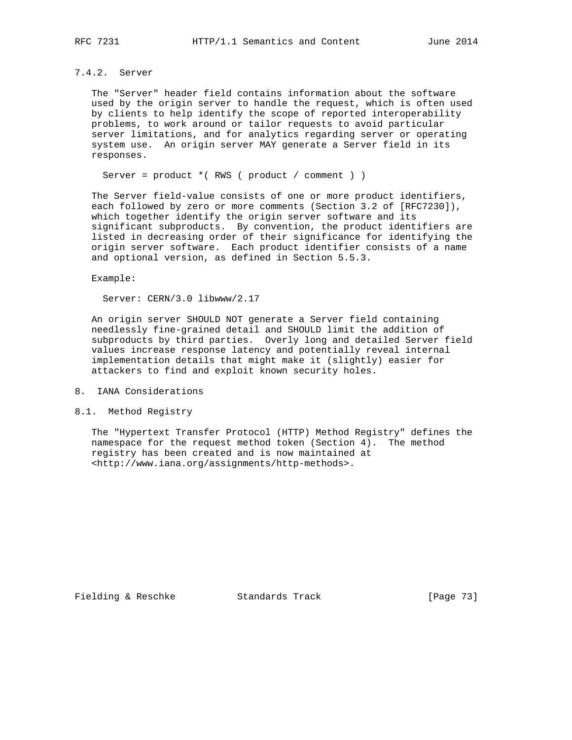### 7.4.2. Server

The "Server" header field contains information about the software used by the origin server to handle the request, which is often used by clients to help identify the scope of reported interoperability problems, to work around or tailor requests to avoid particular server limitations, and for analytics regarding server or operating system use. An origin server MAY generate a Server field in its responses.

```
Server = product *( RWS ( product / comment ) )
```

The Server field-value consists of one or more product identifiers, each followed by zero or more comments (Section 3.2 of [RFC7230]), which together identify the origin server software and its significant subproducts. By convention, the product identifiers are listed in decreasing order of their significance for identifying the origin server software. Each product identifier consists of a name and optional version, as defined in Section 5.5.3.

Example:

```
Server: CERN/3.0 libwww/2.17
```

An origin server SHOULD NOT generate a Server field containing needlessly fine-grained detail and SHOULD limit the addition of subproducts by third parties. Overly long and detailed Server field values increase response latency and potentially reveal internal implementation details that might make it (slightly) easier for attackers to find and exploit known security holes.

# 8. IANA Considerations

## 8.1. Method Registry

The "Hypertext Transfer Protocol (HTTP) Method Registry" defines the namespace for the request method token (Section 4). The method registry has been created and is now maintained at <http://www.iana.org/assignments/http-methods>.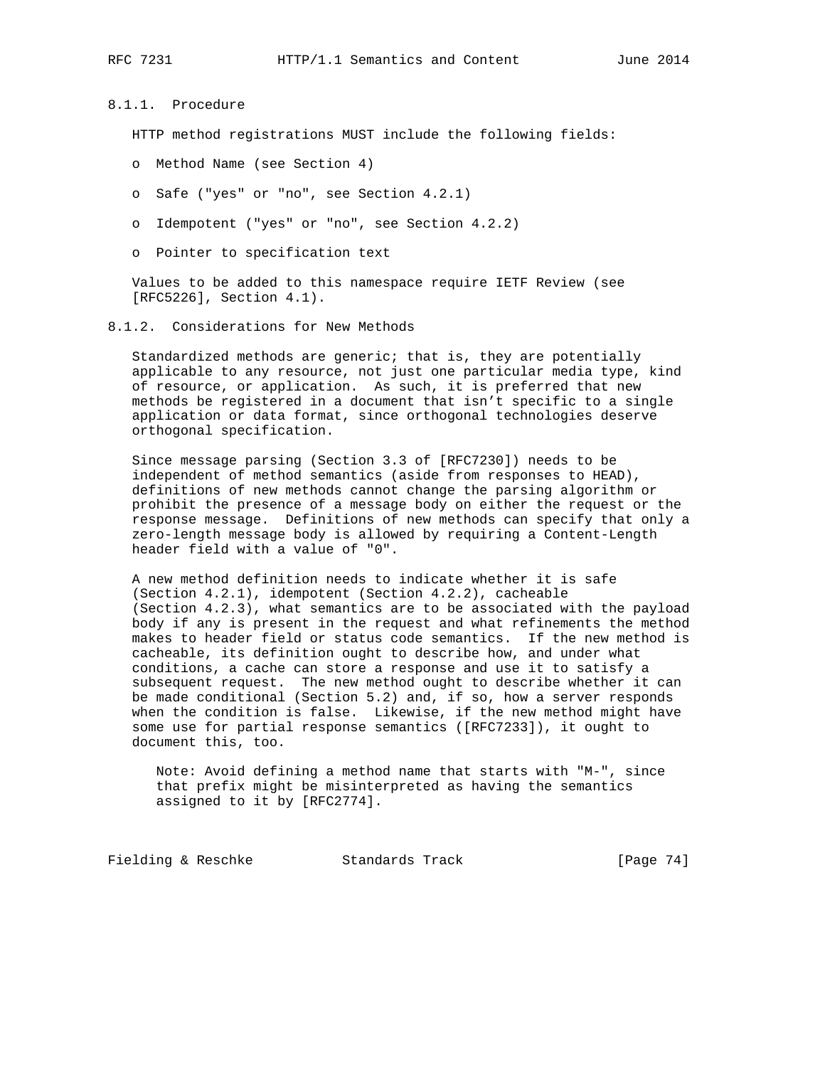### 8.1.1. Procedure

HTTP method registrations MUST include the following fields:

- Method Name (see Section 4)
- Safe ("yes" or "no", see Section 4.2.1)
- Idempotent ("yes" or "no", see Section 4.2.2)
- Pointer to specification text

Values to be added to this namespace require IETF Review (see [RFC5226], Section 4.1).

### 8.1.2. Considerations for New Methods

Standardized methods are generic; that is, they are potentially applicable to any resource, not just one particular media type, kind of resource, or application. As such, it is preferred that new methods be registered in a document that isn't specific to a single application or data format, since orthogonal technologies deserve orthogonal specification.

Since message parsing (Section 3.3 of [RFC7230]) needs to be independent of method semantics (aside from responses to HEAD), definitions of new methods cannot change the parsing algorithm or prohibit the presence of a message body on either the request or the response message. Definitions of new methods can specify that only a zero-length message body is allowed by requiring a Content-Length header field with a value of "0".

A new method definition needs to indicate whether it is safe (Section 4.2.1), idempotent (Section 4.2.2), cacheable (Section 4.2.3), what semantics are to be associated with the payload body if any is present in the request and what refinements the method makes to header field or status code semantics. If the new method is cacheable, its definition ought to describe how, and under what conditions, a cache can store a response and use it to satisfy a subsequent request. The new method ought to describe whether it can be made conditional (Section 5.2) and, if so, how a server responds when the condition is false. Likewise, if the new method might have some use for partial response semantics ([RFC7233]), it ought to document this, too.

> Note: Avoid defining a method name that starts with "M-", since that prefix might be misinterpreted as having the semantics assigned to it by [RFC2774].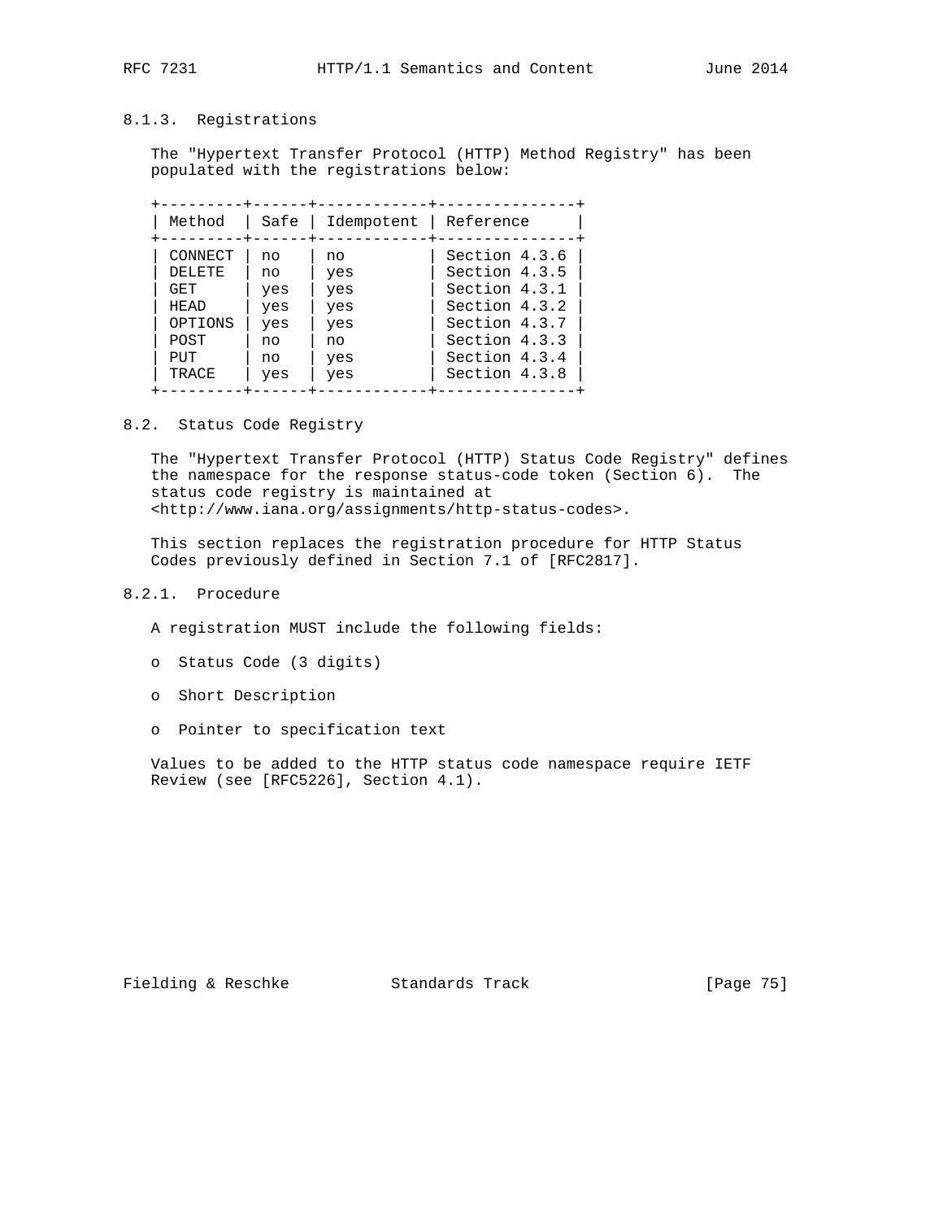### 8.1.3. Registrations

The "Hypertext Transfer Protocol (HTTP) Method Registry" has been populated with the registrations below:

| Method | Safe | Idempotent | Reference |
|---|---|---|---|
| CONNECT | no | no | Section 4.3.6 |
| DELETE | no | yes | Section 4.3.5 |
| GET | yes | yes | Section 4.3.1 |
| HEAD | yes | yes | Section 4.3.2 |
| OPTIONS | yes | yes | Section 4.3.7 |
| POST | no | no | Section 4.3.3 |
| PUT | no | yes | Section 4.3.4 |
| TRACE | yes | yes | Section 4.3.8 |

## 8.2. Status Code Registry

The "Hypertext Transfer Protocol (HTTP) Status Code Registry" defines the namespace for the response status-code token (Section 6). The status code registry is maintained at <http://www.iana.org/assignments/http-status-codes>.

This section replaces the registration procedure for HTTP Status Codes previously defined in Section 7.1 of [RFC2817].

### 8.2.1. Procedure

A registration MUST include the following fields:

- Status Code (3 digits)
- Short Description
- Pointer to specification text

Values to be added to the HTTP status code namespace require IETF Review (see [RFC5226], Section 4.1).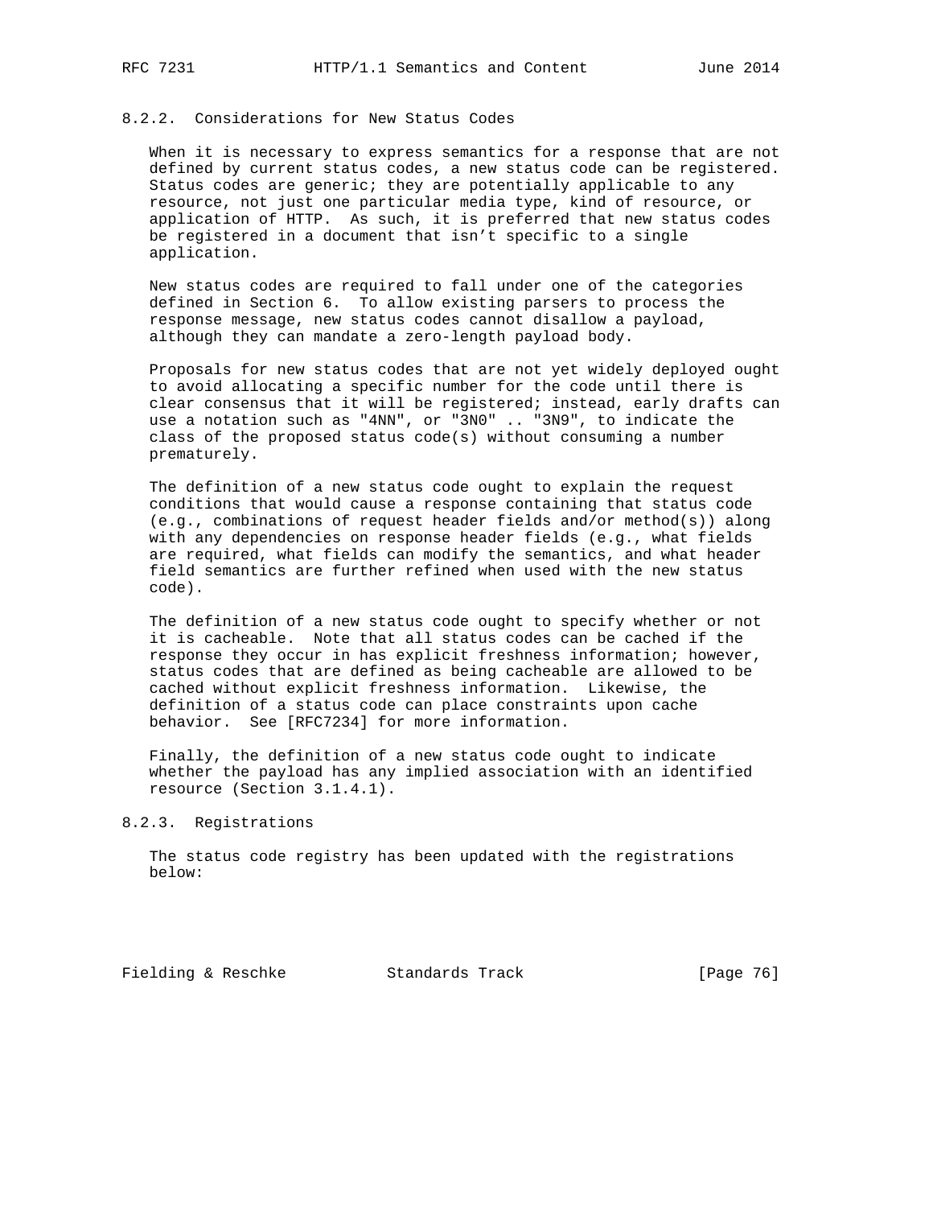### 8.2.2. Considerations for New Status Codes

When it is necessary to express semantics for a response that are not defined by current status codes, a new status code can be registered. Status codes are generic; they are potentially applicable to any resource, not just one particular media type, kind of resource, or application of HTTP. As such, it is preferred that new status codes be registered in a document that isn't specific to a single application.

New status codes are required to fall under one of the categories defined in Section 6. To allow existing parsers to process the response message, new status codes cannot disallow a payload, although they can mandate a zero-length payload body.

Proposals for new status codes that are not yet widely deployed ought to avoid allocating a specific number for the code until there is clear consensus that it will be registered; instead, early drafts can use a notation such as "4NN", or "3N0" .. "3N9", to indicate the class of the proposed status code(s) without consuming a number prematurely.

The definition of a new status code ought to explain the request conditions that would cause a response containing that status code (e.g., combinations of request header fields and/or method(s)) along with any dependencies on response header fields (e.g., what fields are required, what fields can modify the semantics, and what header field semantics are further refined when used with the new status code).

The definition of a new status code ought to specify whether or not it is cacheable. Note that all status codes can be cached if the response they occur in has explicit freshness information; however, status codes that are defined as being cacheable are allowed to be cached without explicit freshness information. Likewise, the definition of a status code can place constraints upon cache behavior. See [RFC7234] for more information.

Finally, the definition of a new status code ought to indicate whether the payload has any implied association with an identified resource (Section 3.1.4.1).

### 8.2.3. Registrations

The status code registry has been updated with the registrations below: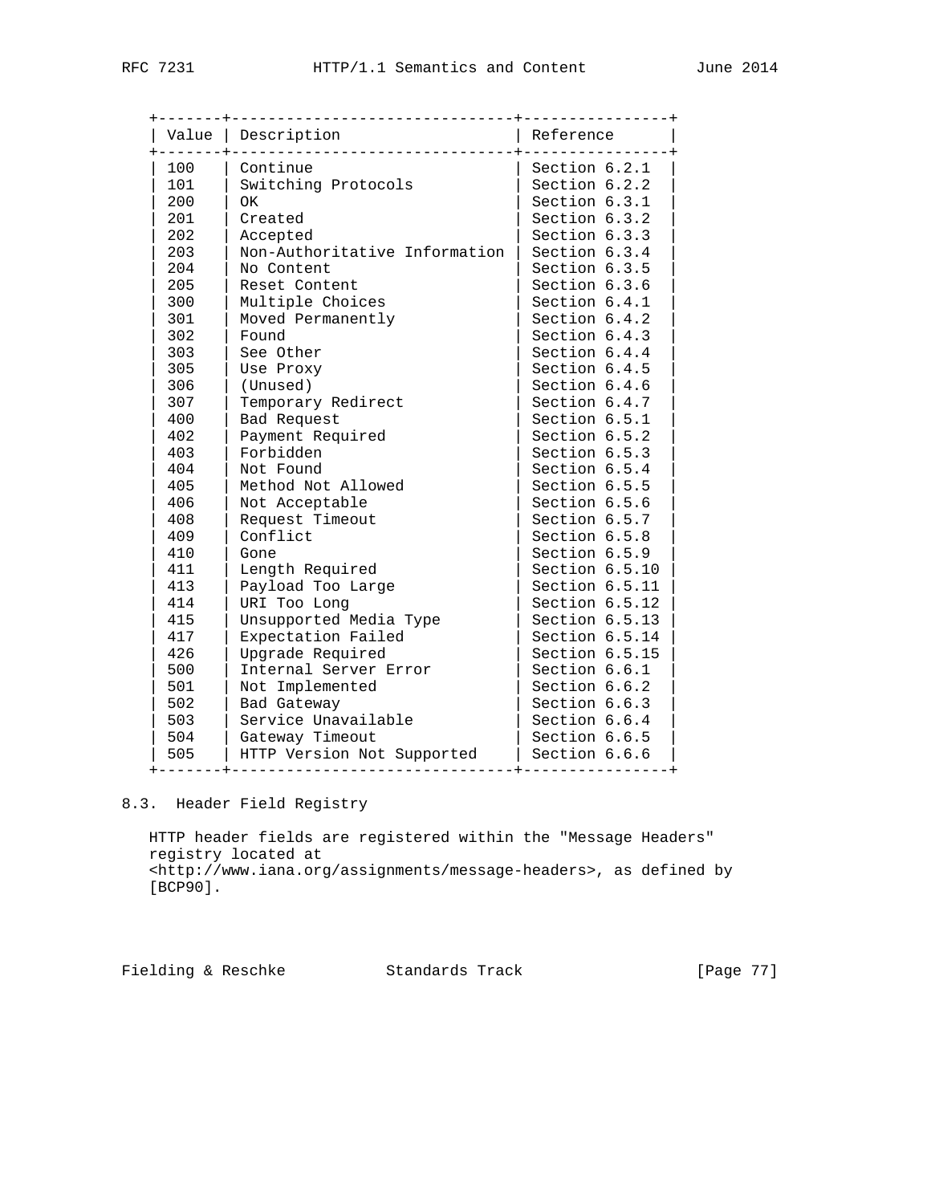| Value | Description | Reference |
| --- | --- | --- |
| 100 | Continue | Section 6.2.1 |
| 101 | Switching Protocols | Section 6.2.2 |
| 200 | OK | Section 6.3.1 |
| 201 | Created | Section 6.3.2 |
| 202 | Accepted | Section 6.3.3 |
| 203 | Non-Authoritative Information | Section 6.3.4 |
| 204 | No Content | Section 6.3.5 |
| 205 | Reset Content | Section 6.3.6 |
| 300 | Multiple Choices | Section 6.4.1 |
| 301 | Moved Permanently | Section 6.4.2 |
| 302 | Found | Section 6.4.3 |
| 303 | See Other | Section 6.4.4 |
| 305 | Use Proxy | Section 6.4.5 |
| 306 | (Unused) | Section 6.4.6 |
| 307 | Temporary Redirect | Section 6.4.7 |
| 400 | Bad Request | Section 6.5.1 |
| 402 | Payment Required | Section 6.5.2 |
| 403 | Forbidden | Section 6.5.3 |
| 404 | Not Found | Section 6.5.4 |
| 405 | Method Not Allowed | Section 6.5.5 |
| 406 | Not Acceptable | Section 6.5.6 |
| 408 | Request Timeout | Section 6.5.7 |
| 409 | Conflict | Section 6.5.8 |
| 410 | Gone | Section 6.5.9 |
| 411 | Length Required | Section 6.5.10 |
| 413 | Payload Too Large | Section 6.5.11 |
| 414 | URI Too Long | Section 6.5.12 |
| 415 | Unsupported Media Type | Section 6.5.13 |
| 417 | Expectation Failed | Section 6.5.14 |
| 426 | Upgrade Required | Section 6.5.15 |
| 500 | Internal Server Error | Section 6.6.1 |
| 501 | Not Implemented | Section 6.6.2 |
| 502 | Bad Gateway | Section 6.6.3 |
| 503 | Service Unavailable | Section 6.6.4 |
| 504 | Gateway Timeout | Section 6.6.5 |
| 505 | HTTP Version Not Supported | Section 6.6.6 |

## 8.3. Header Field Registry

HTTP header fields are registered within the "Message Headers" registry located at <http://www.iana.org/assignments/message-headers>, as defined by [BCP90].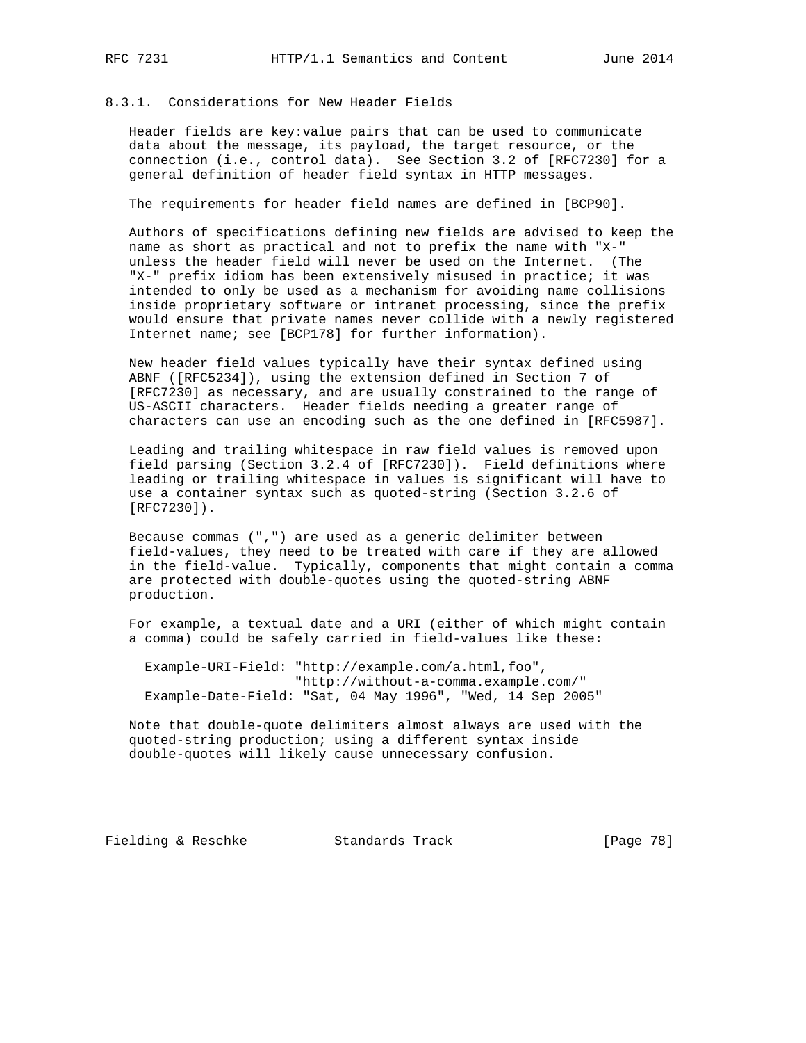### 8.3.1. Considerations for New Header Fields

Header fields are key:value pairs that can be used to communicate data about the message, its payload, the target resource, or the connection (i.e., control data). See Section 3.2 of [RFC7230] for a general definition of header field syntax in HTTP messages.

The requirements for header field names are defined in [BCP90].

Authors of specifications defining new fields are advised to keep the name as short as practical and not to prefix the name with "X-" unless the header field will never be used on the Internet. (The "X-" prefix idiom has been extensively misused in practice; it was intended to only be used as a mechanism for avoiding name collisions inside proprietary software or intranet processing, since the prefix would ensure that private names never collide with a newly registered Internet name; see [BCP178] for further information).

New header field values typically have their syntax defined using ABNF ([RFC5234]), using the extension defined in Section 7 of [RFC7230] as necessary, and are usually constrained to the range of US-ASCII characters. Header fields needing a greater range of characters can use an encoding such as the one defined in [RFC5987].

Leading and trailing whitespace in raw field values is removed upon field parsing (Section 3.2.4 of [RFC7230]). Field definitions where leading or trailing whitespace in values is significant will have to use a container syntax such as quoted-string (Section 3.2.6 of [RFC7230]).

Because commas (",") are used as a generic delimiter between field-values, they need to be treated with care if they are allowed in the field-value. Typically, components that might contain a comma are protected with double-quotes using the quoted-string ABNF production.

For example, a textual date and a URI (either of which might contain a comma) could be safely carried in field-values like these:

```
Example-URI-Field: "http://example.com/a.html,foo",
                   "http://without-a-comma.example.com/"
Example-Date-Field: "Sat, 04 May 1996", "Wed, 14 Sep 2005"
```

Note that double-quote delimiters almost always are used with the quoted-string production; using a different syntax inside double-quotes will likely cause unnecessary confusion.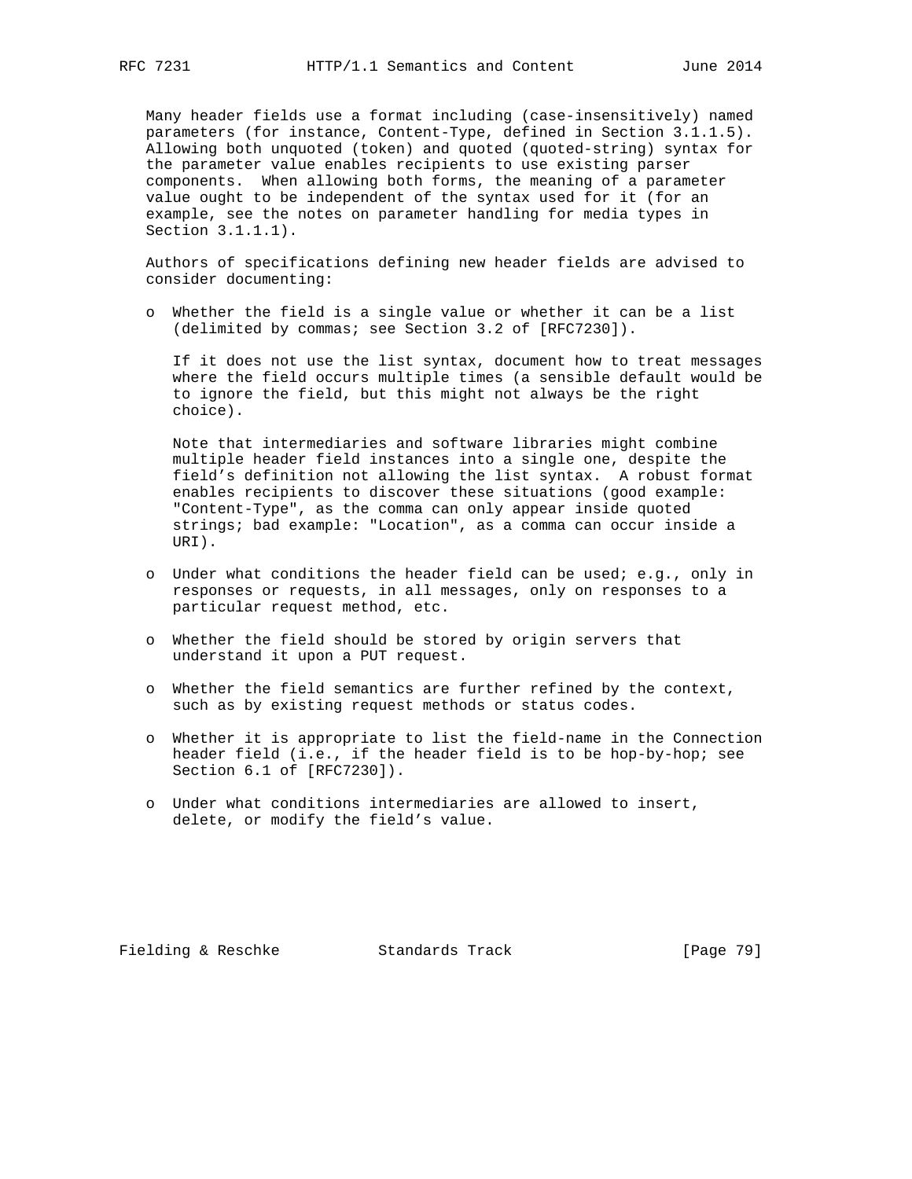Many header fields use a format including (case-insensitively) named parameters (for instance, Content-Type, defined in Section 3.1.1.5). Allowing both unquoted (token) and quoted (quoted-string) syntax for the parameter value enables recipients to use existing parser components. When allowing both forms, the meaning of a parameter value ought to be independent of the syntax used for it (for an example, see the notes on parameter handling for media types in Section 3.1.1.1).

Authors of specifications defining new header fields are advised to consider documenting:

- Whether the field is a single value or whether it can be a list (delimited by commas; see Section 3.2 of [RFC7230]).

  If it does not use the list syntax, document how to treat messages where the field occurs multiple times (a sensible default would be to ignore the field, but this might not always be the right choice).

  Note that intermediaries and software libraries might combine multiple header field instances into a single one, despite the field's definition not allowing the list syntax. A robust format enables recipients to discover these situations (good example: "Content-Type", as the comma can only appear inside quoted strings; bad example: "Location", as a comma can occur inside a URI).

- Under what conditions the header field can be used; e.g., only in responses or requests, in all messages, only on responses to a particular request method, etc.

- Whether the field should be stored by origin servers that understand it upon a PUT request.

- Whether the field semantics are further refined by the context, such as by existing request methods or status codes.

- Whether it is appropriate to list the field-name in the Connection header field (i.e., if the header field is to be hop-by-hop; see Section 6.1 of [RFC7230]).

- Under what conditions intermediaries are allowed to insert, delete, or modify the field's value.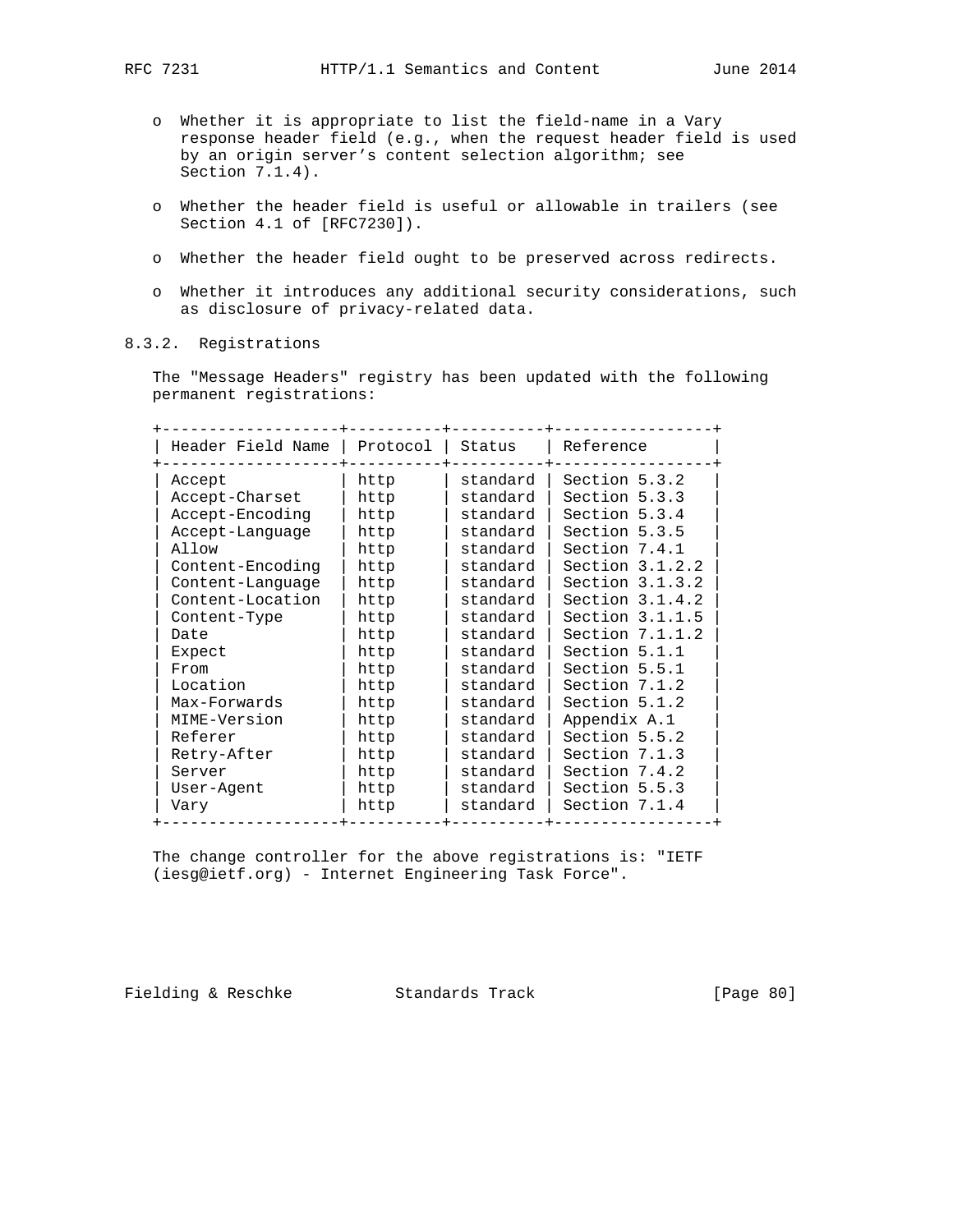- Whether it is appropriate to list the field-name in a Vary response header field (e.g., when the request header field is used by an origin server's content selection algorithm; see Section 7.1.4).

- Whether the header field is useful or allowable in trailers (see Section 4.1 of [RFC7230]).

- Whether the header field ought to be preserved across redirects.

- Whether it introduces any additional security considerations, such as disclosure of privacy-related data.

### 8.3.2. Registrations

The "Message Headers" registry has been updated with the following permanent registrations:

| Header Field Name | Protocol | Status | Reference |
|---|---|---|---|
| Accept | http | standard | Section 5.3.2 |
| Accept-Charset | http | standard | Section 5.3.3 |
| Accept-Encoding | http | standard | Section 5.3.4 |
| Accept-Language | http | standard | Section 5.3.5 |
| Allow | http | standard | Section 7.4.1 |
| Content-Encoding | http | standard | Section 3.1.2.2 |
| Content-Language | http | standard | Section 3.1.3.2 |
| Content-Location | http | standard | Section 3.1.4.2 |
| Content-Type | http | standard | Section 3.1.1.5 |
| Date | http | standard | Section 7.1.1.2 |
| Expect | http | standard | Section 5.1.1 |
| From | http | standard | Section 5.5.1 |
| Location | http | standard | Section 7.1.2 |
| Max-Forwards | http | standard | Section 5.1.2 |
| MIME-Version | http | standard | Appendix A.1 |
| Referer | http | standard | Section 5.5.2 |
| Retry-After | http | standard | Section 7.1.3 |
| Server | http | standard | Section 7.4.2 |
| User-Agent | http | standard | Section 5.5.3 |
| Vary | http | standard | Section 7.1.4 |

The change controller for the above registrations is: "IETF (iesg@ietf.org) - Internet Engineering Task Force".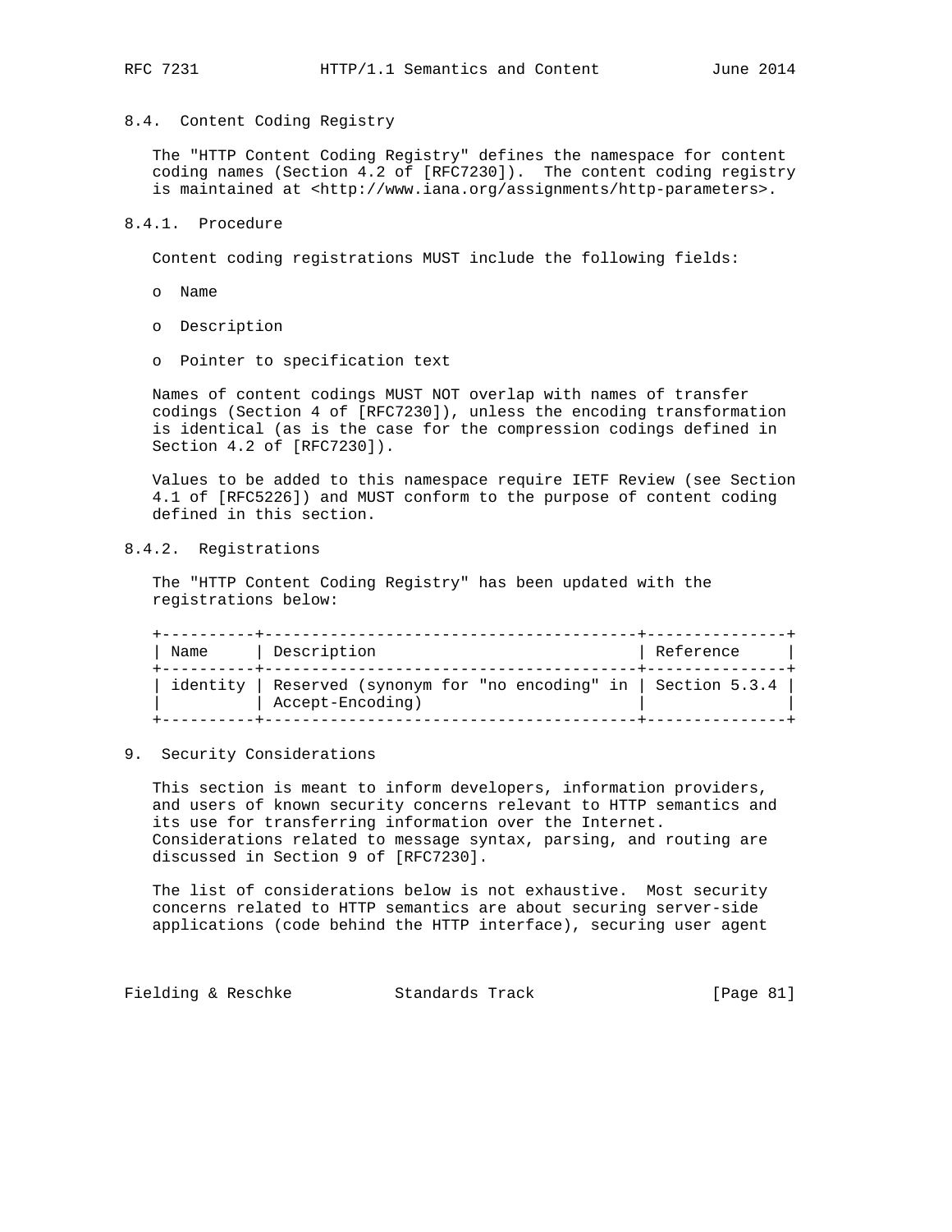### 8.4. Content Coding Registry

The "HTTP Content Coding Registry" defines the namespace for content coding names (Section 4.2 of [RFC7230]). The content coding registry is maintained at <http://www.iana.org/assignments/http-parameters>.

#### 8.4.1. Procedure

Content coding registrations MUST include the following fields:

- Name
- Description
- Pointer to specification text

Names of content codings MUST NOT overlap with names of transfer codings (Section 4 of [RFC7230]), unless the encoding transformation is identical (as is the case for the compression codings defined in Section 4.2 of [RFC7230]).

Values to be added to this namespace require IETF Review (see Section 4.1 of [RFC5226]) and MUST conform to the purpose of content coding defined in this section.

#### 8.4.2. Registrations

The "HTTP Content Coding Registry" has been updated with the registrations below:

| Name | Description | Reference |
|---|---|---|
| identity | Reserved (synonym for "no encoding" in Accept-Encoding) | Section 5.3.4 |

## 9. Security Considerations

This section is meant to inform developers, information providers, and users of known security concerns relevant to HTTP semantics and its use for transferring information over the Internet. Considerations related to message syntax, parsing, and routing are discussed in Section 9 of [RFC7230].

The list of considerations below is not exhaustive. Most security concerns related to HTTP semantics are about securing server-side applications (code behind the HTTP interface), securing user agent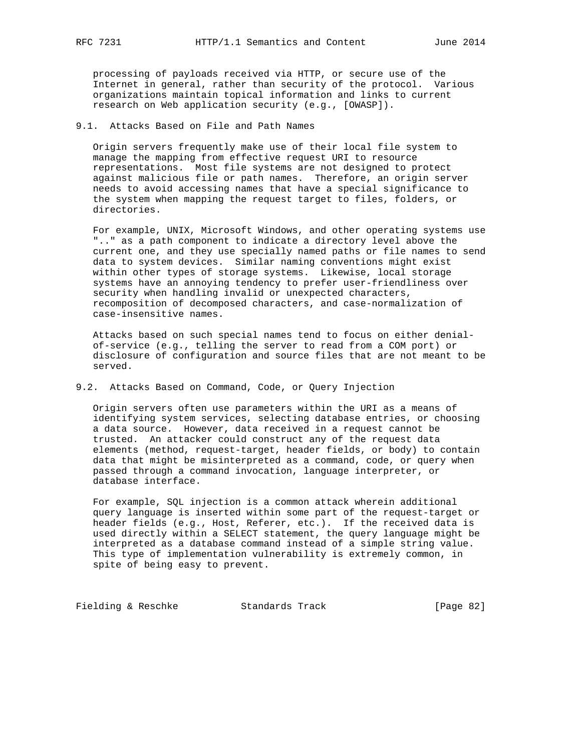processing of payloads received via HTTP, or secure use of the Internet in general, rather than security of the protocol. Various organizations maintain topical information and links to current research on Web application security (e.g., [OWASP]).

## 9.1. Attacks Based on File and Path Names

Origin servers frequently make use of their local file system to manage the mapping from effective request URI to resource representations. Most file systems are not designed to protect against malicious file or path names. Therefore, an origin server needs to avoid accessing names that have a special significance to the system when mapping the request target to files, folders, or directories.

For example, UNIX, Microsoft Windows, and other operating systems use ".." as a path component to indicate a directory level above the current one, and they use specially named paths or file names to send data to system devices. Similar naming conventions might exist within other types of storage systems. Likewise, local storage systems have an annoying tendency to prefer user-friendliness over security when handling invalid or unexpected characters, recomposition of decomposed characters, and case-normalization of case-insensitive names.

Attacks based on such special names tend to focus on either denial-of-service (e.g., telling the server to read from a COM port) or disclosure of configuration and source files that are not meant to be served.

## 9.2. Attacks Based on Command, Code, or Query Injection

Origin servers often use parameters within the URI as a means of identifying system services, selecting database entries, or choosing a data source. However, data received in a request cannot be trusted. An attacker could construct any of the request data elements (method, request-target, header fields, or body) to contain data that might be misinterpreted as a command, code, or query when passed through a command invocation, language interpreter, or database interface.

For example, SQL injection is a common attack wherein additional query language is inserted within some part of the request-target or header fields (e.g., Host, Referer, etc.). If the received data is used directly within a SELECT statement, the query language might be interpreted as a database command instead of a simple string value. This type of implementation vulnerability is extremely common, in spite of being easy to prevent.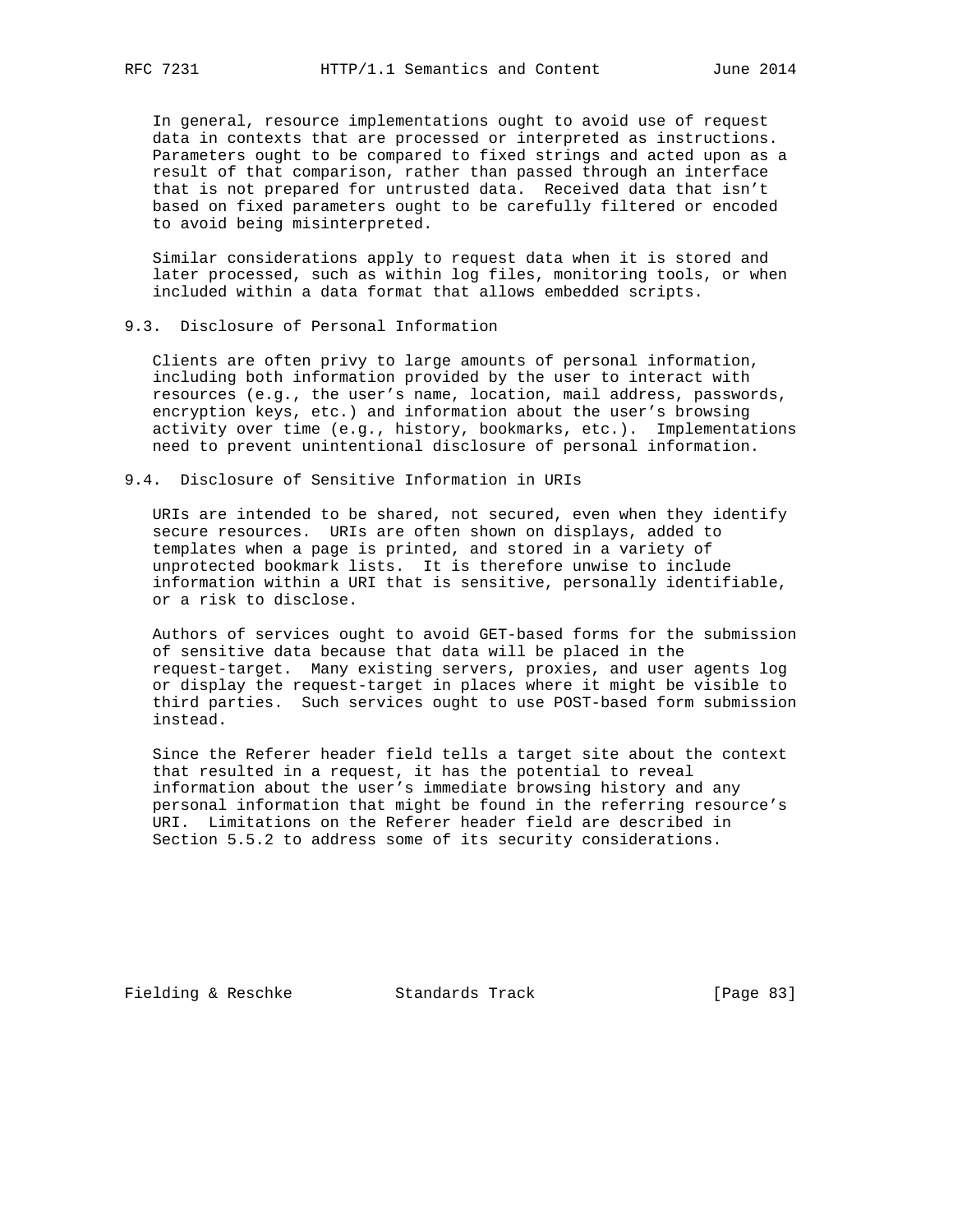In general, resource implementations ought to avoid use of request data in contexts that are processed or interpreted as instructions. Parameters ought to be compared to fixed strings and acted upon as a result of that comparison, rather than passed through an interface that is not prepared for untrusted data. Received data that isn't based on fixed parameters ought to be carefully filtered or encoded to avoid being misinterpreted.

Similar considerations apply to request data when it is stored and later processed, such as within log files, monitoring tools, or when included within a data format that allows embedded scripts.

## 9.3. Disclosure of Personal Information

Clients are often privy to large amounts of personal information, including both information provided by the user to interact with resources (e.g., the user's name, location, mail address, passwords, encryption keys, etc.) and information about the user's browsing activity over time (e.g., history, bookmarks, etc.). Implementations need to prevent unintentional disclosure of personal information.

## 9.4. Disclosure of Sensitive Information in URIs

URIs are intended to be shared, not secured, even when they identify secure resources. URIs are often shown on displays, added to templates when a page is printed, and stored in a variety of unprotected bookmark lists. It is therefore unwise to include information within a URI that is sensitive, personally identifiable, or a risk to disclose.

Authors of services ought to avoid GET-based forms for the submission of sensitive data because that data will be placed in the request-target. Many existing servers, proxies, and user agents log or display the request-target in places where it might be visible to third parties. Such services ought to use POST-based form submission instead.

Since the Referer header field tells a target site about the context that resulted in a request, it has the potential to reveal information about the user's immediate browsing history and any personal information that might be found in the referring resource's URI. Limitations on the Referer header field are described in Section 5.5.2 to address some of its security considerations.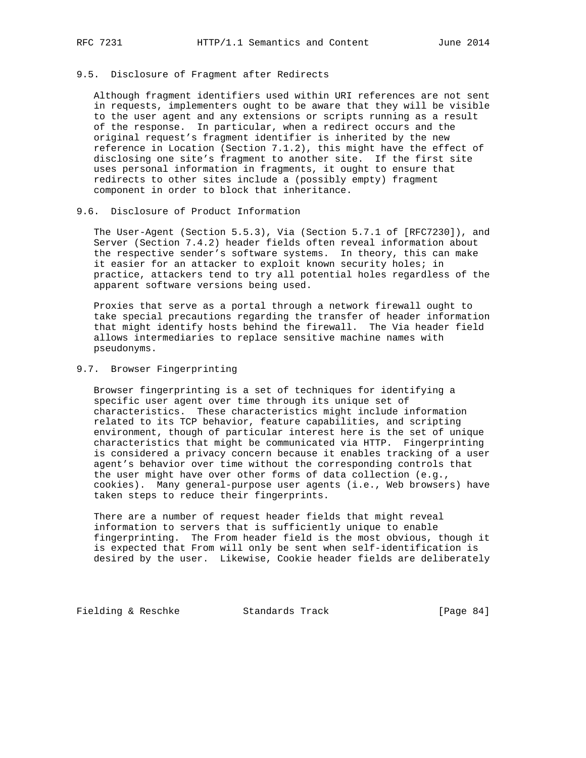### 9.5. Disclosure of Fragment after Redirects

Although fragment identifiers used within URI references are not sent in requests, implementers ought to be aware that they will be visible to the user agent and any extensions or scripts running as a result of the response. In particular, when a redirect occurs and the original request's fragment identifier is inherited by the new reference in Location (Section 7.1.2), this might have the effect of disclosing one site's fragment to another site. If the first site uses personal information in fragments, it ought to ensure that redirects to other sites include a (possibly empty) fragment component in order to block that inheritance.

### 9.6. Disclosure of Product Information

The User-Agent (Section 5.5.3), Via (Section 5.7.1 of [RFC7230]), and Server (Section 7.4.2) header fields often reveal information about the respective sender's software systems. In theory, this can make it easier for an attacker to exploit known security holes; in practice, attackers tend to try all potential holes regardless of the apparent software versions being used.

Proxies that serve as a portal through a network firewall ought to take special precautions regarding the transfer of header information that might identify hosts behind the firewall. The Via header field allows intermediaries to replace sensitive machine names with pseudonyms.

### 9.7. Browser Fingerprinting

Browser fingerprinting is a set of techniques for identifying a specific user agent over time through its unique set of characteristics. These characteristics might include information related to its TCP behavior, feature capabilities, and scripting environment, though of particular interest here is the set of unique characteristics that might be communicated via HTTP. Fingerprinting is considered a privacy concern because it enables tracking of a user agent's behavior over time without the corresponding controls that the user might have over other forms of data collection (e.g., cookies). Many general-purpose user agents (i.e., Web browsers) have taken steps to reduce their fingerprints.

There are a number of request header fields that might reveal information to servers that is sufficiently unique to enable fingerprinting. The From header field is the most obvious, though it is expected that From will only be sent when self-identification is desired by the user. Likewise, Cookie header fields are deliberately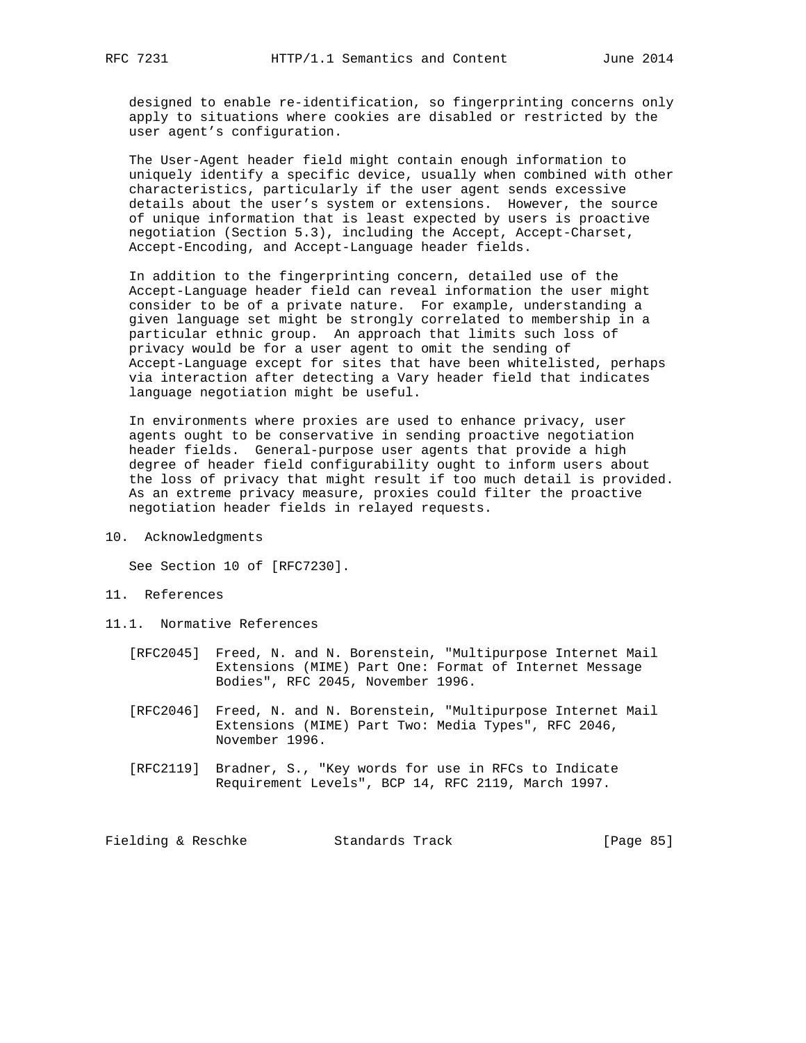designed to enable re-identification, so fingerprinting concerns only apply to situations where cookies are disabled or restricted by the user agent's configuration.

The User-Agent header field might contain enough information to uniquely identify a specific device, usually when combined with other characteristics, particularly if the user agent sends excessive details about the user's system or extensions. However, the source of unique information that is least expected by users is proactive negotiation (Section 5.3), including the Accept, Accept-Charset, Accept-Encoding, and Accept-Language header fields.

In addition to the fingerprinting concern, detailed use of the Accept-Language header field can reveal information the user might consider to be of a private nature. For example, understanding a given language set might be strongly correlated to membership in a particular ethnic group. An approach that limits such loss of privacy would be for a user agent to omit the sending of Accept-Language except for sites that have been whitelisted, perhaps via interaction after detecting a Vary header field that indicates language negotiation might be useful.

In environments where proxies are used to enhance privacy, user agents ought to be conservative in sending proactive negotiation header fields. General-purpose user agents that provide a high degree of header field configurability ought to inform users about the loss of privacy that might result if too much detail is provided. As an extreme privacy measure, proxies could filter the proactive negotiation header fields in relayed requests.

# 10. Acknowledgments

See Section 10 of [RFC7230].

# 11. References

## 11.1. Normative References

[RFC2045] Freed, N. and N. Borenstein, "Multipurpose Internet Mail Extensions (MIME) Part One: Format of Internet Message Bodies", RFC 2045, November 1996.

[RFC2046] Freed, N. and N. Borenstein, "Multipurpose Internet Mail Extensions (MIME) Part Two: Media Types", RFC 2046, November 1996.

[RFC2119] Bradner, S., "Key words for use in RFCs to Indicate Requirement Levels", BCP 14, RFC 2119, March 1997.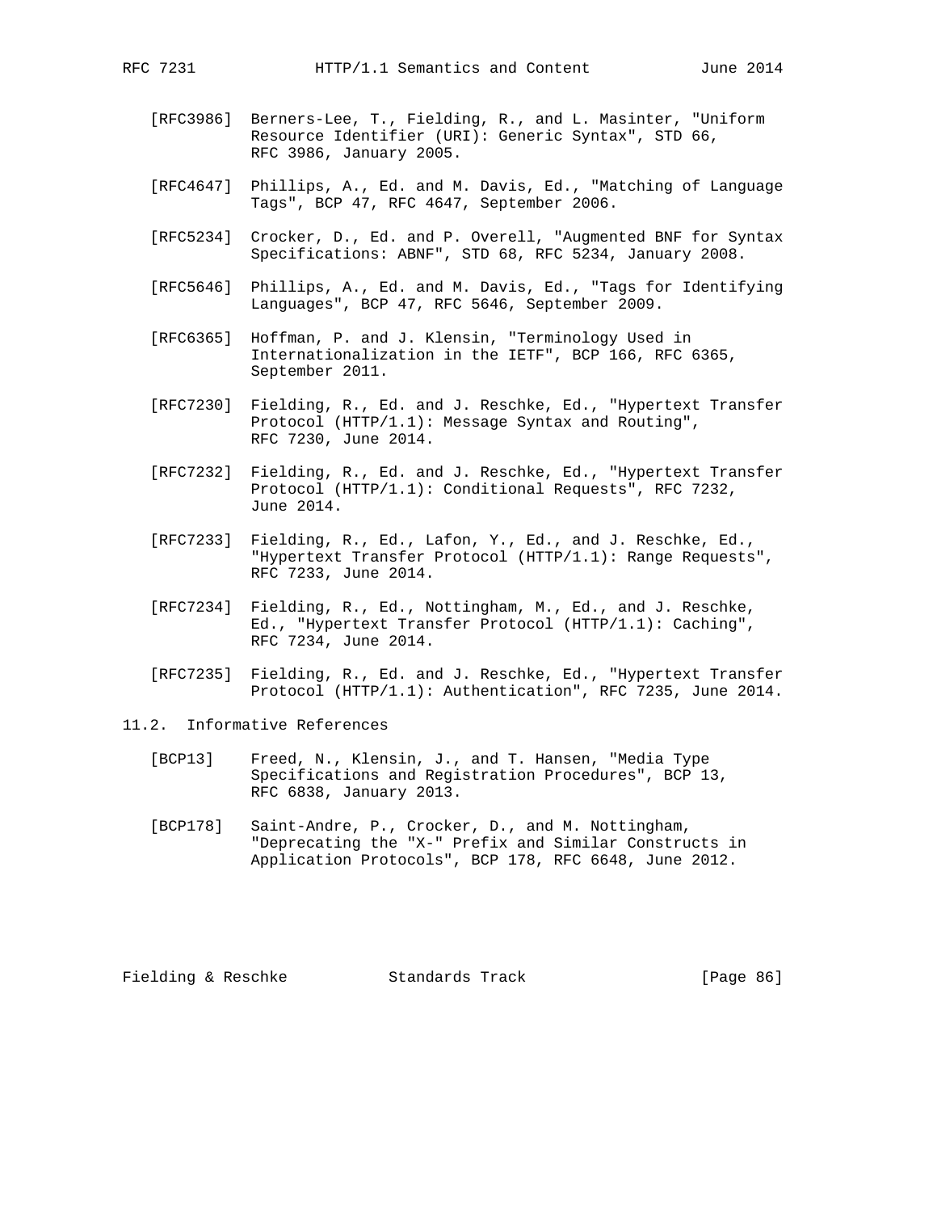[RFC3986] Berners-Lee, T., Fielding, R., and L. Masinter, "Uniform Resource Identifier (URI): Generic Syntax", STD 66, RFC 3986, January 2005.

[RFC4647] Phillips, A., Ed. and M. Davis, Ed., "Matching of Language Tags", BCP 47, RFC 4647, September 2006.

[RFC5234] Crocker, D., Ed. and P. Overell, "Augmented BNF for Syntax Specifications: ABNF", STD 68, RFC 5234, January 2008.

[RFC5646] Phillips, A., Ed. and M. Davis, Ed., "Tags for Identifying Languages", BCP 47, RFC 5646, September 2009.

[RFC6365] Hoffman, P. and J. Klensin, "Terminology Used in Internationalization in the IETF", BCP 166, RFC 6365, September 2011.

[RFC7230] Fielding, R., Ed. and J. Reschke, Ed., "Hypertext Transfer Protocol (HTTP/1.1): Message Syntax and Routing", RFC 7230, June 2014.

[RFC7232] Fielding, R., Ed. and J. Reschke, Ed., "Hypertext Transfer Protocol (HTTP/1.1): Conditional Requests", RFC 7232, June 2014.

[RFC7233] Fielding, R., Ed., Lafon, Y., Ed., and J. Reschke, Ed., "Hypertext Transfer Protocol (HTTP/1.1): Range Requests", RFC 7233, June 2014.

[RFC7234] Fielding, R., Ed., Nottingham, M., Ed., and J. Reschke, Ed., "Hypertext Transfer Protocol (HTTP/1.1): Caching", RFC 7234, June 2014.

[RFC7235] Fielding, R., Ed. and J. Reschke, Ed., "Hypertext Transfer Protocol (HTTP/1.1): Authentication", RFC 7235, June 2014.

## 11.2. Informative References

[BCP13] Freed, N., Klensin, J., and T. Hansen, "Media Type Specifications and Registration Procedures", BCP 13, RFC 6838, January 2013.

[BCP178] Saint-Andre, P., Crocker, D., and M. Nottingham, "Deprecating the "X-" Prefix and Similar Constructs in Application Protocols", BCP 178, RFC 6648, June 2012.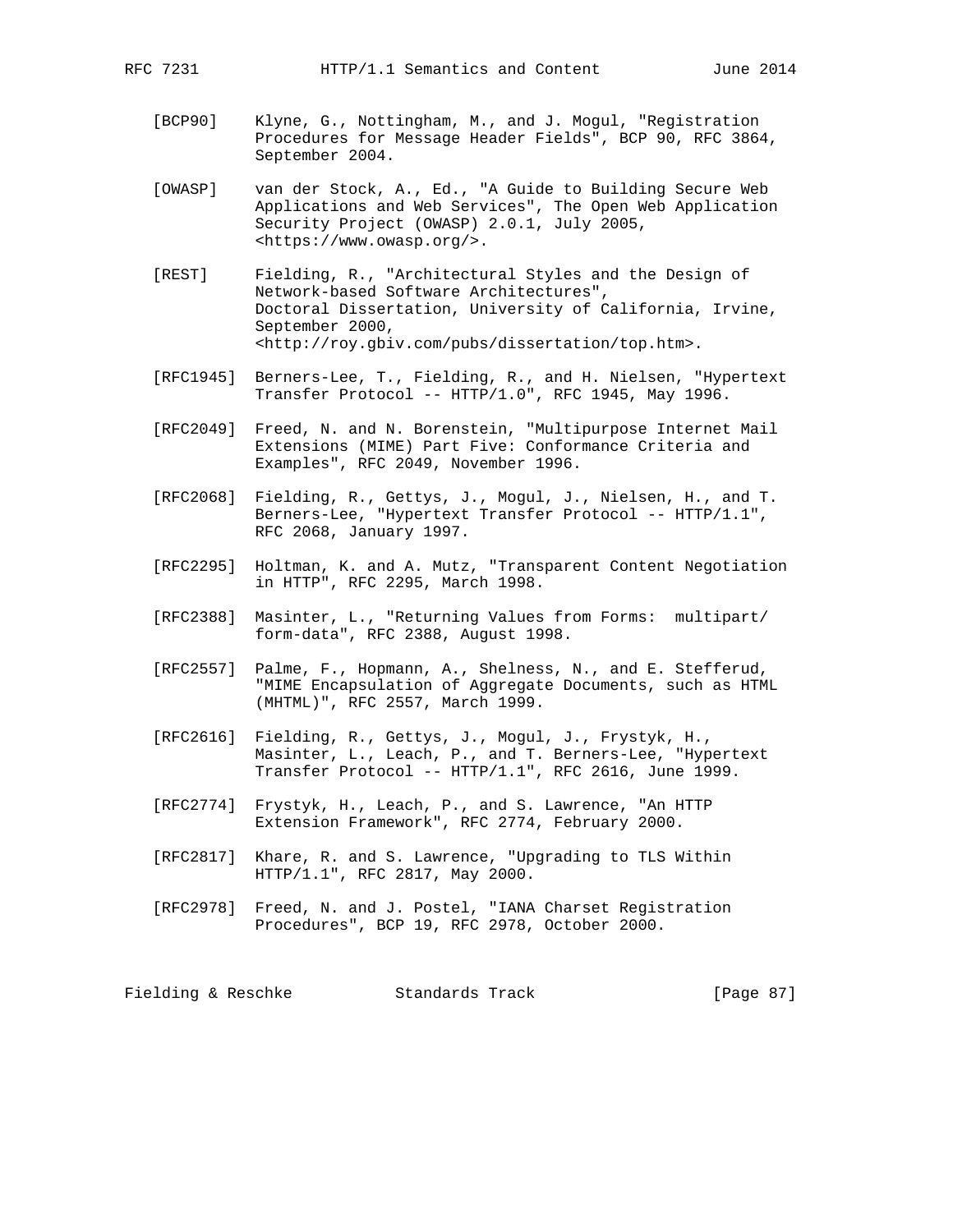[BCP90] Klyne, G., Nottingham, M., and J. Mogul, "Registration Procedures for Message Header Fields", BCP 90, RFC 3864, September 2004.

[OWASP] van der Stock, A., Ed., "A Guide to Building Secure Web Applications and Web Services", The Open Web Application Security Project (OWASP) 2.0.1, July 2005, <https://www.owasp.org/>.

[REST] Fielding, R., "Architectural Styles and the Design of Network-based Software Architectures", Doctoral Dissertation, University of California, Irvine, September 2000, <http://roy.gbiv.com/pubs/dissertation/top.htm>.

[RFC1945] Berners-Lee, T., Fielding, R., and H. Nielsen, "Hypertext Transfer Protocol -- HTTP/1.0", RFC 1945, May 1996.

[RFC2049] Freed, N. and N. Borenstein, "Multipurpose Internet Mail Extensions (MIME) Part Five: Conformance Criteria and Examples", RFC 2049, November 1996.

[RFC2068] Fielding, R., Gettys, J., Mogul, J., Nielsen, H., and T. Berners-Lee, "Hypertext Transfer Protocol -- HTTP/1.1", RFC 2068, January 1997.

[RFC2295] Holtman, K. and A. Mutz, "Transparent Content Negotiation in HTTP", RFC 2295, March 1998.

[RFC2388] Masinter, L., "Returning Values from Forms: multipart/form-data", RFC 2388, August 1998.

[RFC2557] Palme, F., Hopmann, A., Shelness, N., and E. Stefferud, "MIME Encapsulation of Aggregate Documents, such as HTML (MHTML)", RFC 2557, March 1999.

[RFC2616] Fielding, R., Gettys, J., Mogul, J., Frystyk, H., Masinter, L., Leach, P., and T. Berners-Lee, "Hypertext Transfer Protocol -- HTTP/1.1", RFC 2616, June 1999.

[RFC2774] Frystyk, H., Leach, P., and S. Lawrence, "An HTTP Extension Framework", RFC 2774, February 2000.

[RFC2817] Khare, R. and S. Lawrence, "Upgrading to TLS Within HTTP/1.1", RFC 2817, May 2000.

[RFC2978] Freed, N. and J. Postel, "IANA Charset Registration Procedures", BCP 19, RFC 2978, October 2000.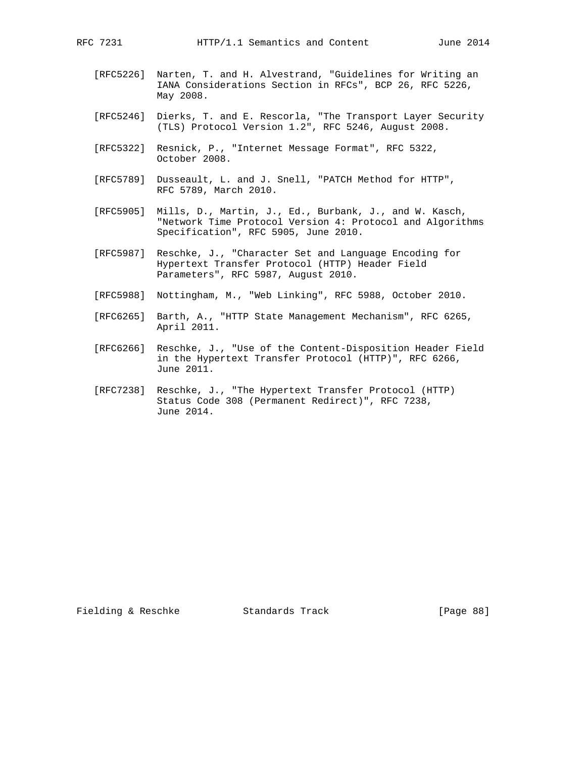[RFC5226] Narten, T. and H. Alvestrand, "Guidelines for Writing an IANA Considerations Section in RFCs", BCP 26, RFC 5226, May 2008.

[RFC5246] Dierks, T. and E. Rescorla, "The Transport Layer Security (TLS) Protocol Version 1.2", RFC 5246, August 2008.

[RFC5322] Resnick, P., "Internet Message Format", RFC 5322, October 2008.

[RFC5789] Dusseault, L. and J. Snell, "PATCH Method for HTTP", RFC 5789, March 2010.

[RFC5905] Mills, D., Martin, J., Ed., Burbank, J., and W. Kasch, "Network Time Protocol Version 4: Protocol and Algorithms Specification", RFC 5905, June 2010.

[RFC5987] Reschke, J., "Character Set and Language Encoding for Hypertext Transfer Protocol (HTTP) Header Field Parameters", RFC 5987, August 2010.

[RFC5988] Nottingham, M., "Web Linking", RFC 5988, October 2010.

[RFC6265] Barth, A., "HTTP State Management Mechanism", RFC 6265, April 2011.

[RFC6266] Reschke, J., "Use of the Content-Disposition Header Field in the Hypertext Transfer Protocol (HTTP)", RFC 6266, June 2011.

[RFC7238] Reschke, J., "The Hypertext Transfer Protocol (HTTP) Status Code 308 (Permanent Redirect)", RFC 7238, June 2014.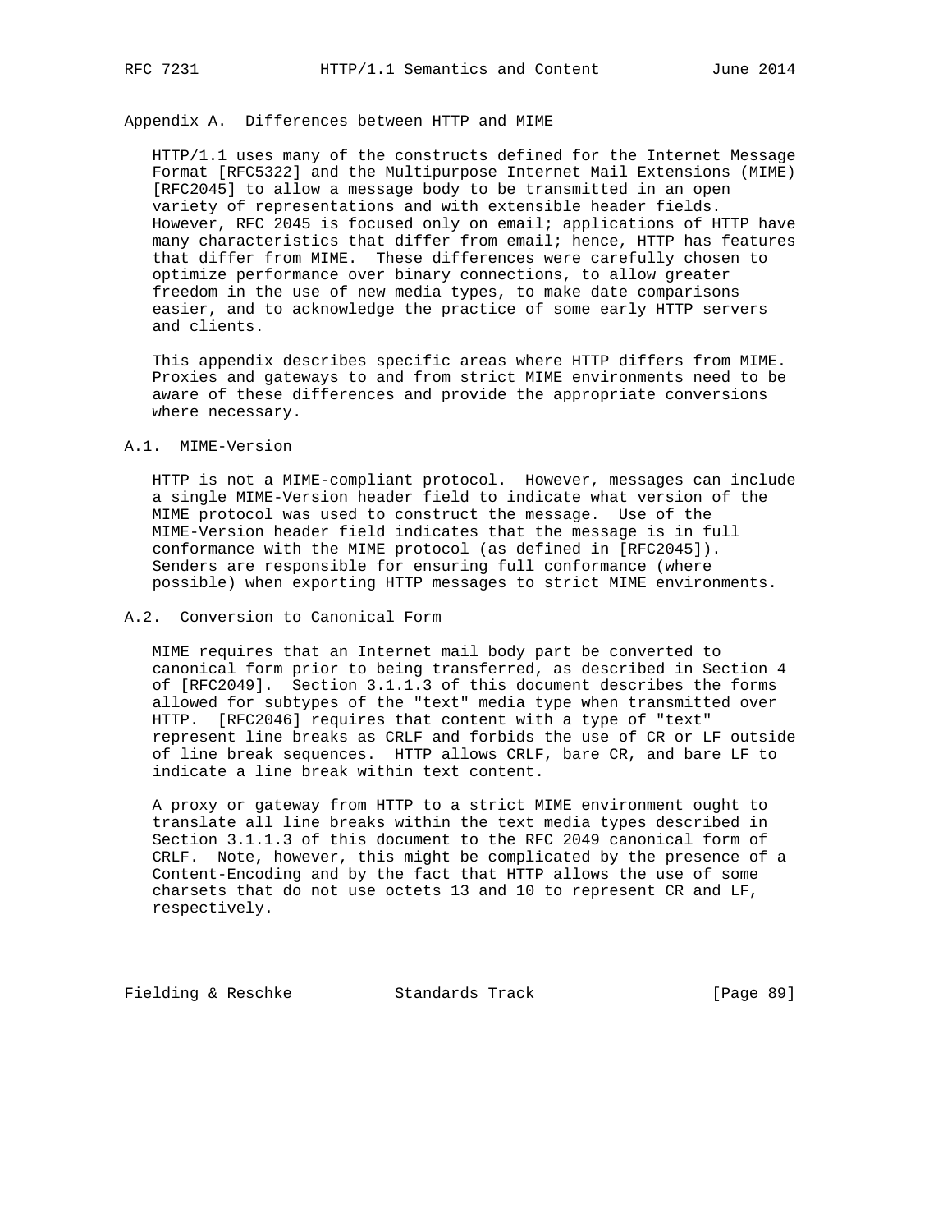# Appendix A. Differences between HTTP and MIME

HTTP/1.1 uses many of the constructs defined for the Internet Message Format [RFC5322] and the Multipurpose Internet Mail Extensions (MIME) [RFC2045] to allow a message body to be transmitted in an open variety of representations and with extensible header fields. However, RFC 2045 is focused only on email; applications of HTTP have many characteristics that differ from email; hence, HTTP has features that differ from MIME. These differences were carefully chosen to optimize performance over binary connections, to allow greater freedom in the use of new media types, to make date comparisons easier, and to acknowledge the practice of some early HTTP servers and clients.

This appendix describes specific areas where HTTP differs from MIME. Proxies and gateways to and from strict MIME environments need to be aware of these differences and provide the appropriate conversions where necessary.

## A.1. MIME-Version

HTTP is not a MIME-compliant protocol. However, messages can include a single MIME-Version header field to indicate what version of the MIME protocol was used to construct the message. Use of the MIME-Version header field indicates that the message is in full conformance with the MIME protocol (as defined in [RFC2045]). Senders are responsible for ensuring full conformance (where possible) when exporting HTTP messages to strict MIME environments.

## A.2. Conversion to Canonical Form

MIME requires that an Internet mail body part be converted to canonical form prior to being transferred, as described in Section 4 of [RFC2049]. Section 3.1.1.3 of this document describes the forms allowed for subtypes of the "text" media type when transmitted over HTTP. [RFC2046] requires that content with a type of "text" represent line breaks as CRLF and forbids the use of CR or LF outside of line break sequences. HTTP allows CRLF, bare CR, and bare LF to indicate a line break within text content.

A proxy or gateway from HTTP to a strict MIME environment ought to translate all line breaks within the text media types described in Section 3.1.1.3 of this document to the RFC 2049 canonical form of CRLF. Note, however, this might be complicated by the presence of a Content-Encoding and by the fact that HTTP allows the use of some charsets that do not use octets 13 and 10 to represent CR and LF, respectively.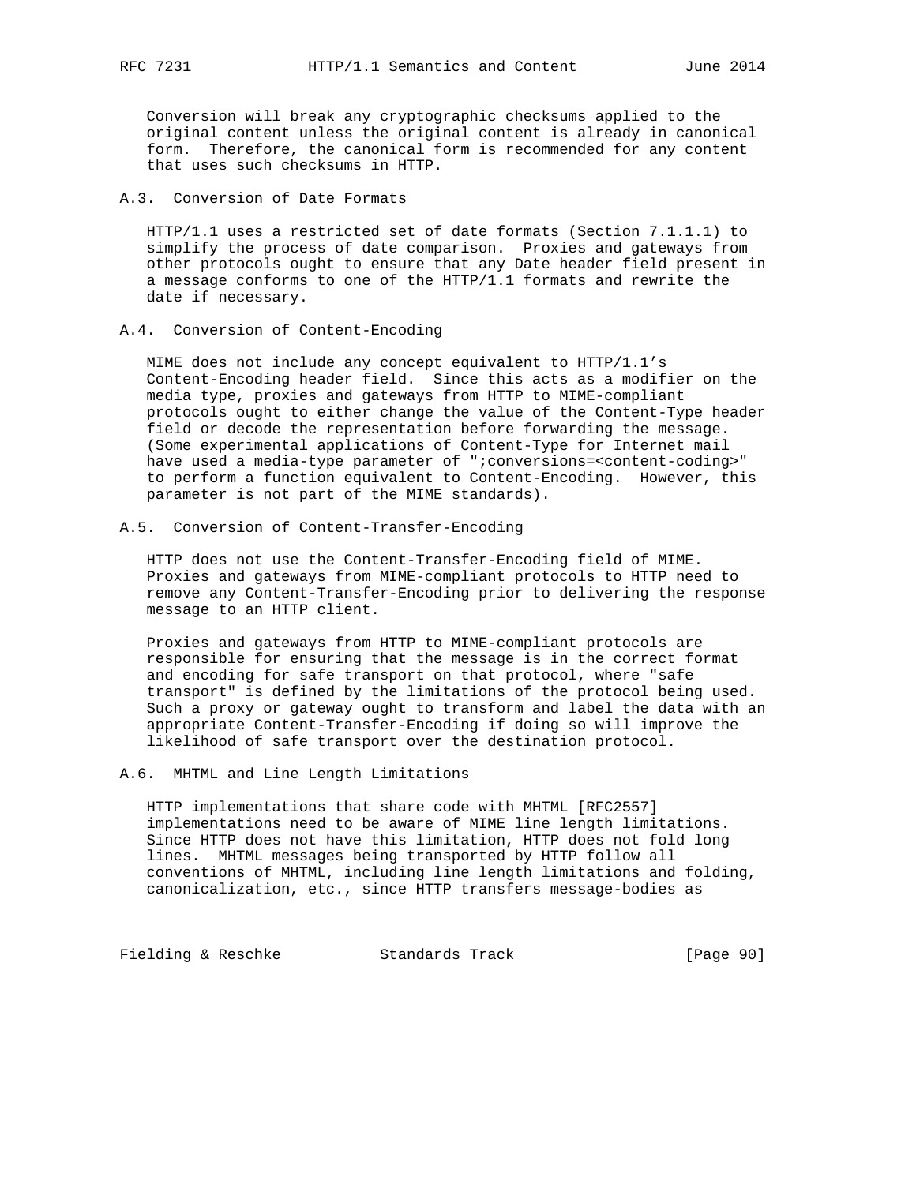Conversion will break any cryptographic checksums applied to the original content unless the original content is already in canonical form. Therefore, the canonical form is recommended for any content that uses such checksums in HTTP.

## A.3. Conversion of Date Formats

HTTP/1.1 uses a restricted set of date formats (Section 7.1.1.1) to simplify the process of date comparison. Proxies and gateways from other protocols ought to ensure that any Date header field present in a message conforms to one of the HTTP/1.1 formats and rewrite the date if necessary.

## A.4. Conversion of Content-Encoding

MIME does not include any concept equivalent to HTTP/1.1's Content-Encoding header field. Since this acts as a modifier on the media type, proxies and gateways from HTTP to MIME-compliant protocols ought to either change the value of the Content-Type header field or decode the representation before forwarding the message. (Some experimental applications of Content-Type for Internet mail have used a media-type parameter of ";conversions=<content-coding>" to perform a function equivalent to Content-Encoding. However, this parameter is not part of the MIME standards).

## A.5. Conversion of Content-Transfer-Encoding

HTTP does not use the Content-Transfer-Encoding field of MIME. Proxies and gateways from MIME-compliant protocols to HTTP need to remove any Content-Transfer-Encoding prior to delivering the response message to an HTTP client.

Proxies and gateways from HTTP to MIME-compliant protocols are responsible for ensuring that the message is in the correct format and encoding for safe transport on that protocol, where "safe transport" is defined by the limitations of the protocol being used. Such a proxy or gateway ought to transform and label the data with an appropriate Content-Transfer-Encoding if doing so will improve the likelihood of safe transport over the destination protocol.

## A.6. MHTML and Line Length Limitations

HTTP implementations that share code with MHTML [RFC2557] implementations need to be aware of MIME line length limitations. Since HTTP does not have this limitation, HTTP does not fold long lines. MHTML messages being transported by HTTP follow all conventions of MHTML, including line length limitations and folding, canonicalization, etc., since HTTP transfers message-bodies as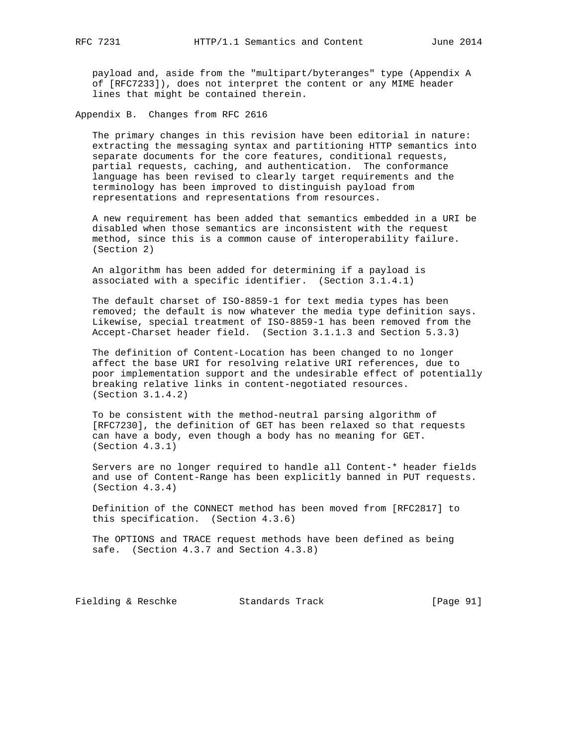payload and, aside from the "multipart/byteranges" type (Appendix A of [RFC7233]), does not interpret the content or any MIME header lines that might be contained therein.

## Appendix B. Changes from RFC 2616

The primary changes in this revision have been editorial in nature: extracting the messaging syntax and partitioning HTTP semantics into separate documents for the core features, conditional requests, partial requests, caching, and authentication. The conformance language has been revised to clearly target requirements and the terminology has been improved to distinguish payload from representations and representations from resources.

A new requirement has been added that semantics embedded in a URI be disabled when those semantics are inconsistent with the request method, since this is a common cause of interoperability failure. (Section 2)

An algorithm has been added for determining if a payload is associated with a specific identifier. (Section 3.1.4.1)

The default charset of ISO-8859-1 for text media types has been removed; the default is now whatever the media type definition says. Likewise, special treatment of ISO-8859-1 has been removed from the Accept-Charset header field. (Section 3.1.1.3 and Section 5.3.3)

The definition of Content-Location has been changed to no longer affect the base URI for resolving relative URI references, due to poor implementation support and the undesirable effect of potentially breaking relative links in content-negotiated resources. (Section 3.1.4.2)

To be consistent with the method-neutral parsing algorithm of [RFC7230], the definition of GET has been relaxed so that requests can have a body, even though a body has no meaning for GET. (Section 4.3.1)

Servers are no longer required to handle all Content-* header fields and use of Content-Range has been explicitly banned in PUT requests. (Section 4.3.4)

Definition of the CONNECT method has been moved from [RFC2817] to this specification. (Section 4.3.6)

The OPTIONS and TRACE request methods have been defined as being safe. (Section 4.3.7 and Section 4.3.8)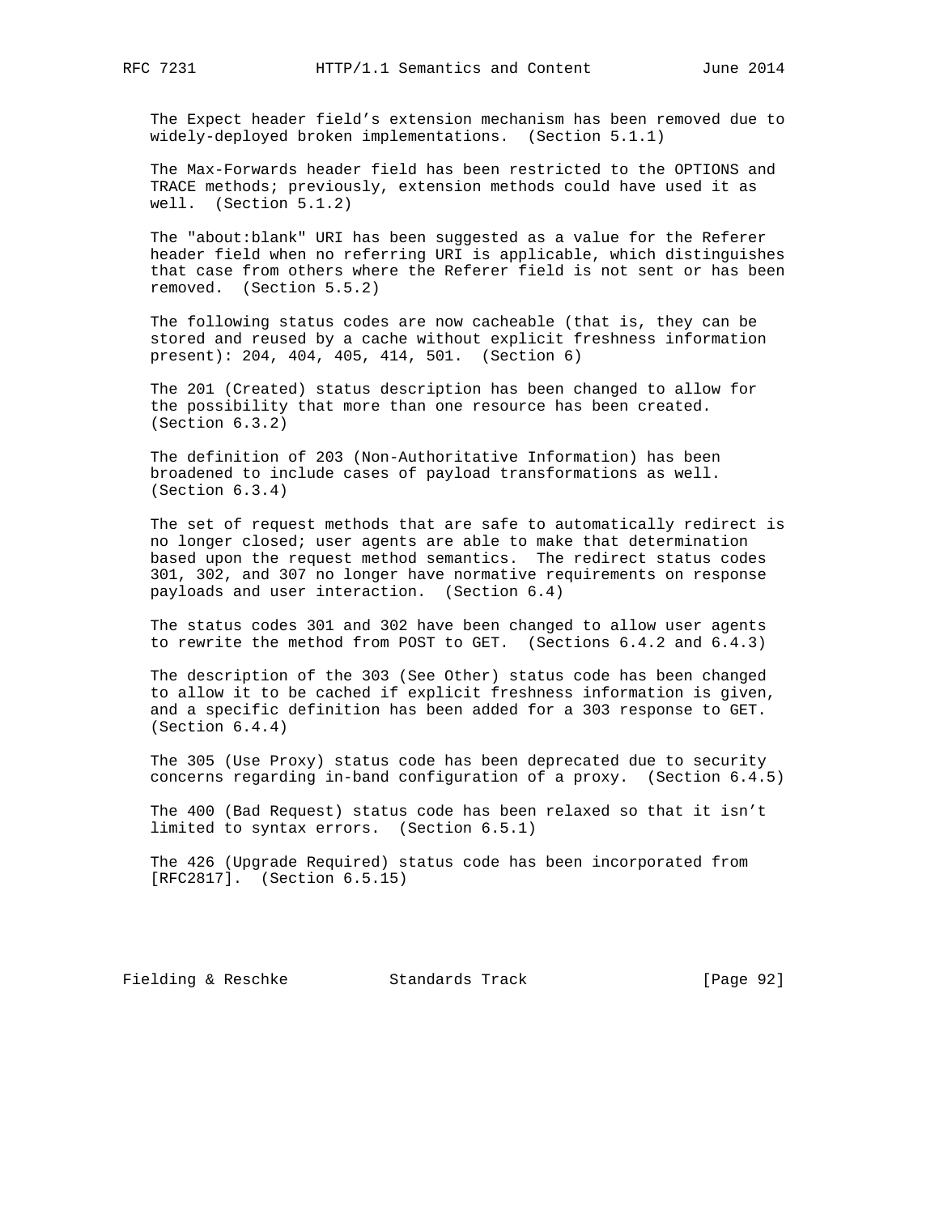The Expect header field's extension mechanism has been removed due to widely-deployed broken implementations. (Section 5.1.1)

The Max-Forwards header field has been restricted to the OPTIONS and TRACE methods; previously, extension methods could have used it as well. (Section 5.1.2)

The "about:blank" URI has been suggested as a value for the Referer header field when no referring URI is applicable, which distinguishes that case from others where the Referer field is not sent or has been removed. (Section 5.5.2)

The following status codes are now cacheable (that is, they can be stored and reused by a cache without explicit freshness information present): 204, 404, 405, 414, 501. (Section 6)

The 201 (Created) status description has been changed to allow for the possibility that more than one resource has been created. (Section 6.3.2)

The definition of 203 (Non-Authoritative Information) has been broadened to include cases of payload transformations as well. (Section 6.3.4)

The set of request methods that are safe to automatically redirect is no longer closed; user agents are able to make that determination based upon the request method semantics. The redirect status codes 301, 302, and 307 no longer have normative requirements on response payloads and user interaction. (Section 6.4)

The status codes 301 and 302 have been changed to allow user agents to rewrite the method from POST to GET. (Sections 6.4.2 and 6.4.3)

The description of the 303 (See Other) status code has been changed to allow it to be cached if explicit freshness information is given, and a specific definition has been added for a 303 response to GET. (Section 6.4.4)

The 305 (Use Proxy) status code has been deprecated due to security concerns regarding in-band configuration of a proxy. (Section 6.4.5)

The 400 (Bad Request) status code has been relaxed so that it isn't limited to syntax errors. (Section 6.5.1)

The 426 (Upgrade Required) status code has been incorporated from [RFC2817]. (Section 6.5.15)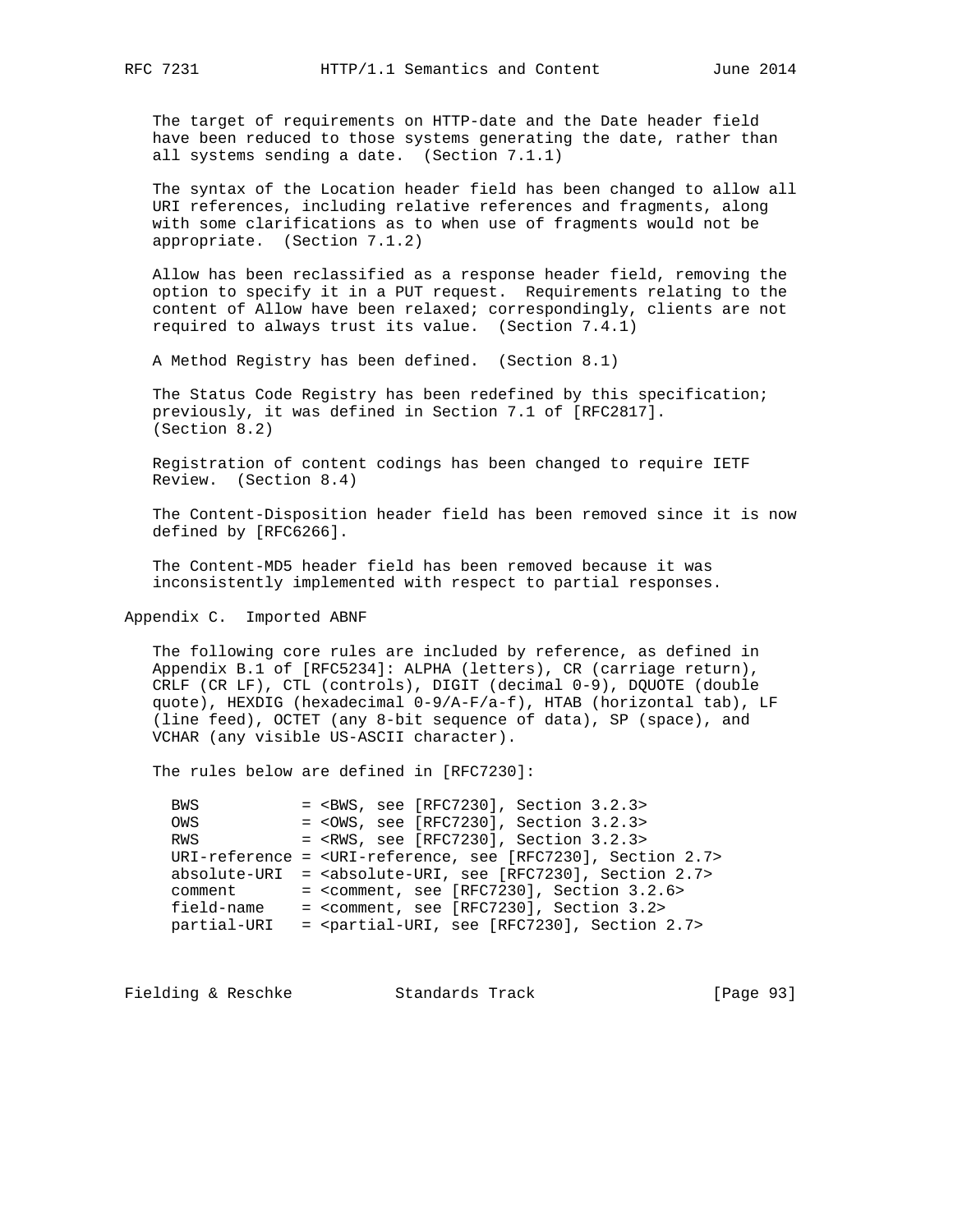The target of requirements on HTTP-date and the Date header field have been reduced to those systems generating the date, rather than all systems sending a date. (Section 7.1.1)

The syntax of the Location header field has been changed to allow all URI references, including relative references and fragments, along with some clarifications as to when use of fragments would not be appropriate. (Section 7.1.2)

Allow has been reclassified as a response header field, removing the option to specify it in a PUT request. Requirements relating to the content of Allow have been relaxed; correspondingly, clients are not required to always trust its value. (Section 7.4.1)

A Method Registry has been defined. (Section 8.1)

The Status Code Registry has been redefined by this specification; previously, it was defined in Section 7.1 of [RFC2817]. (Section 8.2)

Registration of content codings has been changed to require IETF Review. (Section 8.4)

The Content-Disposition header field has been removed since it is now defined by [RFC6266].

The Content-MD5 header field has been removed because it was inconsistently implemented with respect to partial responses.

## Appendix C. Imported ABNF

The following core rules are included by reference, as defined in Appendix B.1 of [RFC5234]: ALPHA (letters), CR (carriage return), CRLF (CR LF), CTL (controls), DIGIT (decimal 0-9), DQUOTE (double quote), HEXDIG (hexadecimal 0-9/A-F/a-f), HTAB (horizontal tab), LF (line feed), OCTET (any 8-bit sequence of data), SP (space), and VCHAR (any visible US-ASCII character).

The rules below are defined in [RFC7230]:

```
BWS           = <BWS, see [RFC7230], Section 3.2.3>
OWS           = <OWS, see [RFC7230], Section 3.2.3>
RWS           = <RWS, see [RFC7230], Section 3.2.3>
URI-reference = <URI-reference, see [RFC7230], Section 2.7>
absolute-URI  = <absolute-URI, see [RFC7230], Section 2.7>
comment       = <comment, see [RFC7230], Section 3.2.6>
field-name    = <comment, see [RFC7230], Section 3.2>
partial-URI   = <partial-URI, see [RFC7230], Section 2.7>
```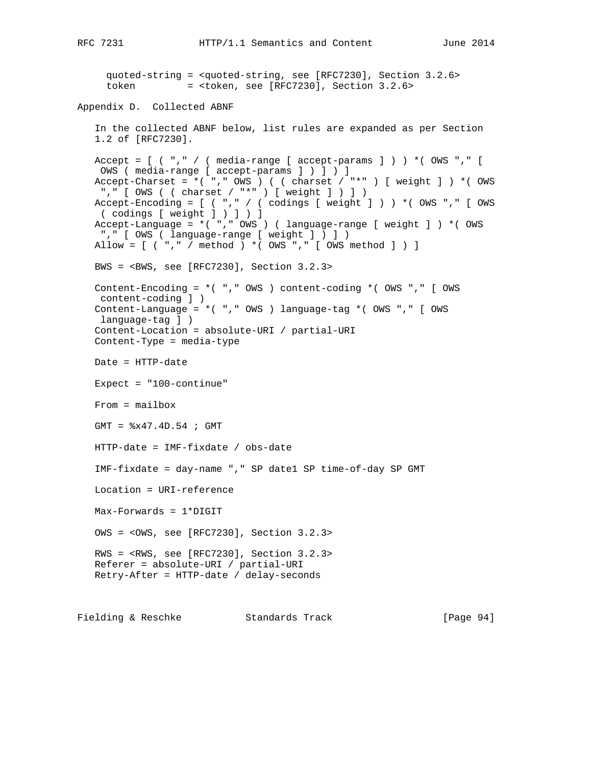```
quoted-string = <quoted-string, see [RFC7230], Section 3.2.6>
token         = <token, see [RFC7230], Section 3.2.6>
```

## Appendix D. Collected ABNF

In the collected ABNF below, list rules are expanded as per Section 1.2 of [RFC7230].

```
Accept = [ ( "," / ( media-range [ accept-params ] ) ) *( OWS "," [
 OWS ( media-range [ accept-params ] ) ] ) ]
Accept-Charset = *( "," OWS ) ( ( charset / "*" ) [ weight ] ) *( OWS
 "," [ OWS ( ( charset / "*" ) [ weight ] ) ] )
Accept-Encoding = [ ( "," / ( codings [ weight ] ) ) *( OWS "," [ OWS
 ( codings [ weight ] ) ] ) ]
Accept-Language = *( "," OWS ) ( language-range [ weight ] ) *( OWS
 "," [ OWS ( language-range [ weight ] ) ] )
Allow = [ ( "," / method ) *( OWS "," [ OWS method ] ) ]

BWS = <BWS, see [RFC7230], Section 3.2.3>

Content-Encoding = *( "," OWS ) content-coding *( OWS "," [ OWS
 content-coding ] )
Content-Language = *( "," OWS ) language-tag *( OWS "," [ OWS
 language-tag ] )
Content-Location = absolute-URI / partial-URI
Content-Type = media-type

Date = HTTP-date

Expect = "100-continue"

From = mailbox

GMT = %x47.4D.54 ; GMT

HTTP-date = IMF-fixdate / obs-date

IMF-fixdate = day-name "," SP date1 SP time-of-day SP GMT

Location = URI-reference

Max-Forwards = 1*DIGIT

OWS = <OWS, see [RFC7230], Section 3.2.3>

RWS = <RWS, see [RFC7230], Section 3.2.3>
Referer = absolute-URI / partial-URI
Retry-After = HTTP-date / delay-seconds
```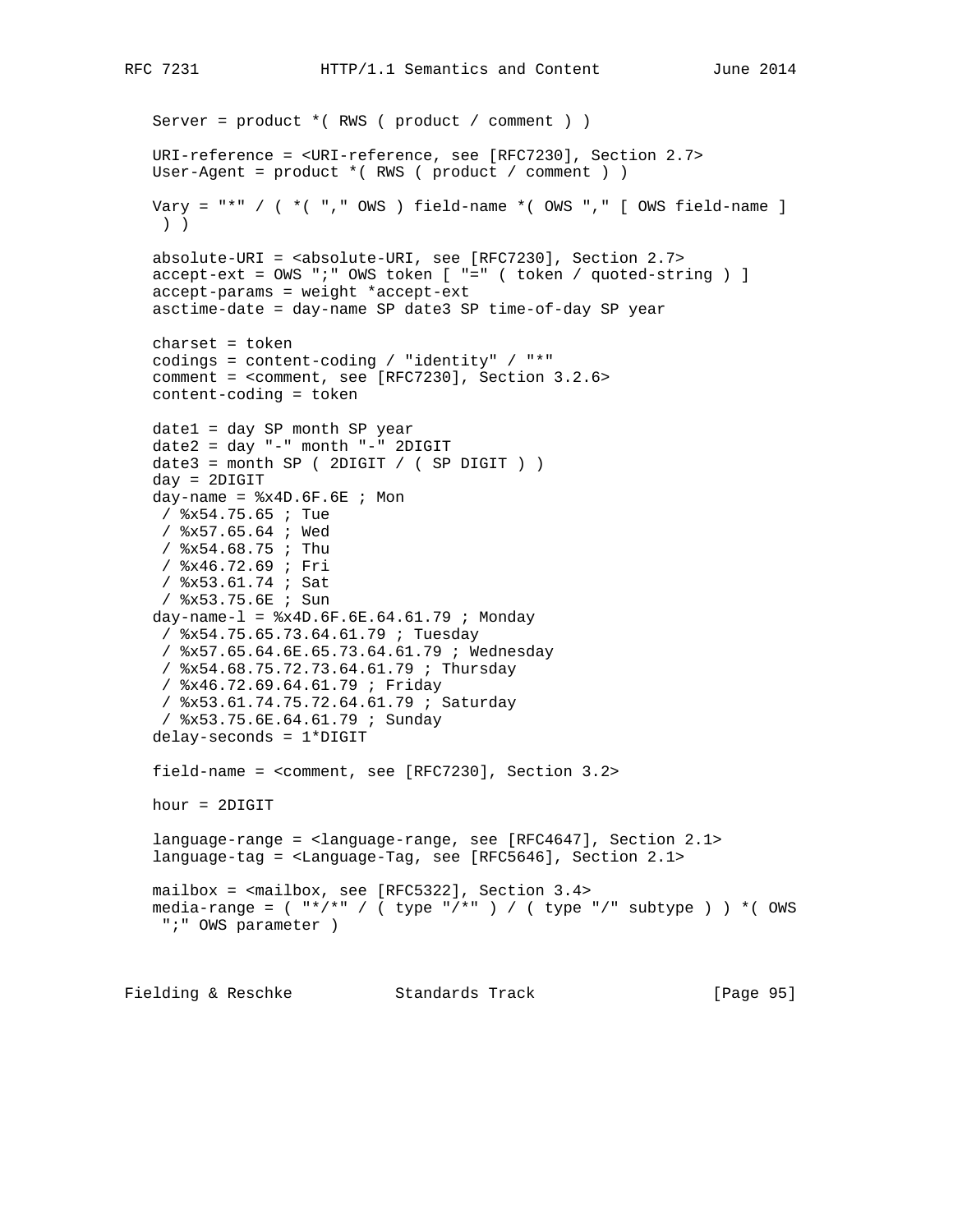```
   Server = product *( RWS ( product / comment ) )

   URI-reference = <URI-reference, see [RFC7230], Section 2.7>
   User-Agent = product *( RWS ( product / comment ) )

   Vary = "*" / ( *( "," OWS ) field-name *( OWS "," [ OWS field-name ]
    ) )

   absolute-URI = <absolute-URI, see [RFC7230], Section 2.7>
   accept-ext = OWS ";" OWS token [ "=" ( token / quoted-string ) ]
   accept-params = weight *accept-ext
   asctime-date = day-name SP date3 SP time-of-day SP year

   charset = token
   codings = content-coding / "identity" / "*"
   comment = <comment, see [RFC7230], Section 3.2.6>
   content-coding = token

   date1 = day SP month SP year
   date2 = day "-" month "-" 2DIGIT
   date3 = month SP ( 2DIGIT / ( SP DIGIT ) )
   day = 2DIGIT
   day-name = %x4D.6F.6E ; Mon
    / %x54.75.65 ; Tue
    / %x57.65.64 ; Wed
    / %x54.68.75 ; Thu
    / %x46.72.69 ; Fri
    / %x53.61.74 ; Sat
    / %x53.75.6E ; Sun
   day-name-l = %x4D.6F.6E.64.61.79 ; Monday
    / %x54.75.65.73.64.61.79 ; Tuesday
    / %x57.65.64.6E.65.73.64.61.79 ; Wednesday
    / %x54.68.75.72.73.64.61.79 ; Thursday
    / %x46.72.69.64.61.79 ; Friday
    / %x53.61.74.75.72.64.61.79 ; Saturday
    / %x53.75.6E.64.61.79 ; Sunday
   delay-seconds = 1*DIGIT

   field-name = <comment, see [RFC7230], Section 3.2>

   hour = 2DIGIT

   language-range = <language-range, see [RFC4647], Section 2.1>
   language-tag = <Language-Tag, see [RFC5646], Section 2.1>

   mailbox = <mailbox, see [RFC5322], Section 3.4>
   media-range = ( "*/*" / ( type "/*" ) / ( type "/" subtype ) ) *( OWS
    ";" OWS parameter )
```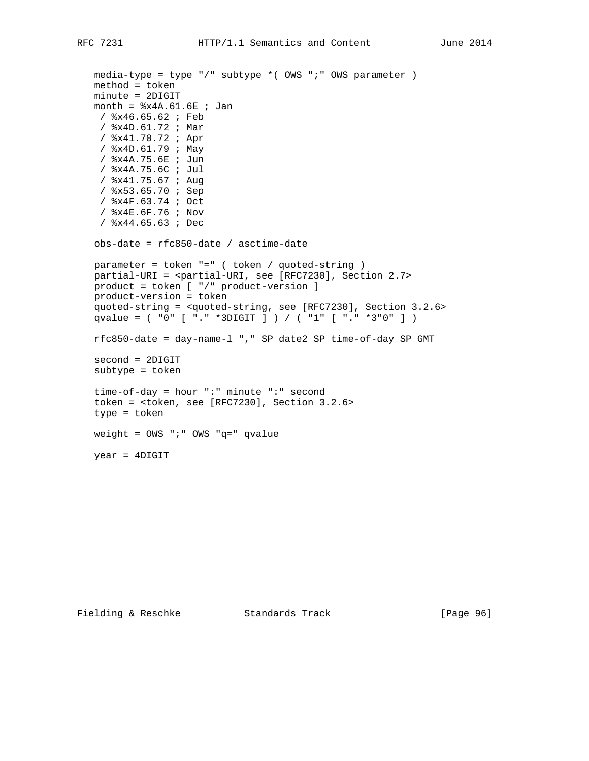```
media-type = type "/" subtype *( OWS ";" OWS parameter )
method = token
minute = 2DIGIT
month = %x4A.61.6E ; Jan
 / %x46.65.62 ; Feb
 / %x4D.61.72 ; Mar
 / %x41.70.72 ; Apr
 / %x4D.61.79 ; May
 / %x4A.75.6E ; Jun
 / %x4A.75.6C ; Jul
 / %x41.75.67 ; Aug
 / %x53.65.70 ; Sep
 / %x4F.63.74 ; Oct
 / %x4E.6F.76 ; Nov
 / %x44.65.63 ; Dec

obs-date = rfc850-date / asctime-date

parameter = token "=" ( token / quoted-string )
partial-URI = <partial-URI, see [RFC7230], Section 2.7>
product = token [ "/" product-version ]
product-version = token
quoted-string = <quoted-string, see [RFC7230], Section 3.2.6>
qvalue = ( "0" [ "." *3DIGIT ] ) / ( "1" [ "." *3"0" ] )

rfc850-date = day-name-l "," SP date2 SP time-of-day SP GMT

second = 2DIGIT
subtype = token

time-of-day = hour ":" minute ":" second
token = <token, see [RFC7230], Section 3.2.6>
type = token

weight = OWS ";" OWS "q=" qvalue

year = 4DIGIT
```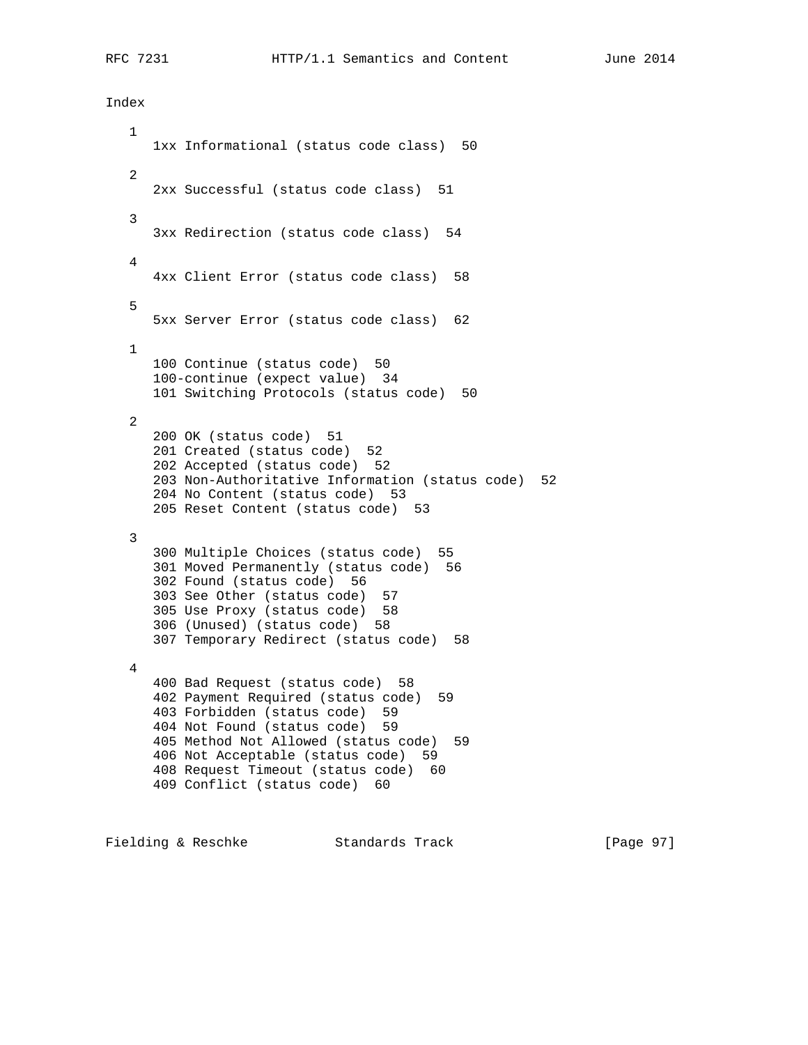# Index

1
   1xx Informational (status code class)  50

2
   2xx Successful (status code class)  51

3
   3xx Redirection (status code class)  54

4
   4xx Client Error (status code class)  58

5
   5xx Server Error (status code class)  62

1
   100 Continue (status code)  50
   100-continue (expect value)  34
   101 Switching Protocols (status code)  50

2
   200 OK (status code)  51
   201 Created (status code)  52
   202 Accepted (status code)  52
   203 Non-Authoritative Information (status code)  52
   204 No Content (status code)  53
   205 Reset Content (status code)  53

3
   300 Multiple Choices (status code)  55
   301 Moved Permanently (status code)  56
   302 Found (status code)  56
   303 See Other (status code)  57
   305 Use Proxy (status code)  58
   306 (Unused) (status code)  58
   307 Temporary Redirect (status code)  58

4
   400 Bad Request (status code)  58
   402 Payment Required (status code)  59
   403 Forbidden (status code)  59
   404 Not Found (status code)  59
   405 Method Not Allowed (status code)  59
   406 Not Acceptable (status code)  59
   408 Request Timeout (status code)  60
   409 Conflict (status code)  60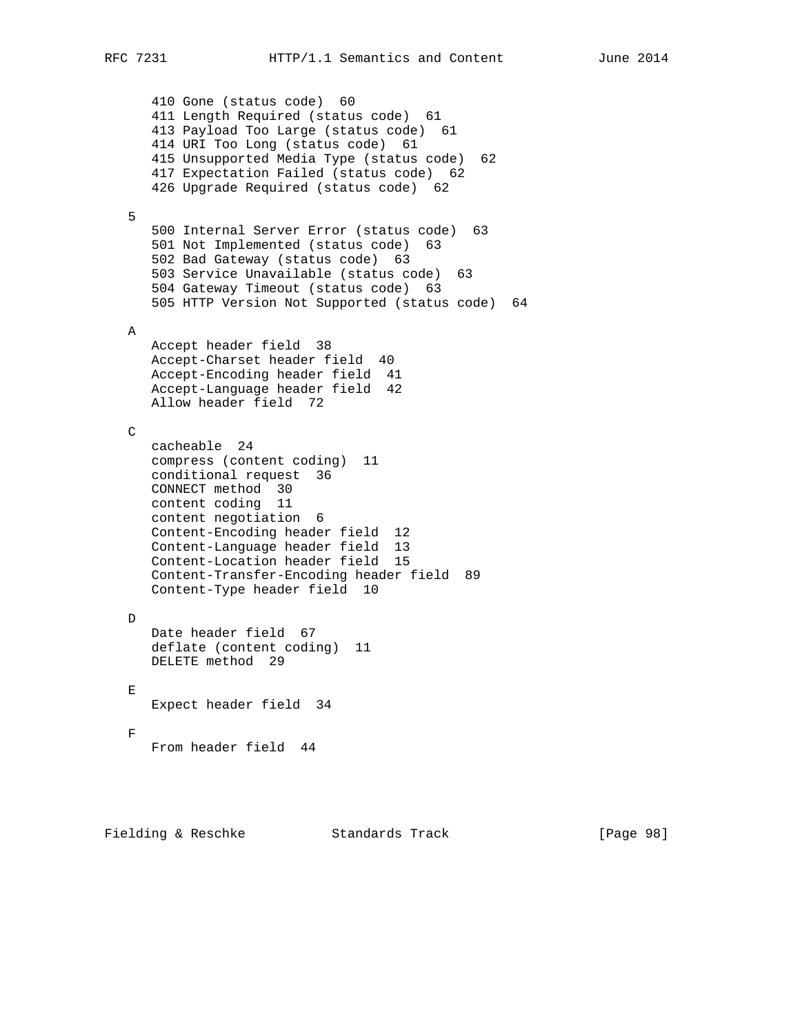410 Gone (status code)  60
   411 Length Required (status code)  61
   413 Payload Too Large (status code)  61
   414 URI Too Long (status code)  61
   415 Unsupported Media Type (status code)  62
   417 Expectation Failed (status code)  62
   426 Upgrade Required (status code)  62

5

   500 Internal Server Error (status code)  63
   501 Not Implemented (status code)  63
   502 Bad Gateway (status code)  63
   503 Service Unavailable (status code)  63
   504 Gateway Timeout (status code)  63
   505 HTTP Version Not Supported (status code)  64

A

   Accept header field  38
   Accept-Charset header field  40
   Accept-Encoding header field  41
   Accept-Language header field  42
   Allow header field  72

C

   cacheable  24
   compress (content coding)  11
   conditional request  36
   CONNECT method  30
   content coding  11
   content negotiation  6
   Content-Encoding header field  12
   Content-Language header field  13
   Content-Location header field  15
   Content-Transfer-Encoding header field  89
   Content-Type header field  10

D

   Date header field  67
   deflate (content coding)  11
   DELETE method  29

E

   Expect header field  34

F

   From header field  44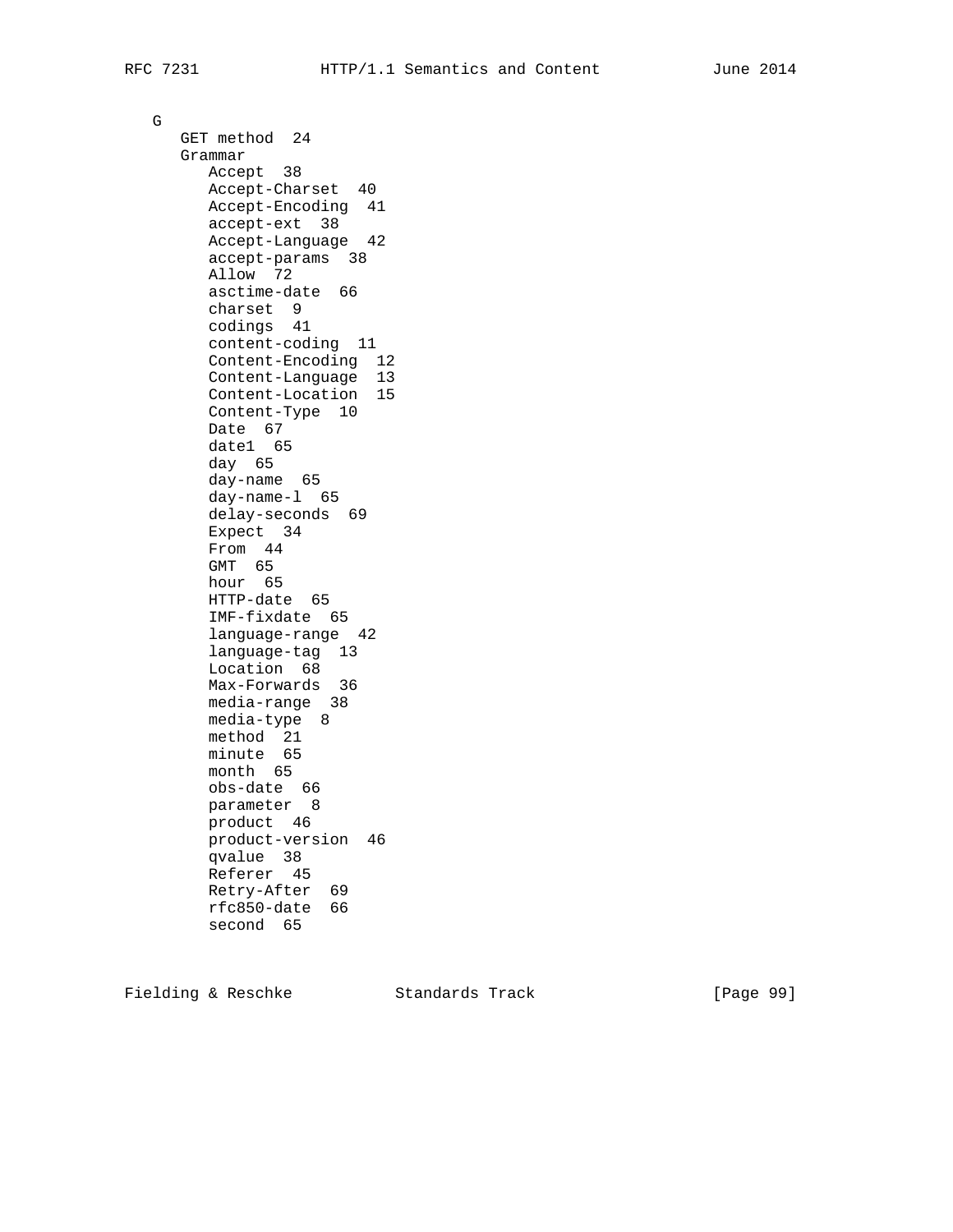G

- GET method 24
- Grammar
  - Accept 38
  - Accept-Charset 40
  - Accept-Encoding 41
  - accept-ext 38
  - Accept-Language 42
  - accept-params 38
  - Allow 72
  - asctime-date 66
  - charset 9
  - codings 41
  - content-coding 11
  - Content-Encoding 12
  - Content-Language 13
  - Content-Location 15
  - Content-Type 10
  - Date 67
  - date1 65
  - day 65
  - day-name 65
  - day-name-l 65
  - delay-seconds 69
  - Expect 34
  - From 44
  - GMT 65
  - hour 65
  - HTTP-date 65
  - IMF-fixdate 65
  - language-range 42
  - language-tag 13
  - Location 68
  - Max-Forwards 36
  - media-range 38
  - media-type 8
  - method 21
  - minute 65
  - month 65
  - obs-date 66
  - parameter 8
  - product 46
  - product-version 46
  - qvalue 38
  - Referer 45
  - Retry-After 69
  - rfc850-date 66
  - second 65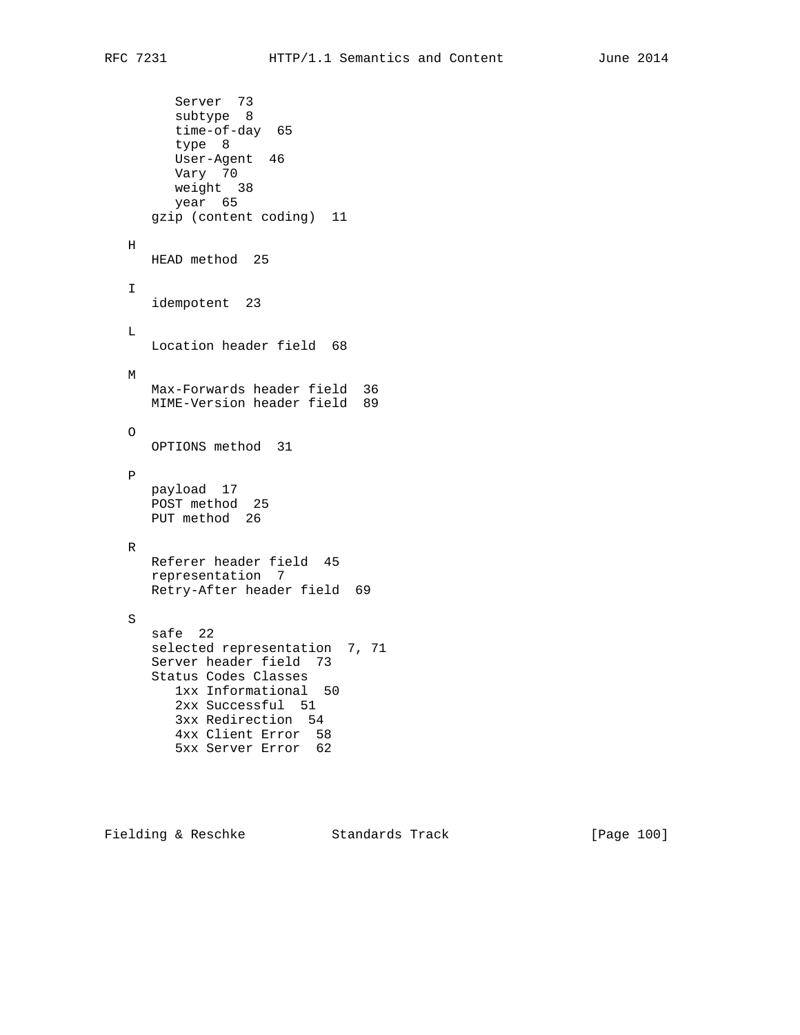```
      Server  73
      subtype  8
      time-of-day  65
      type  8
      User-Agent  46
      Vary  70
      weight  38
      year  65
   gzip (content coding)  11

H
   HEAD method  25

I
   idempotent  23

L
   Location header field  68

M
   Max-Forwards header field  36
   MIME-Version header field  89

O
   OPTIONS method  31

P
   payload  17
   POST method  25
   PUT method  26

R
   Referer header field  45
   representation  7
   Retry-After header field  69

S
   safe  22
   selected representation  7, 71
   Server header field  73
   Status Codes Classes
      1xx Informational  50
      2xx Successful  51
      3xx Redirection  54
      4xx Client Error  58
      5xx Server Error  62
```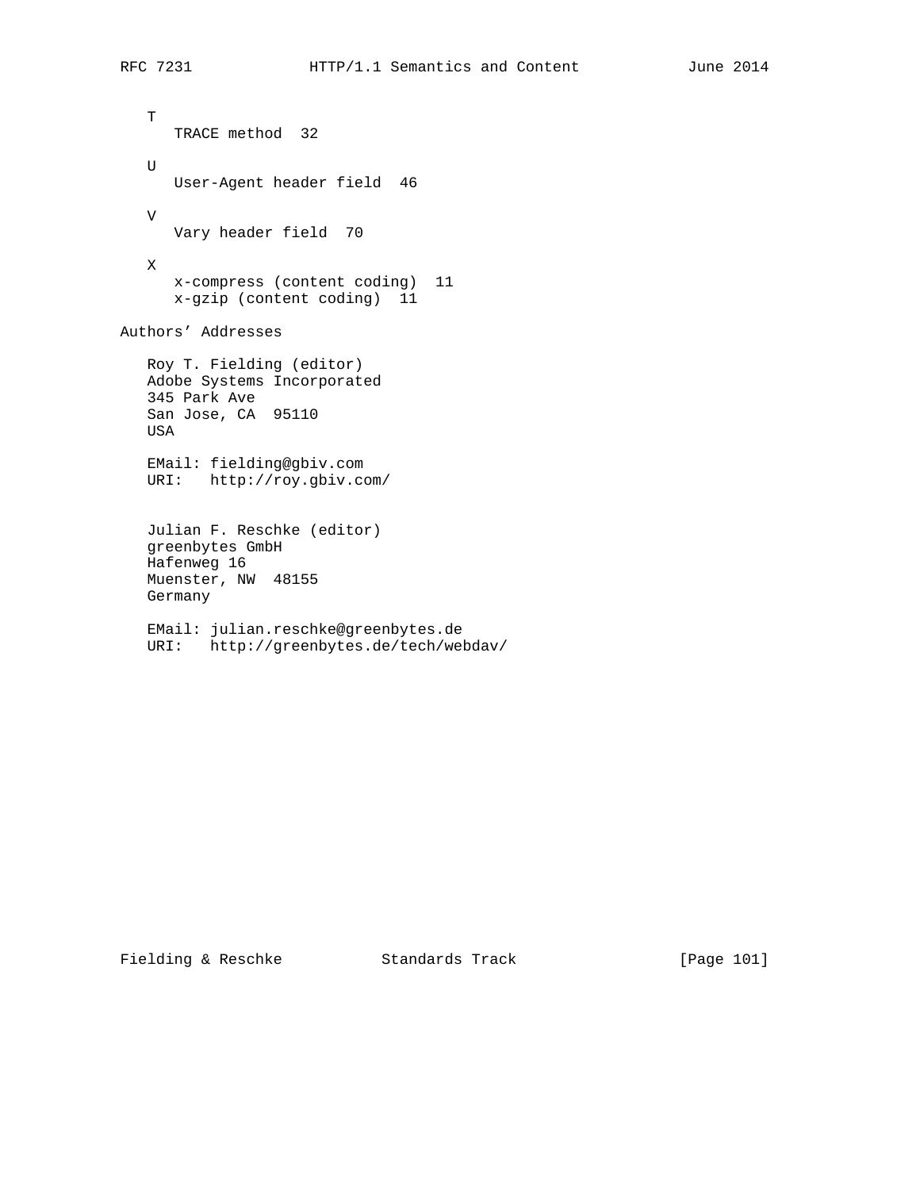T

   TRACE method  32

U

   User-Agent header field  46

V

   Vary header field  70

X

   x-compress (content coding)  11
   x-gzip (content coding)  11

## Authors' Addresses

Roy T. Fielding (editor)
Adobe Systems Incorporated
345 Park Ave
San Jose, CA  95110
USA

EMail: fielding@gbiv.com
URI:   http://roy.gbiv.com/

Julian F. Reschke (editor)
greenbytes GmbH
Hafenweg 16
Muenster, NW  48155
Germany

EMail: julian.reschke@greenbytes.de
URI:   http://greenbytes.de/tech/webdav/